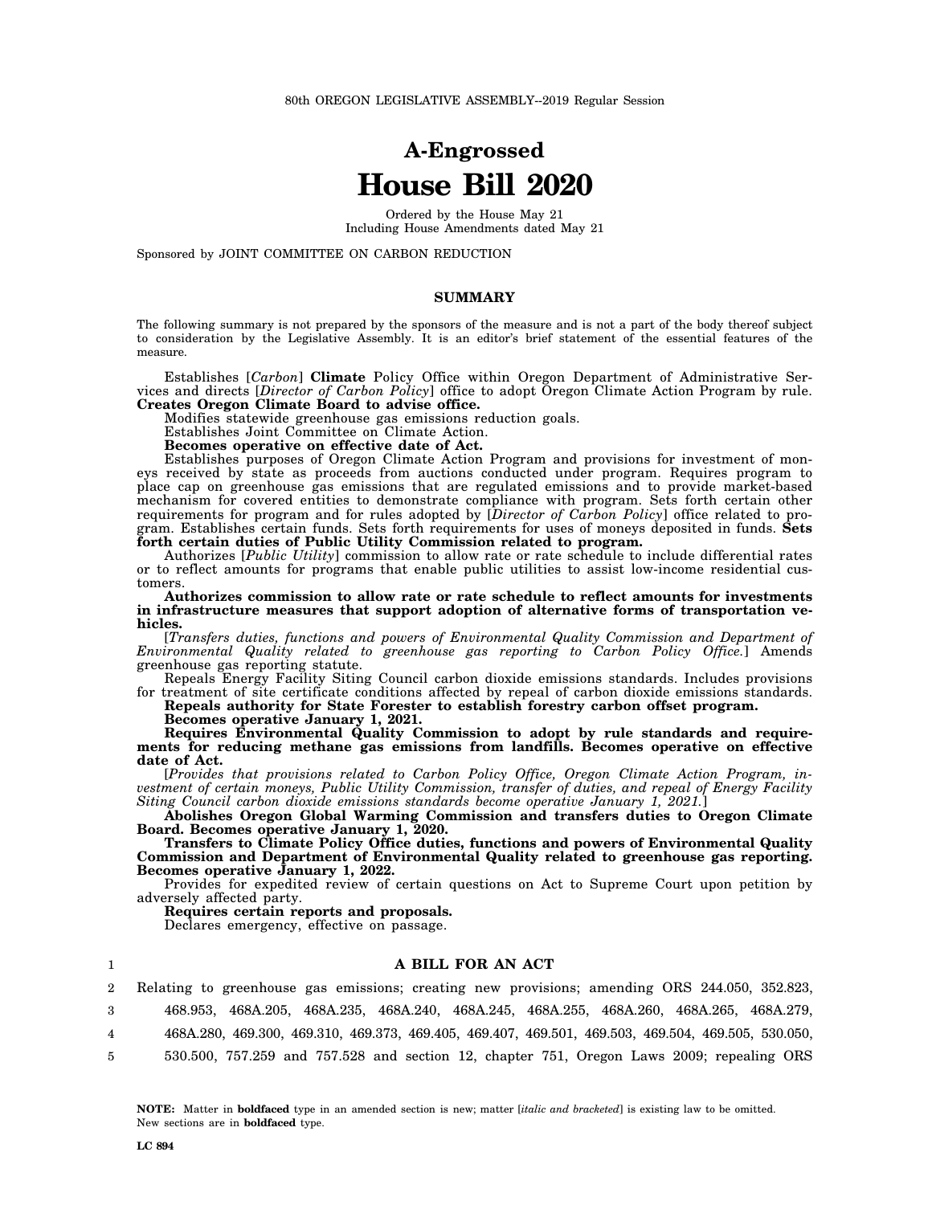80th OREGON LEGISLATIVE ASSEMBLY--2019 Regular Session

# A-Engrossed
# House Bill 2020

Ordered by the House May 21
Including House Amendments dated May 21

Sponsored by JOINT COMMITTEE ON CARBON REDUCTION

## SUMMARY

The following summary is not prepared by the sponsors of the measure and is not a part of the body thereof subject to consideration by the Legislative Assembly. It is an editor's brief statement of the essential features of the measure.

Establishes [*Carbon*] **Climate** Policy Office within Oregon Department of Administrative Services and directs [*Director of Carbon Policy*] office to adopt Oregon Climate Action Program by rule. **Creates Oregon Climate Board to advise office.**

Modifies statewide greenhouse gas emissions reduction goals.

Establishes Joint Committee on Climate Action.

**Becomes operative on effective date of Act.**

Establishes purposes of Oregon Climate Action Program and provisions for investment of moneys received by state as proceeds from auctions conducted under program. Requires program to place cap on greenhouse gas emissions that are regulated emissions and to provide market-based mechanism for covered entities to demonstrate compliance with program. Sets forth certain other requirements for program and for rules adopted by [*Director of Carbon Policy*] office related to program. Establishes certain funds. Sets forth requirements for uses of moneys deposited in funds. **Sets forth certain duties of Public Utility Commission related to program.**

Authorizes [*Public Utility*] commission to allow rate or rate schedule to include differential rates or to reflect amounts for programs that enable public utilities to assist low-income residential customers.

**Authorizes commission to allow rate or rate schedule to reflect amounts for investments in infrastructure measures that support adoption of alternative forms of transportation vehicles.**

[*Transfers duties, functions and powers of Environmental Quality Commission and Department of Environmental Quality related to greenhouse gas reporting to Carbon Policy Office.*] Amends greenhouse gas reporting statute.

Repeals Energy Facility Siting Council carbon dioxide emissions standards. Includes provisions for treatment of site certificate conditions affected by repeal of carbon dioxide emissions standards.

**Repeals authority for State Forester to establish forestry carbon offset program.**

**Becomes operative January 1, 2021.**

**Requires Environmental Quality Commission to adopt by rule standards and requirements for reducing methane gas emissions from landfills. Becomes operative on effective date of Act.**

[*Provides that provisions related to Carbon Policy Office, Oregon Climate Action Program, investment of certain moneys, Public Utility Commission, transfer of duties, and repeal of Energy Facility Siting Council carbon dioxide emissions standards become operative January 1, 2021.*]

**Abolishes Oregon Global Warming Commission and transfers duties to Oregon Climate Board. Becomes operative January 1, 2020.**

**Transfers to Climate Policy Office duties, functions and powers of Environmental Quality Commission and Department of Environmental Quality related to greenhouse gas reporting. Becomes operative January 1, 2022.**

Provides for expedited review of certain questions on Act to Supreme Court upon petition by adversely affected party.

**Requires certain reports and proposals.**

Declares emergency, effective on passage.

1 **A BILL FOR AN ACT**

2 Relating to greenhouse gas emissions; creating new provisions; amending ORS 244.050, 352.823,
3 468.953, 468A.205, 468A.235, 468A.240, 468A.245, 468A.255, 468A.260, 468A.265, 468A.279,
4 468A.280, 469.300, 469.310, 469.373, 469.405, 469.407, 469.501, 469.503, 469.504, 469.505, 530.050,
5 530.500, 757.259 and 757.528 and section 12, chapter 751, Oregon Laws 2009; repealing ORS

**NOTE:** Matter in **boldfaced** type in an amended section is new; matter [*italic and bracketed*] is existing law to be omitted. New sections are in **boldfaced** type.

LC 894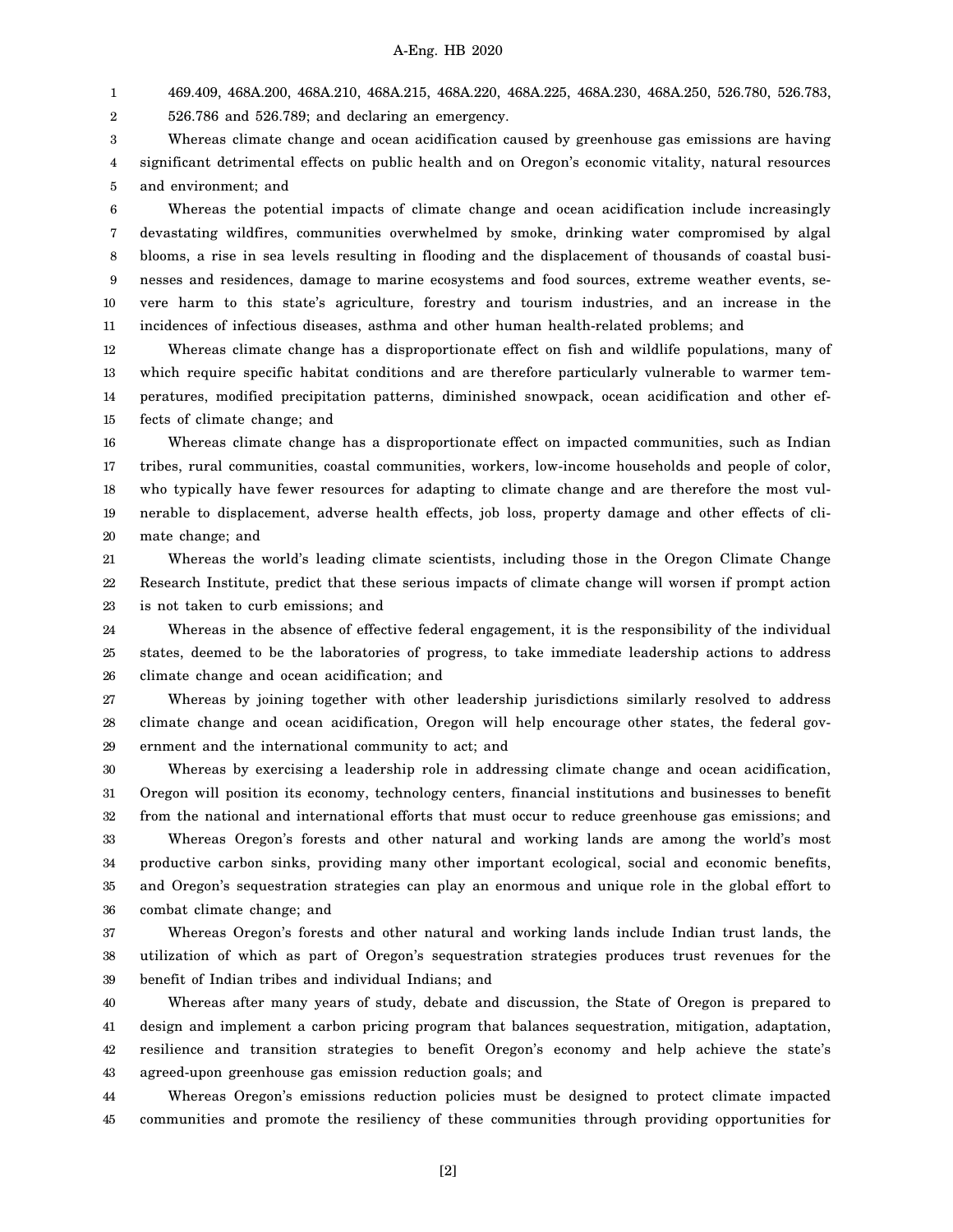469.409, 468A.200, 468A.210, 468A.215, 468A.220, 468A.225, 468A.230, 468A.250, 526.780, 526.783, 526.786 and 526.789; and declaring an emergency.

Whereas climate change and ocean acidification caused by greenhouse gas emissions are having significant detrimental effects on public health and on Oregon's economic vitality, natural resources and environment; and

Whereas the potential impacts of climate change and ocean acidification include increasingly devastating wildfires, communities overwhelmed by smoke, drinking water compromised by algal blooms, a rise in sea levels resulting in flooding and the displacement of thousands of coastal businesses and residences, damage to marine ecosystems and food sources, extreme weather events, severe harm to this state's agriculture, forestry and tourism industries, and an increase in the incidences of infectious diseases, asthma and other human health-related problems; and

Whereas climate change has a disproportionate effect on fish and wildlife populations, many of which require specific habitat conditions and are therefore particularly vulnerable to warmer temperatures, modified precipitation patterns, diminished snowpack, ocean acidification and other effects of climate change; and

Whereas climate change has a disproportionate effect on impacted communities, such as Indian tribes, rural communities, coastal communities, workers, low-income households and people of color, who typically have fewer resources for adapting to climate change and are therefore the most vulnerable to displacement, adverse health effects, job loss, property damage and other effects of climate change; and

Whereas the world's leading climate scientists, including those in the Oregon Climate Change Research Institute, predict that these serious impacts of climate change will worsen if prompt action is not taken to curb emissions; and

Whereas in the absence of effective federal engagement, it is the responsibility of the individual states, deemed to be the laboratories of progress, to take immediate leadership actions to address climate change and ocean acidification; and

Whereas by joining together with other leadership jurisdictions similarly resolved to address climate change and ocean acidification, Oregon will help encourage other states, the federal government and the international community to act; and

Whereas by exercising a leadership role in addressing climate change and ocean acidification, Oregon will position its economy, technology centers, financial institutions and businesses to benefit from the national and international efforts that must occur to reduce greenhouse gas emissions; and

Whereas Oregon's forests and other natural and working lands are among the world's most productive carbon sinks, providing many other important ecological, social and economic benefits, and Oregon's sequestration strategies can play an enormous and unique role in the global effort to combat climate change; and

Whereas Oregon's forests and other natural and working lands include Indian trust lands, the utilization of which as part of Oregon's sequestration strategies produces trust revenues for the benefit of Indian tribes and individual Indians; and

Whereas after many years of study, debate and discussion, the State of Oregon is prepared to design and implement a carbon pricing program that balances sequestration, mitigation, adaptation, resilience and transition strategies to benefit Oregon's economy and help achieve the state's agreed-upon greenhouse gas emission reduction goals; and

Whereas Oregon's emissions reduction policies must be designed to protect climate impacted communities and promote the resiliency of these communities through providing opportunities for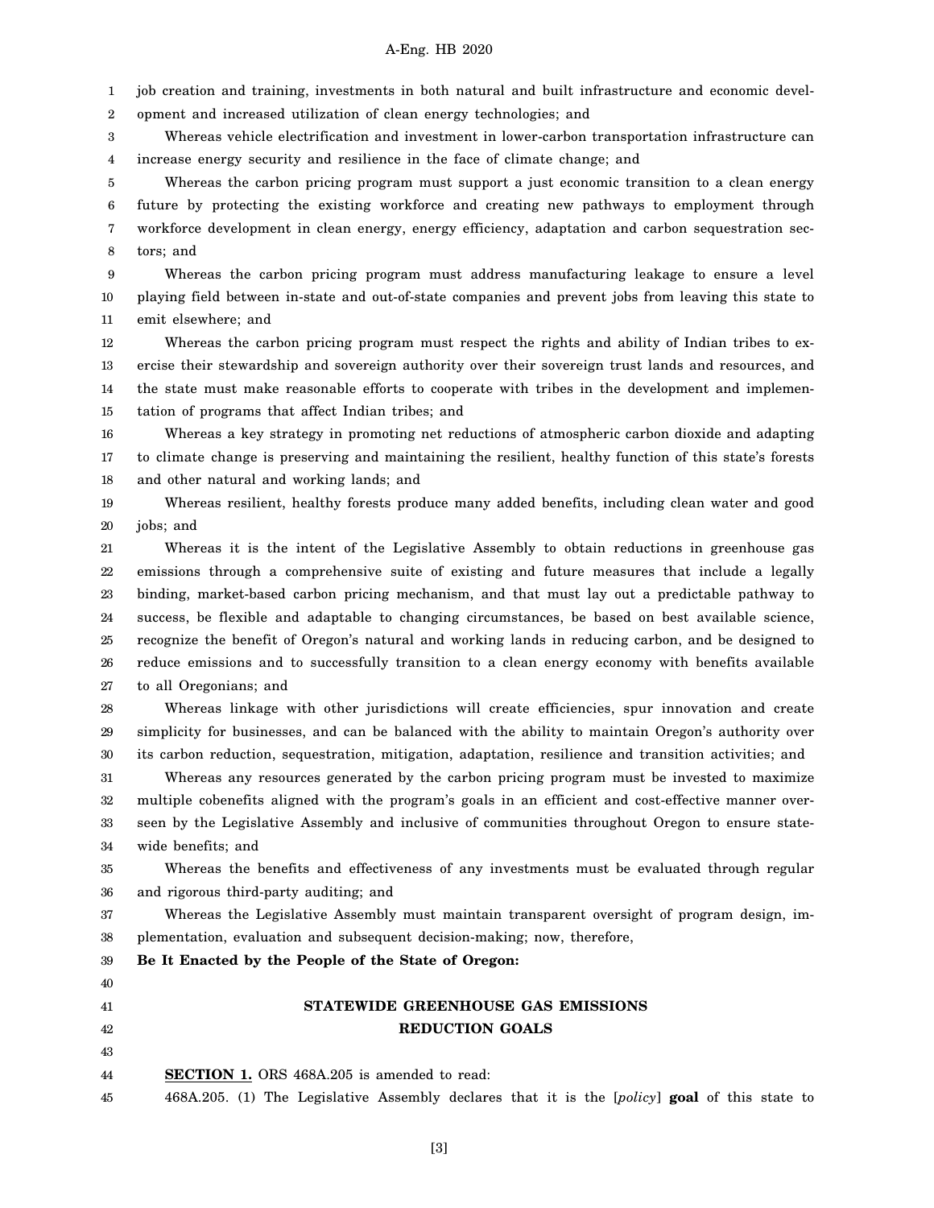job creation and training, investments in both natural and built infrastructure and economic development and increased utilization of clean energy technologies; and

Whereas vehicle electrification and investment in lower-carbon transportation infrastructure can increase energy security and resilience in the face of climate change; and

Whereas the carbon pricing program must support a just economic transition to a clean energy future by protecting the existing workforce and creating new pathways to employment through workforce development in clean energy, energy efficiency, adaptation and carbon sequestration sectors; and

Whereas the carbon pricing program must address manufacturing leakage to ensure a level playing field between in-state and out-of-state companies and prevent jobs from leaving this state to emit elsewhere; and

Whereas the carbon pricing program must respect the rights and ability of Indian tribes to exercise their stewardship and sovereign authority over their sovereign trust lands and resources, and the state must make reasonable efforts to cooperate with tribes in the development and implementation of programs that affect Indian tribes; and

Whereas a key strategy in promoting net reductions of atmospheric carbon dioxide and adapting to climate change is preserving and maintaining the resilient, healthy function of this state's forests and other natural and working lands; and

Whereas resilient, healthy forests produce many added benefits, including clean water and good jobs; and

Whereas it is the intent of the Legislative Assembly to obtain reductions in greenhouse gas emissions through a comprehensive suite of existing and future measures that include a legally binding, market-based carbon pricing mechanism, and that must lay out a predictable pathway to success, be flexible and adaptable to changing circumstances, be based on best available science, recognize the benefit of Oregon's natural and working lands in reducing carbon, and be designed to reduce emissions and to successfully transition to a clean energy economy with benefits available to all Oregonians; and

Whereas linkage with other jurisdictions will create efficiencies, spur innovation and create simplicity for businesses, and can be balanced with the ability to maintain Oregon's authority over its carbon reduction, sequestration, mitigation, adaptation, resilience and transition activities; and

Whereas any resources generated by the carbon pricing program must be invested to maximize multiple cobenefits aligned with the program's goals in an efficient and cost-effective manner overseen by the Legislative Assembly and inclusive of communities throughout Oregon to ensure statewide benefits; and

Whereas the benefits and effectiveness of any investments must be evaluated through regular and rigorous third-party auditing; and

Whereas the Legislative Assembly must maintain transparent oversight of program design, implementation, evaluation and subsequent decision-making; now, therefore,

**Be It Enacted by the People of the State of Oregon:**

## STATEWIDE GREENHOUSE GAS EMISSIONS REDUCTION GOALS

**SECTION 1.** ORS 468A.205 is amended to read:

468A.205. (1) The Legislative Assembly declares that it is the [*policy*] **goal** of this state to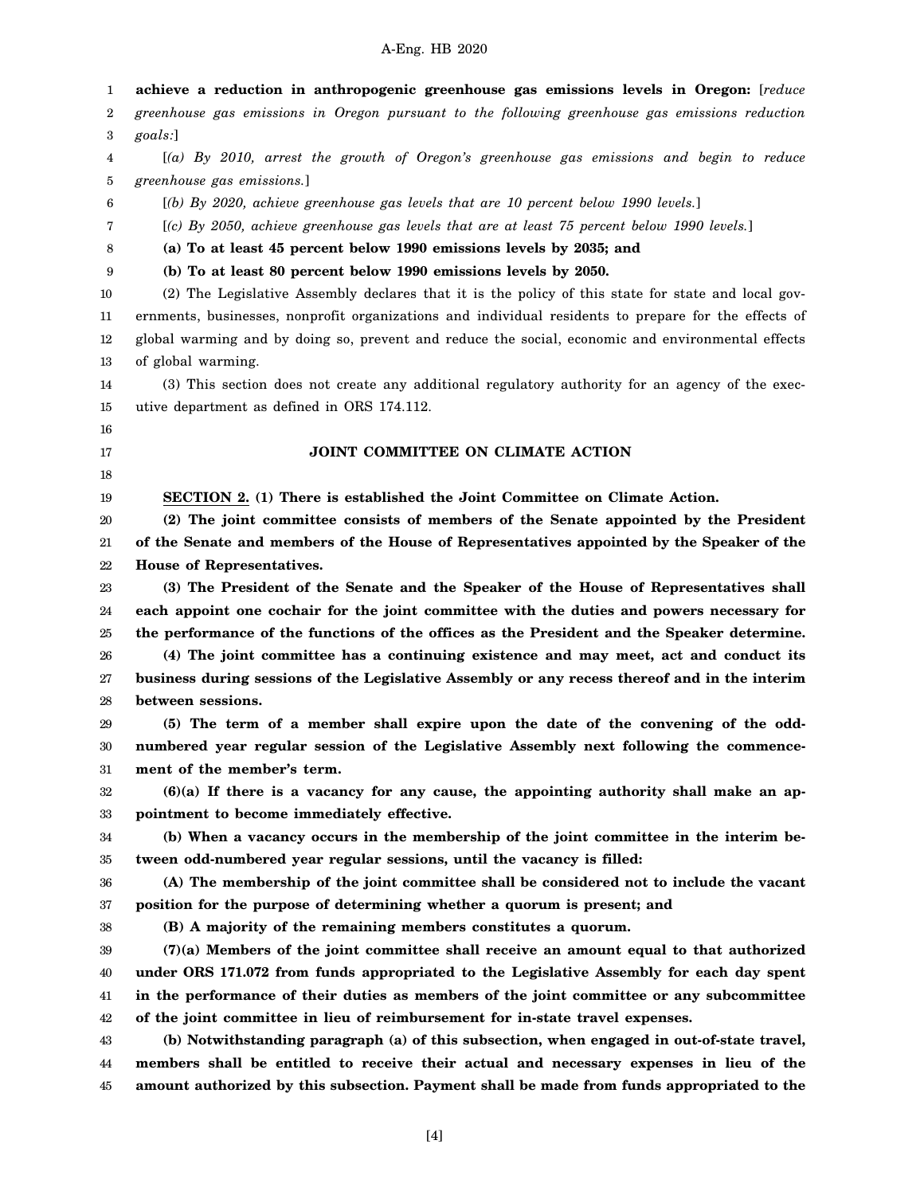**achieve a reduction in anthropogenic greenhouse gas emissions levels in Oregon:** [*reduce greenhouse gas emissions in Oregon pursuant to the following greenhouse gas emissions reduction goals:*]

[*(a) By 2010, arrest the growth of Oregon's greenhouse gas emissions and begin to reduce greenhouse gas emissions.*]

[*(b) By 2020, achieve greenhouse gas levels that are 10 percent below 1990 levels.*]

[*(c) By 2050, achieve greenhouse gas levels that are at least 75 percent below 1990 levels.*]

**(a) To at least 45 percent below 1990 emissions levels by 2035; and**

**(b) To at least 80 percent below 1990 emissions levels by 2050.**

(2) The Legislative Assembly declares that it is the policy of this state for state and local governments, businesses, nonprofit organizations and individual residents to prepare for the effects of global warming and by doing so, prevent and reduce the social, economic and environmental effects of global warming.

(3) This section does not create any additional regulatory authority for an agency of the executive department as defined in ORS 174.112.

## JOINT COMMITTEE ON CLIMATE ACTION

**SECTION 2. (1) There is established the Joint Committee on Climate Action.**

**(2) The joint committee consists of members of the Senate appointed by the President of the Senate and members of the House of Representatives appointed by the Speaker of the House of Representatives.**

**(3) The President of the Senate and the Speaker of the House of Representatives shall each appoint one cochair for the joint committee with the duties and powers necessary for the performance of the functions of the offices as the President and the Speaker determine.**

**(4) The joint committee has a continuing existence and may meet, act and conduct its business during sessions of the Legislative Assembly or any recess thereof and in the interim between sessions.**

**(5) The term of a member shall expire upon the date of the convening of the odd-numbered year regular session of the Legislative Assembly next following the commencement of the member's term.**

**(6)(a) If there is a vacancy for any cause, the appointing authority shall make an appointment to become immediately effective.**

**(b) When a vacancy occurs in the membership of the joint committee in the interim between odd-numbered year regular sessions, until the vacancy is filled:**

**(A) The membership of the joint committee shall be considered not to include the vacant position for the purpose of determining whether a quorum is present; and**

**(B) A majority of the remaining members constitutes a quorum.**

**(7)(a) Members of the joint committee shall receive an amount equal to that authorized under ORS 171.072 from funds appropriated to the Legislative Assembly for each day spent in the performance of their duties as members of the joint committee or any subcommittee of the joint committee in lieu of reimbursement for in-state travel expenses.**

**(b) Notwithstanding paragraph (a) of this subsection, when engaged in out-of-state travel, members shall be entitled to receive their actual and necessary expenses in lieu of the amount authorized by this subsection. Payment shall be made from funds appropriated to the**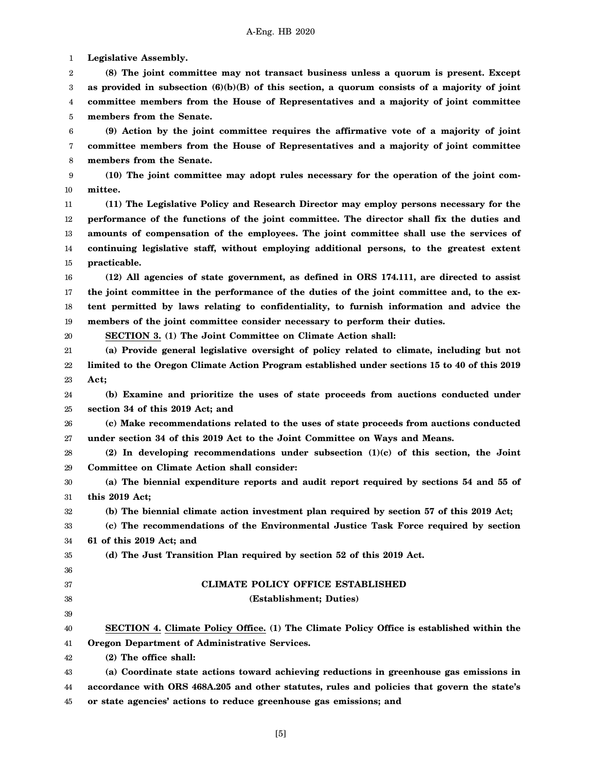**Legislative Assembly.**

**(8) The joint committee may not transact business unless a quorum is present. Except as provided in subsection (6)(b)(B) of this section, a quorum consists of a majority of joint committee members from the House of Representatives and a majority of joint committee members from the Senate.**

**(9) Action by the joint committee requires the affirmative vote of a majority of joint committee members from the House of Representatives and a majority of joint committee members from the Senate.**

**(10) The joint committee may adopt rules necessary for the operation of the joint committee.**

**(11) The Legislative Policy and Research Director may employ persons necessary for the performance of the functions of the joint committee. The director shall fix the duties and amounts of compensation of the employees. The joint committee shall use the services of continuing legislative staff, without employing additional persons, to the greatest extent practicable.**

**(12) All agencies of state government, as defined in ORS 174.111, are directed to assist the joint committee in the performance of the duties of the joint committee and, to the extent permitted by laws relating to confidentiality, to furnish information and advice the members of the joint committee consider necessary to perform their duties.**

**SECTION 3. (1) The Joint Committee on Climate Action shall:**

**(a) Provide general legislative oversight of policy related to climate, including but not limited to the Oregon Climate Action Program established under sections 15 to 40 of this 2019 Act;**

**(b) Examine and prioritize the uses of state proceeds from auctions conducted under section 34 of this 2019 Act; and**

**(c) Make recommendations related to the uses of state proceeds from auctions conducted under section 34 of this 2019 Act to the Joint Committee on Ways and Means.**

**(2) In developing recommendations under subsection (1)(c) of this section, the Joint Committee on Climate Action shall consider:**

**(a) The biennial expenditure reports and audit report required by sections 54 and 55 of this 2019 Act;**

**(b) The biennial climate action investment plan required by section 57 of this 2019 Act;**

**(c) The recommendations of the Environmental Justice Task Force required by section 61 of this 2019 Act; and**

**(d) The Just Transition Plan required by section 52 of this 2019 Act.**

## CLIMATE POLICY OFFICE ESTABLISHED
### (Establishment; Duties)

**SECTION 4. Climate Policy Office. (1) The Climate Policy Office is established within the Oregon Department of Administrative Services.**

**(2) The office shall:**

**(a) Coordinate state actions toward achieving reductions in greenhouse gas emissions in accordance with ORS 468A.205 and other statutes, rules and policies that govern the state's or state agencies' actions to reduce greenhouse gas emissions; and**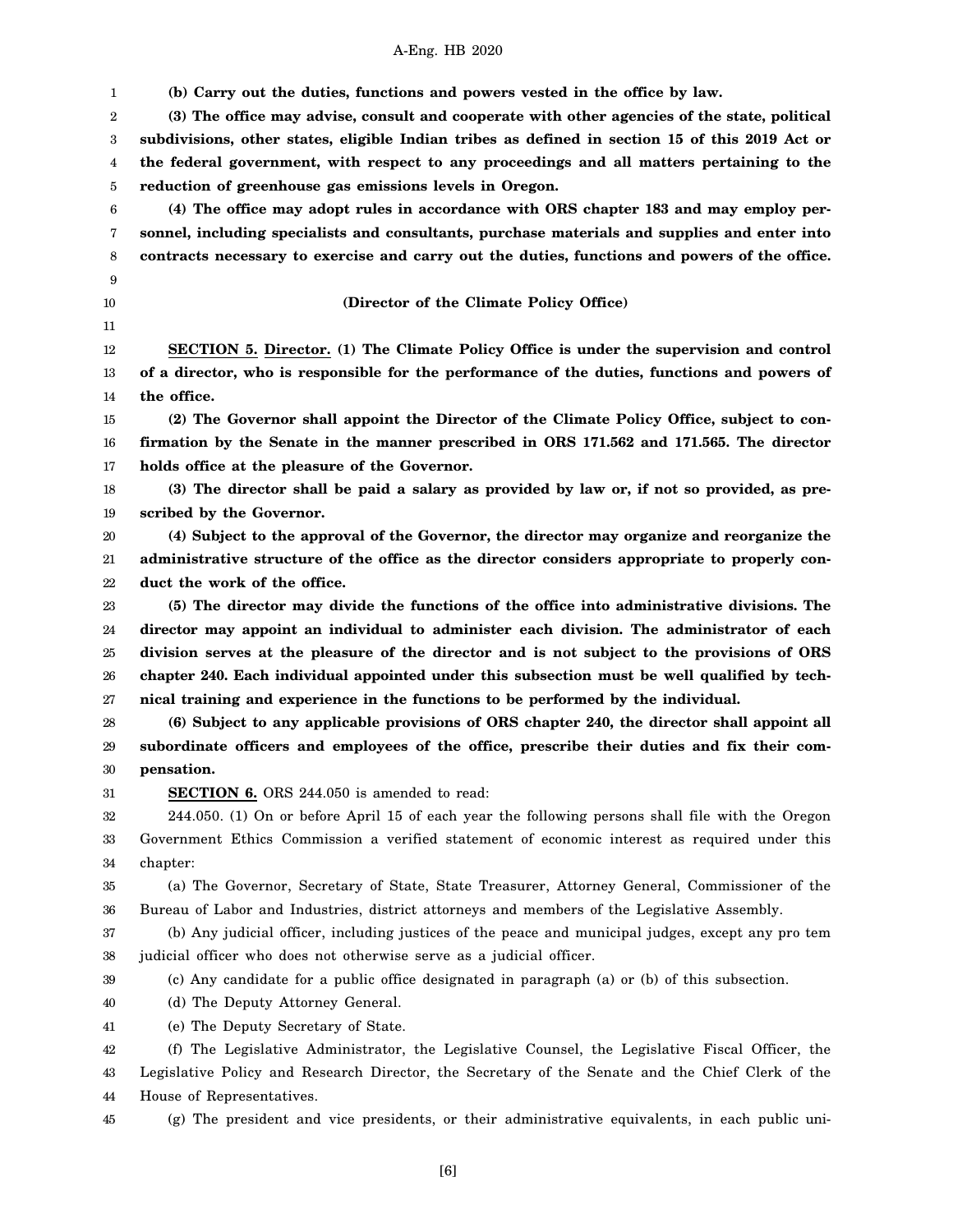**(b) Carry out the duties, functions and powers vested in the office by law.**

**(3) The office may advise, consult and cooperate with other agencies of the state, political subdivisions, other states, eligible Indian tribes as defined in section 15 of this 2019 Act or the federal government, with respect to any proceedings and all matters pertaining to the reduction of greenhouse gas emissions levels in Oregon.**

**(4) The office may adopt rules in accordance with ORS chapter 183 and may employ personnel, including specialists and consultants, purchase materials and supplies and enter into contracts necessary to exercise and carry out the duties, functions and powers of the office.**

**(Director of the Climate Policy Office)**

**SECTION 5. Director. (1) The Climate Policy Office is under the supervision and control of a director, who is responsible for the performance of the duties, functions and powers of the office.**

**(2) The Governor shall appoint the Director of the Climate Policy Office, subject to confirmation by the Senate in the manner prescribed in ORS 171.562 and 171.565. The director holds office at the pleasure of the Governor.**

**(3) The director shall be paid a salary as provided by law or, if not so provided, as prescribed by the Governor.**

**(4) Subject to the approval of the Governor, the director may organize and reorganize the administrative structure of the office as the director considers appropriate to properly conduct the work of the office.**

**(5) The director may divide the functions of the office into administrative divisions. The director may appoint an individual to administer each division. The administrator of each division serves at the pleasure of the director and is not subject to the provisions of ORS chapter 240. Each individual appointed under this subsection must be well qualified by technical training and experience in the functions to be performed by the individual.**

**(6) Subject to any applicable provisions of ORS chapter 240, the director shall appoint all subordinate officers and employees of the office, prescribe their duties and fix their compensation.**

**SECTION 6.** ORS 244.050 is amended to read:

244.050. (1) On or before April 15 of each year the following persons shall file with the Oregon Government Ethics Commission a verified statement of economic interest as required under this chapter:

(a) The Governor, Secretary of State, State Treasurer, Attorney General, Commissioner of the Bureau of Labor and Industries, district attorneys and members of the Legislative Assembly.

(b) Any judicial officer, including justices of the peace and municipal judges, except any pro tem judicial officer who does not otherwise serve as a judicial officer.

(c) Any candidate for a public office designated in paragraph (a) or (b) of this subsection.

(d) The Deputy Attorney General.

(e) The Deputy Secretary of State.

(f) The Legislative Administrator, the Legislative Counsel, the Legislative Fiscal Officer, the Legislative Policy and Research Director, the Secretary of the Senate and the Chief Clerk of the House of Representatives.

(g) The president and vice presidents, or their administrative equivalents, in each public uni-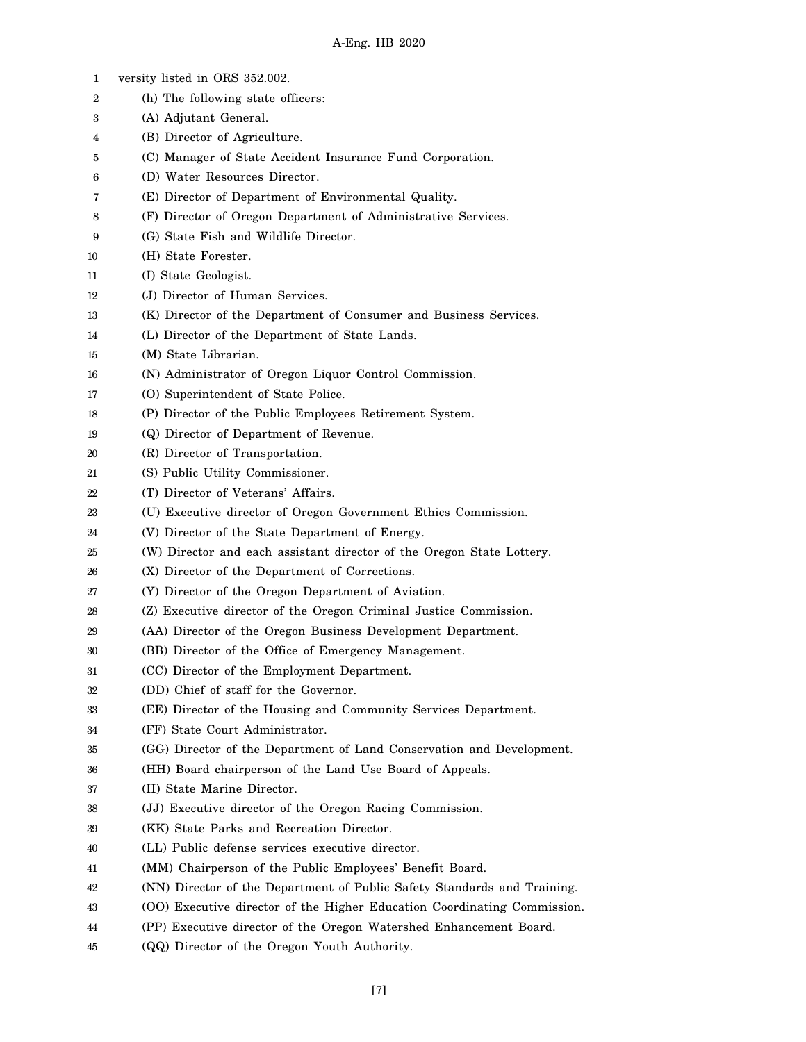versity listed in ORS 352.002.

(h) The following state officers:

(A) Adjutant General.

(B) Director of Agriculture.

(C) Manager of State Accident Insurance Fund Corporation.

(D) Water Resources Director.

(E) Director of Department of Environmental Quality.

(F) Director of Oregon Department of Administrative Services.

(G) State Fish and Wildlife Director.

(H) State Forester.

(I) State Geologist.

(J) Director of Human Services.

(K) Director of the Department of Consumer and Business Services.

(L) Director of the Department of State Lands.

(M) State Librarian.

(N) Administrator of Oregon Liquor Control Commission.

(O) Superintendent of State Police.

(P) Director of the Public Employees Retirement System.

(Q) Director of Department of Revenue.

(R) Director of Transportation.

(S) Public Utility Commissioner.

(T) Director of Veterans' Affairs.

(U) Executive director of Oregon Government Ethics Commission.

(V) Director of the State Department of Energy.

(W) Director and each assistant director of the Oregon State Lottery.

(X) Director of the Department of Corrections.

(Y) Director of the Oregon Department of Aviation.

(Z) Executive director of the Oregon Criminal Justice Commission.

(AA) Director of the Oregon Business Development Department.

(BB) Director of the Office of Emergency Management.

(CC) Director of the Employment Department.

(DD) Chief of staff for the Governor.

(EE) Director of the Housing and Community Services Department.

(FF) State Court Administrator.

(GG) Director of the Department of Land Conservation and Development.

(HH) Board chairperson of the Land Use Board of Appeals.

(II) State Marine Director.

(JJ) Executive director of the Oregon Racing Commission.

(KK) State Parks and Recreation Director.

(LL) Public defense services executive director.

(MM) Chairperson of the Public Employees' Benefit Board.

(NN) Director of the Department of Public Safety Standards and Training.

(OO) Executive director of the Higher Education Coordinating Commission.

(PP) Executive director of the Oregon Watershed Enhancement Board.

(QQ) Director of the Oregon Youth Authority.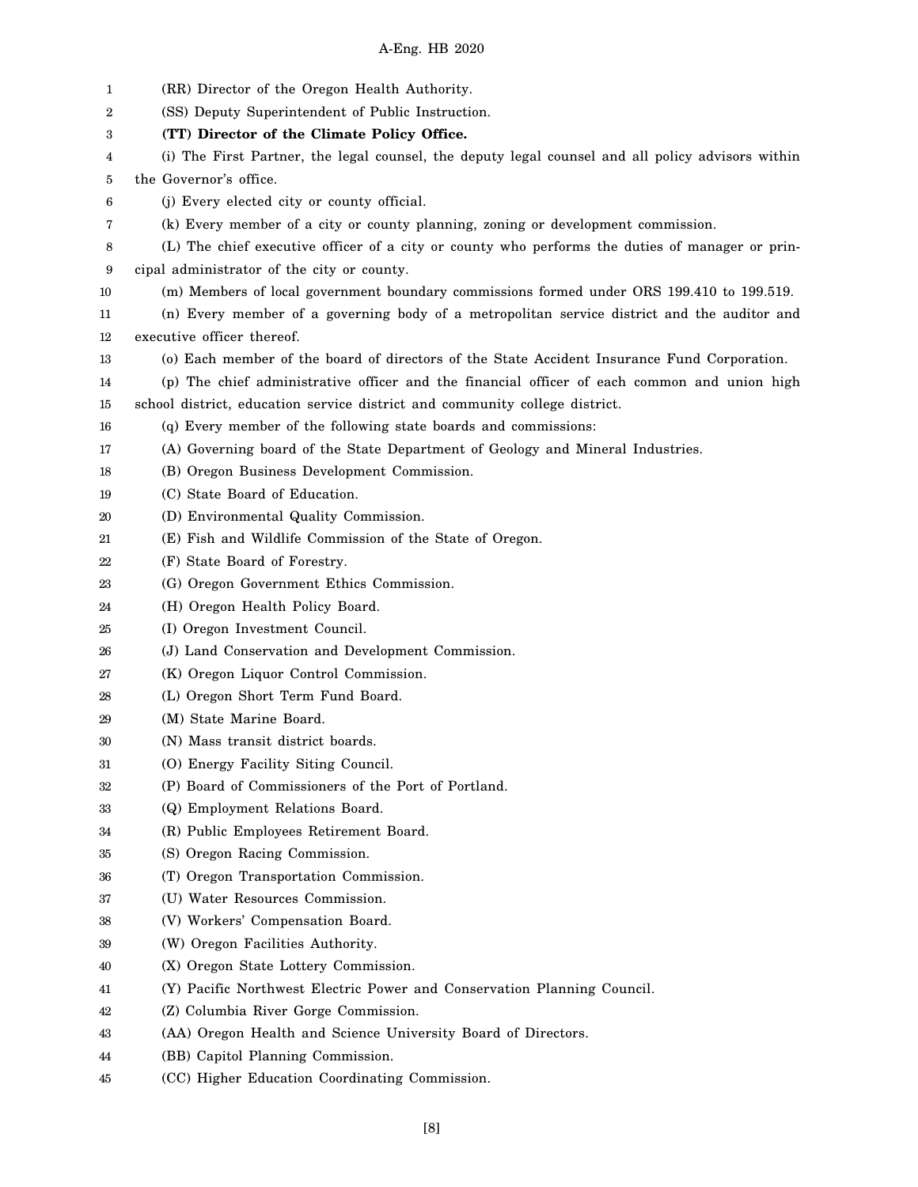(RR) Director of the Oregon Health Authority.

(SS) Deputy Superintendent of Public Instruction.

**(TT) Director of the Climate Policy Office.**

(i) The First Partner, the legal counsel, the deputy legal counsel and all policy advisors within the Governor's office.

(j) Every elected city or county official.

(k) Every member of a city or county planning, zoning or development commission.

(L) The chief executive officer of a city or county who performs the duties of manager or principal administrator of the city or county.

(m) Members of local government boundary commissions formed under ORS 199.410 to 199.519.

(n) Every member of a governing body of a metropolitan service district and the auditor and executive officer thereof.

(o) Each member of the board of directors of the State Accident Insurance Fund Corporation.

(p) The chief administrative officer and the financial officer of each common and union high school district, education service district and community college district.

(q) Every member of the following state boards and commissions:

(A) Governing board of the State Department of Geology and Mineral Industries.

(B) Oregon Business Development Commission.

(C) State Board of Education.

(D) Environmental Quality Commission.

(E) Fish and Wildlife Commission of the State of Oregon.

(F) State Board of Forestry.

(G) Oregon Government Ethics Commission.

(H) Oregon Health Policy Board.

(I) Oregon Investment Council.

(J) Land Conservation and Development Commission.

(K) Oregon Liquor Control Commission.

(L) Oregon Short Term Fund Board.

(M) State Marine Board.

(N) Mass transit district boards.

(O) Energy Facility Siting Council.

(P) Board of Commissioners of the Port of Portland.

(Q) Employment Relations Board.

(R) Public Employees Retirement Board.

(S) Oregon Racing Commission.

(T) Oregon Transportation Commission.

(U) Water Resources Commission.

(V) Workers' Compensation Board.

(W) Oregon Facilities Authority.

(X) Oregon State Lottery Commission.

(Y) Pacific Northwest Electric Power and Conservation Planning Council.

(Z) Columbia River Gorge Commission.

(AA) Oregon Health and Science University Board of Directors.

(BB) Capitol Planning Commission.

(CC) Higher Education Coordinating Commission.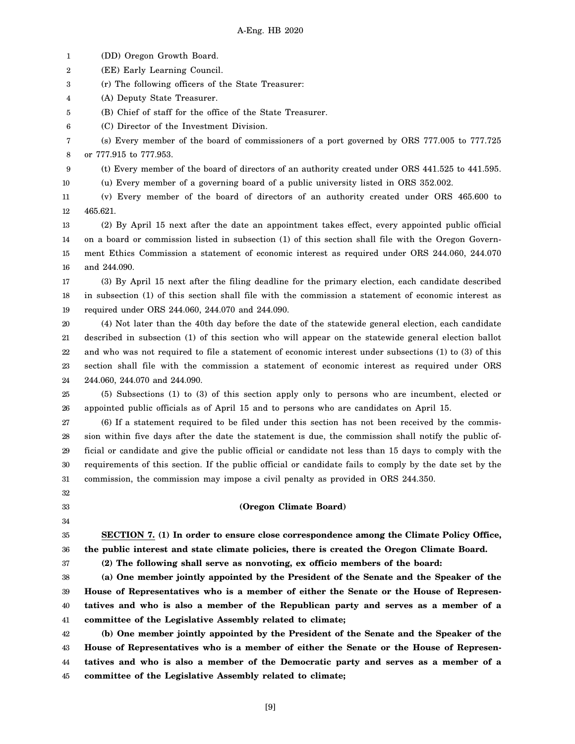(DD) Oregon Growth Board.

(EE) Early Learning Council.

(r) The following officers of the State Treasurer:

(A) Deputy State Treasurer.

(B) Chief of staff for the office of the State Treasurer.

(C) Director of the Investment Division.

(s) Every member of the board of commissioners of a port governed by ORS 777.005 to 777.725 or 777.915 to 777.953.

(t) Every member of the board of directors of an authority created under ORS 441.525 to 441.595.

(u) Every member of a governing board of a public university listed in ORS 352.002.

(v) Every member of the board of directors of an authority created under ORS 465.600 to 465.621.

(2) By April 15 next after the date an appointment takes effect, every appointed public official on a board or commission listed in subsection (1) of this section shall file with the Oregon Government Ethics Commission a statement of economic interest as required under ORS 244.060, 244.070 and 244.090.

(3) By April 15 next after the filing deadline for the primary election, each candidate described in subsection (1) of this section shall file with the commission a statement of economic interest as required under ORS 244.060, 244.070 and 244.090.

(4) Not later than the 40th day before the date of the statewide general election, each candidate described in subsection (1) of this section who will appear on the statewide general election ballot and who was not required to file a statement of economic interest under subsections (1) to (3) of this section shall file with the commission a statement of economic interest as required under ORS 244.060, 244.070 and 244.090.

(5) Subsections (1) to (3) of this section apply only to persons who are incumbent, elected or appointed public officials as of April 15 and to persons who are candidates on April 15.

(6) If a statement required to be filed under this section has not been received by the commission within five days after the date the statement is due, the commission shall notify the public official or candidate and give the public official or candidate not less than 15 days to comply with the requirements of this section. If the public official or candidate fails to comply by the date set by the commission, the commission may impose a civil penalty as provided in ORS 244.350.

**(Oregon Climate Board)**

**SECTION 7. (1) In order to ensure close correspondence among the Climate Policy Office, the public interest and state climate policies, there is created the Oregon Climate Board.**

**(2) The following shall serve as nonvoting, ex officio members of the board:**

**(a) One member jointly appointed by the President of the Senate and the Speaker of the House of Representatives who is a member of either the Senate or the House of Representatives and who is also a member of the Republican party and serves as a member of a committee of the Legislative Assembly related to climate;**

**(b) One member jointly appointed by the President of the Senate and the Speaker of the House of Representatives who is a member of either the Senate or the House of Representatives and who is also a member of the Democratic party and serves as a member of a committee of the Legislative Assembly related to climate;**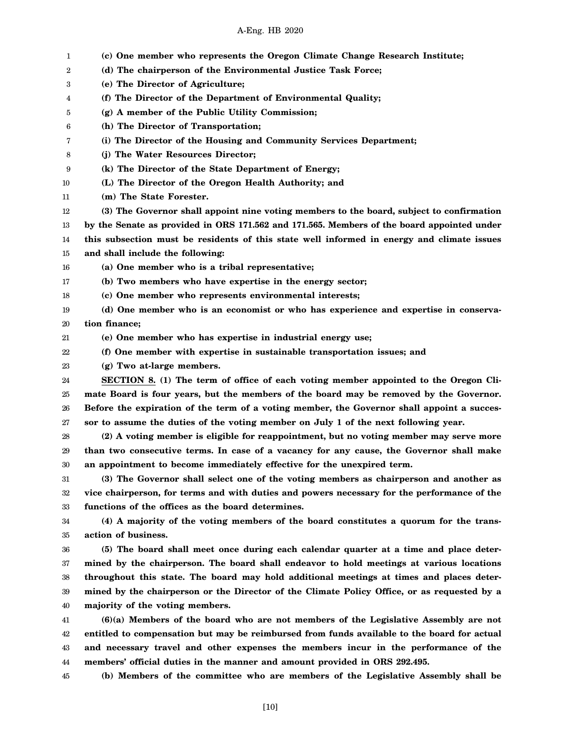**(c) One member who represents the Oregon Climate Change Research Institute;**

**(d) The chairperson of the Environmental Justice Task Force;**

**(e) The Director of Agriculture;**

**(f) The Director of the Department of Environmental Quality;**

**(g) A member of the Public Utility Commission;**

**(h) The Director of Transportation;**

**(i) The Director of the Housing and Community Services Department;**

**(j) The Water Resources Director;**

**(k) The Director of the State Department of Energy;**

**(L) The Director of the Oregon Health Authority; and**

**(m) The State Forester.**

**(3) The Governor shall appoint nine voting members to the board, subject to confirmation by the Senate as provided in ORS 171.562 and 171.565. Members of the board appointed under this subsection must be residents of this state well informed in energy and climate issues and shall include the following:**

**(a) One member who is a tribal representative;**

**(b) Two members who have expertise in the energy sector;**

**(c) One member who represents environmental interests;**

**(d) One member who is an economist or who has experience and expertise in conservation finance;**

**(e) One member who has expertise in industrial energy use;**

**(f) One member with expertise in sustainable transportation issues; and**

**(g) Two at-large members.**

**SECTION 8. (1) The term of office of each voting member appointed to the Oregon Climate Board is four years, but the members of the board may be removed by the Governor. Before the expiration of the term of a voting member, the Governor shall appoint a successor to assume the duties of the voting member on July 1 of the next following year.**

**(2) A voting member is eligible for reappointment, but no voting member may serve more than two consecutive terms. In case of a vacancy for any cause, the Governor shall make an appointment to become immediately effective for the unexpired term.**

**(3) The Governor shall select one of the voting members as chairperson and another as vice chairperson, for terms and with duties and powers necessary for the performance of the functions of the offices as the board determines.**

**(4) A majority of the voting members of the board constitutes a quorum for the transaction of business.**

**(5) The board shall meet once during each calendar quarter at a time and place determined by the chairperson. The board shall endeavor to hold meetings at various locations throughout this state. The board may hold additional meetings at times and places determined by the chairperson or the Director of the Climate Policy Office, or as requested by a majority of the voting members.**

**(6)(a) Members of the board who are not members of the Legislative Assembly are not entitled to compensation but may be reimbursed from funds available to the board for actual and necessary travel and other expenses the members incur in the performance of the members' official duties in the manner and amount provided in ORS 292.495.**

**(b) Members of the committee who are members of the Legislative Assembly shall be**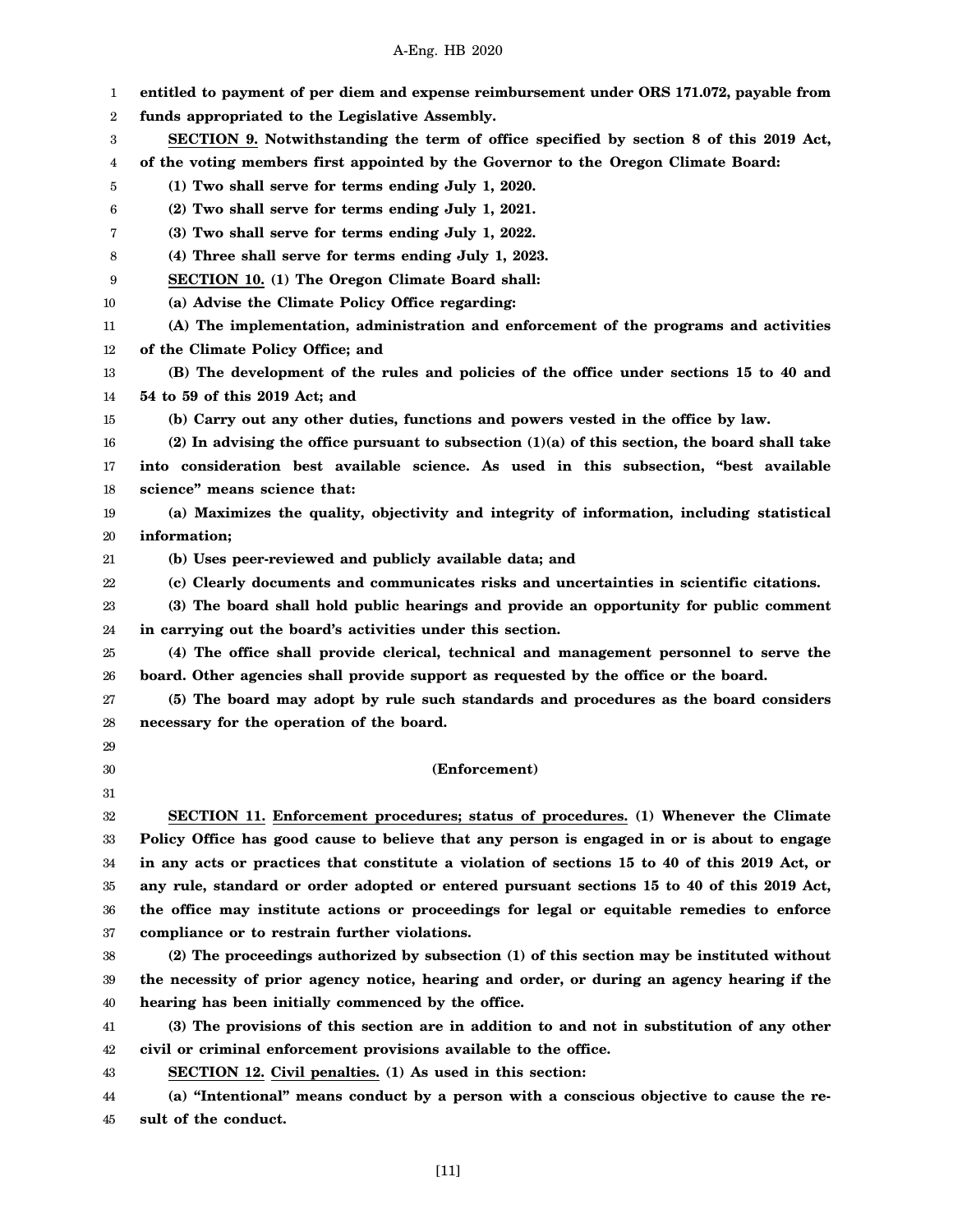**entitled to payment of per diem and expense reimbursement under ORS 171.072, payable from funds appropriated to the Legislative Assembly.**

**SECTION 9. Notwithstanding the term of office specified by section 8 of this 2019 Act, of the voting members first appointed by the Governor to the Oregon Climate Board:**

**(1) Two shall serve for terms ending July 1, 2020.**

**(2) Two shall serve for terms ending July 1, 2021.**

**(3) Two shall serve for terms ending July 1, 2022.**

**(4) Three shall serve for terms ending July 1, 2023.**

**SECTION 10. (1) The Oregon Climate Board shall:**

**(a) Advise the Climate Policy Office regarding:**

**(A) The implementation, administration and enforcement of the programs and activities of the Climate Policy Office; and**

**(B) The development of the rules and policies of the office under sections 15 to 40 and 54 to 59 of this 2019 Act; and**

**(b) Carry out any other duties, functions and powers vested in the office by law.**

**(2) In advising the office pursuant to subsection (1)(a) of this section, the board shall take into consideration best available science. As used in this subsection, "best available science" means science that:**

**(a) Maximizes the quality, objectivity and integrity of information, including statistical information;**

**(b) Uses peer-reviewed and publicly available data; and**

**(c) Clearly documents and communicates risks and uncertainties in scientific citations.**

**(3) The board shall hold public hearings and provide an opportunity for public comment in carrying out the board's activities under this section.**

**(4) The office shall provide clerical, technical and management personnel to serve the board. Other agencies shall provide support as requested by the office or the board.**

**(5) The board may adopt by rule such standards and procedures as the board considers necessary for the operation of the board.**

**(Enforcement)**

**SECTION 11. Enforcement procedures; status of procedures. (1) Whenever the Climate Policy Office has good cause to believe that any person is engaged in or is about to engage in any acts or practices that constitute a violation of sections 15 to 40 of this 2019 Act, or any rule, standard or order adopted or entered pursuant sections 15 to 40 of this 2019 Act, the office may institute actions or proceedings for legal or equitable remedies to enforce compliance or to restrain further violations.**

**(2) The proceedings authorized by subsection (1) of this section may be instituted without the necessity of prior agency notice, hearing and order, or during an agency hearing if the hearing has been initially commenced by the office.**

**(3) The provisions of this section are in addition to and not in substitution of any other civil or criminal enforcement provisions available to the office.**

**SECTION 12. Civil penalties. (1) As used in this section:**

**(a) "Intentional" means conduct by a person with a conscious objective to cause the result of the conduct.**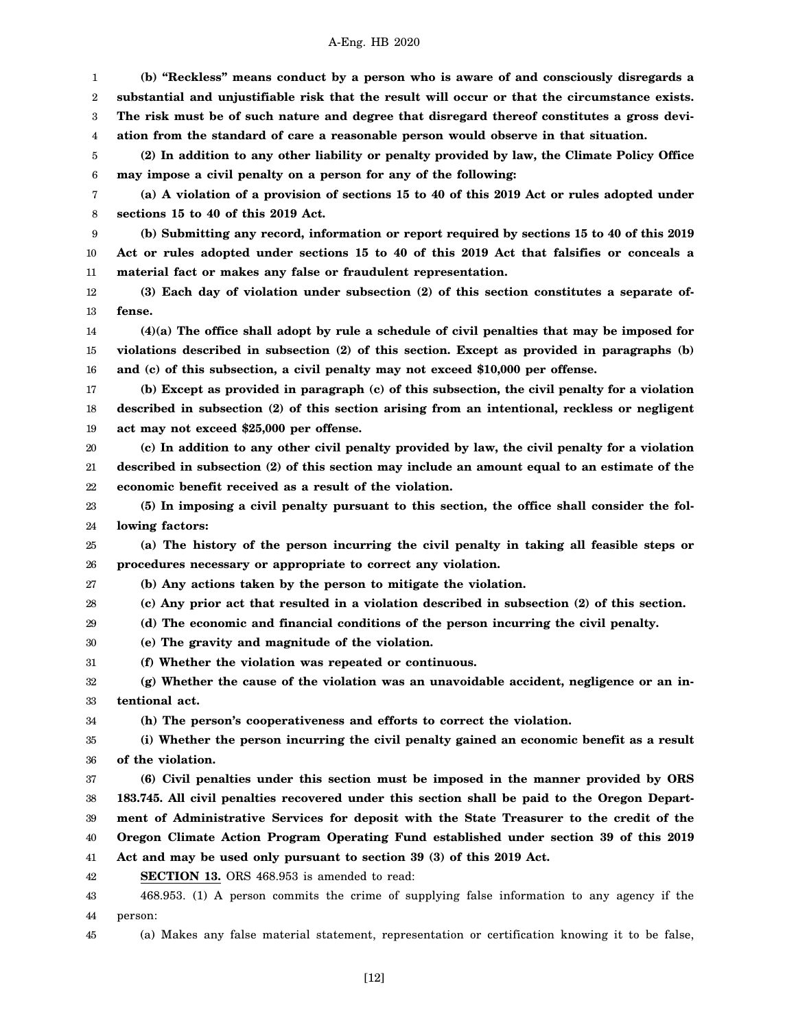**(b) "Reckless" means conduct by a person who is aware of and consciously disregards a substantial and unjustifiable risk that the result will occur or that the circumstance exists. The risk must be of such nature and degree that disregard thereof constitutes a gross deviation from the standard of care a reasonable person would observe in that situation.**

**(2) In addition to any other liability or penalty provided by law, the Climate Policy Office may impose a civil penalty on a person for any of the following:**

**(a) A violation of a provision of sections 15 to 40 of this 2019 Act or rules adopted under sections 15 to 40 of this 2019 Act.**

**(b) Submitting any record, information or report required by sections 15 to 40 of this 2019 Act or rules adopted under sections 15 to 40 of this 2019 Act that falsifies or conceals a material fact or makes any false or fraudulent representation.**

**(3) Each day of violation under subsection (2) of this section constitutes a separate offense.**

**(4)(a) The office shall adopt by rule a schedule of civil penalties that may be imposed for violations described in subsection (2) of this section. Except as provided in paragraphs (b) and (c) of this subsection, a civil penalty may not exceed $10,000 per offense.**

**(b) Except as provided in paragraph (c) of this subsection, the civil penalty for a violation described in subsection (2) of this section arising from an intentional, reckless or negligent act may not exceed $25,000 per offense.**

**(c) In addition to any other civil penalty provided by law, the civil penalty for a violation described in subsection (2) of this section may include an amount equal to an estimate of the economic benefit received as a result of the violation.**

**(5) In imposing a civil penalty pursuant to this section, the office shall consider the following factors:**

**(a) The history of the person incurring the civil penalty in taking all feasible steps or procedures necessary or appropriate to correct any violation.**

**(b) Any actions taken by the person to mitigate the violation.**

**(c) Any prior act that resulted in a violation described in subsection (2) of this section.**

**(d) The economic and financial conditions of the person incurring the civil penalty.**

**(e) The gravity and magnitude of the violation.**

**(f) Whether the violation was repeated or continuous.**

**(g) Whether the cause of the violation was an unavoidable accident, negligence or an intentional act.**

**(h) The person's cooperativeness and efforts to correct the violation.**

**(i) Whether the person incurring the civil penalty gained an economic benefit as a result of the violation.**

**(6) Civil penalties under this section must be imposed in the manner provided by ORS 183.745. All civil penalties recovered under this section shall be paid to the Oregon Department of Administrative Services for deposit with the State Treasurer to the credit of the Oregon Climate Action Program Operating Fund established under section 39 of this 2019 Act and may be used only pursuant to section 39 (3) of this 2019 Act.**

**SECTION 13.** ORS 468.953 is amended to read:

468.953. (1) A person commits the crime of supplying false information to any agency if the person:

(a) Makes any false material statement, representation or certification knowing it to be false,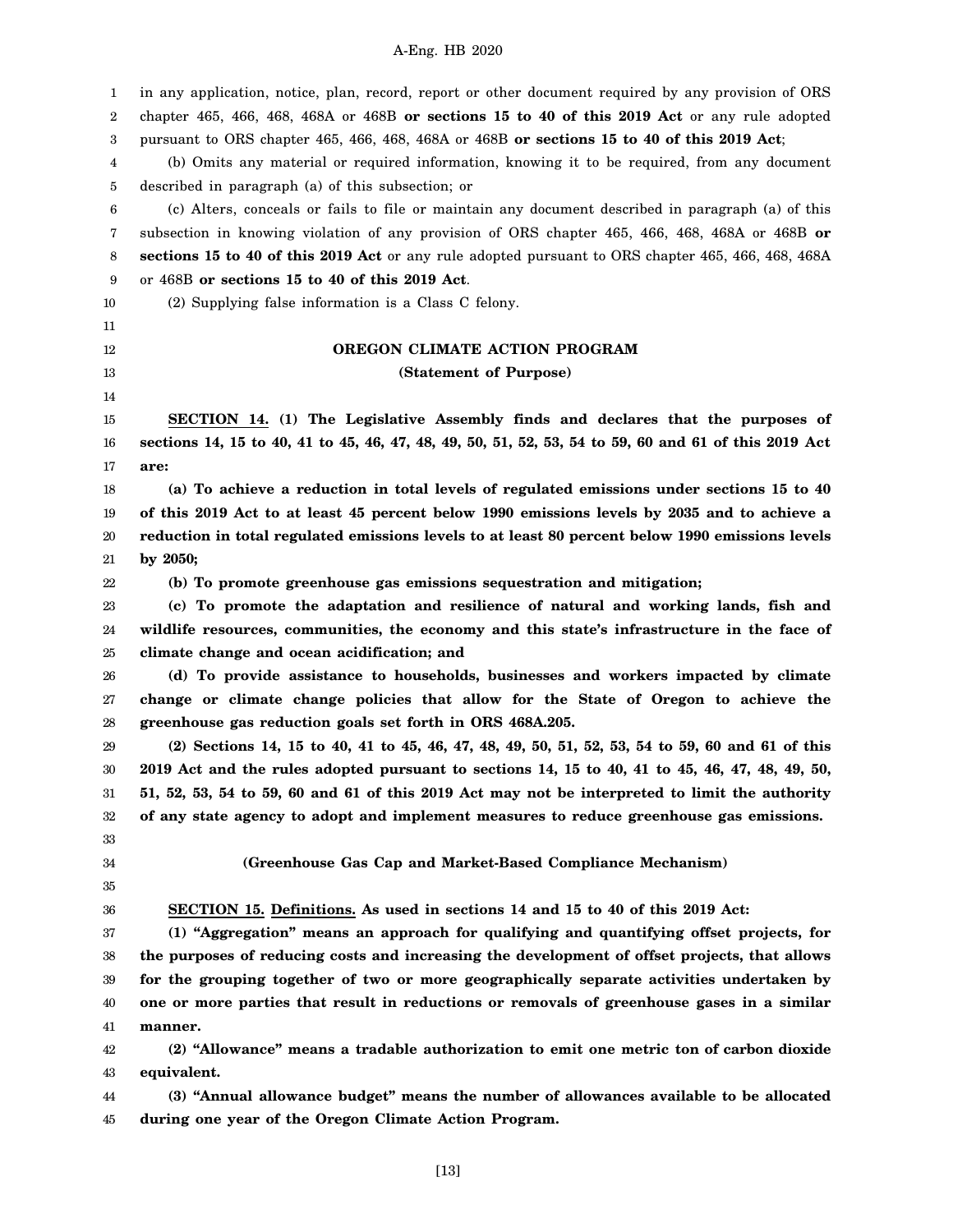in any application, notice, plan, record, report or other document required by any provision of ORS chapter 465, 466, 468, 468A or 468B **or sections 15 to 40 of this 2019 Act** or any rule adopted pursuant to ORS chapter 465, 466, 468, 468A or 468B **or sections 15 to 40 of this 2019 Act**;

(b) Omits any material or required information, knowing it to be required, from any document described in paragraph (a) of this subsection; or

(c) Alters, conceals or fails to file or maintain any document described in paragraph (a) of this subsection in knowing violation of any provision of ORS chapter 465, 466, 468, 468A or 468B **or sections 15 to 40 of this 2019 Act** or any rule adopted pursuant to ORS chapter 465, 466, 468, 468A or 468B **or sections 15 to 40 of this 2019 Act**.

(2) Supplying false information is a Class C felony.

## OREGON CLIMATE ACTION PROGRAM

### (Statement of Purpose)

**SECTION 14. (1) The Legislative Assembly finds and declares that the purposes of sections 14, 15 to 40, 41 to 45, 46, 47, 48, 49, 50, 51, 52, 53, 54 to 59, 60 and 61 of this 2019 Act are:**

**(a) To achieve a reduction in total levels of regulated emissions under sections 15 to 40 of this 2019 Act to at least 45 percent below 1990 emissions levels by 2035 and to achieve a reduction in total regulated emissions levels to at least 80 percent below 1990 emissions levels by 2050;**

**(b) To promote greenhouse gas emissions sequestration and mitigation;**

**(c) To promote the adaptation and resilience of natural and working lands, fish and wildlife resources, communities, the economy and this state's infrastructure in the face of climate change and ocean acidification; and**

**(d) To provide assistance to households, businesses and workers impacted by climate change or climate change policies that allow for the State of Oregon to achieve the greenhouse gas reduction goals set forth in ORS 468A.205.**

**(2) Sections 14, 15 to 40, 41 to 45, 46, 47, 48, 49, 50, 51, 52, 53, 54 to 59, 60 and 61 of this 2019 Act and the rules adopted pursuant to sections 14, 15 to 40, 41 to 45, 46, 47, 48, 49, 50, 51, 52, 53, 54 to 59, 60 and 61 of this 2019 Act may not be interpreted to limit the authority of any state agency to adopt and implement measures to reduce greenhouse gas emissions.**

### (Greenhouse Gas Cap and Market-Based Compliance Mechanism)

**SECTION 15. Definitions. As used in sections 14 and 15 to 40 of this 2019 Act:**

**(1) "Aggregation" means an approach for qualifying and quantifying offset projects, for the purposes of reducing costs and increasing the development of offset projects, that allows for the grouping together of two or more geographically separate activities undertaken by one or more parties that result in reductions or removals of greenhouse gases in a similar manner.**

**(2) "Allowance" means a tradable authorization to emit one metric ton of carbon dioxide equivalent.**

**(3) "Annual allowance budget" means the number of allowances available to be allocated during one year of the Oregon Climate Action Program.**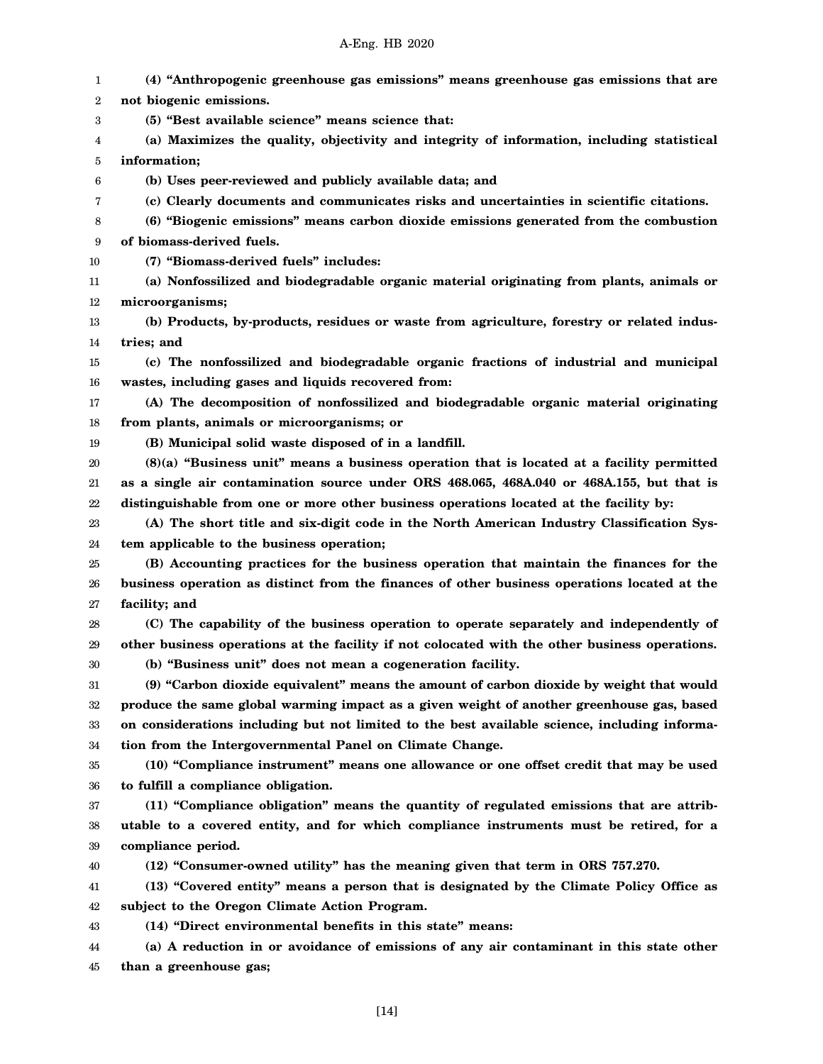**(4) "Anthropogenic greenhouse gas emissions" means greenhouse gas emissions that are not biogenic emissions.**

**(5) "Best available science" means science that:**

**(a) Maximizes the quality, objectivity and integrity of information, including statistical information;**

**(b) Uses peer-reviewed and publicly available data; and**

**(c) Clearly documents and communicates risks and uncertainties in scientific citations.**

**(6) "Biogenic emissions" means carbon dioxide emissions generated from the combustion of biomass-derived fuels.**

**(7) "Biomass-derived fuels" includes:**

**(a) Nonfossilized and biodegradable organic material originating from plants, animals or microorganisms;**

**(b) Products, by-products, residues or waste from agriculture, forestry or related industries; and**

**(c) The nonfossilized and biodegradable organic fractions of industrial and municipal wastes, including gases and liquids recovered from:**

**(A) The decomposition of nonfossilized and biodegradable organic material originating from plants, animals or microorganisms; or**

**(B) Municipal solid waste disposed of in a landfill.**

**(8)(a) "Business unit" means a business operation that is located at a facility permitted as a single air contamination source under ORS 468.065, 468A.040 or 468A.155, but that is distinguishable from one or more other business operations located at the facility by:**

**(A) The short title and six-digit code in the North American Industry Classification System applicable to the business operation;**

**(B) Accounting practices for the business operation that maintain the finances for the business operation as distinct from the finances of other business operations located at the facility; and**

**(C) The capability of the business operation to operate separately and independently of other business operations at the facility if not colocated with the other business operations.**

**(b) "Business unit" does not mean a cogeneration facility.**

**(9) "Carbon dioxide equivalent" means the amount of carbon dioxide by weight that would produce the same global warming impact as a given weight of another greenhouse gas, based on considerations including but not limited to the best available science, including information from the Intergovernmental Panel on Climate Change.**

**(10) "Compliance instrument" means one allowance or one offset credit that may be used to fulfill a compliance obligation.**

**(11) "Compliance obligation" means the quantity of regulated emissions that are attributable to a covered entity, and for which compliance instruments must be retired, for a compliance period.**

**(12) "Consumer-owned utility" has the meaning given that term in ORS 757.270.**

**(13) "Covered entity" means a person that is designated by the Climate Policy Office as subject to the Oregon Climate Action Program.**

**(14) "Direct environmental benefits in this state" means:**

**(a) A reduction in or avoidance of emissions of any air contaminant in this state other than a greenhouse gas;**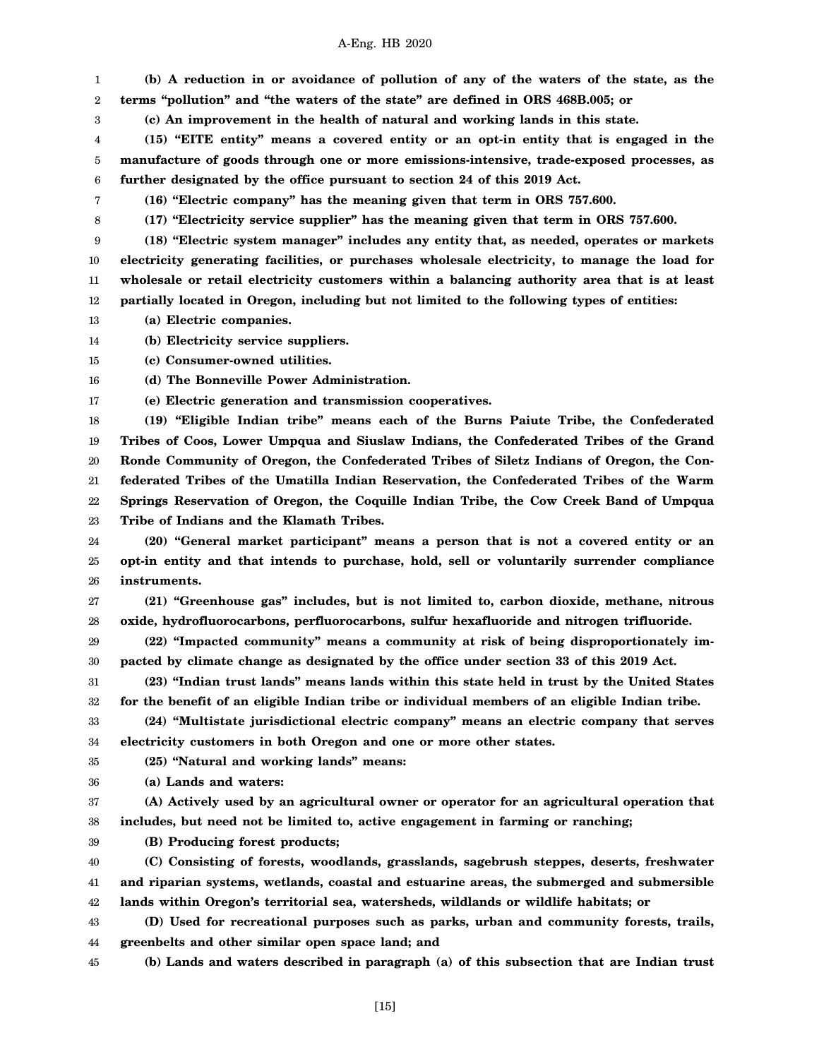**(b) A reduction in or avoidance of pollution of any of the waters of the state, as the terms "pollution" and "the waters of the state" are defined in ORS 468B.005; or**

**(c) An improvement in the health of natural and working lands in this state.**

**(15) "EITE entity" means a covered entity or an opt-in entity that is engaged in the manufacture of goods through one or more emissions-intensive, trade-exposed processes, as further designated by the office pursuant to section 24 of this 2019 Act.**

**(16) "Electric company" has the meaning given that term in ORS 757.600.**

**(17) "Electricity service supplier" has the meaning given that term in ORS 757.600.**

**(18) "Electric system manager" includes any entity that, as needed, operates or markets electricity generating facilities, or purchases wholesale electricity, to manage the load for wholesale or retail electricity customers within a balancing authority area that is at least partially located in Oregon, including but not limited to the following types of entities:**

**(a) Electric companies.**

**(b) Electricity service suppliers.**

**(c) Consumer-owned utilities.**

**(d) The Bonneville Power Administration.**

**(e) Electric generation and transmission cooperatives.**

**(19) "Eligible Indian tribe" means each of the Burns Paiute Tribe, the Confederated Tribes of Coos, Lower Umpqua and Siuslaw Indians, the Confederated Tribes of the Grand Ronde Community of Oregon, the Confederated Tribes of Siletz Indians of Oregon, the Confederated Tribes of the Umatilla Indian Reservation, the Confederated Tribes of the Warm Springs Reservation of Oregon, the Coquille Indian Tribe, the Cow Creek Band of Umpqua Tribe of Indians and the Klamath Tribes.**

**(20) "General market participant" means a person that is not a covered entity or an opt-in entity and that intends to purchase, hold, sell or voluntarily surrender compliance instruments.**

**(21) "Greenhouse gas" includes, but is not limited to, carbon dioxide, methane, nitrous oxide, hydrofluorocarbons, perfluorocarbons, sulfur hexafluoride and nitrogen trifluoride.**

**(22) "Impacted community" means a community at risk of being disproportionately impacted by climate change as designated by the office under section 33 of this 2019 Act.**

**(23) "Indian trust lands" means lands within this state held in trust by the United States for the benefit of an eligible Indian tribe or individual members of an eligible Indian tribe.**

**(24) "Multistate jurisdictional electric company" means an electric company that serves electricity customers in both Oregon and one or more other states.**

**(25) "Natural and working lands" means:**

**(a) Lands and waters:**

**(A) Actively used by an agricultural owner or operator for an agricultural operation that includes, but need not be limited to, active engagement in farming or ranching;**

**(B) Producing forest products;**

**(C) Consisting of forests, woodlands, grasslands, sagebrush steppes, deserts, freshwater and riparian systems, wetlands, coastal and estuarine areas, the submerged and submersible lands within Oregon's territorial sea, watersheds, wildlands or wildlife habitats; or**

**(D) Used for recreational purposes such as parks, urban and community forests, trails, greenbelts and other similar open space land; and**

**(b) Lands and waters described in paragraph (a) of this subsection that are Indian trust**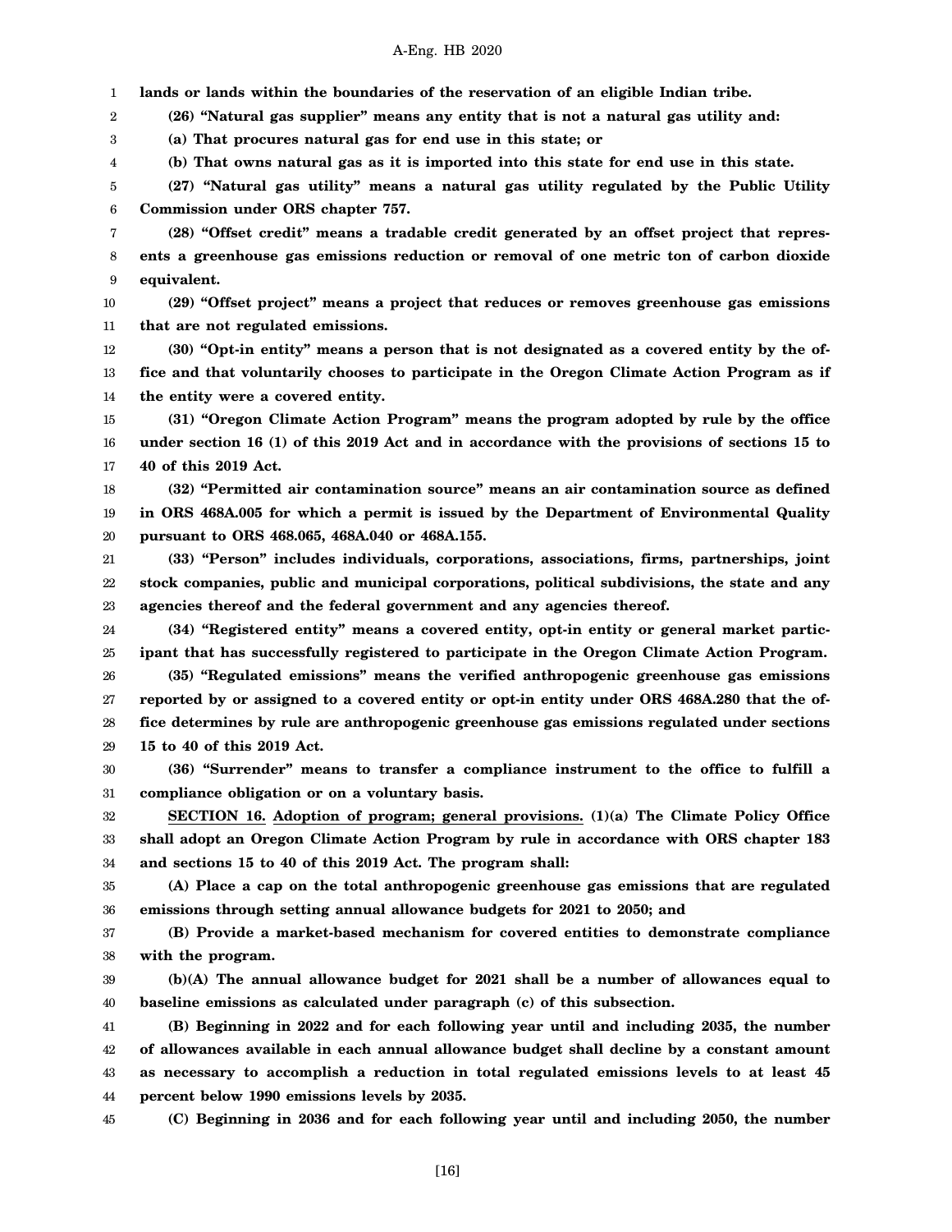**lands or lands within the boundaries of the reservation of an eligible Indian tribe.**

**(26) "Natural gas supplier" means any entity that is not a natural gas utility and:**

**(a) That procures natural gas for end use in this state; or**

**(b) That owns natural gas as it is imported into this state for end use in this state.**

**(27) "Natural gas utility" means a natural gas utility regulated by the Public Utility Commission under ORS chapter 757.**

**(28) "Offset credit" means a tradable credit generated by an offset project that represents a greenhouse gas emissions reduction or removal of one metric ton of carbon dioxide equivalent.**

**(29) "Offset project" means a project that reduces or removes greenhouse gas emissions that are not regulated emissions.**

**(30) "Opt-in entity" means a person that is not designated as a covered entity by the office and that voluntarily chooses to participate in the Oregon Climate Action Program as if the entity were a covered entity.**

**(31) "Oregon Climate Action Program" means the program adopted by rule by the office under section 16 (1) of this 2019 Act and in accordance with the provisions of sections 15 to 40 of this 2019 Act.**

**(32) "Permitted air contamination source" means an air contamination source as defined in ORS 468A.005 for which a permit is issued by the Department of Environmental Quality pursuant to ORS 468.065, 468A.040 or 468A.155.**

**(33) "Person" includes individuals, corporations, associations, firms, partnerships, joint stock companies, public and municipal corporations, political subdivisions, the state and any agencies thereof and the federal government and any agencies thereof.**

**(34) "Registered entity" means a covered entity, opt-in entity or general market participant that has successfully registered to participate in the Oregon Climate Action Program.**

**(35) "Regulated emissions" means the verified anthropogenic greenhouse gas emissions reported by or assigned to a covered entity or opt-in entity under ORS 468A.280 that the office determines by rule are anthropogenic greenhouse gas emissions regulated under sections 15 to 40 of this 2019 Act.**

**(36) "Surrender" means to transfer a compliance instrument to the office to fulfill a compliance obligation or on a voluntary basis.**

**SECTION 16. Adoption of program; general provisions. (1)(a) The Climate Policy Office shall adopt an Oregon Climate Action Program by rule in accordance with ORS chapter 183 and sections 15 to 40 of this 2019 Act. The program shall:**

**(A) Place a cap on the total anthropogenic greenhouse gas emissions that are regulated emissions through setting annual allowance budgets for 2021 to 2050; and**

**(B) Provide a market-based mechanism for covered entities to demonstrate compliance with the program.**

**(b)(A) The annual allowance budget for 2021 shall be a number of allowances equal to baseline emissions as calculated under paragraph (c) of this subsection.**

**(B) Beginning in 2022 and for each following year until and including 2035, the number of allowances available in each annual allowance budget shall decline by a constant amount as necessary to accomplish a reduction in total regulated emissions levels to at least 45 percent below 1990 emissions levels by 2035.**

**(C) Beginning in 2036 and for each following year until and including 2050, the number**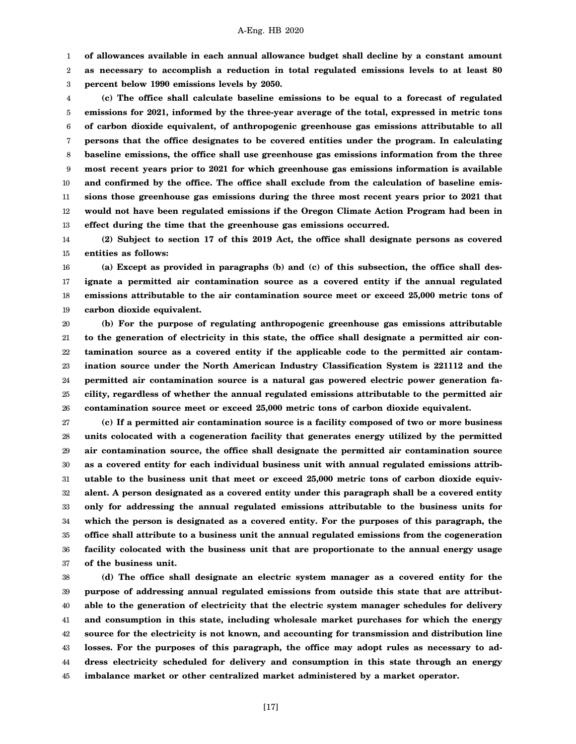**of allowances available in each annual allowance budget shall decline by a constant amount as necessary to accomplish a reduction in total regulated emissions levels to at least 80 percent below 1990 emissions levels by 2050.**

**(c) The office shall calculate baseline emissions to be equal to a forecast of regulated emissions for 2021, informed by the three-year average of the total, expressed in metric tons of carbon dioxide equivalent, of anthropogenic greenhouse gas emissions attributable to all persons that the office designates to be covered entities under the program. In calculating baseline emissions, the office shall use greenhouse gas emissions information from the three most recent years prior to 2021 for which greenhouse gas emissions information is available and confirmed by the office. The office shall exclude from the calculation of baseline emissions those greenhouse gas emissions during the three most recent years prior to 2021 that would not have been regulated emissions if the Oregon Climate Action Program had been in effect during the time that the greenhouse gas emissions occurred.**

**(2) Subject to section 17 of this 2019 Act, the office shall designate persons as covered entities as follows:**

**(a) Except as provided in paragraphs (b) and (c) of this subsection, the office shall designate a permitted air contamination source as a covered entity if the annual regulated emissions attributable to the air contamination source meet or exceed 25,000 metric tons of carbon dioxide equivalent.**

**(b) For the purpose of regulating anthropogenic greenhouse gas emissions attributable to the generation of electricity in this state, the office shall designate a permitted air contamination source as a covered entity if the applicable code to the permitted air contamination source under the North American Industry Classification System is 221112 and the permitted air contamination source is a natural gas powered electric power generation facility, regardless of whether the annual regulated emissions attributable to the permitted air contamination source meet or exceed 25,000 metric tons of carbon dioxide equivalent.**

**(c) If a permitted air contamination source is a facility composed of two or more business units colocated with a cogeneration facility that generates energy utilized by the permitted air contamination source, the office shall designate the permitted air contamination source as a covered entity for each individual business unit with annual regulated emissions attributable to the business unit that meet or exceed 25,000 metric tons of carbon dioxide equivalent. A person designated as a covered entity under this paragraph shall be a covered entity only for addressing the annual regulated emissions attributable to the business units for which the person is designated as a covered entity. For the purposes of this paragraph, the office shall attribute to a business unit the annual regulated emissions from the cogeneration facility colocated with the business unit that are proportionate to the annual energy usage of the business unit.**

**(d) The office shall designate an electric system manager as a covered entity for the purpose of addressing annual regulated emissions from outside this state that are attributable to the generation of electricity that the electric system manager schedules for delivery and consumption in this state, including wholesale market purchases for which the energy source for the electricity is not known, and accounting for transmission and distribution line losses. For the purposes of this paragraph, the office may adopt rules as necessary to address electricity scheduled for delivery and consumption in this state through an energy imbalance market or other centralized market administered by a market operator.**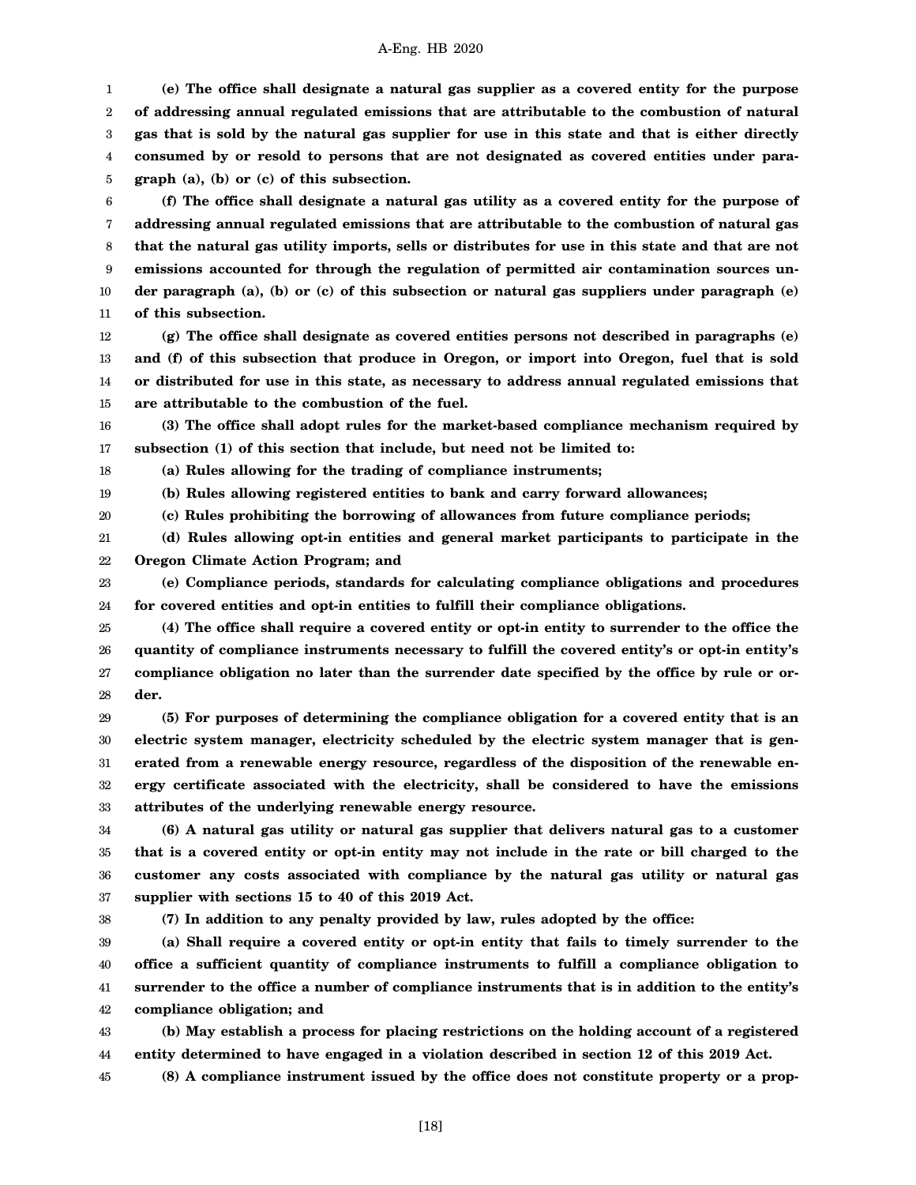**(e) The office shall designate a natural gas supplier as a covered entity for the purpose of addressing annual regulated emissions that are attributable to the combustion of natural gas that is sold by the natural gas supplier for use in this state and that is either directly consumed by or resold to persons that are not designated as covered entities under paragraph (a), (b) or (c) of this subsection.**

**(f) The office shall designate a natural gas utility as a covered entity for the purpose of addressing annual regulated emissions that are attributable to the combustion of natural gas that the natural gas utility imports, sells or distributes for use in this state and that are not emissions accounted for through the regulation of permitted air contamination sources under paragraph (a), (b) or (c) of this subsection or natural gas suppliers under paragraph (e) of this subsection.**

**(g) The office shall designate as covered entities persons not described in paragraphs (e) and (f) of this subsection that produce in Oregon, or import into Oregon, fuel that is sold or distributed for use in this state, as necessary to address annual regulated emissions that are attributable to the combustion of the fuel.**

**(3) The office shall adopt rules for the market-based compliance mechanism required by subsection (1) of this section that include, but need not be limited to:**

**(a) Rules allowing for the trading of compliance instruments;**

**(b) Rules allowing registered entities to bank and carry forward allowances;**

**(c) Rules prohibiting the borrowing of allowances from future compliance periods;**

**(d) Rules allowing opt-in entities and general market participants to participate in the Oregon Climate Action Program; and**

**(e) Compliance periods, standards for calculating compliance obligations and procedures for covered entities and opt-in entities to fulfill their compliance obligations.**

**(4) The office shall require a covered entity or opt-in entity to surrender to the office the quantity of compliance instruments necessary to fulfill the covered entity's or opt-in entity's compliance obligation no later than the surrender date specified by the office by rule or order.**

**(5) For purposes of determining the compliance obligation for a covered entity that is an electric system manager, electricity scheduled by the electric system manager that is generated from a renewable energy resource, regardless of the disposition of the renewable energy certificate associated with the electricity, shall be considered to have the emissions attributes of the underlying renewable energy resource.**

**(6) A natural gas utility or natural gas supplier that delivers natural gas to a customer that is a covered entity or opt-in entity may not include in the rate or bill charged to the customer any costs associated with compliance by the natural gas utility or natural gas supplier with sections 15 to 40 of this 2019 Act.**

**(7) In addition to any penalty provided by law, rules adopted by the office:**

**(a) Shall require a covered entity or opt-in entity that fails to timely surrender to the office a sufficient quantity of compliance instruments to fulfill a compliance obligation to surrender to the office a number of compliance instruments that is in addition to the entity's compliance obligation; and**

**(b) May establish a process for placing restrictions on the holding account of a registered entity determined to have engaged in a violation described in section 12 of this 2019 Act.**

**(8) A compliance instrument issued by the office does not constitute property or a prop-**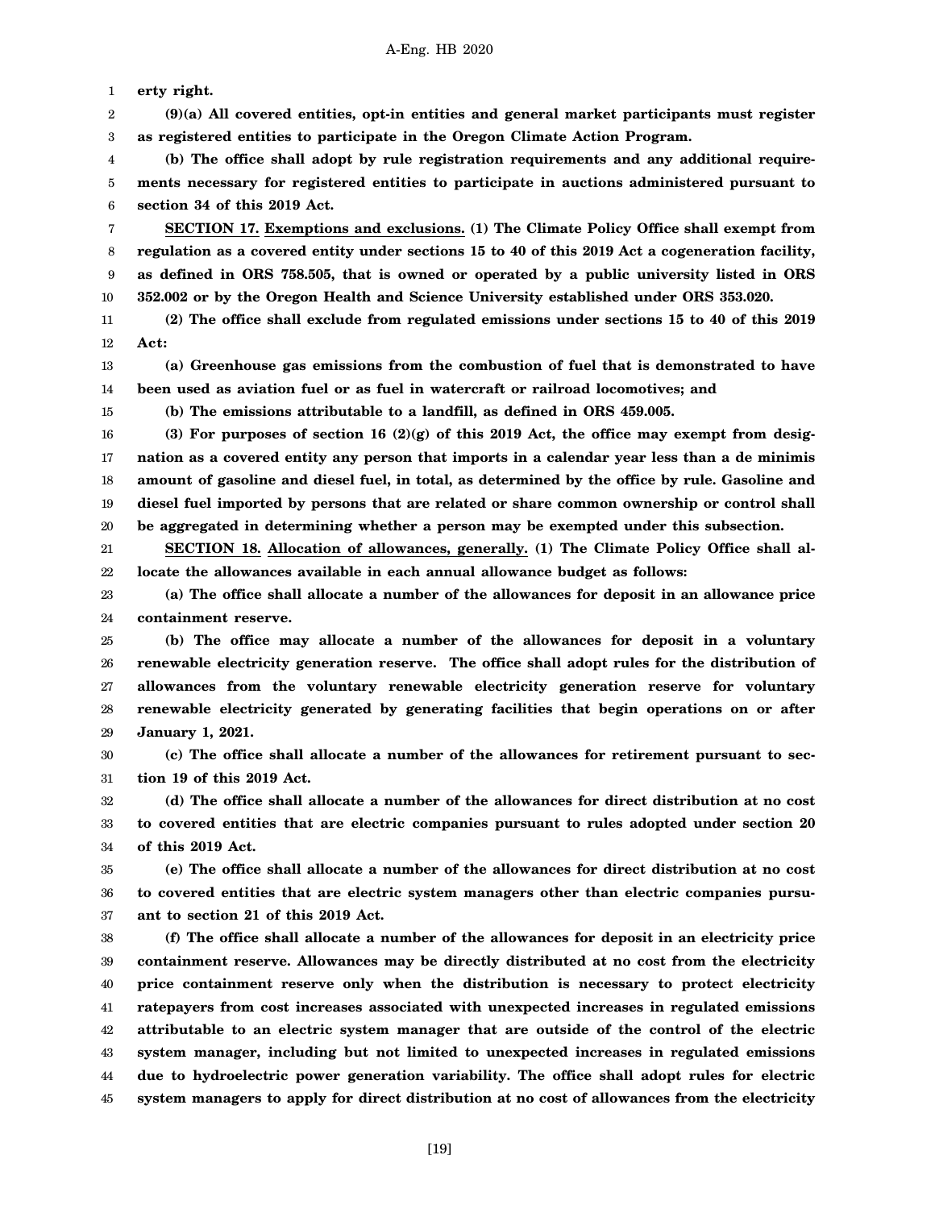**erty right.**

**(9)(a) All covered entities, opt-in entities and general market participants must register as registered entities to participate in the Oregon Climate Action Program.**

**(b) The office shall adopt by rule registration requirements and any additional requirements necessary for registered entities to participate in auctions administered pursuant to section 34 of this 2019 Act.**

**SECTION 17. Exemptions and exclusions. (1) The Climate Policy Office shall exempt from regulation as a covered entity under sections 15 to 40 of this 2019 Act a cogeneration facility, as defined in ORS 758.505, that is owned or operated by a public university listed in ORS 352.002 or by the Oregon Health and Science University established under ORS 353.020.**

**(2) The office shall exclude from regulated emissions under sections 15 to 40 of this 2019 Act:**

**(a) Greenhouse gas emissions from the combustion of fuel that is demonstrated to have been used as aviation fuel or as fuel in watercraft or railroad locomotives; and**

**(b) The emissions attributable to a landfill, as defined in ORS 459.005.**

**(3) For purposes of section 16 (2)(g) of this 2019 Act, the office may exempt from designation as a covered entity any person that imports in a calendar year less than a de minimis amount of gasoline and diesel fuel, in total, as determined by the office by rule. Gasoline and diesel fuel imported by persons that are related or share common ownership or control shall be aggregated in determining whether a person may be exempted under this subsection.**

**SECTION 18. Allocation of allowances, generally. (1) The Climate Policy Office shall allocate the allowances available in each annual allowance budget as follows:**

**(a) The office shall allocate a number of the allowances for deposit in an allowance price containment reserve.**

**(b) The office may allocate a number of the allowances for deposit in a voluntary renewable electricity generation reserve. The office shall adopt rules for the distribution of allowances from the voluntary renewable electricity generation reserve for voluntary renewable electricity generated by generating facilities that begin operations on or after January 1, 2021.**

**(c) The office shall allocate a number of the allowances for retirement pursuant to section 19 of this 2019 Act.**

**(d) The office shall allocate a number of the allowances for direct distribution at no cost to covered entities that are electric companies pursuant to rules adopted under section 20 of this 2019 Act.**

**(e) The office shall allocate a number of the allowances for direct distribution at no cost to covered entities that are electric system managers other than electric companies pursuant to section 21 of this 2019 Act.**

**(f) The office shall allocate a number of the allowances for deposit in an electricity price containment reserve. Allowances may be directly distributed at no cost from the electricity price containment reserve only when the distribution is necessary to protect electricity ratepayers from cost increases associated with unexpected increases in regulated emissions attributable to an electric system manager that are outside of the control of the electric system manager, including but not limited to unexpected increases in regulated emissions due to hydroelectric power generation variability. The office shall adopt rules for electric system managers to apply for direct distribution at no cost of allowances from the electricity**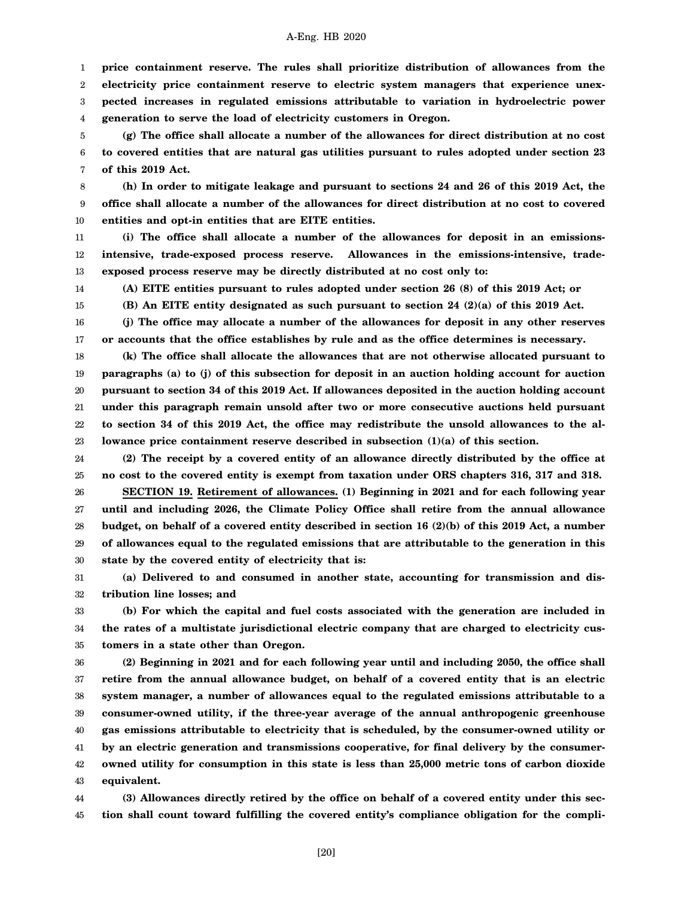**price containment reserve. The rules shall prioritize distribution of allowances from the electricity price containment reserve to electric system managers that experience unexpected increases in regulated emissions attributable to variation in hydroelectric power generation to serve the load of electricity customers in Oregon.**

**(g) The office shall allocate a number of the allowances for direct distribution at no cost to covered entities that are natural gas utilities pursuant to rules adopted under section 23 of this 2019 Act.**

**(h) In order to mitigate leakage and pursuant to sections 24 and 26 of this 2019 Act, the office shall allocate a number of the allowances for direct distribution at no cost to covered entities and opt-in entities that are EITE entities.**

**(i) The office shall allocate a number of the allowances for deposit in an emissions-intensive, trade-exposed process reserve. Allowances in the emissions-intensive, trade-exposed process reserve may be directly distributed at no cost only to:**

**(A) EITE entities pursuant to rules adopted under section 26 (8) of this 2019 Act; or**

**(B) An EITE entity designated as such pursuant to section 24 (2)(a) of this 2019 Act.**

**(j) The office may allocate a number of the allowances for deposit in any other reserves or accounts that the office establishes by rule and as the office determines is necessary.**

**(k) The office shall allocate the allowances that are not otherwise allocated pursuant to paragraphs (a) to (j) of this subsection for deposit in an auction holding account for auction pursuant to section 34 of this 2019 Act. If allowances deposited in the auction holding account under this paragraph remain unsold after two or more consecutive auctions held pursuant to section 34 of this 2019 Act, the office may redistribute the unsold allowances to the allowance price containment reserve described in subsection (1)(a) of this section.**

**(2) The receipt by a covered entity of an allowance directly distributed by the office at no cost to the covered entity is exempt from taxation under ORS chapters 316, 317 and 318.**

**SECTION 19. Retirement of allowances. (1) Beginning in 2021 and for each following year until and including 2026, the Climate Policy Office shall retire from the annual allowance budget, on behalf of a covered entity described in section 16 (2)(b) of this 2019 Act, a number of allowances equal to the regulated emissions that are attributable to the generation in this state by the covered entity of electricity that is:**

**(a) Delivered to and consumed in another state, accounting for transmission and distribution line losses; and**

**(b) For which the capital and fuel costs associated with the generation are included in the rates of a multistate jurisdictional electric company that are charged to electricity customers in a state other than Oregon.**

**(2) Beginning in 2021 and for each following year until and including 2050, the office shall retire from the annual allowance budget, on behalf of a covered entity that is an electric system manager, a number of allowances equal to the regulated emissions attributable to a consumer-owned utility, if the three-year average of the annual anthropogenic greenhouse gas emissions attributable to electricity that is scheduled, by the consumer-owned utility or by an electric generation and transmissions cooperative, for final delivery by the consumer-owned utility for consumption in this state is less than 25,000 metric tons of carbon dioxide equivalent.**

**(3) Allowances directly retired by the office on behalf of a covered entity under this section shall count toward fulfilling the covered entity's compliance obligation for the compli-**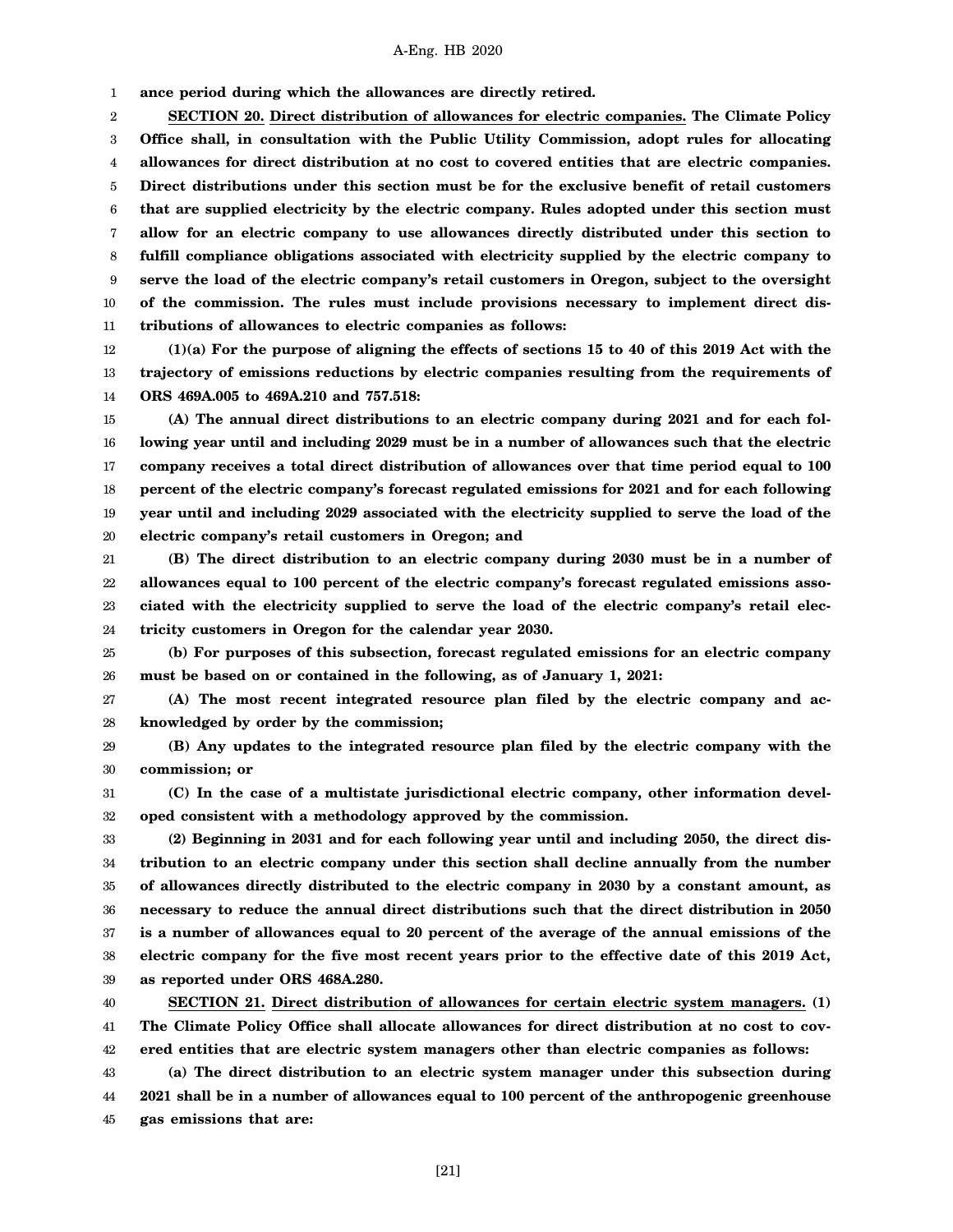**ance period during which the allowances are directly retired.**

**SECTION 20.** **Direct distribution of allowances for electric companies.** **The Climate Policy Office shall, in consultation with the Public Utility Commission, adopt rules for allocating allowances for direct distribution at no cost to covered entities that are electric companies. Direct distributions under this section must be for the exclusive benefit of retail customers that are supplied electricity by the electric company. Rules adopted under this section must allow for an electric company to use allowances directly distributed under this section to fulfill compliance obligations associated with electricity supplied by the electric company to serve the load of the electric company's retail customers in Oregon, subject to the oversight of the commission. The rules must include provisions necessary to implement direct distributions of allowances to electric companies as follows:**

**(1)(a) For the purpose of aligning the effects of sections 15 to 40 of this 2019 Act with the trajectory of emissions reductions by electric companies resulting from the requirements of ORS 469A.005 to 469A.210 and 757.518:**

**(A) The annual direct distributions to an electric company during 2021 and for each following year until and including 2029 must be in a number of allowances such that the electric company receives a total direct distribution of allowances over that time period equal to 100 percent of the electric company's forecast regulated emissions for 2021 and for each following year until and including 2029 associated with the electricity supplied to serve the load of the electric company's retail customers in Oregon; and**

**(B) The direct distribution to an electric company during 2030 must be in a number of allowances equal to 100 percent of the electric company's forecast regulated emissions associated with the electricity supplied to serve the load of the electric company's retail electricity customers in Oregon for the calendar year 2030.**

**(b) For purposes of this subsection, forecast regulated emissions for an electric company must be based on or contained in the following, as of January 1, 2021:**

**(A) The most recent integrated resource plan filed by the electric company and acknowledged by order by the commission;**

**(B) Any updates to the integrated resource plan filed by the electric company with the commission; or**

**(C) In the case of a multistate jurisdictional electric company, other information developed consistent with a methodology approved by the commission.**

**(2) Beginning in 2031 and for each following year until and including 2050, the direct distribution to an electric company under this section shall decline annually from the number of allowances directly distributed to the electric company in 2030 by a constant amount, as necessary to reduce the annual direct distributions such that the direct distribution in 2050 is a number of allowances equal to 20 percent of the average of the annual emissions of the electric company for the five most recent years prior to the effective date of this 2019 Act, as reported under ORS 468A.280.**

**SECTION 21.** **Direct distribution of allowances for certain electric system managers.** **(1) The Climate Policy Office shall allocate allowances for direct distribution at no cost to covered entities that are electric system managers other than electric companies as follows:**

**(a) The direct distribution to an electric system manager under this subsection during 2021 shall be in a number of allowances equal to 100 percent of the anthropogenic greenhouse gas emissions that are:**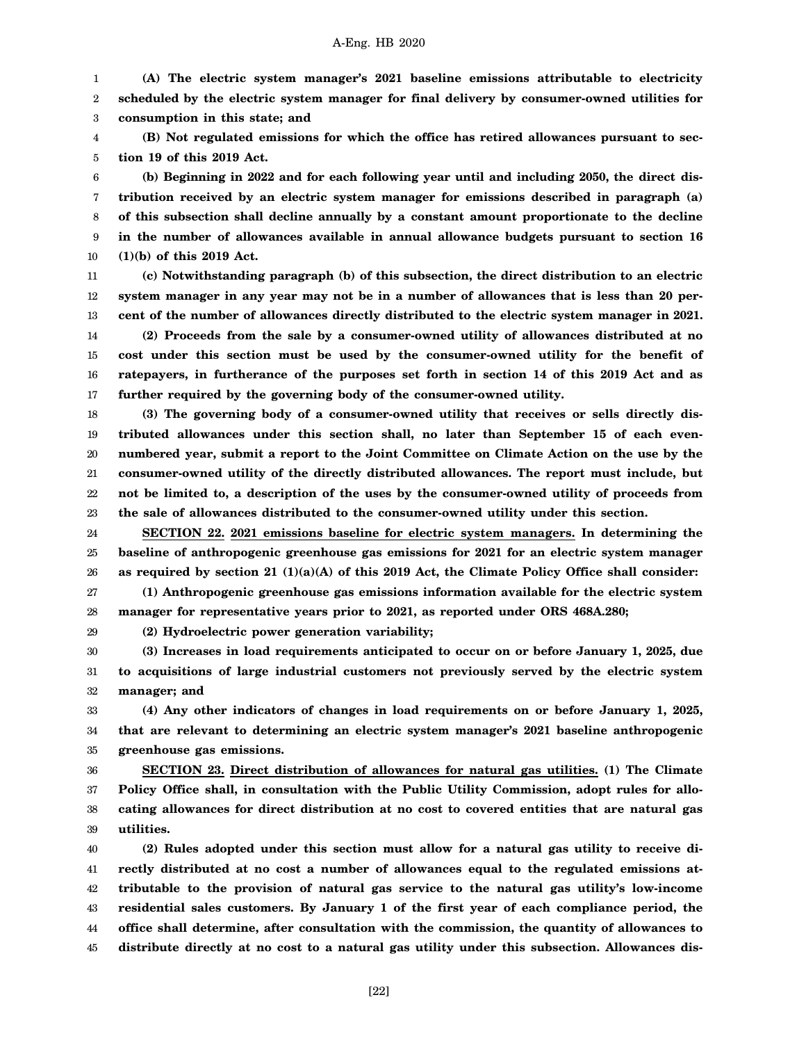**(A) The electric system manager's 2021 baseline emissions attributable to electricity scheduled by the electric system manager for final delivery by consumer-owned utilities for consumption in this state; and**

**(B) Not regulated emissions for which the office has retired allowances pursuant to section 19 of this 2019 Act.**

**(b) Beginning in 2022 and for each following year until and including 2050, the direct distribution received by an electric system manager for emissions described in paragraph (a) of this subsection shall decline annually by a constant amount proportionate to the decline in the number of allowances available in annual allowance budgets pursuant to section 16 (1)(b) of this 2019 Act.**

**(c) Notwithstanding paragraph (b) of this subsection, the direct distribution to an electric system manager in any year may not be in a number of allowances that is less than 20 percent of the number of allowances directly distributed to the electric system manager in 2021.**

**(2) Proceeds from the sale by a consumer-owned utility of allowances distributed at no cost under this section must be used by the consumer-owned utility for the benefit of ratepayers, in furtherance of the purposes set forth in section 14 of this 2019 Act and as further required by the governing body of the consumer-owned utility.**

**(3) The governing body of a consumer-owned utility that receives or sells directly distributed allowances under this section shall, no later than September 15 of each even-numbered year, submit a report to the Joint Committee on Climate Action on the use by the consumer-owned utility of the directly distributed allowances. The report must include, but not be limited to, a description of the uses by the consumer-owned utility of proceeds from the sale of allowances distributed to the consumer-owned utility under this section.**

**SECTION 22. 2021 emissions baseline for electric system managers. In determining the baseline of anthropogenic greenhouse gas emissions for 2021 for an electric system manager as required by section 21 (1)(a)(A) of this 2019 Act, the Climate Policy Office shall consider:**

**(1) Anthropogenic greenhouse gas emissions information available for the electric system manager for representative years prior to 2021, as reported under ORS 468A.280;**

**(2) Hydroelectric power generation variability;**

**(3) Increases in load requirements anticipated to occur on or before January 1, 2025, due to acquisitions of large industrial customers not previously served by the electric system manager; and**

**(4) Any other indicators of changes in load requirements on or before January 1, 2025, that are relevant to determining an electric system manager's 2021 baseline anthropogenic greenhouse gas emissions.**

**SECTION 23. Direct distribution of allowances for natural gas utilities. (1) The Climate Policy Office shall, in consultation with the Public Utility Commission, adopt rules for allocating allowances for direct distribution at no cost to covered entities that are natural gas utilities.**

**(2) Rules adopted under this section must allow for a natural gas utility to receive directly distributed at no cost a number of allowances equal to the regulated emissions attributable to the provision of natural gas service to the natural gas utility's low-income residential sales customers. By January 1 of the first year of each compliance period, the office shall determine, after consultation with the commission, the quantity of allowances to distribute directly at no cost to a natural gas utility under this subsection. Allowances dis-**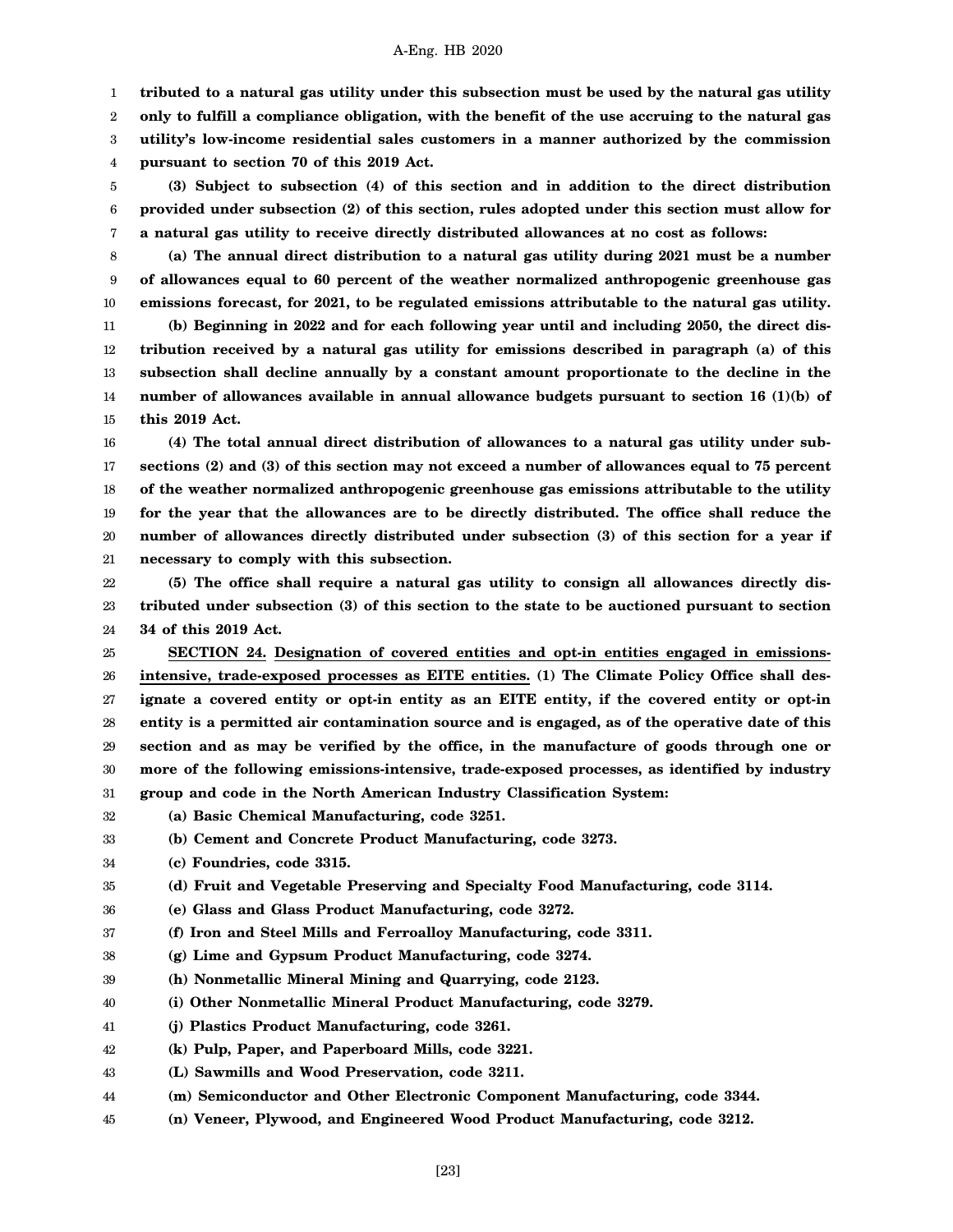**tributed to a natural gas utility under this subsection must be used by the natural gas utility only to fulfill a compliance obligation, with the benefit of the use accruing to the natural gas utility's low-income residential sales customers in a manner authorized by the commission pursuant to section 70 of this 2019 Act.**

**(3) Subject to subsection (4) of this section and in addition to the direct distribution provided under subsection (2) of this section, rules adopted under this section must allow for a natural gas utility to receive directly distributed allowances at no cost as follows:**

**(a) The annual direct distribution to a natural gas utility during 2021 must be a number of allowances equal to 60 percent of the weather normalized anthropogenic greenhouse gas emissions forecast, for 2021, to be regulated emissions attributable to the natural gas utility.**

**(b) Beginning in 2022 and for each following year until and including 2050, the direct distribution received by a natural gas utility for emissions described in paragraph (a) of this subsection shall decline annually by a constant amount proportionate to the decline in the number of allowances available in annual allowance budgets pursuant to section 16 (1)(b) of this 2019 Act.**

**(4) The total annual direct distribution of allowances to a natural gas utility under subsections (2) and (3) of this section may not exceed a number of allowances equal to 75 percent of the weather normalized anthropogenic greenhouse gas emissions attributable to the utility for the year that the allowances are to be directly distributed. The office shall reduce the number of allowances directly distributed under subsection (3) of this section for a year if necessary to comply with this subsection.**

**(5) The office shall require a natural gas utility to consign all allowances directly distributed under subsection (3) of this section to the state to be auctioned pursuant to section 34 of this 2019 Act.**

**SECTION 24.** **Designation of covered entities and opt-in entities engaged in emissions-intensive, trade-exposed processes as EITE entities. (1) The Climate Policy Office shall designate a covered entity or opt-in entity as an EITE entity, if the covered entity or opt-in entity is a permitted air contamination source and is engaged, as of the operative date of this section and as may be verified by the office, in the manufacture of goods through one or more of the following emissions-intensive, trade-exposed processes, as identified by industry group and code in the North American Industry Classification System:**

**(a) Basic Chemical Manufacturing, code 3251.**

**(b) Cement and Concrete Product Manufacturing, code 3273.**

**(c) Foundries, code 3315.**

**(d) Fruit and Vegetable Preserving and Specialty Food Manufacturing, code 3114.**

**(e) Glass and Glass Product Manufacturing, code 3272.**

**(f) Iron and Steel Mills and Ferroalloy Manufacturing, code 3311.**

**(g) Lime and Gypsum Product Manufacturing, code 3274.**

**(h) Nonmetallic Mineral Mining and Quarrying, code 2123.**

**(i) Other Nonmetallic Mineral Product Manufacturing, code 3279.**

**(j) Plastics Product Manufacturing, code 3261.**

**(k) Pulp, Paper, and Paperboard Mills, code 3221.**

**(L) Sawmills and Wood Preservation, code 3211.**

**(m) Semiconductor and Other Electronic Component Manufacturing, code 3344.**

**(n) Veneer, Plywood, and Engineered Wood Product Manufacturing, code 3212.**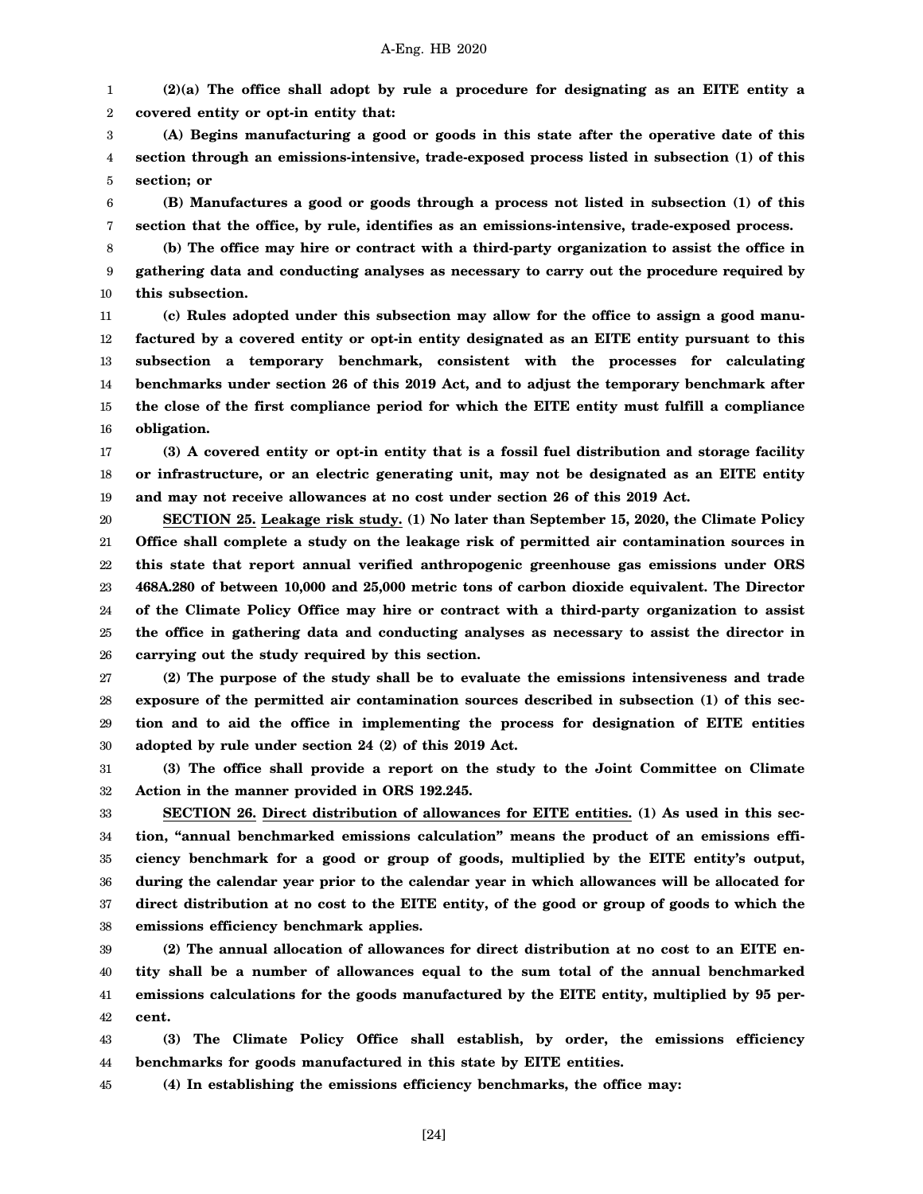**(2)(a) The office shall adopt by rule a procedure for designating as an EITE entity a covered entity or opt-in entity that:**

**(A) Begins manufacturing a good or goods in this state after the operative date of this section through an emissions-intensive, trade-exposed process listed in subsection (1) of this section; or**

**(B) Manufactures a good or goods through a process not listed in subsection (1) of this section that the office, by rule, identifies as an emissions-intensive, trade-exposed process.**

**(b) The office may hire or contract with a third-party organization to assist the office in gathering data and conducting analyses as necessary to carry out the procedure required by this subsection.**

**(c) Rules adopted under this subsection may allow for the office to assign a good manufactured by a covered entity or opt-in entity designated as an EITE entity pursuant to this subsection a temporary benchmark, consistent with the processes for calculating benchmarks under section 26 of this 2019 Act, and to adjust the temporary benchmark after the close of the first compliance period for which the EITE entity must fulfill a compliance obligation.**

**(3) A covered entity or opt-in entity that is a fossil fuel distribution and storage facility or infrastructure, or an electric generating unit, may not be designated as an EITE entity and may not receive allowances at no cost under section 26 of this 2019 Act.**

**SECTION 25.** **Leakage risk study. (1) No later than September 15, 2020, the Climate Policy Office shall complete a study on the leakage risk of permitted air contamination sources in this state that report annual verified anthropogenic greenhouse gas emissions under ORS 468A.280 of between 10,000 and 25,000 metric tons of carbon dioxide equivalent. The Director of the Climate Policy Office may hire or contract with a third-party organization to assist the office in gathering data and conducting analyses as necessary to assist the director in carrying out the study required by this section.**

**(2) The purpose of the study shall be to evaluate the emissions intensiveness and trade exposure of the permitted air contamination sources described in subsection (1) of this section and to aid the office in implementing the process for designation of EITE entities adopted by rule under section 24 (2) of this 2019 Act.**

**(3) The office shall provide a report on the study to the Joint Committee on Climate Action in the manner provided in ORS 192.245.**

**SECTION 26.** **Direct distribution of allowances for EITE entities. (1) As used in this section, "annual benchmarked emissions calculation" means the product of an emissions efficiency benchmark for a good or group of goods, multiplied by the EITE entity's output, during the calendar year prior to the calendar year in which allowances will be allocated for direct distribution at no cost to the EITE entity, of the good or group of goods to which the emissions efficiency benchmark applies.**

**(2) The annual allocation of allowances for direct distribution at no cost to an EITE entity shall be a number of allowances equal to the sum total of the annual benchmarked emissions calculations for the goods manufactured by the EITE entity, multiplied by 95 percent.**

**(3) The Climate Policy Office shall establish, by order, the emissions efficiency benchmarks for goods manufactured in this state by EITE entities.**

**(4) In establishing the emissions efficiency benchmarks, the office may:**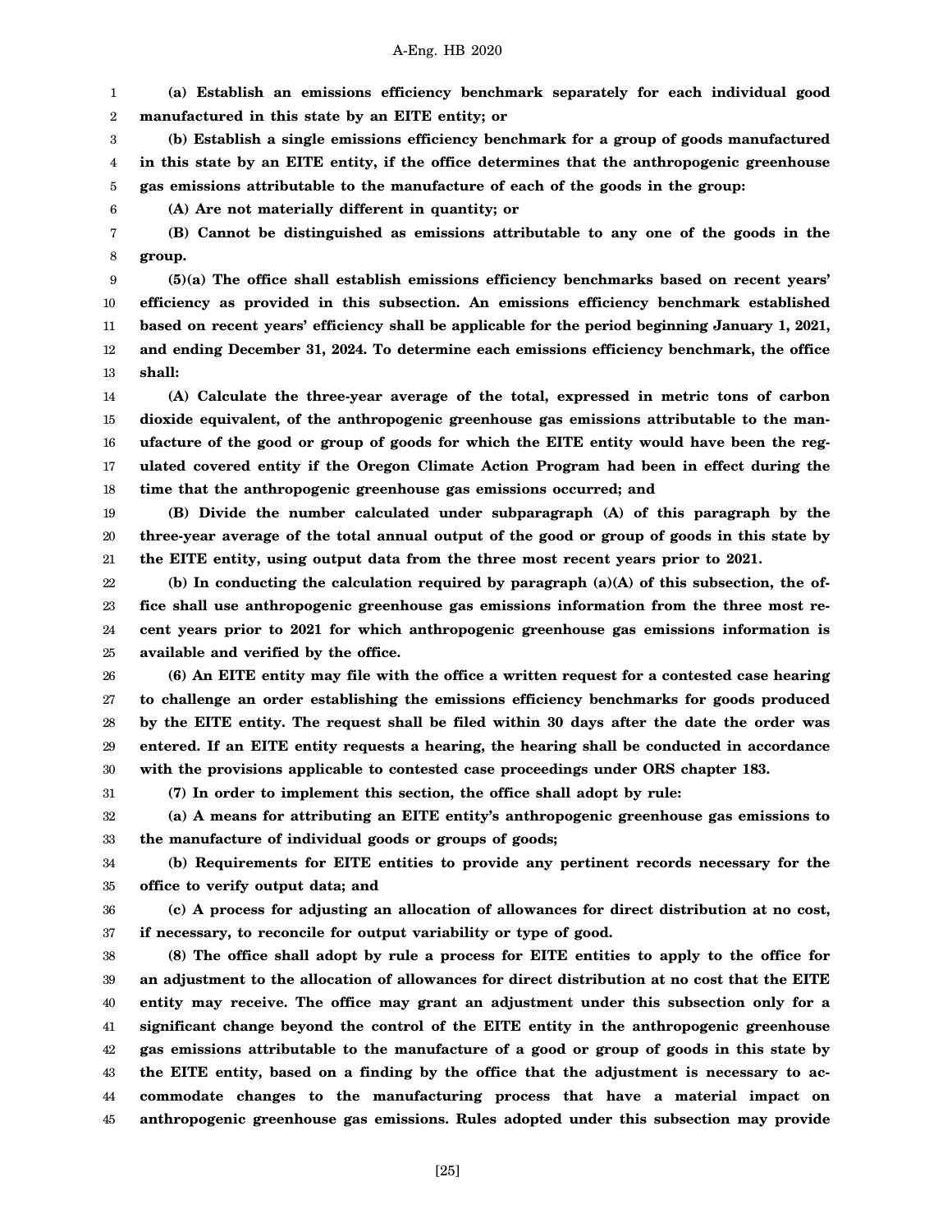**(a) Establish an emissions efficiency benchmark separately for each individual good manufactured in this state by an EITE entity; or**

**(b) Establish a single emissions efficiency benchmark for a group of goods manufactured in this state by an EITE entity, if the office determines that the anthropogenic greenhouse gas emissions attributable to the manufacture of each of the goods in the group:**

**(A) Are not materially different in quantity; or**

**(B) Cannot be distinguished as emissions attributable to any one of the goods in the group.**

**(5)(a) The office shall establish emissions efficiency benchmarks based on recent years' efficiency as provided in this subsection. An emissions efficiency benchmark established based on recent years' efficiency shall be applicable for the period beginning January 1, 2021, and ending December 31, 2024. To determine each emissions efficiency benchmark, the office shall:**

**(A) Calculate the three-year average of the total, expressed in metric tons of carbon dioxide equivalent, of the anthropogenic greenhouse gas emissions attributable to the manufacture of the good or group of goods for which the EITE entity would have been the regulated covered entity if the Oregon Climate Action Program had been in effect during the time that the anthropogenic greenhouse gas emissions occurred; and**

**(B) Divide the number calculated under subparagraph (A) of this paragraph by the three-year average of the total annual output of the good or group of goods in this state by the EITE entity, using output data from the three most recent years prior to 2021.**

**(b) In conducting the calculation required by paragraph (a)(A) of this subsection, the office shall use anthropogenic greenhouse gas emissions information from the three most recent years prior to 2021 for which anthropogenic greenhouse gas emissions information is available and verified by the office.**

**(6) An EITE entity may file with the office a written request for a contested case hearing to challenge an order establishing the emissions efficiency benchmarks for goods produced by the EITE entity. The request shall be filed within 30 days after the date the order was entered. If an EITE entity requests a hearing, the hearing shall be conducted in accordance with the provisions applicable to contested case proceedings under ORS chapter 183.**

**(7) In order to implement this section, the office shall adopt by rule:**

**(a) A means for attributing an EITE entity's anthropogenic greenhouse gas emissions to the manufacture of individual goods or groups of goods;**

**(b) Requirements for EITE entities to provide any pertinent records necessary for the office to verify output data; and**

**(c) A process for adjusting an allocation of allowances for direct distribution at no cost, if necessary, to reconcile for output variability or type of good.**

**(8) The office shall adopt by rule a process for EITE entities to apply to the office for an adjustment to the allocation of allowances for direct distribution at no cost that the EITE entity may receive. The office may grant an adjustment under this subsection only for a significant change beyond the control of the EITE entity in the anthropogenic greenhouse gas emissions attributable to the manufacture of a good or group of goods in this state by the EITE entity, based on a finding by the office that the adjustment is necessary to accommodate changes to the manufacturing process that have a material impact on anthropogenic greenhouse gas emissions. Rules adopted under this subsection may provide**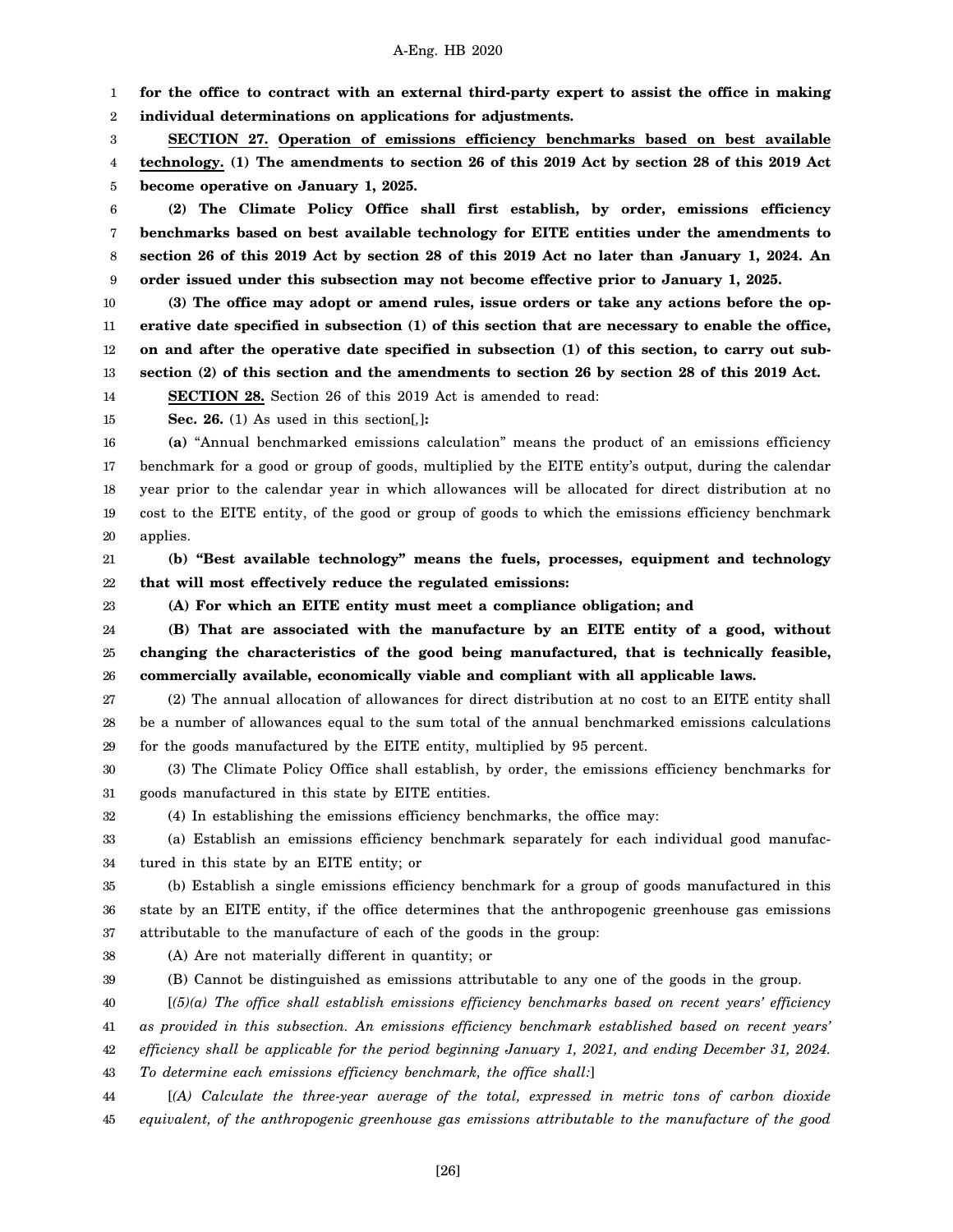**for the office to contract with an external third-party expert to assist the office in making individual determinations on applications for adjustments.**

**SECTION 27.** **Operation of emissions efficiency benchmarks based on best available technology.** **(1) The amendments to section 26 of this 2019 Act by section 28 of this 2019 Act become operative on January 1, 2025.**

**(2) The Climate Policy Office shall first establish, by order, emissions efficiency benchmarks based on best available technology for EITE entities under the amendments to section 26 of this 2019 Act by section 28 of this 2019 Act no later than January 1, 2024. An order issued under this subsection may not become effective prior to January 1, 2025.**

**(3) The office may adopt or amend rules, issue orders or take any actions before the operative date specified in subsection (1) of this section that are necessary to enable the office, on and after the operative date specified in subsection (1) of this section, to carry out subsection (2) of this section and the amendments to section 26 by section 28 of this 2019 Act.**

**SECTION 28.** Section 26 of this 2019 Act is amended to read:

**Sec. 26.** (1) As used in this section[,]**:**

**(a)** "Annual benchmarked emissions calculation" means the product of an emissions efficiency benchmark for a good or group of goods, multiplied by the EITE entity's output, during the calendar year prior to the calendar year in which allowances will be allocated for direct distribution at no cost to the EITE entity, of the good or group of goods to which the emissions efficiency benchmark applies.

**(b) "Best available technology" means the fuels, processes, equipment and technology that will most effectively reduce the regulated emissions:**

**(A) For which an EITE entity must meet a compliance obligation; and**

**(B) That are associated with the manufacture by an EITE entity of a good, without changing the characteristics of the good being manufactured, that is technically feasible, commercially available, economically viable and compliant with all applicable laws.**

(2) The annual allocation of allowances for direct distribution at no cost to an EITE entity shall be a number of allowances equal to the sum total of the annual benchmarked emissions calculations for the goods manufactured by the EITE entity, multiplied by 95 percent.

(3) The Climate Policy Office shall establish, by order, the emissions efficiency benchmarks for goods manufactured in this state by EITE entities.

(4) In establishing the emissions efficiency benchmarks, the office may:

(a) Establish an emissions efficiency benchmark separately for each individual good manufactured in this state by an EITE entity; or

(b) Establish a single emissions efficiency benchmark for a group of goods manufactured in this state by an EITE entity, if the office determines that the anthropogenic greenhouse gas emissions attributable to the manufacture of each of the goods in the group:

(A) Are not materially different in quantity; or

(B) Cannot be distinguished as emissions attributable to any one of the goods in the group.

[*(5)(a) The office shall establish emissions efficiency benchmarks based on recent years' efficiency as provided in this subsection. An emissions efficiency benchmark established based on recent years' efficiency shall be applicable for the period beginning January 1, 2021, and ending December 31, 2024. To determine each emissions efficiency benchmark, the office shall:*]

[*(A) Calculate the three-year average of the total, expressed in metric tons of carbon dioxide equivalent, of the anthropogenic greenhouse gas emissions attributable to the manufacture of the good*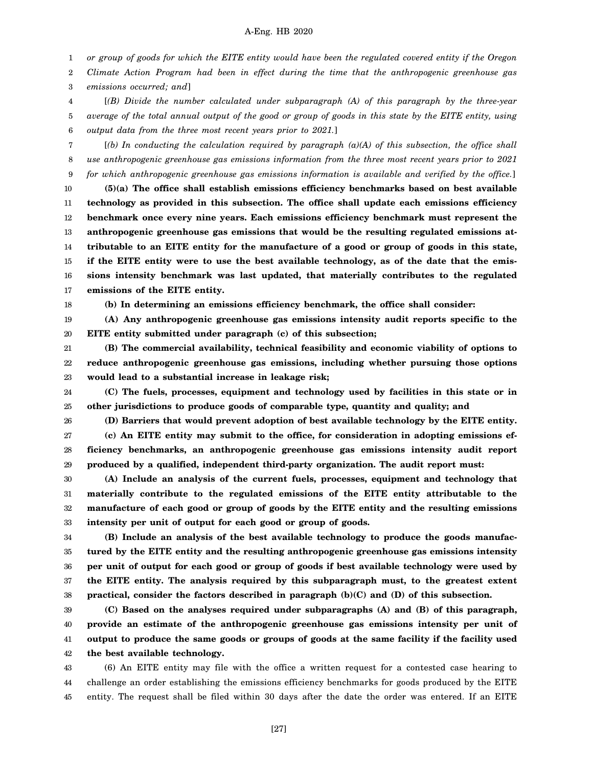*or group of goods for which the EITE entity would have been the regulated covered entity if the Oregon Climate Action Program had been in effect during the time that the anthropogenic greenhouse gas emissions occurred; and*]

[*(B) Divide the number calculated under subparagraph (A) of this paragraph by the three-year average of the total annual output of the good or group of goods in this state by the EITE entity, using output data from the three most recent years prior to 2021.*]

[*(b) In conducting the calculation required by paragraph (a)(A) of this subsection, the office shall use anthropogenic greenhouse gas emissions information from the three most recent years prior to 2021 for which anthropogenic greenhouse gas emissions information is available and verified by the office.*]

**(5)(a) The office shall establish emissions efficiency benchmarks based on best available technology as provided in this subsection. The office shall update each emissions efficiency benchmark once every nine years. Each emissions efficiency benchmark must represent the anthropogenic greenhouse gas emissions that would be the resulting regulated emissions attributable to an EITE entity for the manufacture of a good or group of goods in this state, if the EITE entity were to use the best available technology, as of the date that the emissions intensity benchmark was last updated, that materially contributes to the regulated emissions of the EITE entity.**

**(b) In determining an emissions efficiency benchmark, the office shall consider:**

**(A) Any anthropogenic greenhouse gas emissions intensity audit reports specific to the EITE entity submitted under paragraph (c) of this subsection;**

**(B) The commercial availability, technical feasibility and economic viability of options to reduce anthropogenic greenhouse gas emissions, including whether pursuing those options would lead to a substantial increase in leakage risk;**

**(C) The fuels, processes, equipment and technology used by facilities in this state or in other jurisdictions to produce goods of comparable type, quantity and quality; and**

**(D) Barriers that would prevent adoption of best available technology by the EITE entity.**

**(c) An EITE entity may submit to the office, for consideration in adopting emissions efficiency benchmarks, an anthropogenic greenhouse gas emissions intensity audit report produced by a qualified, independent third-party organization. The audit report must:**

**(A) Include an analysis of the current fuels, processes, equipment and technology that materially contribute to the regulated emissions of the EITE entity attributable to the manufacture of each good or group of goods by the EITE entity and the resulting emissions intensity per unit of output for each good or group of goods.**

**(B) Include an analysis of the best available technology to produce the goods manufactured by the EITE entity and the resulting anthropogenic greenhouse gas emissions intensity per unit of output for each good or group of goods if best available technology were used by the EITE entity. The analysis required by this subparagraph must, to the greatest extent practical, consider the factors described in paragraph (b)(C) and (D) of this subsection.**

**(C) Based on the analyses required under subparagraphs (A) and (B) of this paragraph, provide an estimate of the anthropogenic greenhouse gas emissions intensity per unit of output to produce the same goods or groups of goods at the same facility if the facility used the best available technology.**

(6) An EITE entity may file with the office a written request for a contested case hearing to challenge an order establishing the emissions efficiency benchmarks for goods produced by the EITE entity. The request shall be filed within 30 days after the date the order was entered. If an EITE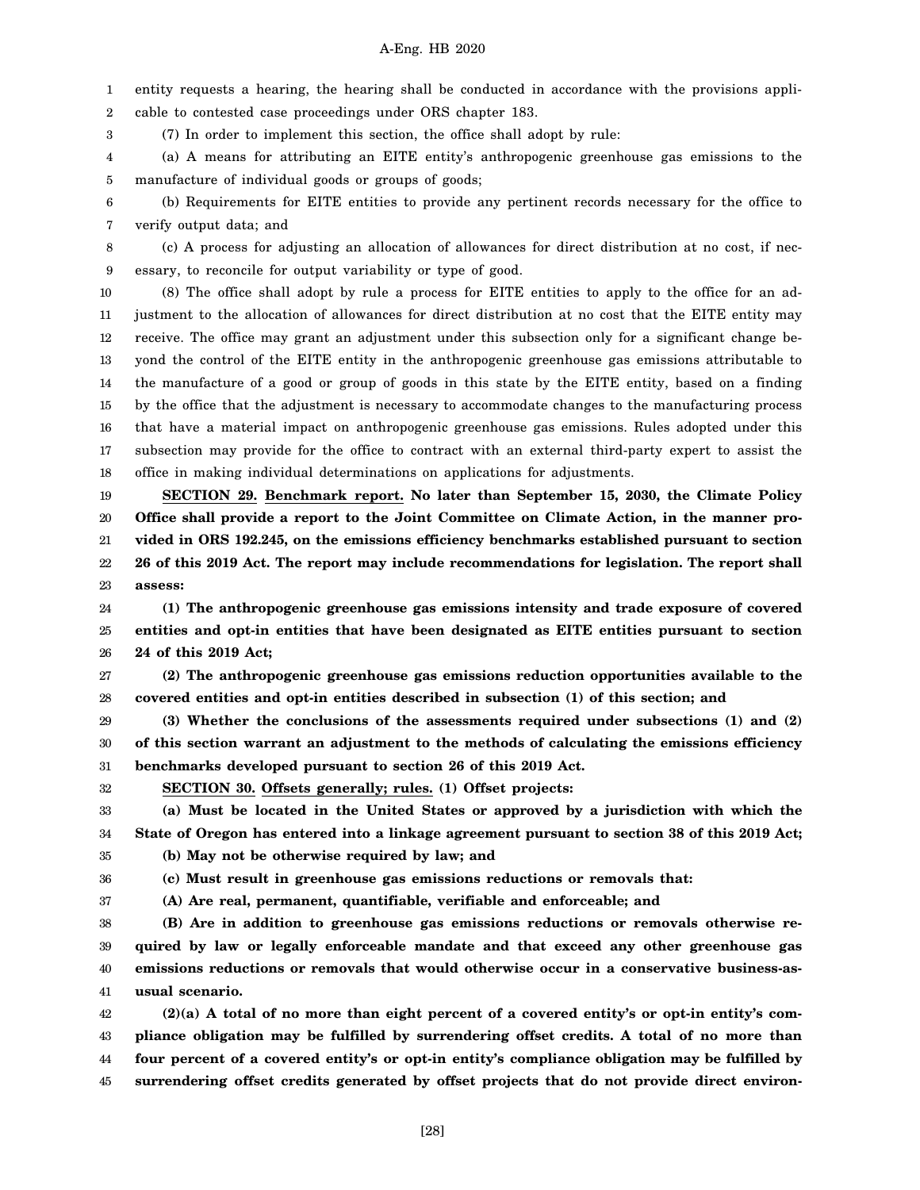entity requests a hearing, the hearing shall be conducted in accordance with the provisions applicable to contested case proceedings under ORS chapter 183.

(7) In order to implement this section, the office shall adopt by rule:

(a) A means for attributing an EITE entity's anthropogenic greenhouse gas emissions to the manufacture of individual goods or groups of goods;

(b) Requirements for EITE entities to provide any pertinent records necessary for the office to verify output data; and

(c) A process for adjusting an allocation of allowances for direct distribution at no cost, if necessary, to reconcile for output variability or type of good.

(8) The office shall adopt by rule a process for EITE entities to apply to the office for an adjustment to the allocation of allowances for direct distribution at no cost that the EITE entity may receive. The office may grant an adjustment under this subsection only for a significant change beyond the control of the EITE entity in the anthropogenic greenhouse gas emissions attributable to the manufacture of a good or group of goods in this state by the EITE entity, based on a finding by the office that the adjustment is necessary to accommodate changes to the manufacturing process that have a material impact on anthropogenic greenhouse gas emissions. Rules adopted under this subsection may provide for the office to contract with an external third-party expert to assist the office in making individual determinations on applications for adjustments.

**SECTION 29. Benchmark report. No later than September 15, 2030, the Climate Policy Office shall provide a report to the Joint Committee on Climate Action, in the manner provided in ORS 192.245, on the emissions efficiency benchmarks established pursuant to section 26 of this 2019 Act. The report may include recommendations for legislation. The report shall assess:**

**(1) The anthropogenic greenhouse gas emissions intensity and trade exposure of covered entities and opt-in entities that have been designated as EITE entities pursuant to section 24 of this 2019 Act;**

**(2) The anthropogenic greenhouse gas emissions reduction opportunities available to the covered entities and opt-in entities described in subsection (1) of this section; and**

**(3) Whether the conclusions of the assessments required under subsections (1) and (2) of this section warrant an adjustment to the methods of calculating the emissions efficiency benchmarks developed pursuant to section 26 of this 2019 Act.**

**SECTION 30. Offsets generally; rules. (1) Offset projects:**

**(a) Must be located in the United States or approved by a jurisdiction with which the State of Oregon has entered into a linkage agreement pursuant to section 38 of this 2019 Act;**

**(b) May not be otherwise required by law; and**

**(c) Must result in greenhouse gas emissions reductions or removals that:**

**(A) Are real, permanent, quantifiable, verifiable and enforceable; and**

**(B) Are in addition to greenhouse gas emissions reductions or removals otherwise required by law or legally enforceable mandate and that exceed any other greenhouse gas emissions reductions or removals that would otherwise occur in a conservative business-as-usual scenario.**

**(2)(a) A total of no more than eight percent of a covered entity's or opt-in entity's compliance obligation may be fulfilled by surrendering offset credits. A total of no more than four percent of a covered entity's or opt-in entity's compliance obligation may be fulfilled by surrendering offset credits generated by offset projects that do not provide direct environ-**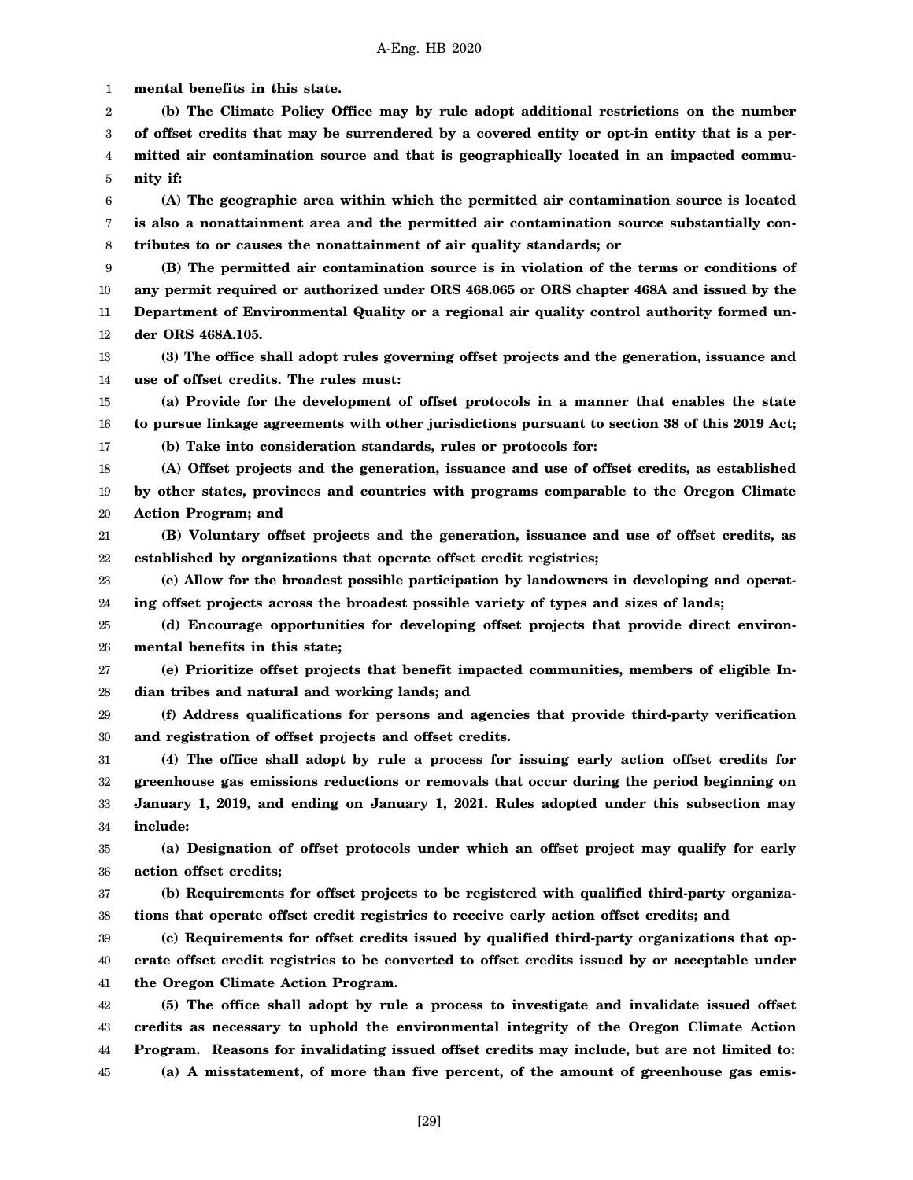**mental benefits in this state.**

**(b) The Climate Policy Office may by rule adopt additional restrictions on the number of offset credits that may be surrendered by a covered entity or opt-in entity that is a permitted air contamination source and that is geographically located in an impacted community if:**

**(A) The geographic area within which the permitted air contamination source is located is also a nonattainment area and the permitted air contamination source substantially contributes to or causes the nonattainment of air quality standards; or**

**(B) The permitted air contamination source is in violation of the terms or conditions of any permit required or authorized under ORS 468.065 or ORS chapter 468A and issued by the Department of Environmental Quality or a regional air quality control authority formed under ORS 468A.105.**

**(3) The office shall adopt rules governing offset projects and the generation, issuance and use of offset credits. The rules must:**

**(a) Provide for the development of offset protocols in a manner that enables the state to pursue linkage agreements with other jurisdictions pursuant to section 38 of this 2019 Act;**

**(b) Take into consideration standards, rules or protocols for:**

**(A) Offset projects and the generation, issuance and use of offset credits, as established by other states, provinces and countries with programs comparable to the Oregon Climate Action Program; and**

**(B) Voluntary offset projects and the generation, issuance and use of offset credits, as established by organizations that operate offset credit registries;**

**(c) Allow for the broadest possible participation by landowners in developing and operating offset projects across the broadest possible variety of types and sizes of lands;**

**(d) Encourage opportunities for developing offset projects that provide direct environmental benefits in this state;**

**(e) Prioritize offset projects that benefit impacted communities, members of eligible Indian tribes and natural and working lands; and**

**(f) Address qualifications for persons and agencies that provide third-party verification and registration of offset projects and offset credits.**

**(4) The office shall adopt by rule a process for issuing early action offset credits for greenhouse gas emissions reductions or removals that occur during the period beginning on January 1, 2019, and ending on January 1, 2021. Rules adopted under this subsection may include:**

**(a) Designation of offset protocols under which an offset project may qualify for early action offset credits;**

**(b) Requirements for offset projects to be registered with qualified third-party organizations that operate offset credit registries to receive early action offset credits; and**

**(c) Requirements for offset credits issued by qualified third-party organizations that operate offset credit registries to be converted to offset credits issued by or acceptable under the Oregon Climate Action Program.**

**(5) The office shall adopt by rule a process to investigate and invalidate issued offset credits as necessary to uphold the environmental integrity of the Oregon Climate Action Program. Reasons for invalidating issued offset credits may include, but are not limited to:**

**(a) A misstatement, of more than five percent, of the amount of greenhouse gas emis-**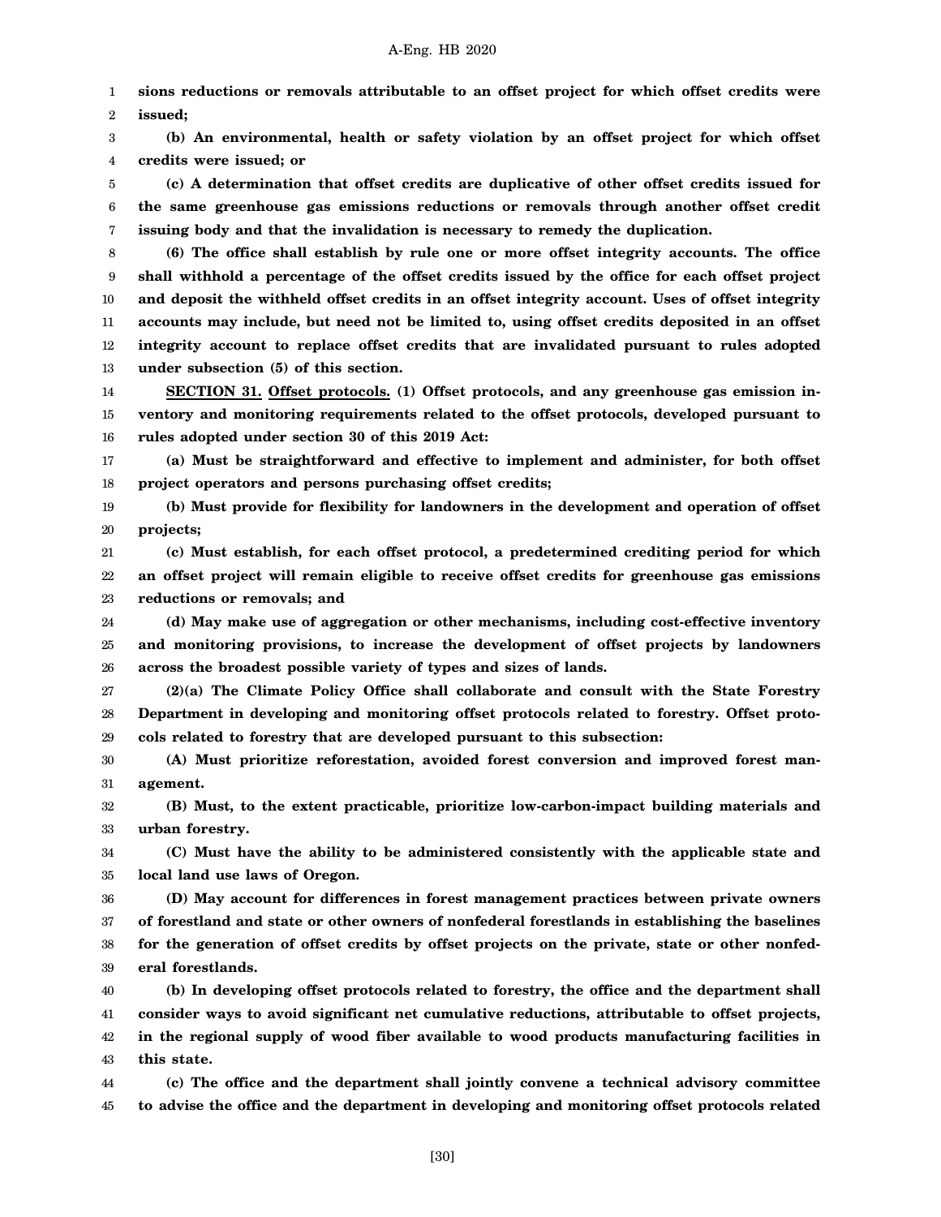**sions reductions or removals attributable to an offset project for which offset credits were issued;**

**(b) An environmental, health or safety violation by an offset project for which offset credits were issued; or**

**(c) A determination that offset credits are duplicative of other offset credits issued for the same greenhouse gas emissions reductions or removals through another offset credit issuing body and that the invalidation is necessary to remedy the duplication.**

**(6) The office shall establish by rule one or more offset integrity accounts. The office shall withhold a percentage of the offset credits issued by the office for each offset project and deposit the withheld offset credits in an offset integrity account. Uses of offset integrity accounts may include, but need not be limited to, using offset credits deposited in an offset integrity account to replace offset credits that are invalidated pursuant to rules adopted under subsection (5) of this section.**

**SECTION 31. Offset protocols. (1) Offset protocols, and any greenhouse gas emission inventory and monitoring requirements related to the offset protocols, developed pursuant to rules adopted under section 30 of this 2019 Act:**

**(a) Must be straightforward and effective to implement and administer, for both offset project operators and persons purchasing offset credits;**

**(b) Must provide for flexibility for landowners in the development and operation of offset projects;**

**(c) Must establish, for each offset protocol, a predetermined crediting period for which an offset project will remain eligible to receive offset credits for greenhouse gas emissions reductions or removals; and**

**(d) May make use of aggregation or other mechanisms, including cost-effective inventory and monitoring provisions, to increase the development of offset projects by landowners across the broadest possible variety of types and sizes of lands.**

**(2)(a) The Climate Policy Office shall collaborate and consult with the State Forestry Department in developing and monitoring offset protocols related to forestry. Offset protocols related to forestry that are developed pursuant to this subsection:**

**(A) Must prioritize reforestation, avoided forest conversion and improved forest management.**

**(B) Must, to the extent practicable, prioritize low-carbon-impact building materials and urban forestry.**

**(C) Must have the ability to be administered consistently with the applicable state and local land use laws of Oregon.**

**(D) May account for differences in forest management practices between private owners of forestland and state or other owners of nonfederal forestlands in establishing the baselines for the generation of offset credits by offset projects on the private, state or other nonfederal forestlands.**

**(b) In developing offset protocols related to forestry, the office and the department shall consider ways to avoid significant net cumulative reductions, attributable to offset projects, in the regional supply of wood fiber available to wood products manufacturing facilities in this state.**

**(c) The office and the department shall jointly convene a technical advisory committee to advise the office and the department in developing and monitoring offset protocols related**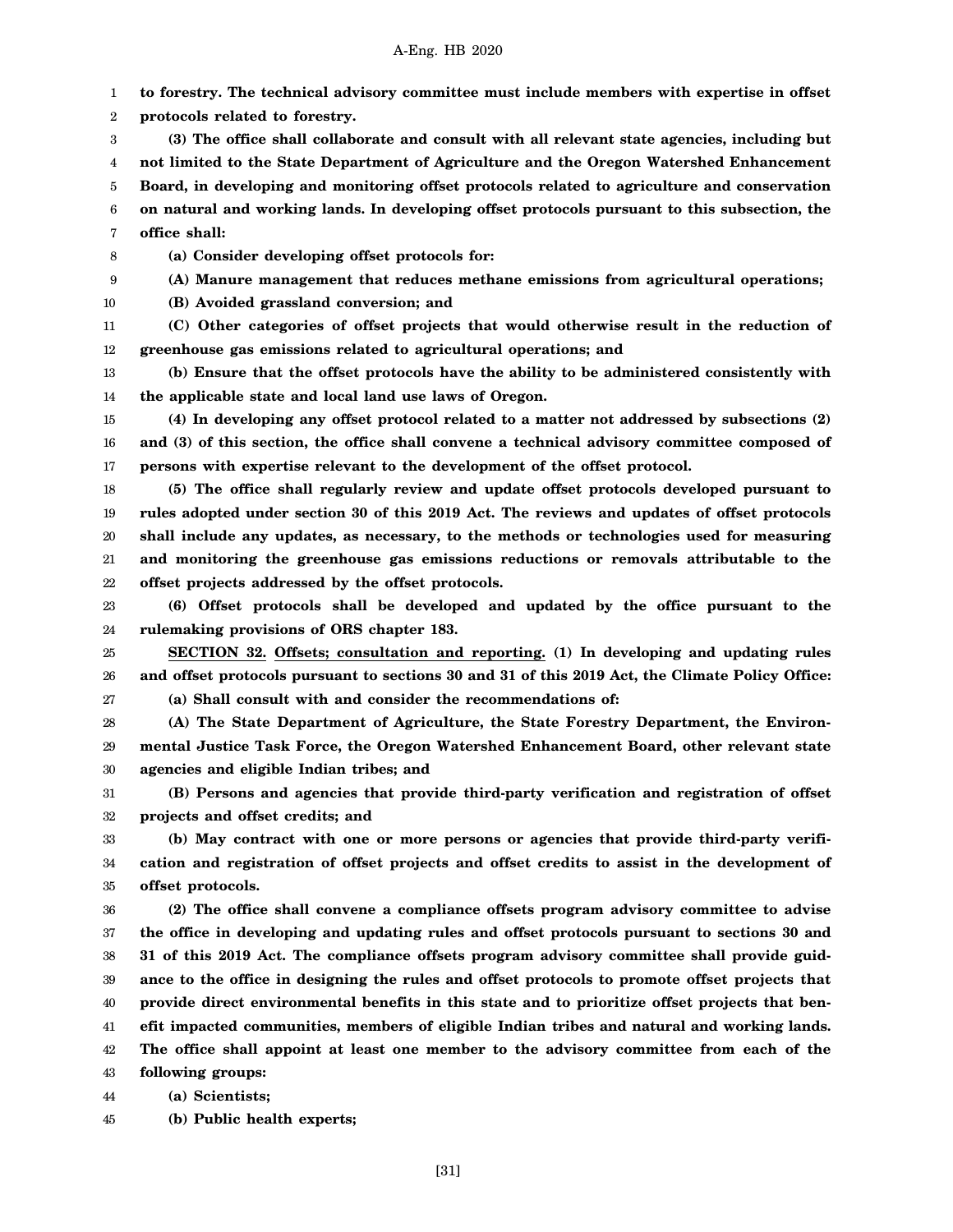**to forestry. The technical advisory committee must include members with expertise in offset protocols related to forestry.**

**(3) The office shall collaborate and consult with all relevant state agencies, including but not limited to the State Department of Agriculture and the Oregon Watershed Enhancement Board, in developing and monitoring offset protocols related to agriculture and conservation on natural and working lands. In developing offset protocols pursuant to this subsection, the office shall:**

**(a) Consider developing offset protocols for:**

**(A) Manure management that reduces methane emissions from agricultural operations;**

**(B) Avoided grassland conversion; and**

**(C) Other categories of offset projects that would otherwise result in the reduction of greenhouse gas emissions related to agricultural operations; and**

**(b) Ensure that the offset protocols have the ability to be administered consistently with the applicable state and local land use laws of Oregon.**

**(4) In developing any offset protocol related to a matter not addressed by subsections (2) and (3) of this section, the office shall convene a technical advisory committee composed of persons with expertise relevant to the development of the offset protocol.**

**(5) The office shall regularly review and update offset protocols developed pursuant to rules adopted under section 30 of this 2019 Act. The reviews and updates of offset protocols shall include any updates, as necessary, to the methods or technologies used for measuring and monitoring the greenhouse gas emissions reductions or removals attributable to the offset projects addressed by the offset protocols.**

**(6) Offset protocols shall be developed and updated by the office pursuant to the rulemaking provisions of ORS chapter 183.**

**SECTION 32. Offsets; consultation and reporting. (1) In developing and updating rules and offset protocols pursuant to sections 30 and 31 of this 2019 Act, the Climate Policy Office:**

**(a) Shall consult with and consider the recommendations of:**

**(A) The State Department of Agriculture, the State Forestry Department, the Environmental Justice Task Force, the Oregon Watershed Enhancement Board, other relevant state agencies and eligible Indian tribes; and**

**(B) Persons and agencies that provide third-party verification and registration of offset projects and offset credits; and**

**(b) May contract with one or more persons or agencies that provide third-party verification and registration of offset projects and offset credits to assist in the development of offset protocols.**

**(2) The office shall convene a compliance offsets program advisory committee to advise the office in developing and updating rules and offset protocols pursuant to sections 30 and 31 of this 2019 Act. The compliance offsets program advisory committee shall provide guidance to the office in designing the rules and offset protocols to promote offset projects that provide direct environmental benefits in this state and to prioritize offset projects that benefit impacted communities, members of eligible Indian tribes and natural and working lands. The office shall appoint at least one member to the advisory committee from each of the following groups:**

**(a) Scientists;**

**(b) Public health experts;**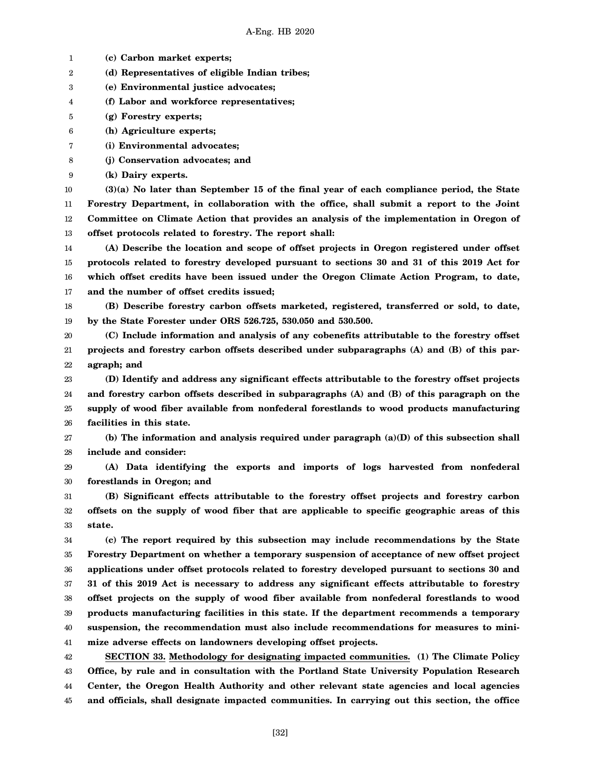**(c) Carbon market experts;**

**(d) Representatives of eligible Indian tribes;**

**(e) Environmental justice advocates;**

**(f) Labor and workforce representatives;**

**(g) Forestry experts;**

**(h) Agriculture experts;**

**(i) Environmental advocates;**

**(j) Conservation advocates; and**

**(k) Dairy experts.**

**(3)(a) No later than September 15 of the final year of each compliance period, the State Forestry Department, in collaboration with the office, shall submit a report to the Joint Committee on Climate Action that provides an analysis of the implementation in Oregon of offset protocols related to forestry. The report shall:**

**(A) Describe the location and scope of offset projects in Oregon registered under offset protocols related to forestry developed pursuant to sections 30 and 31 of this 2019 Act for which offset credits have been issued under the Oregon Climate Action Program, to date, and the number of offset credits issued;**

**(B) Describe forestry carbon offsets marketed, registered, transferred or sold, to date, by the State Forester under ORS 526.725, 530.050 and 530.500.**

**(C) Include information and analysis of any cobenefits attributable to the forestry offset projects and forestry carbon offsets described under subparagraphs (A) and (B) of this paragraph; and**

**(D) Identify and address any significant effects attributable to the forestry offset projects and forestry carbon offsets described in subparagraphs (A) and (B) of this paragraph on the supply of wood fiber available from nonfederal forestlands to wood products manufacturing facilities in this state.**

**(b) The information and analysis required under paragraph (a)(D) of this subsection shall include and consider:**

**(A) Data identifying the exports and imports of logs harvested from nonfederal forestlands in Oregon; and**

**(B) Significant effects attributable to the forestry offset projects and forestry carbon offsets on the supply of wood fiber that are applicable to specific geographic areas of this state.**

**(c) The report required by this subsection may include recommendations by the State Forestry Department on whether a temporary suspension of acceptance of new offset project applications under offset protocols related to forestry developed pursuant to sections 30 and 31 of this 2019 Act is necessary to address any significant effects attributable to forestry offset projects on the supply of wood fiber available from nonfederal forestlands to wood products manufacturing facilities in this state. If the department recommends a temporary suspension, the recommendation must also include recommendations for measures to minimize adverse effects on landowners developing offset projects.**

**SECTION 33. Methodology for designating impacted communities. (1) The Climate Policy Office, by rule and in consultation with the Portland State University Population Research Center, the Oregon Health Authority and other relevant state agencies and local agencies and officials, shall designate impacted communities. In carrying out this section, the office**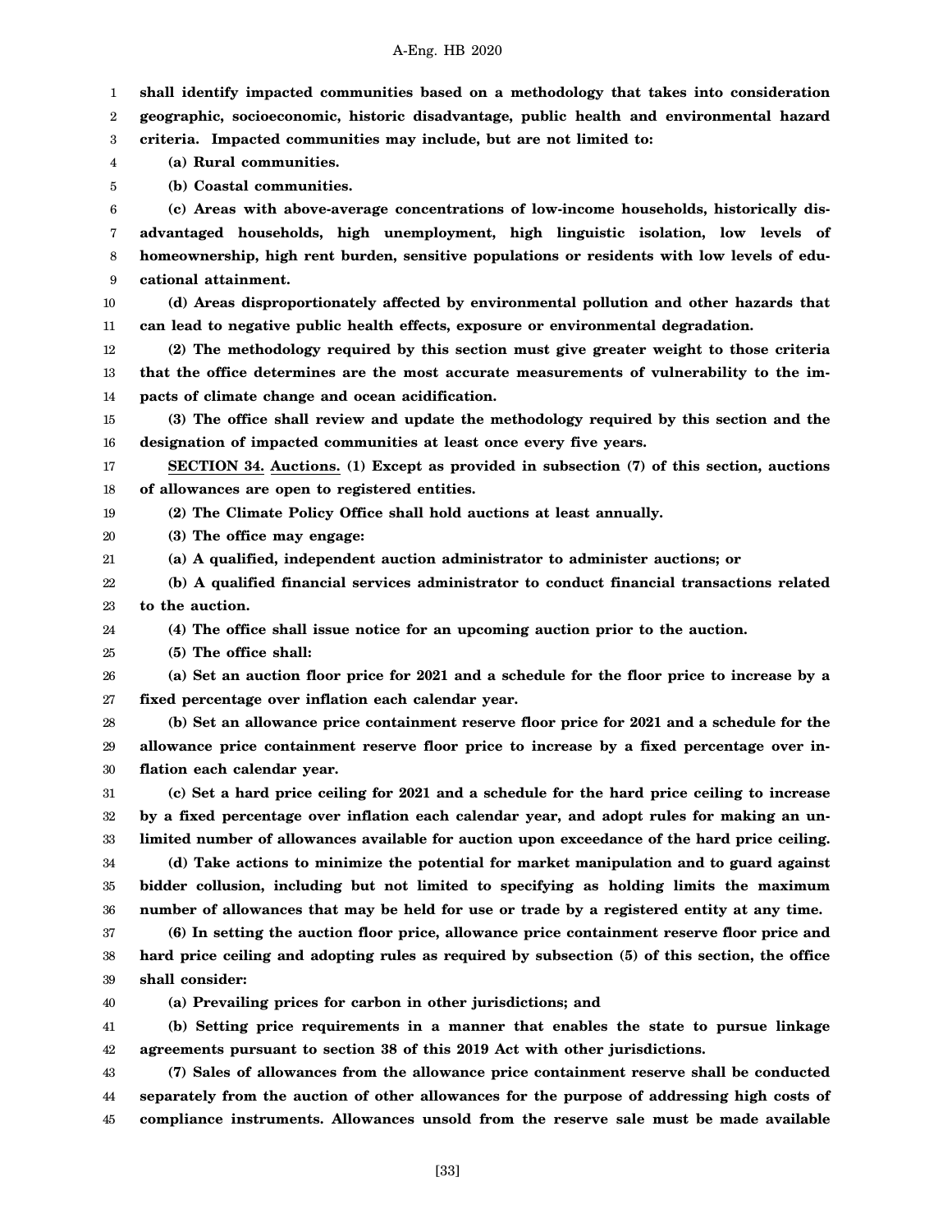**shall identify impacted communities based on a methodology that takes into consideration geographic, socioeconomic, historic disadvantage, public health and environmental hazard criteria. Impacted communities may include, but are not limited to:**

**(a) Rural communities.**

**(b) Coastal communities.**

**(c) Areas with above-average concentrations of low-income households, historically disadvantaged households, high unemployment, high linguistic isolation, low levels of homeownership, high rent burden, sensitive populations or residents with low levels of educational attainment.**

**(d) Areas disproportionately affected by environmental pollution and other hazards that can lead to negative public health effects, exposure or environmental degradation.**

**(2) The methodology required by this section must give greater weight to those criteria that the office determines are the most accurate measurements of vulnerability to the impacts of climate change and ocean acidification.**

**(3) The office shall review and update the methodology required by this section and the designation of impacted communities at least once every five years.**

**SECTION 34. Auctions. (1) Except as provided in subsection (7) of this section, auctions of allowances are open to registered entities.**

**(2) The Climate Policy Office shall hold auctions at least annually.**

**(3) The office may engage:**

**(a) A qualified, independent auction administrator to administer auctions; or**

**(b) A qualified financial services administrator to conduct financial transactions related to the auction.**

**(4) The office shall issue notice for an upcoming auction prior to the auction.**

**(5) The office shall:**

**(a) Set an auction floor price for 2021 and a schedule for the floor price to increase by a fixed percentage over inflation each calendar year.**

**(b) Set an allowance price containment reserve floor price for 2021 and a schedule for the allowance price containment reserve floor price to increase by a fixed percentage over inflation each calendar year.**

**(c) Set a hard price ceiling for 2021 and a schedule for the hard price ceiling to increase by a fixed percentage over inflation each calendar year, and adopt rules for making an unlimited number of allowances available for auction upon exceedance of the hard price ceiling.**

**(d) Take actions to minimize the potential for market manipulation and to guard against bidder collusion, including but not limited to specifying as holding limits the maximum number of allowances that may be held for use or trade by a registered entity at any time.**

**(6) In setting the auction floor price, allowance price containment reserve floor price and hard price ceiling and adopting rules as required by subsection (5) of this section, the office shall consider:**

**(a) Prevailing prices for carbon in other jurisdictions; and**

**(b) Setting price requirements in a manner that enables the state to pursue linkage agreements pursuant to section 38 of this 2019 Act with other jurisdictions.**

**(7) Sales of allowances from the allowance price containment reserve shall be conducted separately from the auction of other allowances for the purpose of addressing high costs of compliance instruments. Allowances unsold from the reserve sale must be made available**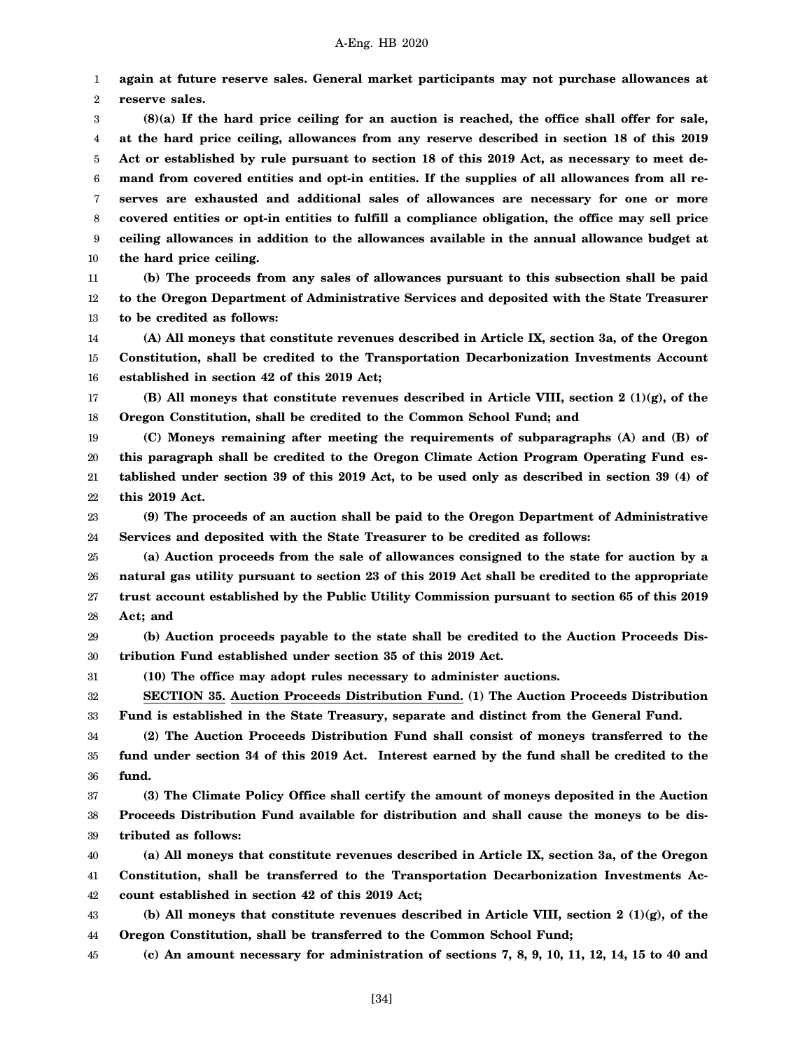**again at future reserve sales. General market participants may not purchase allowances at reserve sales.**

**(8)(a) If the hard price ceiling for an auction is reached, the office shall offer for sale, at the hard price ceiling, allowances from any reserve described in section 18 of this 2019 Act or established by rule pursuant to section 18 of this 2019 Act, as necessary to meet demand from covered entities and opt-in entities. If the supplies of all allowances from all reserves are exhausted and additional sales of allowances are necessary for one or more covered entities or opt-in entities to fulfill a compliance obligation, the office may sell price ceiling allowances in addition to the allowances available in the annual allowance budget at the hard price ceiling.**

**(b) The proceeds from any sales of allowances pursuant to this subsection shall be paid to the Oregon Department of Administrative Services and deposited with the State Treasurer to be credited as follows:**

**(A) All moneys that constitute revenues described in Article IX, section 3a, of the Oregon Constitution, shall be credited to the Transportation Decarbonization Investments Account established in section 42 of this 2019 Act;**

**(B) All moneys that constitute revenues described in Article VIII, section 2 (1)(g), of the Oregon Constitution, shall be credited to the Common School Fund; and**

**(C) Moneys remaining after meeting the requirements of subparagraphs (A) and (B) of this paragraph shall be credited to the Oregon Climate Action Program Operating Fund established under section 39 of this 2019 Act, to be used only as described in section 39 (4) of this 2019 Act.**

**(9) The proceeds of an auction shall be paid to the Oregon Department of Administrative Services and deposited with the State Treasurer to be credited as follows:**

**(a) Auction proceeds from the sale of allowances consigned to the state for auction by a natural gas utility pursuant to section 23 of this 2019 Act shall be credited to the appropriate trust account established by the Public Utility Commission pursuant to section 65 of this 2019 Act; and**

**(b) Auction proceeds payable to the state shall be credited to the Auction Proceeds Distribution Fund established under section 35 of this 2019 Act.**

**(10) The office may adopt rules necessary to administer auctions.**

**SECTION 35. Auction Proceeds Distribution Fund. (1) The Auction Proceeds Distribution Fund is established in the State Treasury, separate and distinct from the General Fund.**

**(2) The Auction Proceeds Distribution Fund shall consist of moneys transferred to the fund under section 34 of this 2019 Act. Interest earned by the fund shall be credited to the fund.**

**(3) The Climate Policy Office shall certify the amount of moneys deposited in the Auction Proceeds Distribution Fund available for distribution and shall cause the moneys to be distributed as follows:**

**(a) All moneys that constitute revenues described in Article IX, section 3a, of the Oregon Constitution, shall be transferred to the Transportation Decarbonization Investments Account established in section 42 of this 2019 Act;**

**(b) All moneys that constitute revenues described in Article VIII, section 2 (1)(g), of the Oregon Constitution, shall be transferred to the Common School Fund;**

**(c) An amount necessary for administration of sections 7, 8, 9, 10, 11, 12, 14, 15 to 40 and**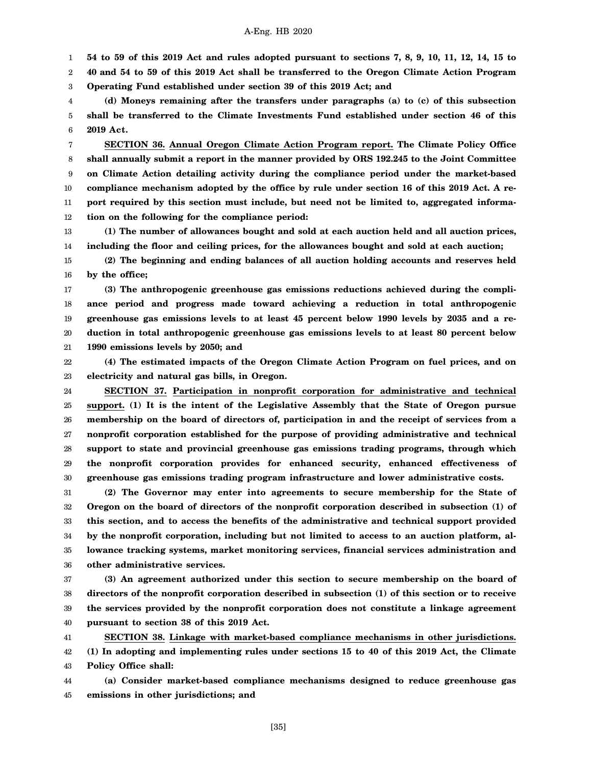**54 to 59 of this 2019 Act and rules adopted pursuant to sections 7, 8, 9, 10, 11, 12, 14, 15 to 40 and 54 to 59 of this 2019 Act shall be transferred to the Oregon Climate Action Program Operating Fund established under section 39 of this 2019 Act; and**

**(d) Moneys remaining after the transfers under paragraphs (a) to (c) of this subsection shall be transferred to the Climate Investments Fund established under section 46 of this 2019 Act.**

**SECTION 36. Annual Oregon Climate Action Program report. The Climate Policy Office shall annually submit a report in the manner provided by ORS 192.245 to the Joint Committee on Climate Action detailing activity during the compliance period under the market-based compliance mechanism adopted by the office by rule under section 16 of this 2019 Act. A report required by this section must include, but need not be limited to, aggregated information on the following for the compliance period:**

**(1) The number of allowances bought and sold at each auction held and all auction prices, including the floor and ceiling prices, for the allowances bought and sold at each auction;**

**(2) The beginning and ending balances of all auction holding accounts and reserves held by the office;**

**(3) The anthropogenic greenhouse gas emissions reductions achieved during the compliance period and progress made toward achieving a reduction in total anthropogenic greenhouse gas emissions levels to at least 45 percent below 1990 levels by 2035 and a reduction in total anthropogenic greenhouse gas emissions levels to at least 80 percent below 1990 emissions levels by 2050; and**

**(4) The estimated impacts of the Oregon Climate Action Program on fuel prices, and on electricity and natural gas bills, in Oregon.**

**SECTION 37. Participation in nonprofit corporation for administrative and technical support. (1) It is the intent of the Legislative Assembly that the State of Oregon pursue membership on the board of directors of, participation in and the receipt of services from a nonprofit corporation established for the purpose of providing administrative and technical support to state and provincial greenhouse gas emissions trading programs, through which the nonprofit corporation provides for enhanced security, enhanced effectiveness of greenhouse gas emissions trading program infrastructure and lower administrative costs.**

**(2) The Governor may enter into agreements to secure membership for the State of Oregon on the board of directors of the nonprofit corporation described in subsection (1) of this section, and to access the benefits of the administrative and technical support provided by the nonprofit corporation, including but not limited to access to an auction platform, allowance tracking systems, market monitoring services, financial services administration and other administrative services.**

**(3) An agreement authorized under this section to secure membership on the board of directors of the nonprofit corporation described in subsection (1) of this section or to receive the services provided by the nonprofit corporation does not constitute a linkage agreement pursuant to section 38 of this 2019 Act.**

**SECTION 38. Linkage with market-based compliance mechanisms in other jurisdictions. (1) In adopting and implementing rules under sections 15 to 40 of this 2019 Act, the Climate Policy Office shall:**

**(a) Consider market-based compliance mechanisms designed to reduce greenhouse gas emissions in other jurisdictions; and**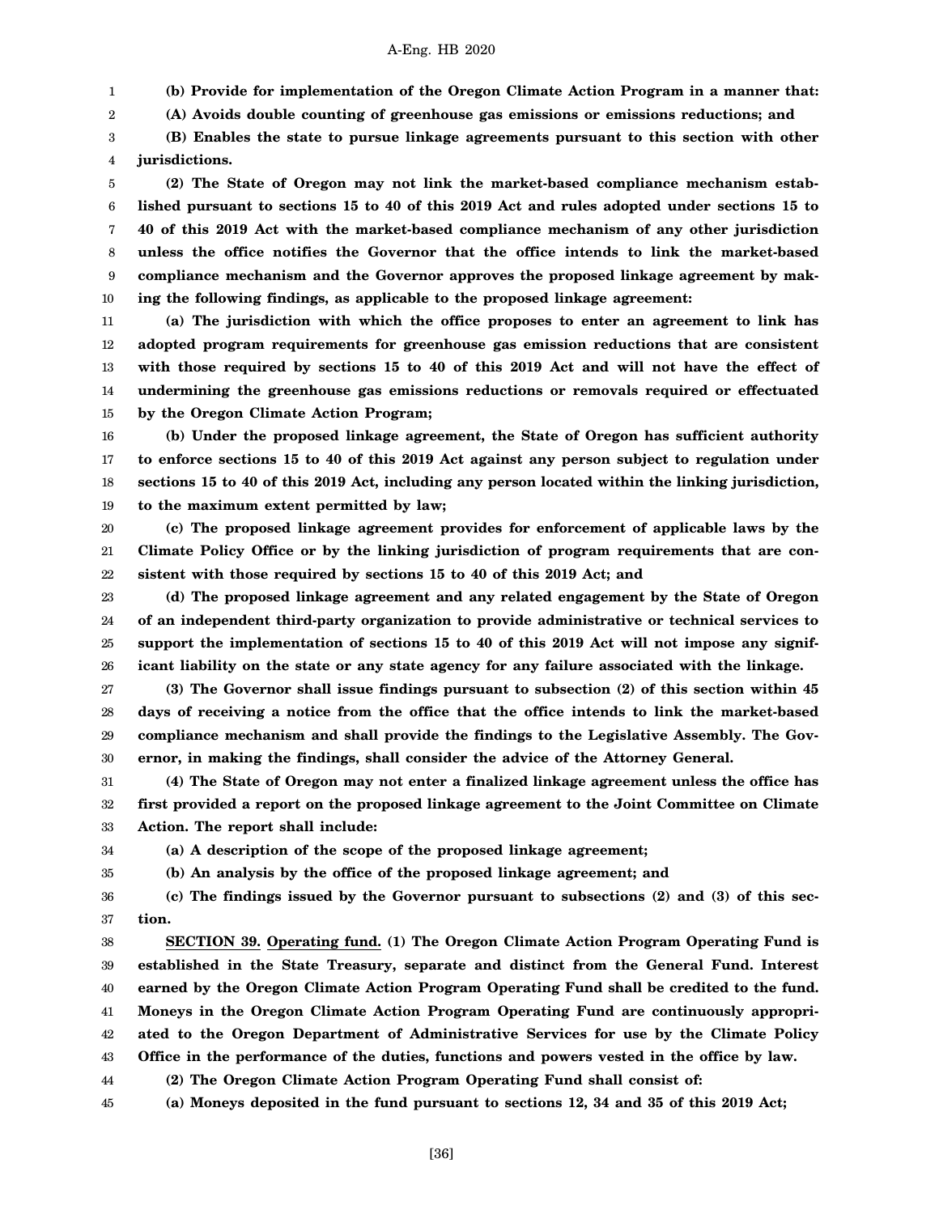**(b) Provide for implementation of the Oregon Climate Action Program in a manner that:**

**(A) Avoids double counting of greenhouse gas emissions or emissions reductions; and**

**(B) Enables the state to pursue linkage agreements pursuant to this section with other jurisdictions.**

**(2) The State of Oregon may not link the market-based compliance mechanism established pursuant to sections 15 to 40 of this 2019 Act and rules adopted under sections 15 to 40 of this 2019 Act with the market-based compliance mechanism of any other jurisdiction unless the office notifies the Governor that the office intends to link the market-based compliance mechanism and the Governor approves the proposed linkage agreement by making the following findings, as applicable to the proposed linkage agreement:**

**(a) The jurisdiction with which the office proposes to enter an agreement to link has adopted program requirements for greenhouse gas emission reductions that are consistent with those required by sections 15 to 40 of this 2019 Act and will not have the effect of undermining the greenhouse gas emissions reductions or removals required or effectuated by the Oregon Climate Action Program;**

**(b) Under the proposed linkage agreement, the State of Oregon has sufficient authority to enforce sections 15 to 40 of this 2019 Act against any person subject to regulation under sections 15 to 40 of this 2019 Act, including any person located within the linking jurisdiction, to the maximum extent permitted by law;**

**(c) The proposed linkage agreement provides for enforcement of applicable laws by the Climate Policy Office or by the linking jurisdiction of program requirements that are consistent with those required by sections 15 to 40 of this 2019 Act; and**

**(d) The proposed linkage agreement and any related engagement by the State of Oregon of an independent third-party organization to provide administrative or technical services to support the implementation of sections 15 to 40 of this 2019 Act will not impose any significant liability on the state or any state agency for any failure associated with the linkage.**

**(3) The Governor shall issue findings pursuant to subsection (2) of this section within 45 days of receiving a notice from the office that the office intends to link the market-based compliance mechanism and shall provide the findings to the Legislative Assembly. The Governor, in making the findings, shall consider the advice of the Attorney General.**

**(4) The State of Oregon may not enter a finalized linkage agreement unless the office has first provided a report on the proposed linkage agreement to the Joint Committee on Climate Action. The report shall include:**

**(a) A description of the scope of the proposed linkage agreement;**

**(b) An analysis by the office of the proposed linkage agreement; and**

**(c) The findings issued by the Governor pursuant to subsections (2) and (3) of this section.**

**SECTION 39. Operating fund. (1) The Oregon Climate Action Program Operating Fund is established in the State Treasury, separate and distinct from the General Fund. Interest earned by the Oregon Climate Action Program Operating Fund shall be credited to the fund. Moneys in the Oregon Climate Action Program Operating Fund are continuously appropriated to the Oregon Department of Administrative Services for use by the Climate Policy Office in the performance of the duties, functions and powers vested in the office by law.**

**(2) The Oregon Climate Action Program Operating Fund shall consist of:**

**(a) Moneys deposited in the fund pursuant to sections 12, 34 and 35 of this 2019 Act;**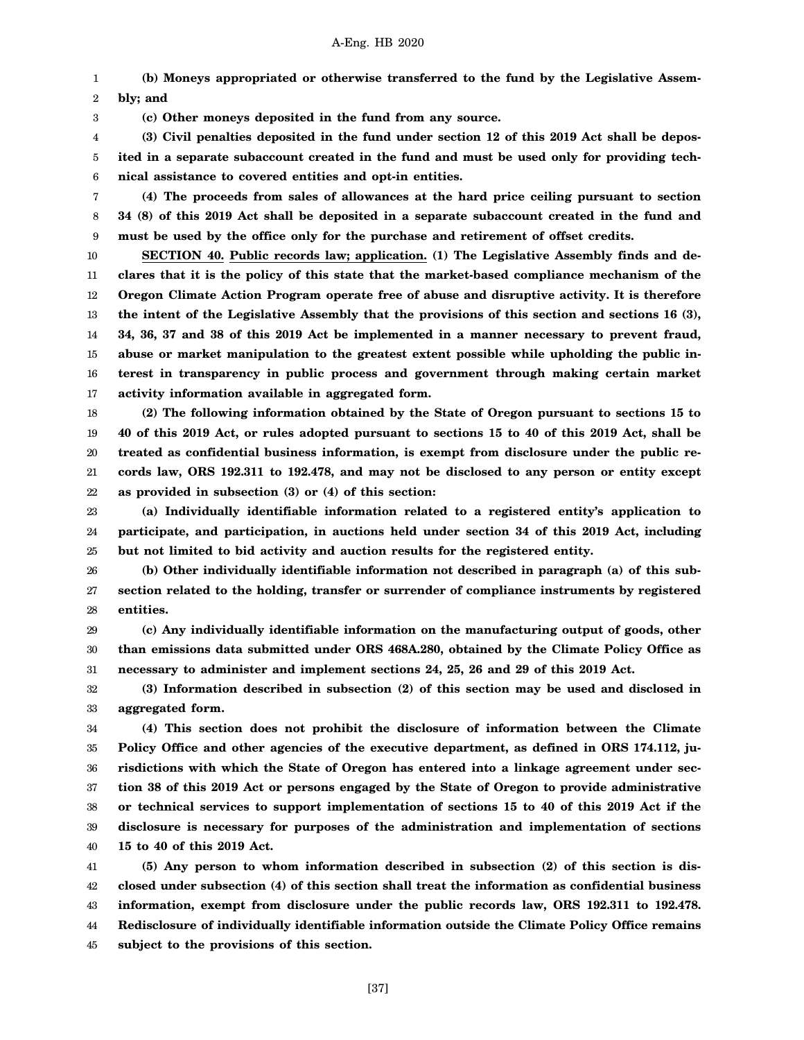**(b) Moneys appropriated or otherwise transferred to the fund by the Legislative Assembly; and**

**(c) Other moneys deposited in the fund from any source.**

**(3) Civil penalties deposited in the fund under section 12 of this 2019 Act shall be deposited in a separate subaccount created in the fund and must be used only for providing technical assistance to covered entities and opt-in entities.**

**(4) The proceeds from sales of allowances at the hard price ceiling pursuant to section 34 (8) of this 2019 Act shall be deposited in a separate subaccount created in the fund and must be used by the office only for the purchase and retirement of offset credits.**

**SECTION 40. Public records law; application. (1) The Legislative Assembly finds and declares that it is the policy of this state that the market-based compliance mechanism of the Oregon Climate Action Program operate free of abuse and disruptive activity. It is therefore the intent of the Legislative Assembly that the provisions of this section and sections 16 (3), 34, 36, 37 and 38 of this 2019 Act be implemented in a manner necessary to prevent fraud, abuse or market manipulation to the greatest extent possible while upholding the public interest in transparency in public process and government through making certain market activity information available in aggregated form.**

**(2) The following information obtained by the State of Oregon pursuant to sections 15 to 40 of this 2019 Act, or rules adopted pursuant to sections 15 to 40 of this 2019 Act, shall be treated as confidential business information, is exempt from disclosure under the public records law, ORS 192.311 to 192.478, and may not be disclosed to any person or entity except as provided in subsection (3) or (4) of this section:**

**(a) Individually identifiable information related to a registered entity's application to participate, and participation, in auctions held under section 34 of this 2019 Act, including but not limited to bid activity and auction results for the registered entity.**

**(b) Other individually identifiable information not described in paragraph (a) of this subsection related to the holding, transfer or surrender of compliance instruments by registered entities.**

**(c) Any individually identifiable information on the manufacturing output of goods, other than emissions data submitted under ORS 468A.280, obtained by the Climate Policy Office as necessary to administer and implement sections 24, 25, 26 and 29 of this 2019 Act.**

**(3) Information described in subsection (2) of this section may be used and disclosed in aggregated form.**

**(4) This section does not prohibit the disclosure of information between the Climate Policy Office and other agencies of the executive department, as defined in ORS 174.112, jurisdictions with which the State of Oregon has entered into a linkage agreement under section 38 of this 2019 Act or persons engaged by the State of Oregon to provide administrative or technical services to support implementation of sections 15 to 40 of this 2019 Act if the disclosure is necessary for purposes of the administration and implementation of sections 15 to 40 of this 2019 Act.**

**(5) Any person to whom information described in subsection (2) of this section is disclosed under subsection (4) of this section shall treat the information as confidential business information, exempt from disclosure under the public records law, ORS 192.311 to 192.478. Redisclosure of individually identifiable information outside the Climate Policy Office remains subject to the provisions of this section.**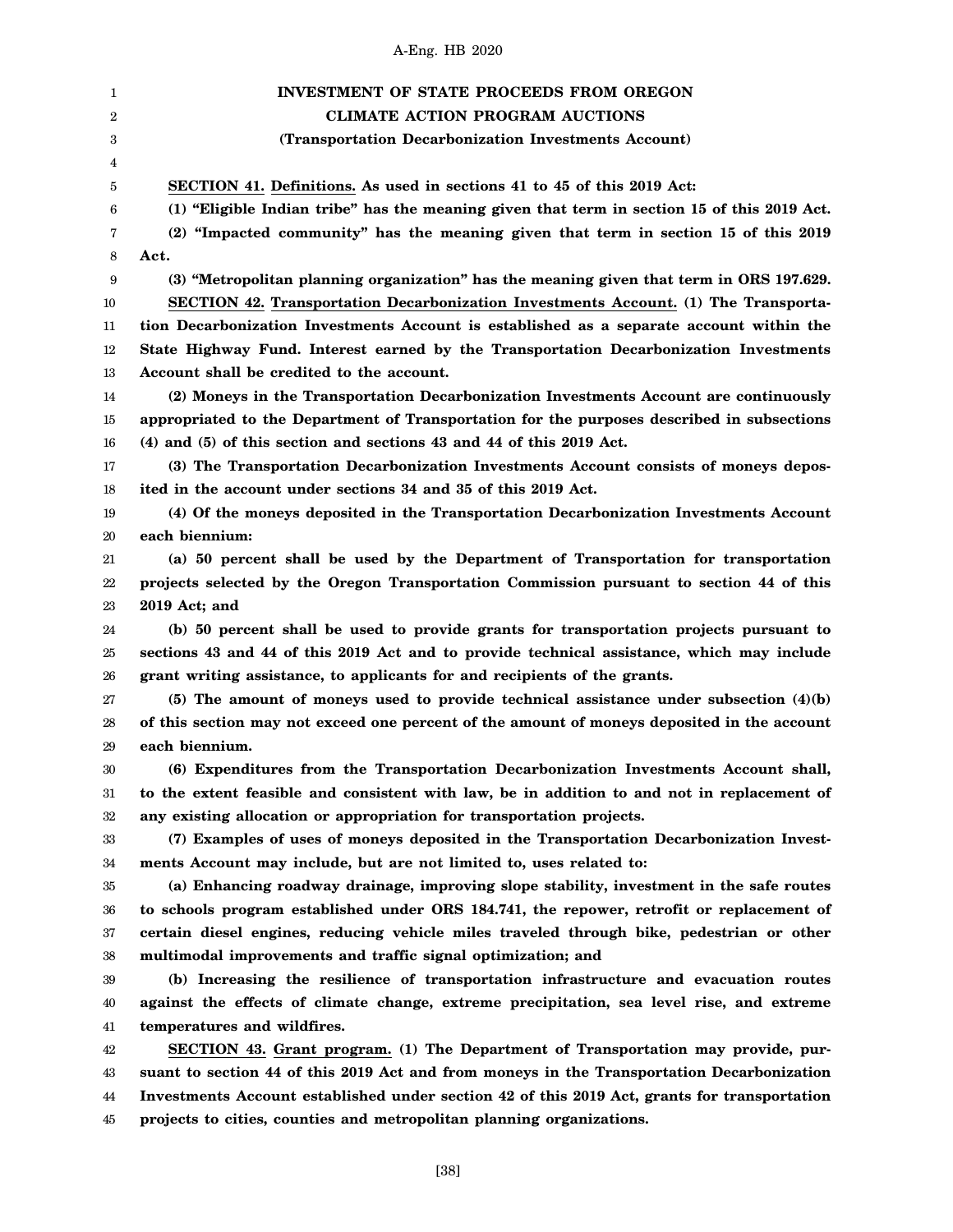## INVESTMENT OF STATE PROCEEDS FROM OREGON CLIMATE ACTION PROGRAM AUCTIONS

### (Transportation Decarbonization Investments Account)

**SECTION 41. Definitions. As used in sections 41 to 45 of this 2019 Act:**

**(1) "Eligible Indian tribe" has the meaning given that term in section 15 of this 2019 Act.**

**(2) "Impacted community" has the meaning given that term in section 15 of this 2019 Act.**

**(3) "Metropolitan planning organization" has the meaning given that term in ORS 197.629.**

**SECTION 42. Transportation Decarbonization Investments Account. (1) The Transportation Decarbonization Investments Account is established as a separate account within the State Highway Fund. Interest earned by the Transportation Decarbonization Investments Account shall be credited to the account.**

**(2) Moneys in the Transportation Decarbonization Investments Account are continuously appropriated to the Department of Transportation for the purposes described in subsections (4) and (5) of this section and sections 43 and 44 of this 2019 Act.**

**(3) The Transportation Decarbonization Investments Account consists of moneys deposited in the account under sections 34 and 35 of this 2019 Act.**

**(4) Of the moneys deposited in the Transportation Decarbonization Investments Account each biennium:**

**(a) 50 percent shall be used by the Department of Transportation for transportation projects selected by the Oregon Transportation Commission pursuant to section 44 of this 2019 Act; and**

**(b) 50 percent shall be used to provide grants for transportation projects pursuant to sections 43 and 44 of this 2019 Act and to provide technical assistance, which may include grant writing assistance, to applicants for and recipients of the grants.**

**(5) The amount of moneys used to provide technical assistance under subsection (4)(b) of this section may not exceed one percent of the amount of moneys deposited in the account each biennium.**

**(6) Expenditures from the Transportation Decarbonization Investments Account shall, to the extent feasible and consistent with law, be in addition to and not in replacement of any existing allocation or appropriation for transportation projects.**

**(7) Examples of uses of moneys deposited in the Transportation Decarbonization Investments Account may include, but are not limited to, uses related to:**

**(a) Enhancing roadway drainage, improving slope stability, investment in the safe routes to schools program established under ORS 184.741, the repower, retrofit or replacement of certain diesel engines, reducing vehicle miles traveled through bike, pedestrian or other multimodal improvements and traffic signal optimization; and**

**(b) Increasing the resilience of transportation infrastructure and evacuation routes against the effects of climate change, extreme precipitation, sea level rise, and extreme temperatures and wildfires.**

**SECTION 43. Grant program. (1) The Department of Transportation may provide, pursuant to section 44 of this 2019 Act and from moneys in the Transportation Decarbonization Investments Account established under section 42 of this 2019 Act, grants for transportation projects to cities, counties and metropolitan planning organizations.**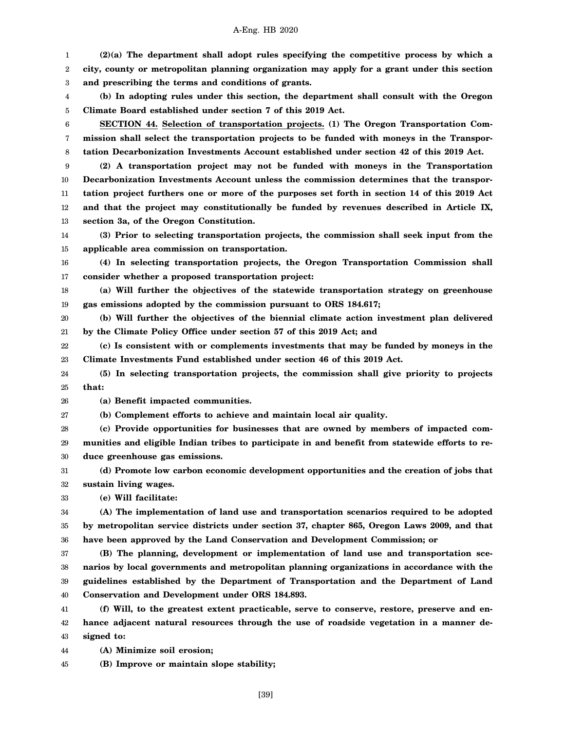**(2)(a) The department shall adopt rules specifying the competitive process by which a city, county or metropolitan planning organization may apply for a grant under this section and prescribing the terms and conditions of grants.**

**(b) In adopting rules under this section, the department shall consult with the Oregon Climate Board established under section 7 of this 2019 Act.**

**SECTION 44. Selection of transportation projects. (1) The Oregon Transportation Commission shall select the transportation projects to be funded with moneys in the Transportation Decarbonization Investments Account established under section 42 of this 2019 Act.**

**(2) A transportation project may not be funded with moneys in the Transportation Decarbonization Investments Account unless the commission determines that the transportation project furthers one or more of the purposes set forth in section 14 of this 2019 Act and that the project may constitutionally be funded by revenues described in Article IX, section 3a, of the Oregon Constitution.**

**(3) Prior to selecting transportation projects, the commission shall seek input from the applicable area commission on transportation.**

**(4) In selecting transportation projects, the Oregon Transportation Commission shall consider whether a proposed transportation project:**

**(a) Will further the objectives of the statewide transportation strategy on greenhouse gas emissions adopted by the commission pursuant to ORS 184.617;**

**(b) Will further the objectives of the biennial climate action investment plan delivered by the Climate Policy Office under section 57 of this 2019 Act; and**

**(c) Is consistent with or complements investments that may be funded by moneys in the Climate Investments Fund established under section 46 of this 2019 Act.**

**(5) In selecting transportation projects, the commission shall give priority to projects that:**

**(a) Benefit impacted communities.**

**(b) Complement efforts to achieve and maintain local air quality.**

**(c) Provide opportunities for businesses that are owned by members of impacted communities and eligible Indian tribes to participate in and benefit from statewide efforts to reduce greenhouse gas emissions.**

**(d) Promote low carbon economic development opportunities and the creation of jobs that sustain living wages.**

**(e) Will facilitate:**

**(A) The implementation of land use and transportation scenarios required to be adopted by metropolitan service districts under section 37, chapter 865, Oregon Laws 2009, and that have been approved by the Land Conservation and Development Commission; or**

**(B) The planning, development or implementation of land use and transportation scenarios by local governments and metropolitan planning organizations in accordance with the guidelines established by the Department of Transportation and the Department of Land Conservation and Development under ORS 184.893.**

**(f) Will, to the greatest extent practicable, serve to conserve, restore, preserve and enhance adjacent natural resources through the use of roadside vegetation in a manner designed to:**

**(A) Minimize soil erosion;**

**(B) Improve or maintain slope stability;**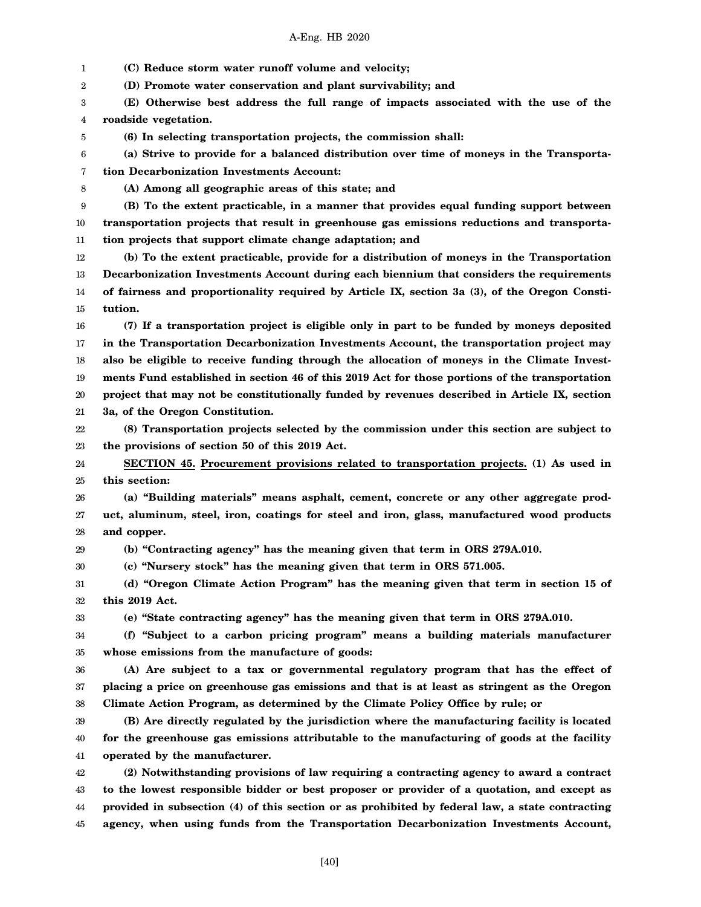**(C) Reduce storm water runoff volume and velocity;**

**(D) Promote water conservation and plant survivability; and**

**(E) Otherwise best address the full range of impacts associated with the use of the roadside vegetation.**

**(6) In selecting transportation projects, the commission shall:**

**(a) Strive to provide for a balanced distribution over time of moneys in the Transportation Decarbonization Investments Account:**

**(A) Among all geographic areas of this state; and**

**(B) To the extent practicable, in a manner that provides equal funding support between transportation projects that result in greenhouse gas emissions reductions and transportation projects that support climate change adaptation; and**

**(b) To the extent practicable, provide for a distribution of moneys in the Transportation Decarbonization Investments Account during each biennium that considers the requirements of fairness and proportionality required by Article IX, section 3a (3), of the Oregon Constitution.**

**(7) If a transportation project is eligible only in part to be funded by moneys deposited in the Transportation Decarbonization Investments Account, the transportation project may also be eligible to receive funding through the allocation of moneys in the Climate Investments Fund established in section 46 of this 2019 Act for those portions of the transportation project that may not be constitutionally funded by revenues described in Article IX, section 3a, of the Oregon Constitution.**

**(8) Transportation projects selected by the commission under this section are subject to the provisions of section 50 of this 2019 Act.**

**SECTION 45. Procurement provisions related to transportation projects. (1) As used in this section:**

**(a) "Building materials" means asphalt, cement, concrete or any other aggregate product, aluminum, steel, iron, coatings for steel and iron, glass, manufactured wood products and copper.**

**(b) "Contracting agency" has the meaning given that term in ORS 279A.010.**

**(c) "Nursery stock" has the meaning given that term in ORS 571.005.**

**(d) "Oregon Climate Action Program" has the meaning given that term in section 15 of this 2019 Act.**

**(e) "State contracting agency" has the meaning given that term in ORS 279A.010.**

**(f) "Subject to a carbon pricing program" means a building materials manufacturer whose emissions from the manufacture of goods:**

**(A) Are subject to a tax or governmental regulatory program that has the effect of placing a price on greenhouse gas emissions and that is at least as stringent as the Oregon Climate Action Program, as determined by the Climate Policy Office by rule; or**

**(B) Are directly regulated by the jurisdiction where the manufacturing facility is located for the greenhouse gas emissions attributable to the manufacturing of goods at the facility operated by the manufacturer.**

**(2) Notwithstanding provisions of law requiring a contracting agency to award a contract to the lowest responsible bidder or best proposer or provider of a quotation, and except as provided in subsection (4) of this section or as prohibited by federal law, a state contracting agency, when using funds from the Transportation Decarbonization Investments Account,**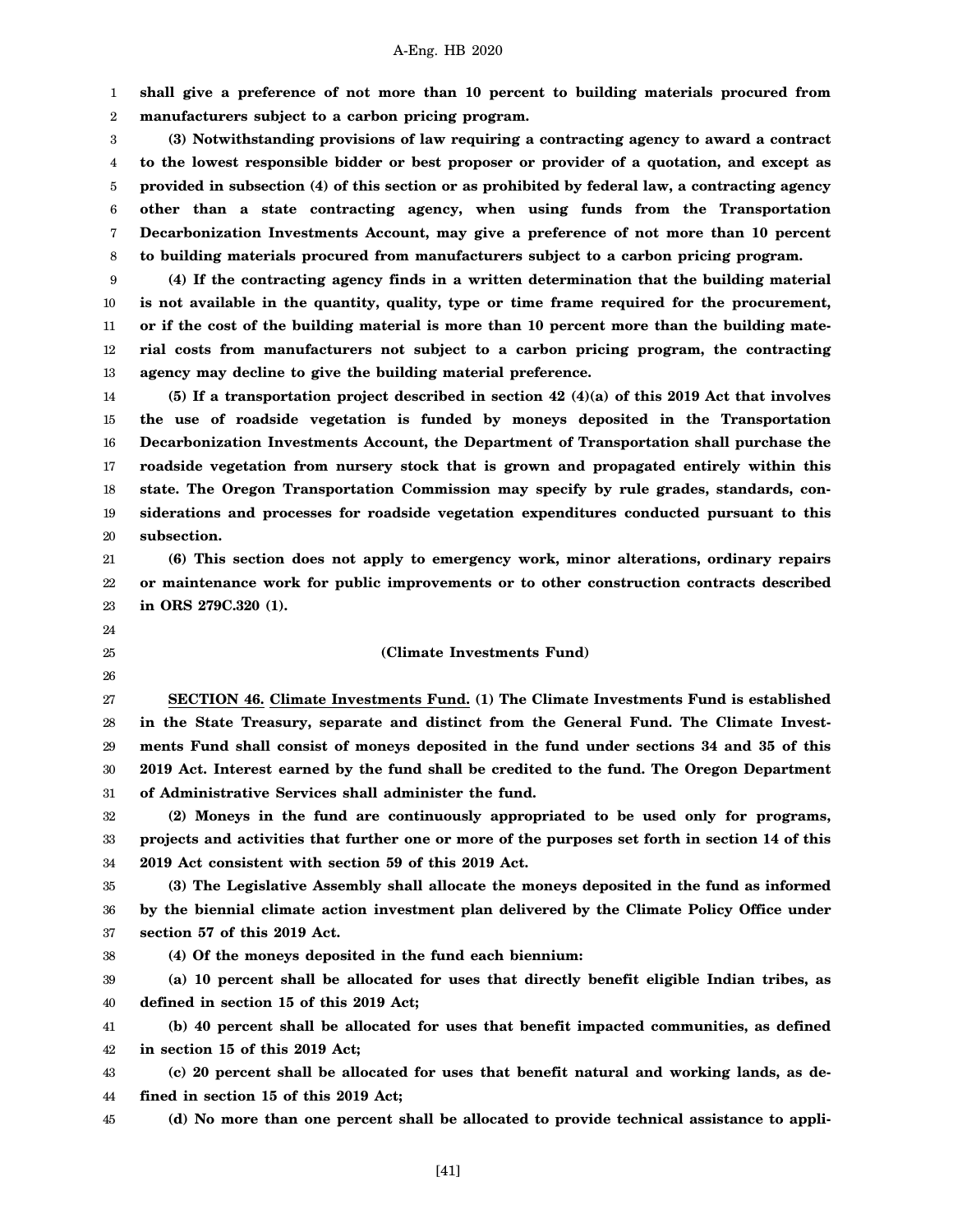**shall give a preference of not more than 10 percent to building materials procured from manufacturers subject to a carbon pricing program.**

**(3) Notwithstanding provisions of law requiring a contracting agency to award a contract to the lowest responsible bidder or best proposer or provider of a quotation, and except as provided in subsection (4) of this section or as prohibited by federal law, a contracting agency other than a state contracting agency, when using funds from the Transportation Decarbonization Investments Account, may give a preference of not more than 10 percent to building materials procured from manufacturers subject to a carbon pricing program.**

**(4) If the contracting agency finds in a written determination that the building material is not available in the quantity, quality, type or time frame required for the procurement, or if the cost of the building material is more than 10 percent more than the building material costs from manufacturers not subject to a carbon pricing program, the contracting agency may decline to give the building material preference.**

**(5) If a transportation project described in section 42 (4)(a) of this 2019 Act that involves the use of roadside vegetation is funded by moneys deposited in the Transportation Decarbonization Investments Account, the Department of Transportation shall purchase the roadside vegetation from nursery stock that is grown and propagated entirely within this state. The Oregon Transportation Commission may specify by rule grades, standards, considerations and processes for roadside vegetation expenditures conducted pursuant to this subsection.**

**(6) This section does not apply to emergency work, minor alterations, ordinary repairs or maintenance work for public improvements or to other construction contracts described in ORS 279C.320 (1).**

**(Climate Investments Fund)**

**SECTION 46. Climate Investments Fund. (1) The Climate Investments Fund is established in the State Treasury, separate and distinct from the General Fund. The Climate Investments Fund shall consist of moneys deposited in the fund under sections 34 and 35 of this 2019 Act. Interest earned by the fund shall be credited to the fund. The Oregon Department of Administrative Services shall administer the fund.**

**(2) Moneys in the fund are continuously appropriated to be used only for programs, projects and activities that further one or more of the purposes set forth in section 14 of this 2019 Act consistent with section 59 of this 2019 Act.**

**(3) The Legislative Assembly shall allocate the moneys deposited in the fund as informed by the biennial climate action investment plan delivered by the Climate Policy Office under section 57 of this 2019 Act.**

**(4) Of the moneys deposited in the fund each biennium:**

**(a) 10 percent shall be allocated for uses that directly benefit eligible Indian tribes, as defined in section 15 of this 2019 Act;**

**(b) 40 percent shall be allocated for uses that benefit impacted communities, as defined in section 15 of this 2019 Act;**

**(c) 20 percent shall be allocated for uses that benefit natural and working lands, as defined in section 15 of this 2019 Act;**

**(d) No more than one percent shall be allocated to provide technical assistance to appli-**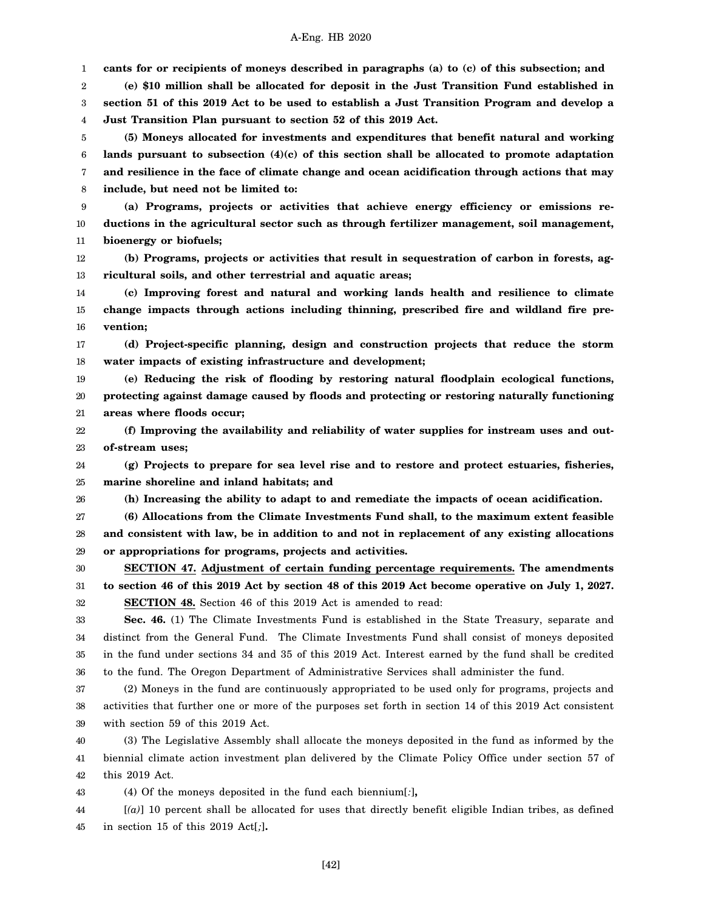**cants for or recipients of moneys described in paragraphs (a) to (c) of this subsection; and**

**(e) $10 million shall be allocated for deposit in the Just Transition Fund established in section 51 of this 2019 Act to be used to establish a Just Transition Program and develop a Just Transition Plan pursuant to section 52 of this 2019 Act.**

**(5) Moneys allocated for investments and expenditures that benefit natural and working lands pursuant to subsection (4)(c) of this section shall be allocated to promote adaptation and resilience in the face of climate change and ocean acidification through actions that may include, but need not be limited to:**

**(a) Programs, projects or activities that achieve energy efficiency or emissions reductions in the agricultural sector such as through fertilizer management, soil management, bioenergy or biofuels;**

**(b) Programs, projects or activities that result in sequestration of carbon in forests, agricultural soils, and other terrestrial and aquatic areas;**

**(c) Improving forest and natural and working lands health and resilience to climate change impacts through actions including thinning, prescribed fire and wildland fire prevention;**

**(d) Project-specific planning, design and construction projects that reduce the storm water impacts of existing infrastructure and development;**

**(e) Reducing the risk of flooding by restoring natural floodplain ecological functions, protecting against damage caused by floods and protecting or restoring naturally functioning areas where floods occur;**

**(f) Improving the availability and reliability of water supplies for instream uses and out-of-stream uses;**

**(g) Projects to prepare for sea level rise and to restore and protect estuaries, fisheries, marine shoreline and inland habitats; and**

**(h) Increasing the ability to adapt to and remediate the impacts of ocean acidification.**

**(6) Allocations from the Climate Investments Fund shall, to the maximum extent feasible and consistent with law, be in addition to and not in replacement of any existing allocations or appropriations for programs, projects and activities.**

**SECTION 47. Adjustment of certain funding percentage requirements. The amendments to section 46 of this 2019 Act by section 48 of this 2019 Act become operative on July 1, 2027.**

**SECTION 48.** Section 46 of this 2019 Act is amended to read:

**Sec. 46.** (1) The Climate Investments Fund is established in the State Treasury, separate and distinct from the General Fund. The Climate Investments Fund shall consist of moneys deposited in the fund under sections 34 and 35 of this 2019 Act. Interest earned by the fund shall be credited to the fund. The Oregon Department of Administrative Services shall administer the fund.

(2) Moneys in the fund are continuously appropriated to be used only for programs, projects and activities that further one or more of the purposes set forth in section 14 of this 2019 Act consistent with section 59 of this 2019 Act.

(3) The Legislative Assembly shall allocate the moneys deposited in the fund as informed by the biennial climate action investment plan delivered by the Climate Policy Office under section 57 of this 2019 Act.

(4) Of the moneys deposited in the fund each biennium[*:*]**,**

[*(a)*] 10 percent shall be allocated for uses that directly benefit eligible Indian tribes, as defined in section 15 of this 2019 Act[*;*]**.**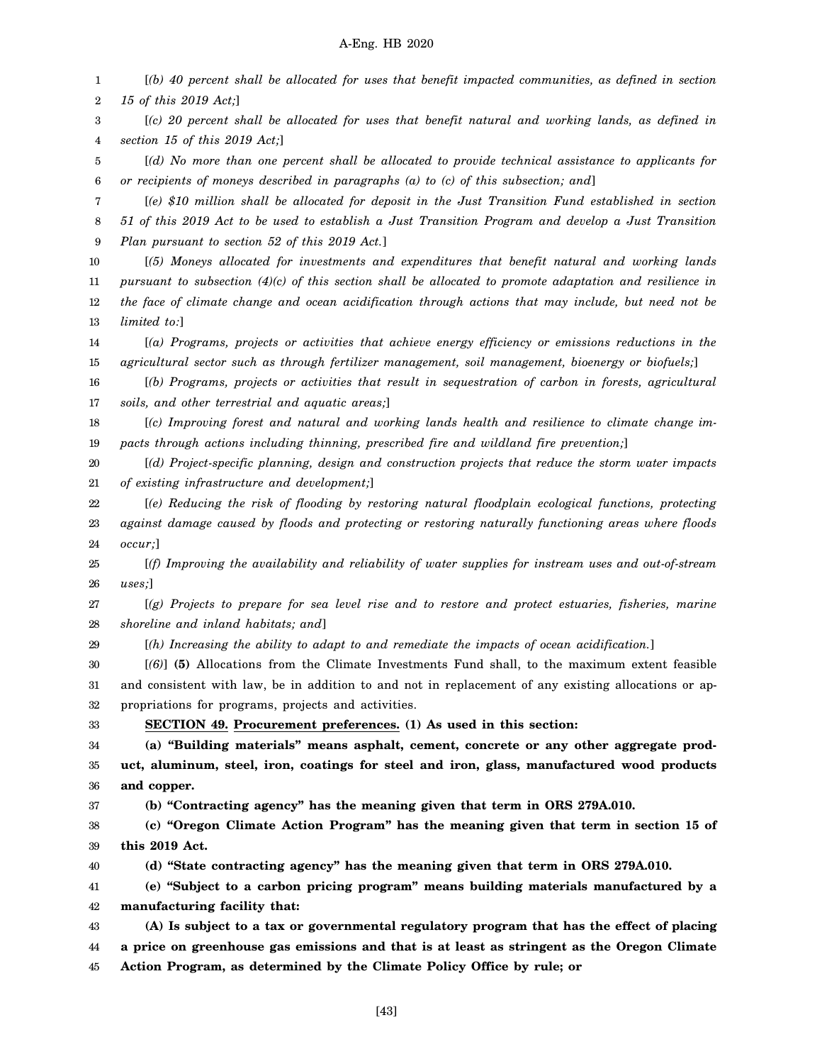[*(b) 40 percent shall be allocated for uses that benefit impacted communities, as defined in section 15 of this 2019 Act;*]

[*(c) 20 percent shall be allocated for uses that benefit natural and working lands, as defined in section 15 of this 2019 Act;*]

[*(d) No more than one percent shall be allocated to provide technical assistance to applicants for or recipients of moneys described in paragraphs (a) to (c) of this subsection; and*]

[*(e) $10 million shall be allocated for deposit in the Just Transition Fund established in section 51 of this 2019 Act to be used to establish a Just Transition Program and develop a Just Transition Plan pursuant to section 52 of this 2019 Act.*]

[*(5) Moneys allocated for investments and expenditures that benefit natural and working lands pursuant to subsection (4)(c) of this section shall be allocated to promote adaptation and resilience in the face of climate change and ocean acidification through actions that may include, but need not be limited to:*]

[*(a) Programs, projects or activities that achieve energy efficiency or emissions reductions in the agricultural sector such as through fertilizer management, soil management, bioenergy or biofuels;*]

[*(b) Programs, projects or activities that result in sequestration of carbon in forests, agricultural soils, and other terrestrial and aquatic areas;*]

[*(c) Improving forest and natural and working lands health and resilience to climate change impacts through actions including thinning, prescribed fire and wildland fire prevention;*]

[*(d) Project-specific planning, design and construction projects that reduce the storm water impacts of existing infrastructure and development;*]

[*(e) Reducing the risk of flooding by restoring natural floodplain ecological functions, protecting against damage caused by floods and protecting or restoring naturally functioning areas where floods occur;*]

[*(f) Improving the availability and reliability of water supplies for instream uses and out-of-stream uses;*]

[*(g) Projects to prepare for sea level rise and to restore and protect estuaries, fisheries, marine shoreline and inland habitats; and*]

[*(h) Increasing the ability to adapt to and remediate the impacts of ocean acidification.*]

[*(6)*] **(5)** Allocations from the Climate Investments Fund shall, to the maximum extent feasible and consistent with law, be in addition to and not in replacement of any existing allocations or appropriations for programs, projects and activities.

**SECTION 49. Procurement preferences. (1) As used in this section:**

**(a) "Building materials" means asphalt, cement, concrete or any other aggregate product, aluminum, steel, iron, coatings for steel and iron, glass, manufactured wood products and copper.**

**(b) "Contracting agency" has the meaning given that term in ORS 279A.010.**

**(c) "Oregon Climate Action Program" has the meaning given that term in section 15 of this 2019 Act.**

**(d) "State contracting agency" has the meaning given that term in ORS 279A.010.**

**(e) "Subject to a carbon pricing program" means building materials manufactured by a manufacturing facility that:**

**(A) Is subject to a tax or governmental regulatory program that has the effect of placing a price on greenhouse gas emissions and that is at least as stringent as the Oregon Climate Action Program, as determined by the Climate Policy Office by rule; or**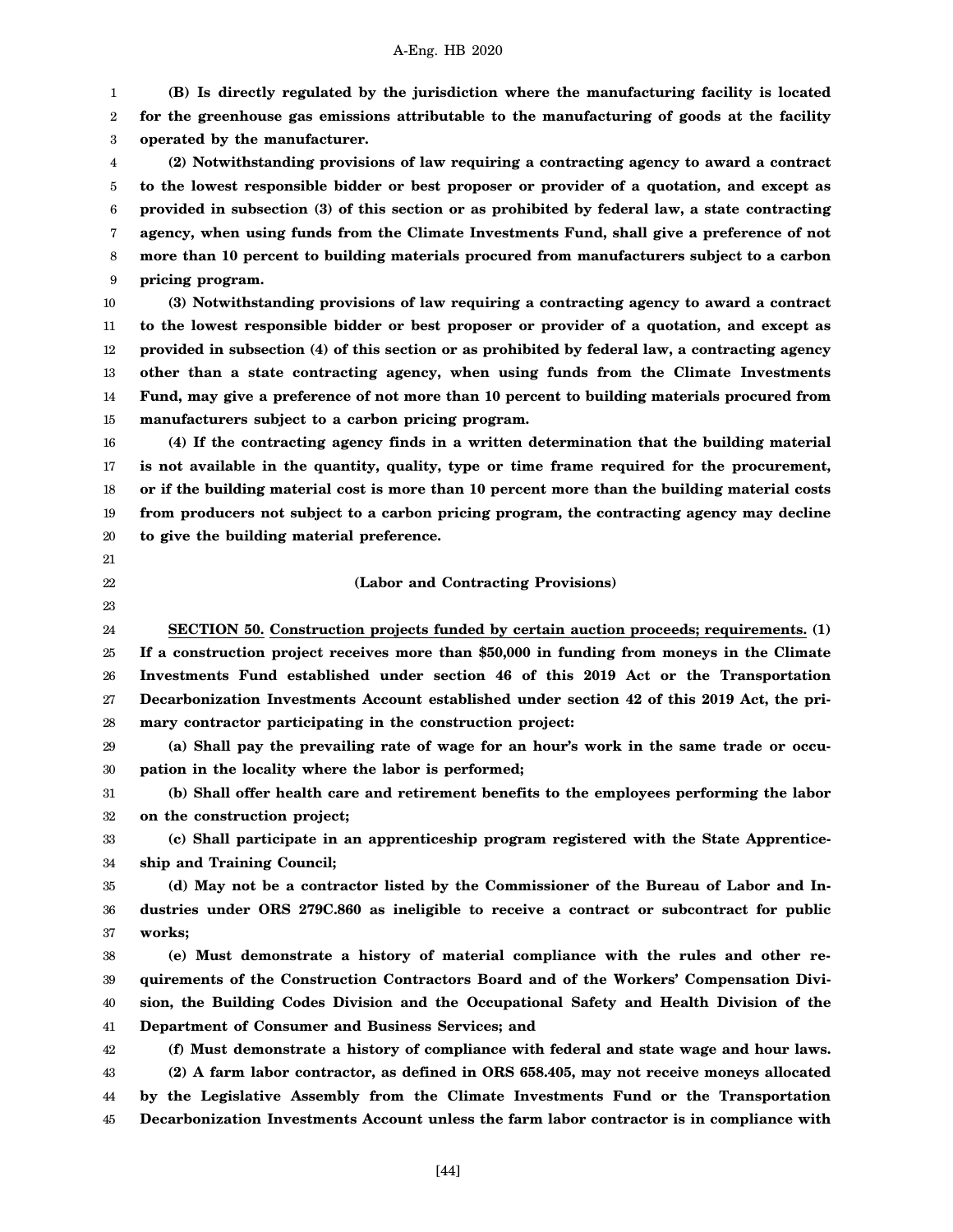**(B) Is directly regulated by the jurisdiction where the manufacturing facility is located for the greenhouse gas emissions attributable to the manufacturing of goods at the facility operated by the manufacturer.**

**(2) Notwithstanding provisions of law requiring a contracting agency to award a contract to the lowest responsible bidder or best proposer or provider of a quotation, and except as provided in subsection (3) of this section or as prohibited by federal law, a state contracting agency, when using funds from the Climate Investments Fund, shall give a preference of not more than 10 percent to building materials procured from manufacturers subject to a carbon pricing program.**

**(3) Notwithstanding provisions of law requiring a contracting agency to award a contract to the lowest responsible bidder or best proposer or provider of a quotation, and except as provided in subsection (4) of this section or as prohibited by federal law, a contracting agency other than a state contracting agency, when using funds from the Climate Investments Fund, may give a preference of not more than 10 percent to building materials procured from manufacturers subject to a carbon pricing program.**

**(4) If the contracting agency finds in a written determination that the building material is not available in the quantity, quality, type or time frame required for the procurement, or if the building material cost is more than 10 percent more than the building material costs from producers not subject to a carbon pricing program, the contracting agency may decline to give the building material preference.**

**(Labor and Contracting Provisions)**

**SECTION 50.** **Construction projects funded by certain auction proceeds; requirements.** **(1) If a construction project receives more than $50,000 in funding from moneys in the Climate Investments Fund established under section 46 of this 2019 Act or the Transportation Decarbonization Investments Account established under section 42 of this 2019 Act, the primary contractor participating in the construction project:**

**(a) Shall pay the prevailing rate of wage for an hour's work in the same trade or occupation in the locality where the labor is performed;**

**(b) Shall offer health care and retirement benefits to the employees performing the labor on the construction project;**

**(c) Shall participate in an apprenticeship program registered with the State Apprenticeship and Training Council;**

**(d) May not be a contractor listed by the Commissioner of the Bureau of Labor and Industries under ORS 279C.860 as ineligible to receive a contract or subcontract for public works;**

**(e) Must demonstrate a history of material compliance with the rules and other requirements of the Construction Contractors Board and of the Workers' Compensation Division, the Building Codes Division and the Occupational Safety and Health Division of the Department of Consumer and Business Services; and**

**(f) Must demonstrate a history of compliance with federal and state wage and hour laws.**

**(2) A farm labor contractor, as defined in ORS 658.405, may not receive moneys allocated by the Legislative Assembly from the Climate Investments Fund or the Transportation Decarbonization Investments Account unless the farm labor contractor is in compliance with**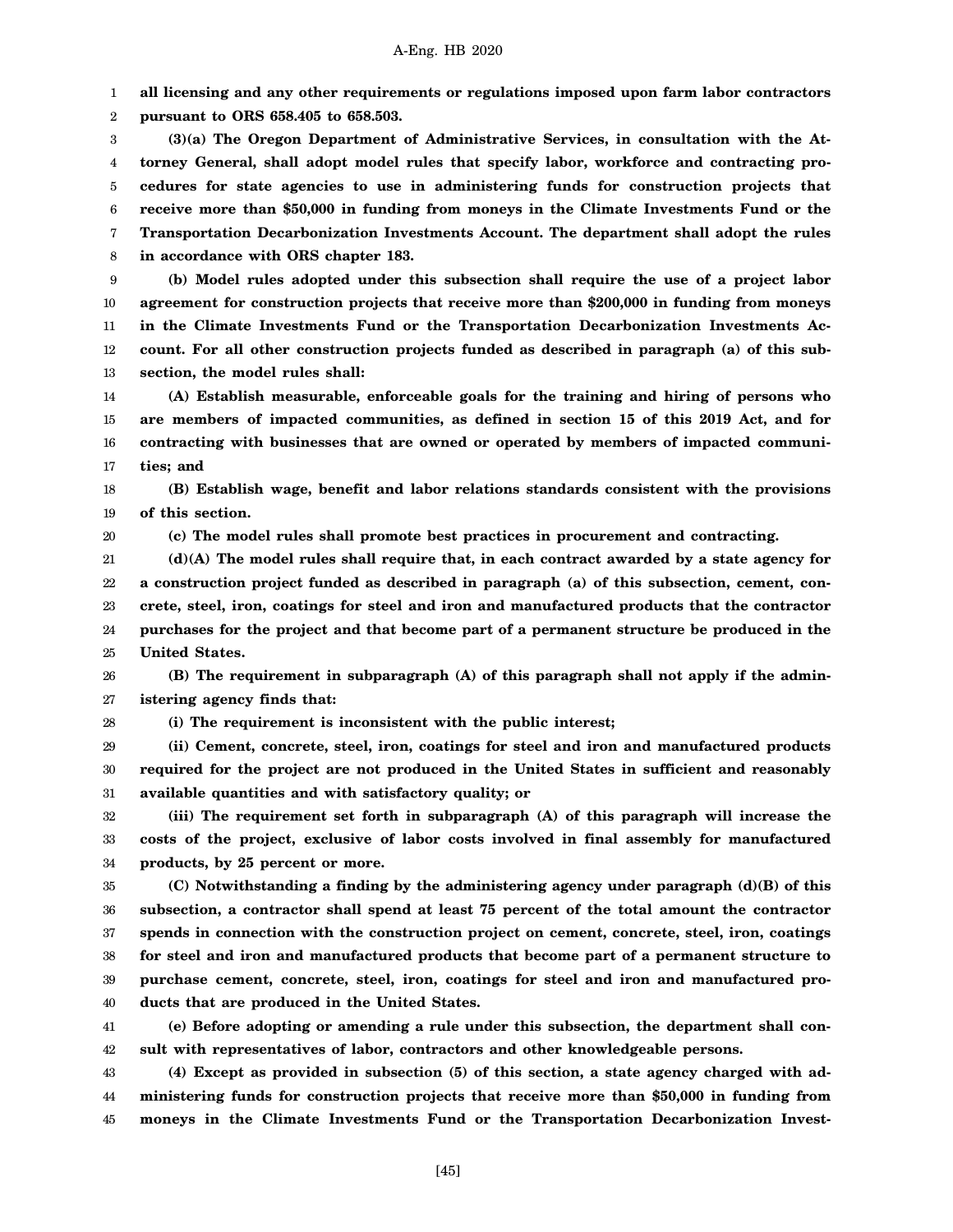**all licensing and any other requirements or regulations imposed upon farm labor contractors pursuant to ORS 658.405 to 658.503.**

**(3)(a) The Oregon Department of Administrative Services, in consultation with the Attorney General, shall adopt model rules that specify labor, workforce and contracting procedures for state agencies to use in administering funds for construction projects that receive more than $50,000 in funding from moneys in the Climate Investments Fund or the Transportation Decarbonization Investments Account. The department shall adopt the rules in accordance with ORS chapter 183.**

**(b) Model rules adopted under this subsection shall require the use of a project labor agreement for construction projects that receive more than $200,000 in funding from moneys in the Climate Investments Fund or the Transportation Decarbonization Investments Account. For all other construction projects funded as described in paragraph (a) of this subsection, the model rules shall:**

**(A) Establish measurable, enforceable goals for the training and hiring of persons who are members of impacted communities, as defined in section 15 of this 2019 Act, and for contracting with businesses that are owned or operated by members of impacted communities; and**

**(B) Establish wage, benefit and labor relations standards consistent with the provisions of this section.**

**(c) The model rules shall promote best practices in procurement and contracting.**

**(d)(A) The model rules shall require that, in each contract awarded by a state agency for a construction project funded as described in paragraph (a) of this subsection, cement, concrete, steel, iron, coatings for steel and iron and manufactured products that the contractor purchases for the project and that become part of a permanent structure be produced in the United States.**

**(B) The requirement in subparagraph (A) of this paragraph shall not apply if the administering agency finds that:**

**(i) The requirement is inconsistent with the public interest;**

**(ii) Cement, concrete, steel, iron, coatings for steel and iron and manufactured products required for the project are not produced in the United States in sufficient and reasonably available quantities and with satisfactory quality; or**

**(iii) The requirement set forth in subparagraph (A) of this paragraph will increase the costs of the project, exclusive of labor costs involved in final assembly for manufactured products, by 25 percent or more.**

**(C) Notwithstanding a finding by the administering agency under paragraph (d)(B) of this subsection, a contractor shall spend at least 75 percent of the total amount the contractor spends in connection with the construction project on cement, concrete, steel, iron, coatings for steel and iron and manufactured products that become part of a permanent structure to purchase cement, concrete, steel, iron, coatings for steel and iron and manufactured products that are produced in the United States.**

**(e) Before adopting or amending a rule under this subsection, the department shall consult with representatives of labor, contractors and other knowledgeable persons.**

**(4) Except as provided in subsection (5) of this section, a state agency charged with administering funds for construction projects that receive more than $50,000 in funding from moneys in the Climate Investments Fund or the Transportation Decarbonization Invest-**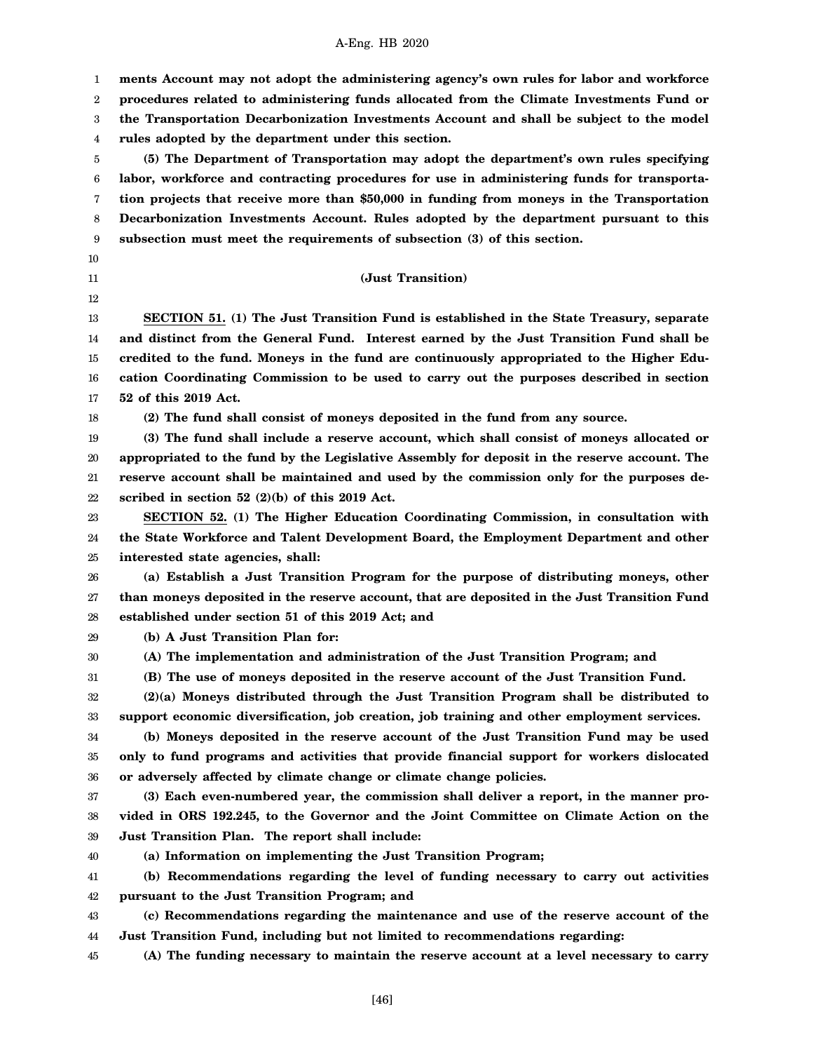**ments Account may not adopt the administering agency's own rules for labor and workforce procedures related to administering funds allocated from the Climate Investments Fund or the Transportation Decarbonization Investments Account and shall be subject to the model rules adopted by the department under this section.**

**(5) The Department of Transportation may adopt the department's own rules specifying labor, workforce and contracting procedures for use in administering funds for transportation projects that receive more than $50,000 in funding from moneys in the Transportation Decarbonization Investments Account. Rules adopted by the department pursuant to this subsection must meet the requirements of subsection (3) of this section.**

**(Just Transition)**

**SECTION 51. (1) The Just Transition Fund is established in the State Treasury, separate and distinct from the General Fund. Interest earned by the Just Transition Fund shall be credited to the fund. Moneys in the fund are continuously appropriated to the Higher Education Coordinating Commission to be used to carry out the purposes described in section 52 of this 2019 Act.**

**(2) The fund shall consist of moneys deposited in the fund from any source.**

**(3) The fund shall include a reserve account, which shall consist of moneys allocated or appropriated to the fund by the Legislative Assembly for deposit in the reserve account. The reserve account shall be maintained and used by the commission only for the purposes described in section 52 (2)(b) of this 2019 Act.**

**SECTION 52. (1) The Higher Education Coordinating Commission, in consultation with the State Workforce and Talent Development Board, the Employment Department and other interested state agencies, shall:**

**(a) Establish a Just Transition Program for the purpose of distributing moneys, other than moneys deposited in the reserve account, that are deposited in the Just Transition Fund established under section 51 of this 2019 Act; and**

**(b) A Just Transition Plan for:**

**(A) The implementation and administration of the Just Transition Program; and**

**(B) The use of moneys deposited in the reserve account of the Just Transition Fund.**

**(2)(a) Moneys distributed through the Just Transition Program shall be distributed to support economic diversification, job creation, job training and other employment services.**

**(b) Moneys deposited in the reserve account of the Just Transition Fund may be used only to fund programs and activities that provide financial support for workers dislocated or adversely affected by climate change or climate change policies.**

**(3) Each even-numbered year, the commission shall deliver a report, in the manner provided in ORS 192.245, to the Governor and the Joint Committee on Climate Action on the Just Transition Plan. The report shall include:**

**(a) Information on implementing the Just Transition Program;**

**(b) Recommendations regarding the level of funding necessary to carry out activities pursuant to the Just Transition Program; and**

**(c) Recommendations regarding the maintenance and use of the reserve account of the Just Transition Fund, including but not limited to recommendations regarding:**

**(A) The funding necessary to maintain the reserve account at a level necessary to carry**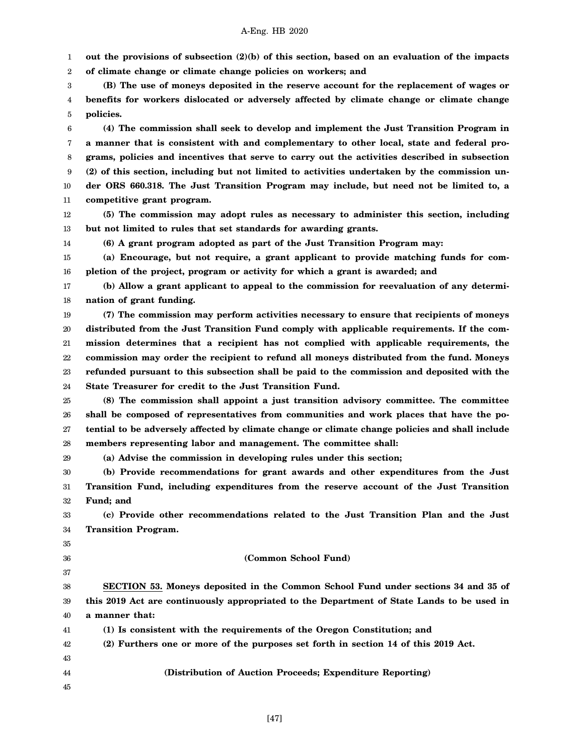**out the provisions of subsection (2)(b) of this section, based on an evaluation of the impacts of climate change or climate change policies on workers; and**

**(B) The use of moneys deposited in the reserve account for the replacement of wages or benefits for workers dislocated or adversely affected by climate change or climate change policies.**

**(4) The commission shall seek to develop and implement the Just Transition Program in a manner that is consistent with and complementary to other local, state and federal programs, policies and incentives that serve to carry out the activities described in subsection (2) of this section, including but not limited to activities undertaken by the commission under ORS 660.318. The Just Transition Program may include, but need not be limited to, a competitive grant program.**

**(5) The commission may adopt rules as necessary to administer this section, including but not limited to rules that set standards for awarding grants.**

**(6) A grant program adopted as part of the Just Transition Program may:**

**(a) Encourage, but not require, a grant applicant to provide matching funds for completion of the project, program or activity for which a grant is awarded; and**

**(b) Allow a grant applicant to appeal to the commission for reevaluation of any determination of grant funding.**

**(7) The commission may perform activities necessary to ensure that recipients of moneys distributed from the Just Transition Fund comply with applicable requirements. If the commission determines that a recipient has not complied with applicable requirements, the commission may order the recipient to refund all moneys distributed from the fund. Moneys refunded pursuant to this subsection shall be paid to the commission and deposited with the State Treasurer for credit to the Just Transition Fund.**

**(8) The commission shall appoint a just transition advisory committee. The committee shall be composed of representatives from communities and work places that have the potential to be adversely affected by climate change or climate change policies and shall include members representing labor and management. The committee shall:**

**(a) Advise the commission in developing rules under this section;**

**(b) Provide recommendations for grant awards and other expenditures from the Just Transition Fund, including expenditures from the reserve account of the Just Transition Fund; and**

**(c) Provide other recommendations related to the Just Transition Plan and the Just Transition Program.**

**(Common School Fund)**

**SECTION 53. Moneys deposited in the Common School Fund under sections 34 and 35 of this 2019 Act are continuously appropriated to the Department of State Lands to be used in a manner that:**

**(1) Is consistent with the requirements of the Oregon Constitution; and**

**(2) Furthers one or more of the purposes set forth in section 14 of this 2019 Act.**

**(Distribution of Auction Proceeds; Expenditure Reporting)**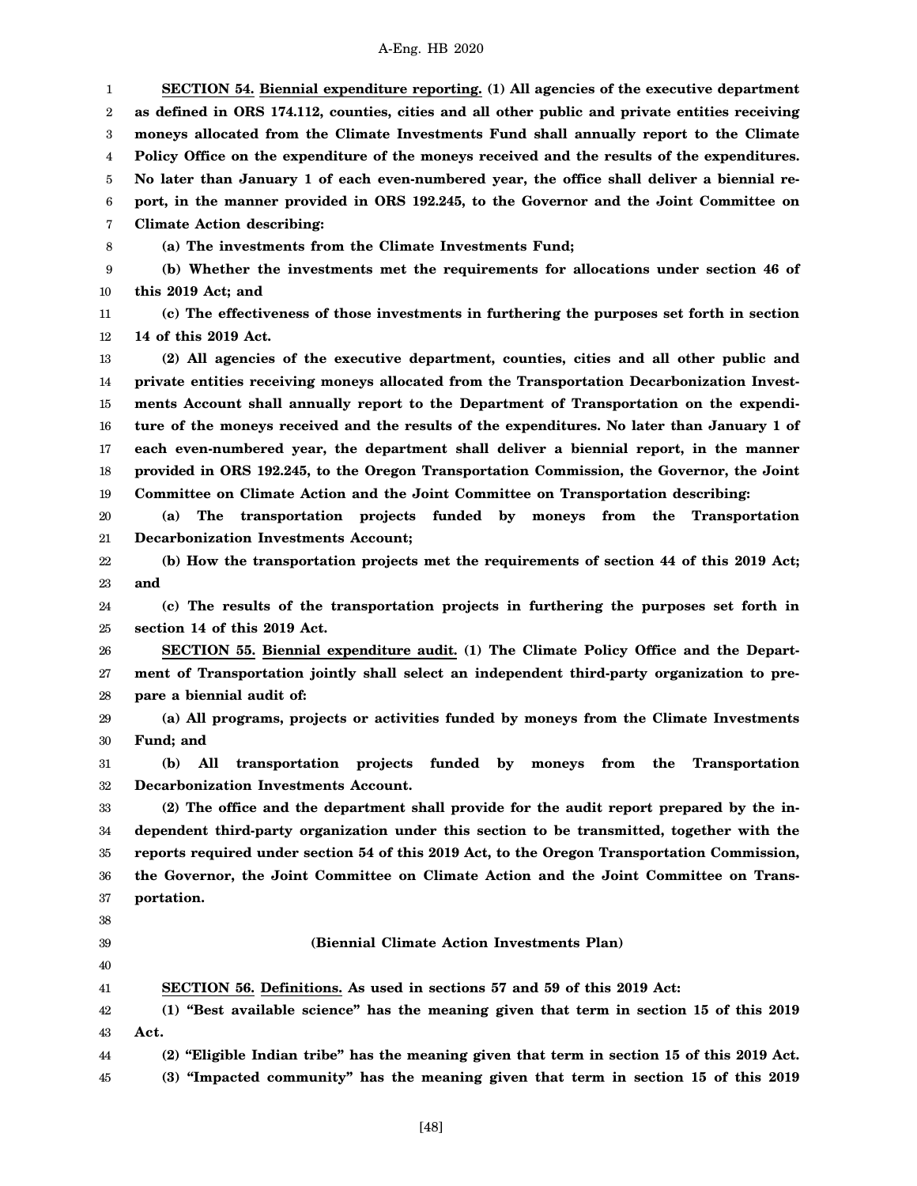**SECTION 54. Biennial expenditure reporting. (1) All agencies of the executive department as defined in ORS 174.112, counties, cities and all other public and private entities receiving moneys allocated from the Climate Investments Fund shall annually report to the Climate Policy Office on the expenditure of the moneys received and the results of the expenditures. No later than January 1 of each even-numbered year, the office shall deliver a biennial report, in the manner provided in ORS 192.245, to the Governor and the Joint Committee on Climate Action describing:**

**(a) The investments from the Climate Investments Fund;**

**(b) Whether the investments met the requirements for allocations under section 46 of this 2019 Act; and**

**(c) The effectiveness of those investments in furthering the purposes set forth in section 14 of this 2019 Act.**

**(2) All agencies of the executive department, counties, cities and all other public and private entities receiving moneys allocated from the Transportation Decarbonization Investments Account shall annually report to the Department of Transportation on the expenditure of the moneys received and the results of the expenditures. No later than January 1 of each even-numbered year, the department shall deliver a biennial report, in the manner provided in ORS 192.245, to the Oregon Transportation Commission, the Governor, the Joint Committee on Climate Action and the Joint Committee on Transportation describing:**

**(a) The transportation projects funded by moneys from the Transportation Decarbonization Investments Account;**

**(b) How the transportation projects met the requirements of section 44 of this 2019 Act; and**

**(c) The results of the transportation projects in furthering the purposes set forth in section 14 of this 2019 Act.**

**SECTION 55. Biennial expenditure audit. (1) The Climate Policy Office and the Department of Transportation jointly shall select an independent third-party organization to prepare a biennial audit of:**

**(a) All programs, projects or activities funded by moneys from the Climate Investments Fund; and**

**(b) All transportation projects funded by moneys from the Transportation Decarbonization Investments Account.**

**(2) The office and the department shall provide for the audit report prepared by the independent third-party organization under this section to be transmitted, together with the reports required under section 54 of this 2019 Act, to the Oregon Transportation Commission, the Governor, the Joint Committee on Climate Action and the Joint Committee on Transportation.**

**(Biennial Climate Action Investments Plan)**

**SECTION 56. Definitions. As used in sections 57 and 59 of this 2019 Act:**

**(1) "Best available science" has the meaning given that term in section 15 of this 2019 Act.**

**(2) "Eligible Indian tribe" has the meaning given that term in section 15 of this 2019 Act.**

**(3) "Impacted community" has the meaning given that term in section 15 of this 2019**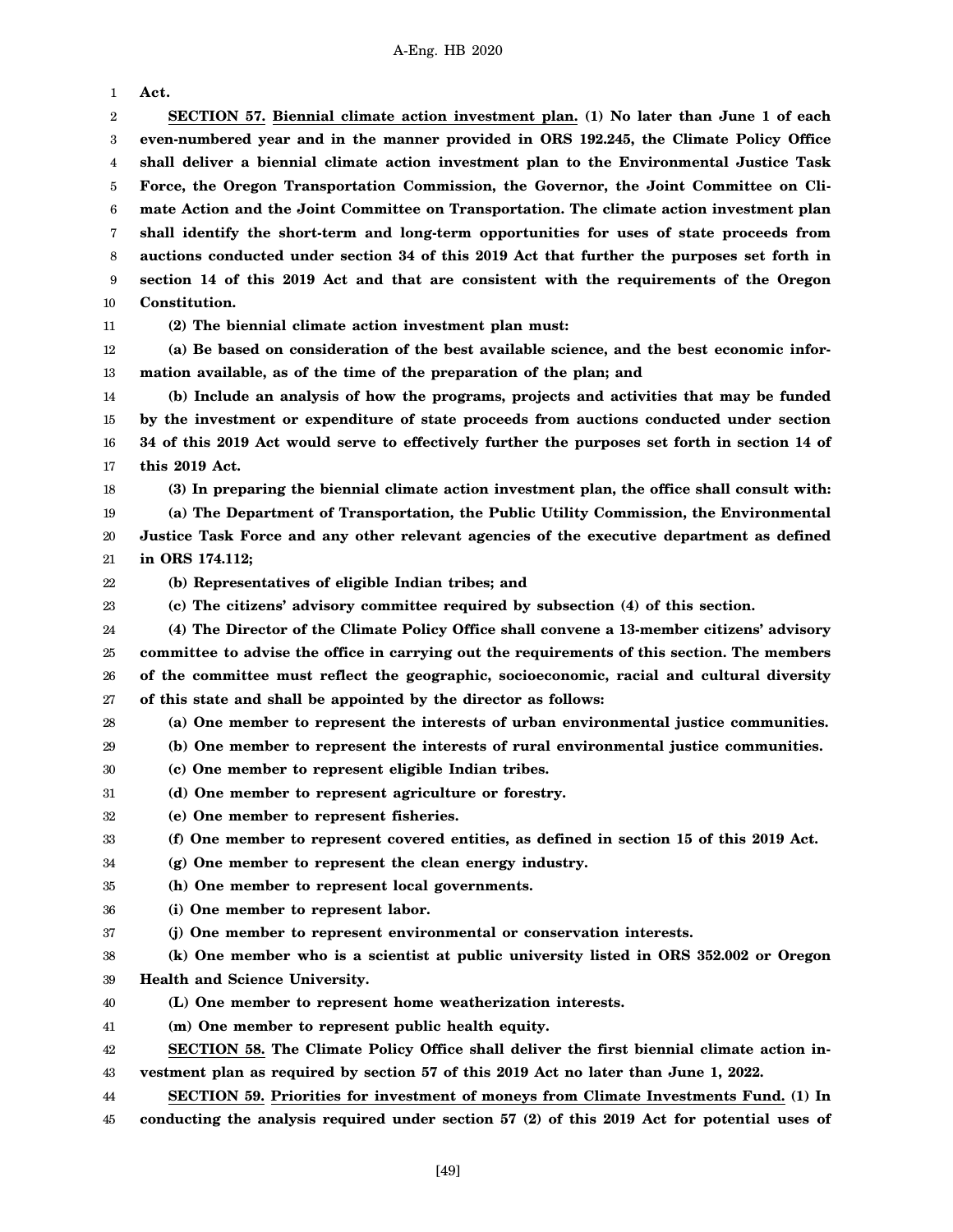**Act.**

**SECTION 57.** **Biennial climate action investment plan.** **(1) No later than June 1 of each even-numbered year and in the manner provided in ORS 192.245, the Climate Policy Office shall deliver a biennial climate action investment plan to the Environmental Justice Task Force, the Oregon Transportation Commission, the Governor, the Joint Committee on Climate Action and the Joint Committee on Transportation. The climate action investment plan shall identify the short-term and long-term opportunities for uses of state proceeds from auctions conducted under section 34 of this 2019 Act that further the purposes set forth in section 14 of this 2019 Act and that are consistent with the requirements of the Oregon Constitution.**

**(2) The biennial climate action investment plan must:**

**(a) Be based on consideration of the best available science, and the best economic information available, as of the time of the preparation of the plan; and**

**(b) Include an analysis of how the programs, projects and activities that may be funded by the investment or expenditure of state proceeds from auctions conducted under section 34 of this 2019 Act would serve to effectively further the purposes set forth in section 14 of this 2019 Act.**

**(3) In preparing the biennial climate action investment plan, the office shall consult with:**

**(a) The Department of Transportation, the Public Utility Commission, the Environmental Justice Task Force and any other relevant agencies of the executive department as defined in ORS 174.112;**

**(b) Representatives of eligible Indian tribes; and**

**(c) The citizens' advisory committee required by subsection (4) of this section.**

**(4) The Director of the Climate Policy Office shall convene a 13-member citizens' advisory committee to advise the office in carrying out the requirements of this section. The members of the committee must reflect the geographic, socioeconomic, racial and cultural diversity of this state and shall be appointed by the director as follows:**

**(a) One member to represent the interests of urban environmental justice communities.**

**(b) One member to represent the interests of rural environmental justice communities.**

**(c) One member to represent eligible Indian tribes.**

**(d) One member to represent agriculture or forestry.**

**(e) One member to represent fisheries.**

**(f) One member to represent covered entities, as defined in section 15 of this 2019 Act.**

**(g) One member to represent the clean energy industry.**

**(h) One member to represent local governments.**

**(i) One member to represent labor.**

**(j) One member to represent environmental or conservation interests.**

**(k) One member who is a scientist at public university listed in ORS 352.002 or Oregon Health and Science University.**

**(L) One member to represent home weatherization interests.**

**(m) One member to represent public health equity.**

**SECTION 58.** **The Climate Policy Office shall deliver the first biennial climate action investment plan as required by section 57 of this 2019 Act no later than June 1, 2022.**

**SECTION 59.** **Priorities for investment of moneys from Climate Investments Fund.** **(1) In conducting the analysis required under section 57 (2) of this 2019 Act for potential uses of**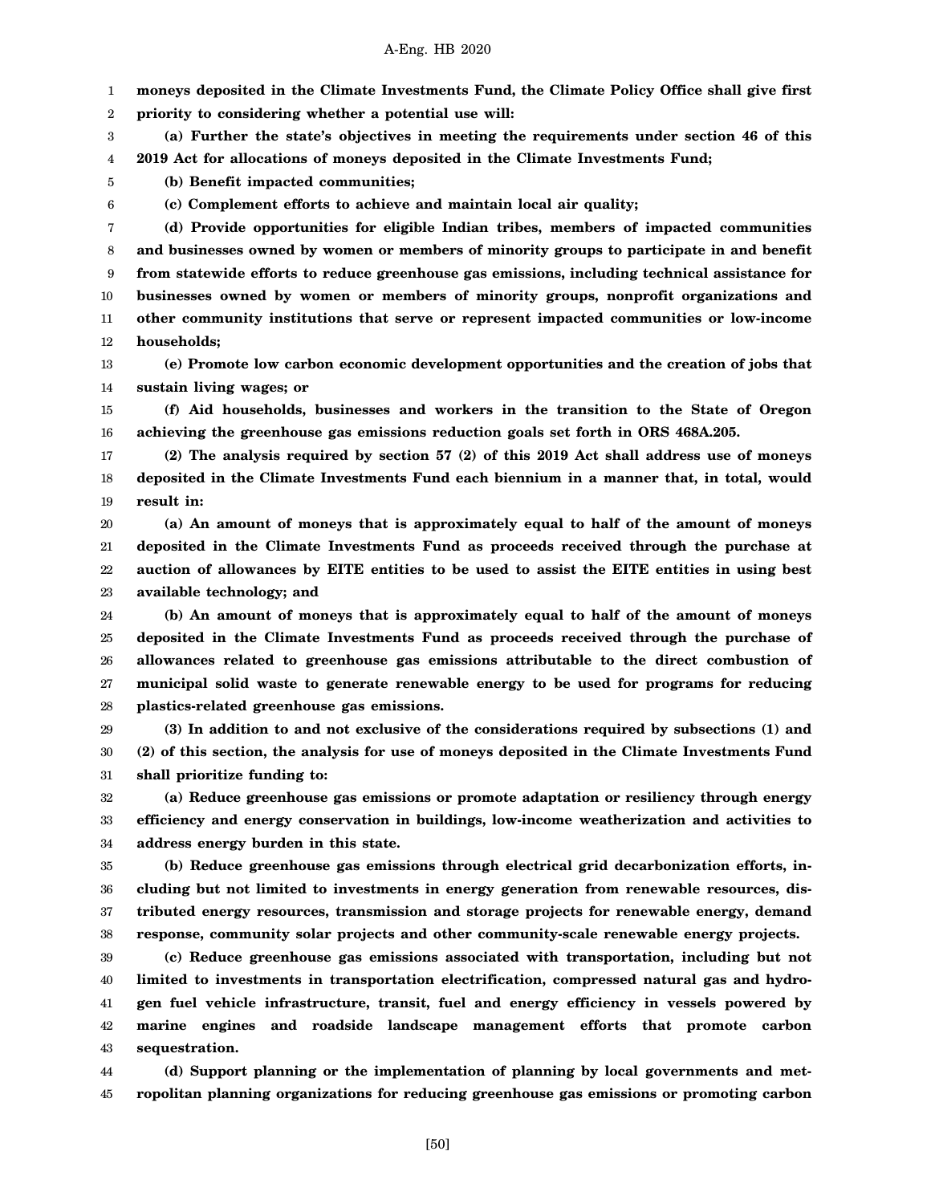**moneys deposited in the Climate Investments Fund, the Climate Policy Office shall give first priority to considering whether a potential use will:**

**(a) Further the state's objectives in meeting the requirements under section 46 of this 2019 Act for allocations of moneys deposited in the Climate Investments Fund;**

**(b) Benefit impacted communities;**

**(c) Complement efforts to achieve and maintain local air quality;**

**(d) Provide opportunities for eligible Indian tribes, members of impacted communities and businesses owned by women or members of minority groups to participate in and benefit from statewide efforts to reduce greenhouse gas emissions, including technical assistance for businesses owned by women or members of minority groups, nonprofit organizations and other community institutions that serve or represent impacted communities or low-income households;**

**(e) Promote low carbon economic development opportunities and the creation of jobs that sustain living wages; or**

**(f) Aid households, businesses and workers in the transition to the State of Oregon achieving the greenhouse gas emissions reduction goals set forth in ORS 468A.205.**

**(2) The analysis required by section 57 (2) of this 2019 Act shall address use of moneys deposited in the Climate Investments Fund each biennium in a manner that, in total, would result in:**

**(a) An amount of moneys that is approximately equal to half of the amount of moneys deposited in the Climate Investments Fund as proceeds received through the purchase at auction of allowances by EITE entities to be used to assist the EITE entities in using best available technology; and**

**(b) An amount of moneys that is approximately equal to half of the amount of moneys deposited in the Climate Investments Fund as proceeds received through the purchase of allowances related to greenhouse gas emissions attributable to the direct combustion of municipal solid waste to generate renewable energy to be used for programs for reducing plastics-related greenhouse gas emissions.**

**(3) In addition to and not exclusive of the considerations required by subsections (1) and (2) of this section, the analysis for use of moneys deposited in the Climate Investments Fund shall prioritize funding to:**

**(a) Reduce greenhouse gas emissions or promote adaptation or resiliency through energy efficiency and energy conservation in buildings, low-income weatherization and activities to address energy burden in this state.**

**(b) Reduce greenhouse gas emissions through electrical grid decarbonization efforts, including but not limited to investments in energy generation from renewable resources, distributed energy resources, transmission and storage projects for renewable energy, demand response, community solar projects and other community-scale renewable energy projects.**

**(c) Reduce greenhouse gas emissions associated with transportation, including but not limited to investments in transportation electrification, compressed natural gas and hydrogen fuel vehicle infrastructure, transit, fuel and energy efficiency in vessels powered by marine engines and roadside landscape management efforts that promote carbon sequestration.**

**(d) Support planning or the implementation of planning by local governments and metropolitan planning organizations for reducing greenhouse gas emissions or promoting carbon**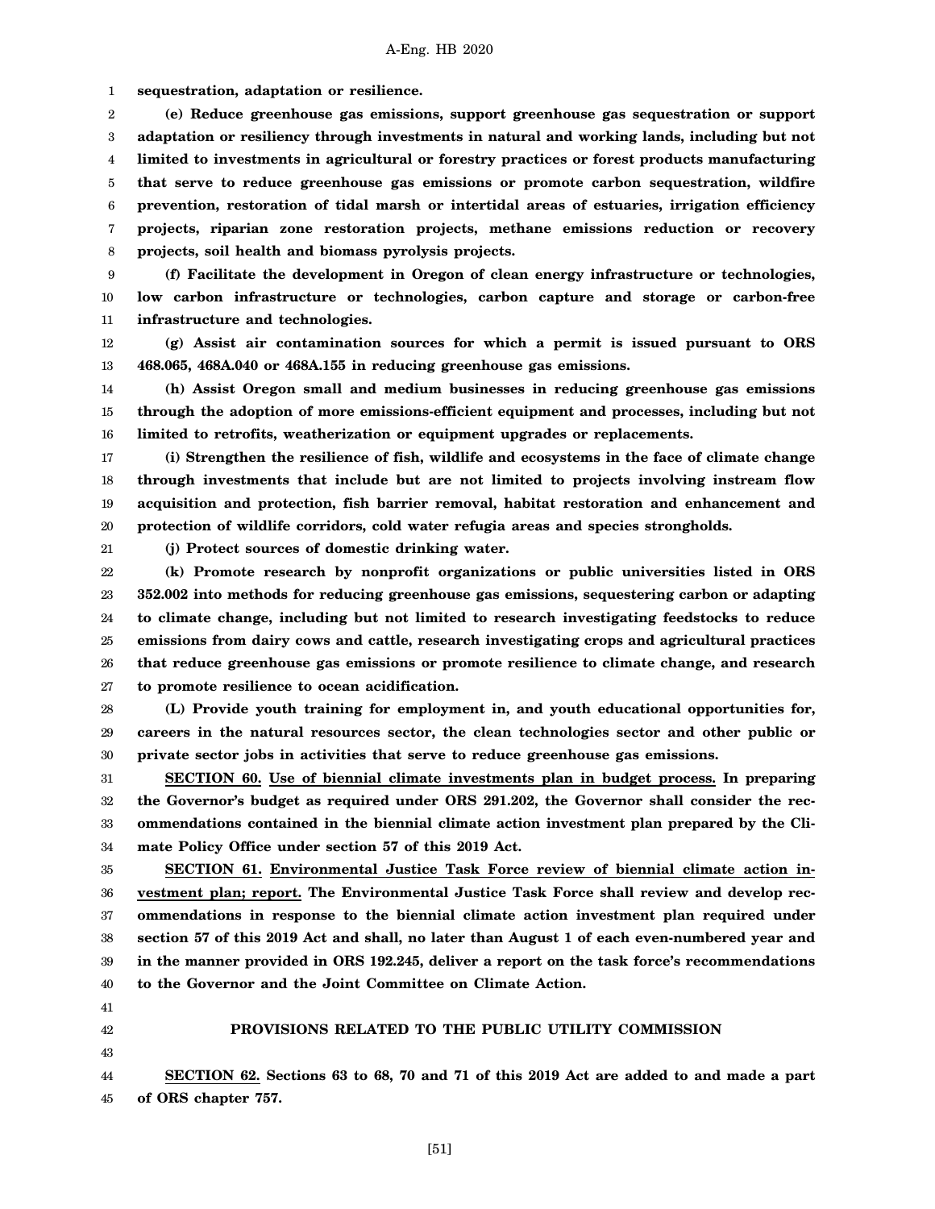**sequestration, adaptation or resilience.**

**(e) Reduce greenhouse gas emissions, support greenhouse gas sequestration or support adaptation or resiliency through investments in natural and working lands, including but not limited to investments in agricultural or forestry practices or forest products manufacturing that serve to reduce greenhouse gas emissions or promote carbon sequestration, wildfire prevention, restoration of tidal marsh or intertidal areas of estuaries, irrigation efficiency projects, riparian zone restoration projects, methane emissions reduction or recovery projects, soil health and biomass pyrolysis projects.**

**(f) Facilitate the development in Oregon of clean energy infrastructure or technologies, low carbon infrastructure or technologies, carbon capture and storage or carbon-free infrastructure and technologies.**

**(g) Assist air contamination sources for which a permit is issued pursuant to ORS 468.065, 468A.040 or 468A.155 in reducing greenhouse gas emissions.**

**(h) Assist Oregon small and medium businesses in reducing greenhouse gas emissions through the adoption of more emissions-efficient equipment and processes, including but not limited to retrofits, weatherization or equipment upgrades or replacements.**

**(i) Strengthen the resilience of fish, wildlife and ecosystems in the face of climate change through investments that include but are not limited to projects involving instream flow acquisition and protection, fish barrier removal, habitat restoration and enhancement and protection of wildlife corridors, cold water refugia areas and species strongholds.**

**(j) Protect sources of domestic drinking water.**

**(k) Promote research by nonprofit organizations or public universities listed in ORS 352.002 into methods for reducing greenhouse gas emissions, sequestering carbon or adapting to climate change, including but not limited to research investigating feedstocks to reduce emissions from dairy cows and cattle, research investigating crops and agricultural practices that reduce greenhouse gas emissions or promote resilience to climate change, and research to promote resilience to ocean acidification.**

**(L) Provide youth training for employment in, and youth educational opportunities for, careers in the natural resources sector, the clean technologies sector and other public or private sector jobs in activities that serve to reduce greenhouse gas emissions.**

**SECTION 60. Use of biennial climate investments plan in budget process. In preparing the Governor's budget as required under ORS 291.202, the Governor shall consider the recommendations contained in the biennial climate action investment plan prepared by the Climate Policy Office under section 57 of this 2019 Act.**

**SECTION 61. Environmental Justice Task Force review of biennial climate action investment plan; report. The Environmental Justice Task Force shall review and develop recommendations in response to the biennial climate action investment plan required under section 57 of this 2019 Act and shall, no later than August 1 of each even-numbered year and in the manner provided in ORS 192.245, deliver a report on the task force's recommendations to the Governor and the Joint Committee on Climate Action.**

## PROVISIONS RELATED TO THE PUBLIC UTILITY COMMISSION

**SECTION 62. Sections 63 to 68, 70 and 71 of this 2019 Act are added to and made a part of ORS chapter 757.**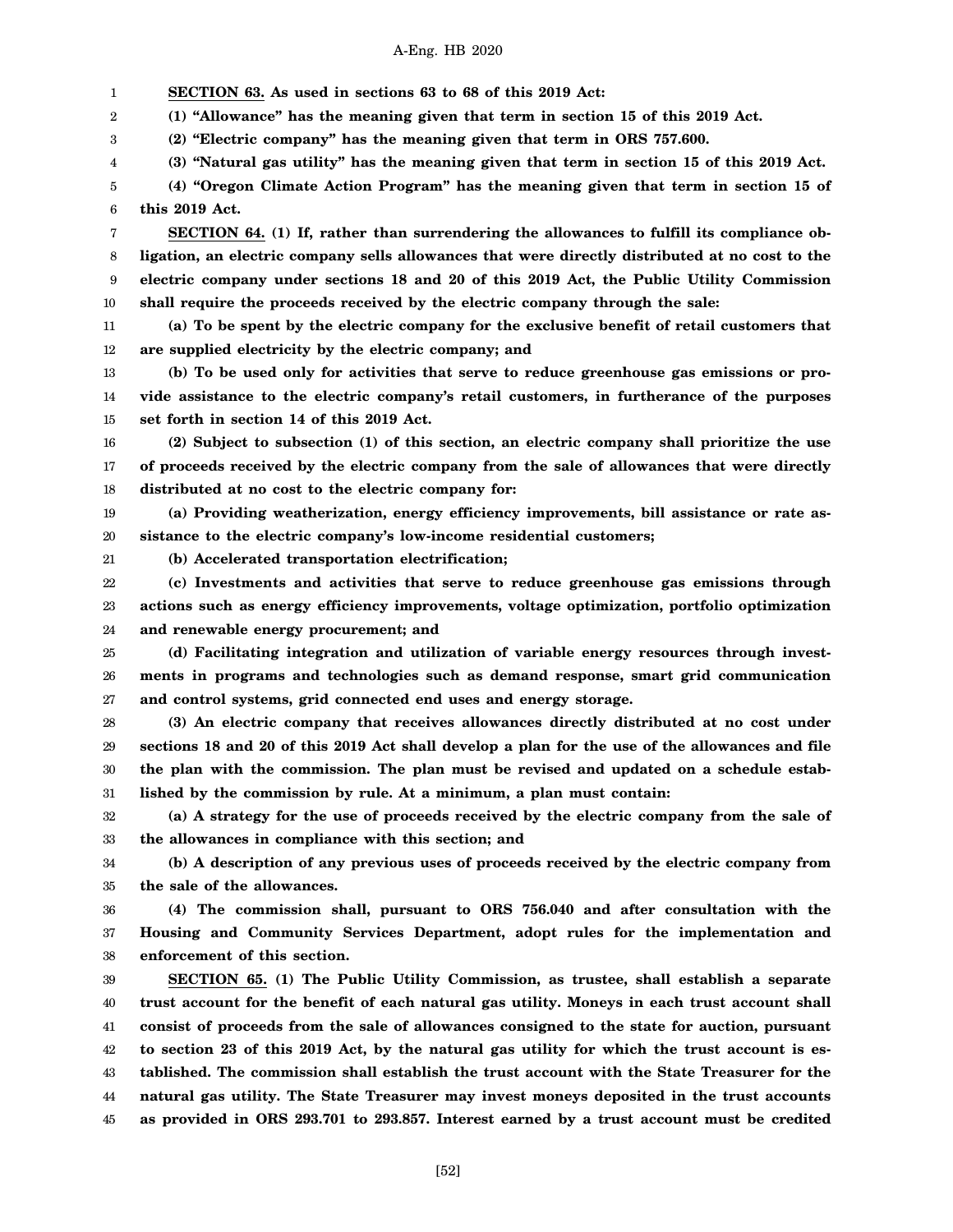**SECTION 63. As used in sections 63 to 68 of this 2019 Act:**

**(1) "Allowance" has the meaning given that term in section 15 of this 2019 Act.**

**(2) "Electric company" has the meaning given that term in ORS 757.600.**

**(3) "Natural gas utility" has the meaning given that term in section 15 of this 2019 Act.**

**(4) "Oregon Climate Action Program" has the meaning given that term in section 15 of this 2019 Act.**

**SECTION 64. (1) If, rather than surrendering the allowances to fulfill its compliance obligation, an electric company sells allowances that were directly distributed at no cost to the electric company under sections 18 and 20 of this 2019 Act, the Public Utility Commission shall require the proceeds received by the electric company through the sale:**

**(a) To be spent by the electric company for the exclusive benefit of retail customers that are supplied electricity by the electric company; and**

**(b) To be used only for activities that serve to reduce greenhouse gas emissions or provide assistance to the electric company's retail customers, in furtherance of the purposes set forth in section 14 of this 2019 Act.**

**(2) Subject to subsection (1) of this section, an electric company shall prioritize the use of proceeds received by the electric company from the sale of allowances that were directly distributed at no cost to the electric company for:**

**(a) Providing weatherization, energy efficiency improvements, bill assistance or rate assistance to the electric company's low-income residential customers;**

**(b) Accelerated transportation electrification;**

**(c) Investments and activities that serve to reduce greenhouse gas emissions through actions such as energy efficiency improvements, voltage optimization, portfolio optimization and renewable energy procurement; and**

**(d) Facilitating integration and utilization of variable energy resources through investments in programs and technologies such as demand response, smart grid communication and control systems, grid connected end uses and energy storage.**

**(3) An electric company that receives allowances directly distributed at no cost under sections 18 and 20 of this 2019 Act shall develop a plan for the use of the allowances and file the plan with the commission. The plan must be revised and updated on a schedule established by the commission by rule. At a minimum, a plan must contain:**

**(a) A strategy for the use of proceeds received by the electric company from the sale of the allowances in compliance with this section; and**

**(b) A description of any previous uses of proceeds received by the electric company from the sale of the allowances.**

**(4) The commission shall, pursuant to ORS 756.040 and after consultation with the Housing and Community Services Department, adopt rules for the implementation and enforcement of this section.**

**SECTION 65. (1) The Public Utility Commission, as trustee, shall establish a separate trust account for the benefit of each natural gas utility. Moneys in each trust account shall consist of proceeds from the sale of allowances consigned to the state for auction, pursuant to section 23 of this 2019 Act, by the natural gas utility for which the trust account is established. The commission shall establish the trust account with the State Treasurer for the natural gas utility. The State Treasurer may invest moneys deposited in the trust accounts as provided in ORS 293.701 to 293.857. Interest earned by a trust account must be credited**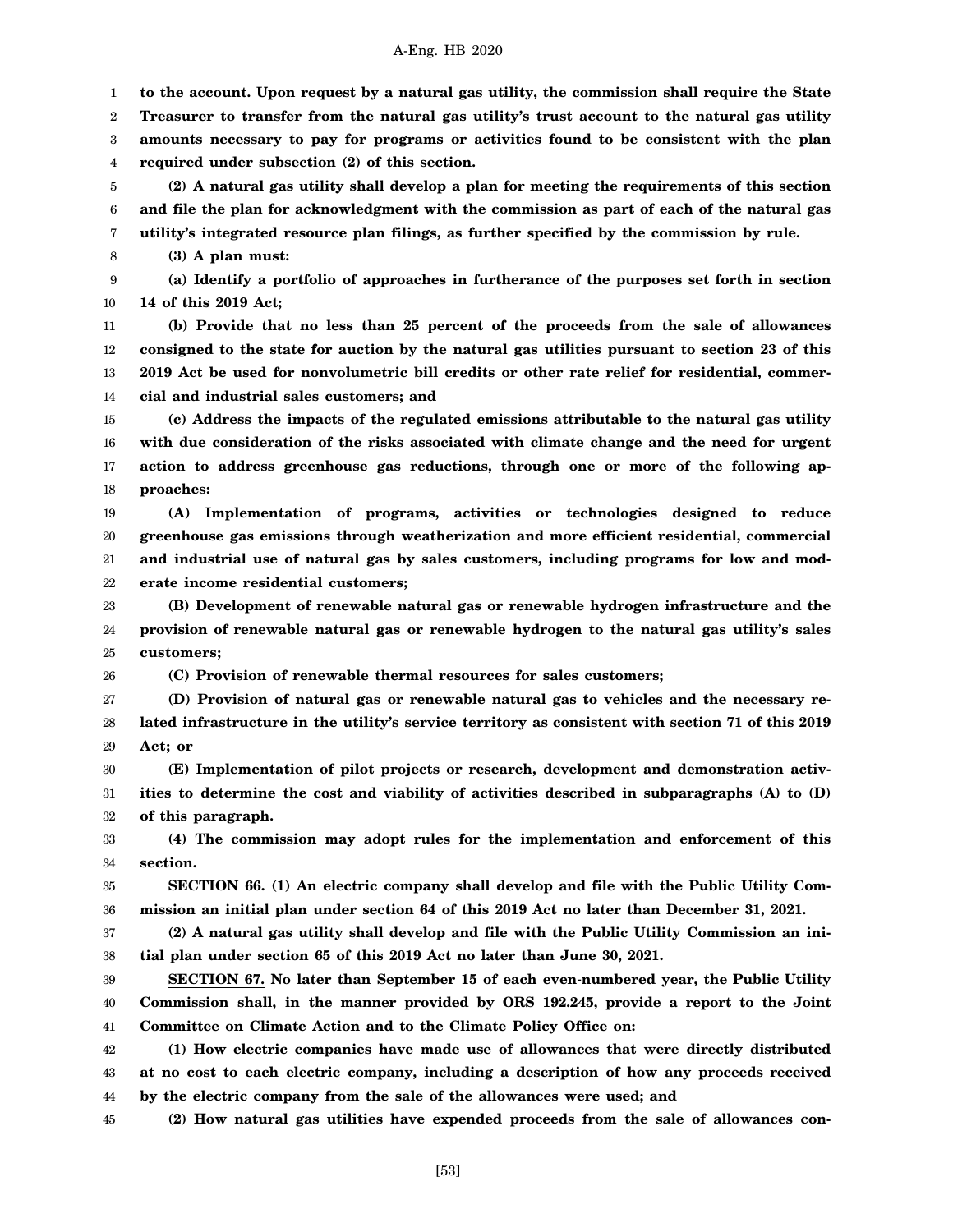**to the account. Upon request by a natural gas utility, the commission shall require the State Treasurer to transfer from the natural gas utility's trust account to the natural gas utility amounts necessary to pay for programs or activities found to be consistent with the plan required under subsection (2) of this section.**

**(2) A natural gas utility shall develop a plan for meeting the requirements of this section and file the plan for acknowledgment with the commission as part of each of the natural gas utility's integrated resource plan filings, as further specified by the commission by rule.**

**(3) A plan must:**

**(a) Identify a portfolio of approaches in furtherance of the purposes set forth in section 14 of this 2019 Act;**

**(b) Provide that no less than 25 percent of the proceeds from the sale of allowances consigned to the state for auction by the natural gas utilities pursuant to section 23 of this 2019 Act be used for nonvolumetric bill credits or other rate relief for residential, commercial and industrial sales customers; and**

**(c) Address the impacts of the regulated emissions attributable to the natural gas utility with due consideration of the risks associated with climate change and the need for urgent action to address greenhouse gas reductions, through one or more of the following approaches:**

**(A) Implementation of programs, activities or technologies designed to reduce greenhouse gas emissions through weatherization and more efficient residential, commercial and industrial use of natural gas by sales customers, including programs for low and moderate income residential customers;**

**(B) Development of renewable natural gas or renewable hydrogen infrastructure and the provision of renewable natural gas or renewable hydrogen to the natural gas utility's sales customers;**

**(C) Provision of renewable thermal resources for sales customers;**

**(D) Provision of natural gas or renewable natural gas to vehicles and the necessary related infrastructure in the utility's service territory as consistent with section 71 of this 2019 Act; or**

**(E) Implementation of pilot projects or research, development and demonstration activities to determine the cost and viability of activities described in subparagraphs (A) to (D) of this paragraph.**

**(4) The commission may adopt rules for the implementation and enforcement of this section.**

**<u>SECTION 66.</u> (1) An electric company shall develop and file with the Public Utility Commission an initial plan under section 64 of this 2019 Act no later than December 31, 2021.**

**(2) A natural gas utility shall develop and file with the Public Utility Commission an initial plan under section 65 of this 2019 Act no later than June 30, 2021.**

**<u>SECTION 67.</u> No later than September 15 of each even-numbered year, the Public Utility Commission shall, in the manner provided by ORS 192.245, provide a report to the Joint Committee on Climate Action and to the Climate Policy Office on:**

**(1) How electric companies have made use of allowances that were directly distributed at no cost to each electric company, including a description of how any proceeds received by the electric company from the sale of the allowances were used; and**

**(2) How natural gas utilities have expended proceeds from the sale of allowances con-**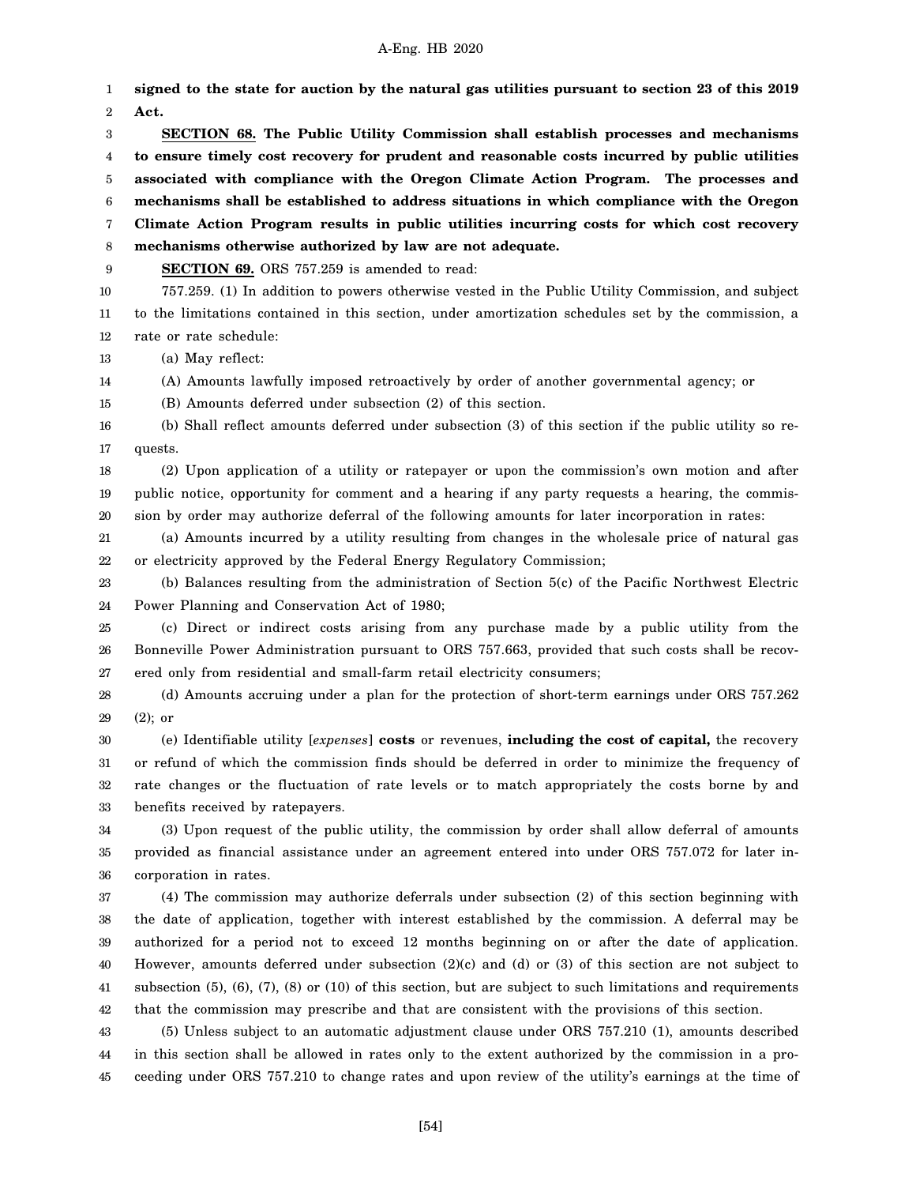**signed to the state for auction by the natural gas utilities pursuant to section 23 of this 2019 Act.**

**SECTION 68. The Public Utility Commission shall establish processes and mechanisms to ensure timely cost recovery for prudent and reasonable costs incurred by public utilities associated with compliance with the Oregon Climate Action Program. The processes and mechanisms shall be established to address situations in which compliance with the Oregon Climate Action Program results in public utilities incurring costs for which cost recovery mechanisms otherwise authorized by law are not adequate.**

**SECTION 69.** ORS 757.259 is amended to read:

757.259. (1) In addition to powers otherwise vested in the Public Utility Commission, and subject to the limitations contained in this section, under amortization schedules set by the commission, a rate or rate schedule:

(a) May reflect:

(A) Amounts lawfully imposed retroactively by order of another governmental agency; or

(B) Amounts deferred under subsection (2) of this section.

(b) Shall reflect amounts deferred under subsection (3) of this section if the public utility so requests.

(2) Upon application of a utility or ratepayer or upon the commission's own motion and after public notice, opportunity for comment and a hearing if any party requests a hearing, the commission by order may authorize deferral of the following amounts for later incorporation in rates:

(a) Amounts incurred by a utility resulting from changes in the wholesale price of natural gas or electricity approved by the Federal Energy Regulatory Commission;

(b) Balances resulting from the administration of Section 5(c) of the Pacific Northwest Electric Power Planning and Conservation Act of 1980;

(c) Direct or indirect costs arising from any purchase made by a public utility from the Bonneville Power Administration pursuant to ORS 757.663, provided that such costs shall be recovered only from residential and small-farm retail electricity consumers;

(d) Amounts accruing under a plan for the protection of short-term earnings under ORS 757.262 (2); or

(e) Identifiable utility [*expenses*] **costs** or revenues, **including the cost of capital,** the recovery or refund of which the commission finds should be deferred in order to minimize the frequency of rate changes or the fluctuation of rate levels or to match appropriately the costs borne by and benefits received by ratepayers.

(3) Upon request of the public utility, the commission by order shall allow deferral of amounts provided as financial assistance under an agreement entered into under ORS 757.072 for later incorporation in rates.

(4) The commission may authorize deferrals under subsection (2) of this section beginning with the date of application, together with interest established by the commission. A deferral may be authorized for a period not to exceed 12 months beginning on or after the date of application. However, amounts deferred under subsection (2)(c) and (d) or (3) of this section are not subject to subsection (5), (6), (7), (8) or (10) of this section, but are subject to such limitations and requirements that the commission may prescribe and that are consistent with the provisions of this section.

(5) Unless subject to an automatic adjustment clause under ORS 757.210 (1), amounts described in this section shall be allowed in rates only to the extent authorized by the commission in a proceeding under ORS 757.210 to change rates and upon review of the utility's earnings at the time of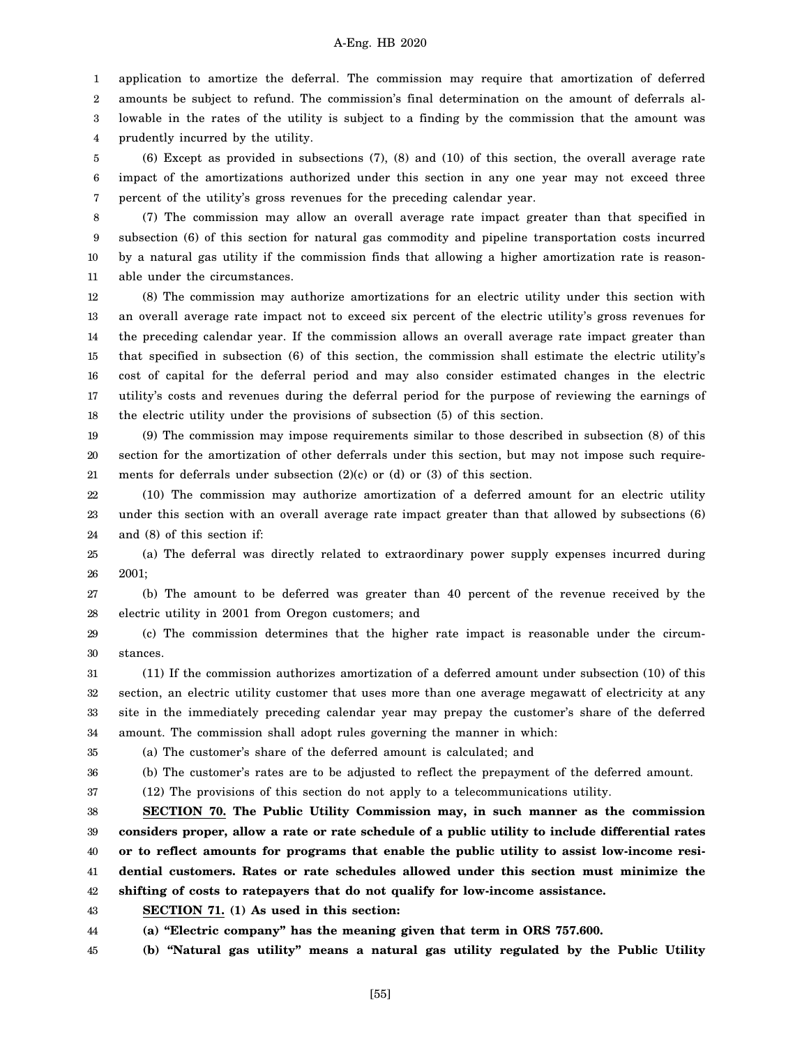application to amortize the deferral. The commission may require that amortization of deferred amounts be subject to refund. The commission's final determination on the amount of deferrals allowable in the rates of the utility is subject to a finding by the commission that the amount was prudently incurred by the utility.

(6) Except as provided in subsections (7), (8) and (10) of this section, the overall average rate impact of the amortizations authorized under this section in any one year may not exceed three percent of the utility's gross revenues for the preceding calendar year.

(7) The commission may allow an overall average rate impact greater than that specified in subsection (6) of this section for natural gas commodity and pipeline transportation costs incurred by a natural gas utility if the commission finds that allowing a higher amortization rate is reasonable under the circumstances.

(8) The commission may authorize amortizations for an electric utility under this section with an overall average rate impact not to exceed six percent of the electric utility's gross revenues for the preceding calendar year. If the commission allows an overall average rate impact greater than that specified in subsection (6) of this section, the commission shall estimate the electric utility's cost of capital for the deferral period and may also consider estimated changes in the electric utility's costs and revenues during the deferral period for the purpose of reviewing the earnings of the electric utility under the provisions of subsection (5) of this section.

(9) The commission may impose requirements similar to those described in subsection (8) of this section for the amortization of other deferrals under this section, but may not impose such requirements for deferrals under subsection (2)(c) or (d) or (3) of this section.

(10) The commission may authorize amortization of a deferred amount for an electric utility under this section with an overall average rate impact greater than that allowed by subsections (6) and (8) of this section if:

(a) The deferral was directly related to extraordinary power supply expenses incurred during 2001;

(b) The amount to be deferred was greater than 40 percent of the revenue received by the electric utility in 2001 from Oregon customers; and

(c) The commission determines that the higher rate impact is reasonable under the circumstances.

(11) If the commission authorizes amortization of a deferred amount under subsection (10) of this section, an electric utility customer that uses more than one average megawatt of electricity at any site in the immediately preceding calendar year may prepay the customer's share of the deferred amount. The commission shall adopt rules governing the manner in which:

(a) The customer's share of the deferred amount is calculated; and

(b) The customer's rates are to be adjusted to reflect the prepayment of the deferred amount.

(12) The provisions of this section do not apply to a telecommunications utility.

**SECTION 70. The Public Utility Commission may, in such manner as the commission considers proper, allow a rate or rate schedule of a public utility to include differential rates or to reflect amounts for programs that enable the public utility to assist low-income residential customers. Rates or rate schedules allowed under this section must minimize the shifting of costs to ratepayers that do not qualify for low-income assistance.**

**SECTION 71. (1) As used in this section:**

**(a) "Electric company" has the meaning given that term in ORS 757.600.**

**(b) "Natural gas utility" means a natural gas utility regulated by the Public Utility**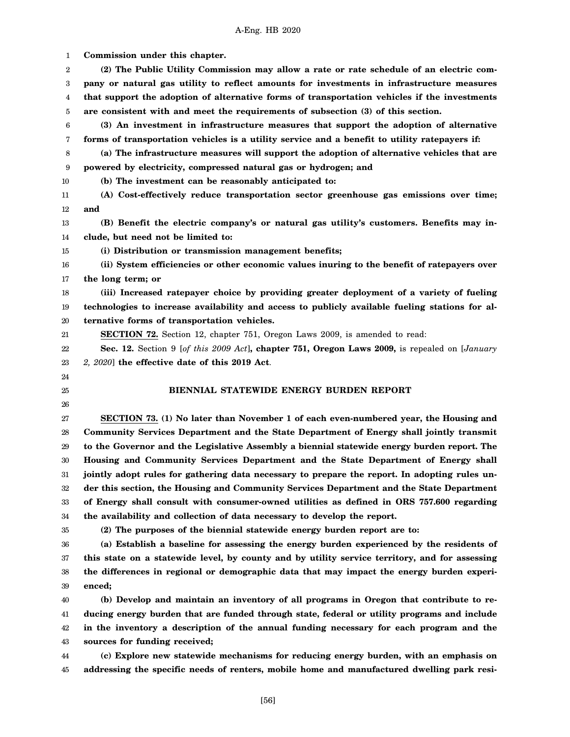**Commission under this chapter.**

**(2) The Public Utility Commission may allow a rate or rate schedule of an electric company or natural gas utility to reflect amounts for investments in infrastructure measures that support the adoption of alternative forms of transportation vehicles if the investments are consistent with and meet the requirements of subsection (3) of this section.**

**(3) An investment in infrastructure measures that support the adoption of alternative forms of transportation vehicles is a utility service and a benefit to utility ratepayers if:**

**(a) The infrastructure measures will support the adoption of alternative vehicles that are powered by electricity, compressed natural gas or hydrogen; and**

**(b) The investment can be reasonably anticipated to:**

**(A) Cost-effectively reduce transportation sector greenhouse gas emissions over time; and**

**(B) Benefit the electric company's or natural gas utility's customers. Benefits may include, but need not be limited to:**

**(i) Distribution or transmission management benefits;**

**(ii) System efficiencies or other economic values inuring to the benefit of ratepayers over the long term; or**

**(iii) Increased ratepayer choice by providing greater deployment of a variety of fueling technologies to increase availability and access to publicly available fueling stations for alternative forms of transportation vehicles.**

**SECTION 72.** Section 12, chapter 751, Oregon Laws 2009, is amended to read:

**Sec. 12.** Section 9 [*of this 2009 Act*]**, chapter 751, Oregon Laws 2009,** is repealed on [*January 2, 2020*] **the effective date of this 2019 Act**.

## BIENNIAL STATEWIDE ENERGY BURDEN REPORT

**SECTION 73. (1) No later than November 1 of each even-numbered year, the Housing and Community Services Department and the State Department of Energy shall jointly transmit to the Governor and the Legislative Assembly a biennial statewide energy burden report. The Housing and Community Services Department and the State Department of Energy shall jointly adopt rules for gathering data necessary to prepare the report. In adopting rules under this section, the Housing and Community Services Department and the State Department of Energy shall consult with consumer-owned utilities as defined in ORS 757.600 regarding the availability and collection of data necessary to develop the report.**

**(2) The purposes of the biennial statewide energy burden report are to:**

**(a) Establish a baseline for assessing the energy burden experienced by the residents of this state on a statewide level, by county and by utility service territory, and for assessing the differences in regional or demographic data that may impact the energy burden experienced;**

**(b) Develop and maintain an inventory of all programs in Oregon that contribute to reducing energy burden that are funded through state, federal or utility programs and include in the inventory a description of the annual funding necessary for each program and the sources for funding received;**

**(c) Explore new statewide mechanisms for reducing energy burden, with an emphasis on addressing the specific needs of renters, mobile home and manufactured dwelling park resi-**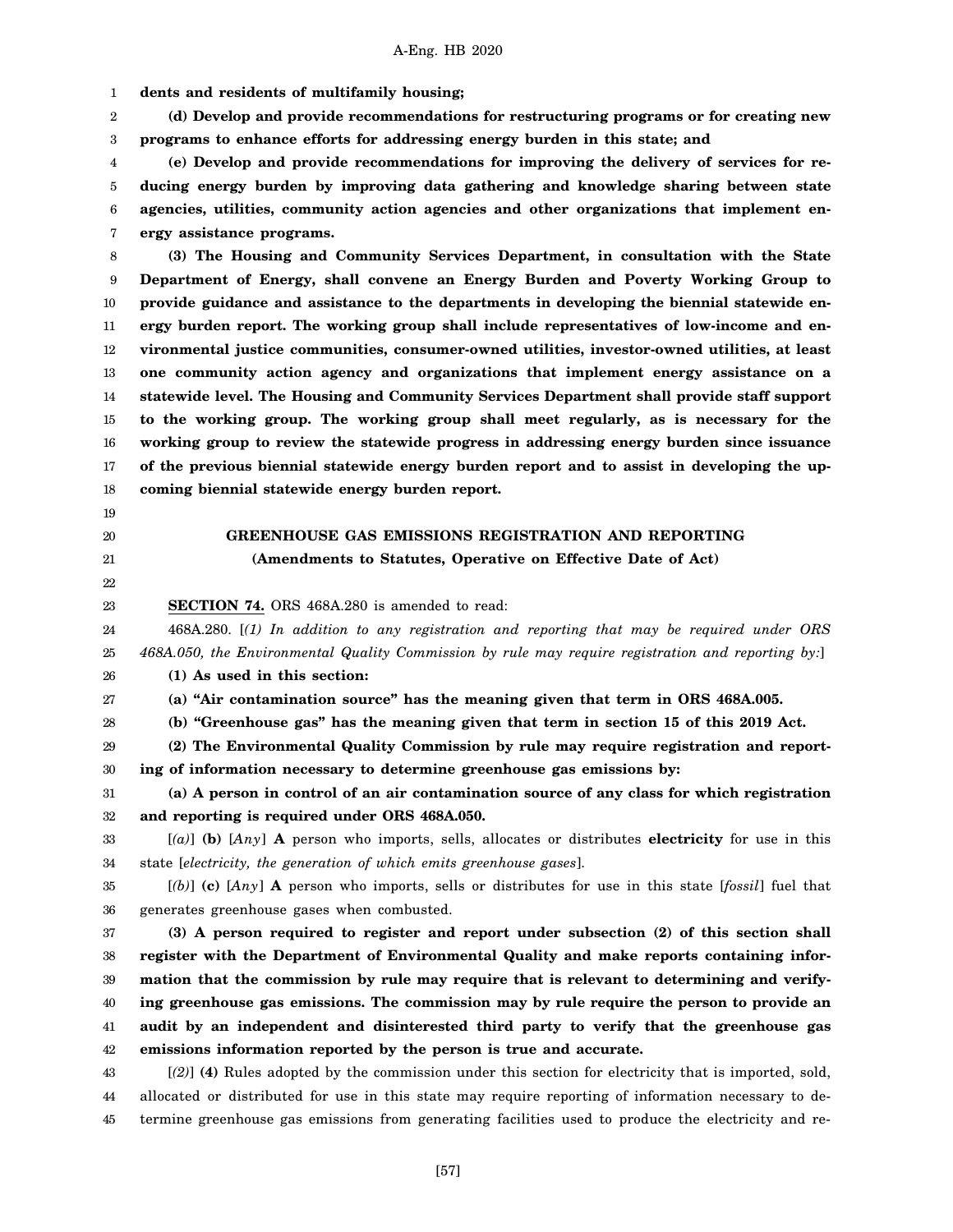**dents and residents of multifamily housing;**

**(d) Develop and provide recommendations for restructuring programs or for creating new programs to enhance efforts for addressing energy burden in this state; and**

**(e) Develop and provide recommendations for improving the delivery of services for reducing energy burden by improving data gathering and knowledge sharing between state agencies, utilities, community action agencies and other organizations that implement energy assistance programs.**

**(3) The Housing and Community Services Department, in consultation with the State Department of Energy, shall convene an Energy Burden and Poverty Working Group to provide guidance and assistance to the departments in developing the biennial statewide energy burden report. The working group shall include representatives of low-income and environmental justice communities, consumer-owned utilities, investor-owned utilities, at least one community action agency and organizations that implement energy assistance on a statewide level. The Housing and Community Services Department shall provide staff support to the working group. The working group shall meet regularly, as is necessary for the working group to review the statewide progress in addressing energy burden since issuance of the previous biennial statewide energy burden report and to assist in developing the upcoming biennial statewide energy burden report.**

## GREENHOUSE GAS EMISSIONS REGISTRATION AND REPORTING
### (Amendments to Statutes, Operative on Effective Date of Act)

**SECTION 74.** ORS 468A.280 is amended to read:

468A.280. [*(1) In addition to any registration and reporting that may be required under ORS 468A.050, the Environmental Quality Commission by rule may require registration and reporting by:*]

**(1) As used in this section:**

**(a) "Air contamination source" has the meaning given that term in ORS 468A.005.**

**(b) "Greenhouse gas" has the meaning given that term in section 15 of this 2019 Act.**

**(2) The Environmental Quality Commission by rule may require registration and reporting of information necessary to determine greenhouse gas emissions by:**

**(a) A person in control of an air contamination source of any class for which registration and reporting is required under ORS 468A.050.**

[*(a)*] **(b)** [*Any*] **A** person who imports, sells, allocates or distributes **electricity** for use in this state [*electricity, the generation of which emits greenhouse gases*].

[*(b)*] **(c)** [*Any*] **A** person who imports, sells or distributes for use in this state [*fossil*] fuel that generates greenhouse gases when combusted.

**(3) A person required to register and report under subsection (2) of this section shall register with the Department of Environmental Quality and make reports containing information that the commission by rule may require that is relevant to determining and verifying greenhouse gas emissions. The commission may by rule require the person to provide an audit by an independent and disinterested third party to verify that the greenhouse gas emissions information reported by the person is true and accurate.**

[*(2)*] **(4)** Rules adopted by the commission under this section for electricity that is imported, sold, allocated or distributed for use in this state may require reporting of information necessary to determine greenhouse gas emissions from generating facilities used to produce the electricity and re-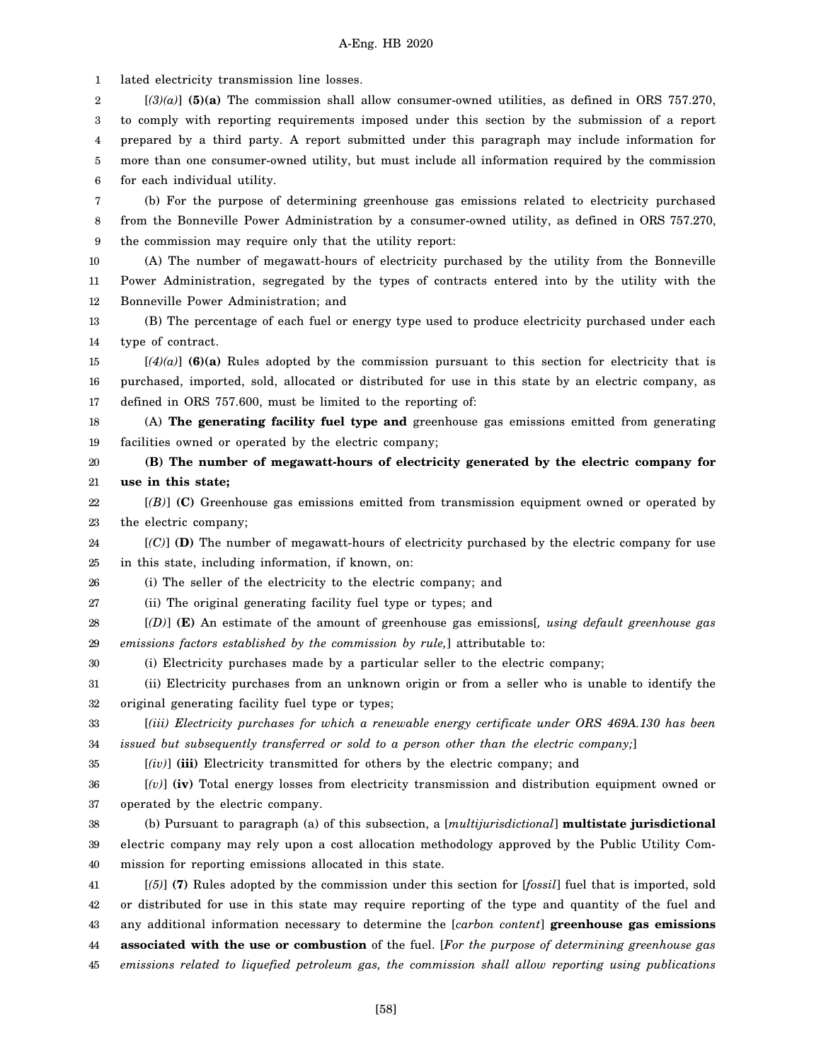lated electricity transmission line losses.

[*(3)(a)*] **(5)(a)** The commission shall allow consumer-owned utilities, as defined in ORS 757.270, to comply with reporting requirements imposed under this section by the submission of a report prepared by a third party. A report submitted under this paragraph may include information for more than one consumer-owned utility, but must include all information required by the commission for each individual utility.

(b) For the purpose of determining greenhouse gas emissions related to electricity purchased from the Bonneville Power Administration by a consumer-owned utility, as defined in ORS 757.270, the commission may require only that the utility report:

(A) The number of megawatt-hours of electricity purchased by the utility from the Bonneville Power Administration, segregated by the types of contracts entered into by the utility with the Bonneville Power Administration; and

(B) The percentage of each fuel or energy type used to produce electricity purchased under each type of contract.

[*(4)(a)*] **(6)(a)** Rules adopted by the commission pursuant to this section for electricity that is purchased, imported, sold, allocated or distributed for use in this state by an electric company, as defined in ORS 757.600, must be limited to the reporting of:

(A) **The generating facility fuel type and** greenhouse gas emissions emitted from generating facilities owned or operated by the electric company;

**(B) The number of megawatt-hours of electricity generated by the electric company for use in this state;**

[*(B)*] **(C)** Greenhouse gas emissions emitted from transmission equipment owned or operated by the electric company;

[*(C)*] **(D)** The number of megawatt-hours of electricity purchased by the electric company for use in this state, including information, if known, on:

(i) The seller of the electricity to the electric company; and

(ii) The original generating facility fuel type or types; and

[*(D)*] **(E)** An estimate of the amount of greenhouse gas emissions[*, using default greenhouse gas emissions factors established by the commission by rule,*] attributable to:

(i) Electricity purchases made by a particular seller to the electric company;

(ii) Electricity purchases from an unknown origin or from a seller who is unable to identify the original generating facility fuel type or types;

[*(iii) Electricity purchases for which a renewable energy certificate under ORS 469A.130 has been issued but subsequently transferred or sold to a person other than the electric company;*]

[*(iv)*] **(iii)** Electricity transmitted for others by the electric company; and

[*(v)*] **(iv)** Total energy losses from electricity transmission and distribution equipment owned or operated by the electric company.

(b) Pursuant to paragraph (a) of this subsection, a [*multijurisdictional*] **multistate jurisdictional** electric company may rely upon a cost allocation methodology approved by the Public Utility Commission for reporting emissions allocated in this state.

[*(5)*] **(7)** Rules adopted by the commission under this section for [*fossil*] fuel that is imported, sold or distributed for use in this state may require reporting of the type and quantity of the fuel and any additional information necessary to determine the [*carbon content*] **greenhouse gas emissions associated with the use or combustion** of the fuel. [*For the purpose of determining greenhouse gas emissions related to liquefied petroleum gas, the commission shall allow reporting using publications*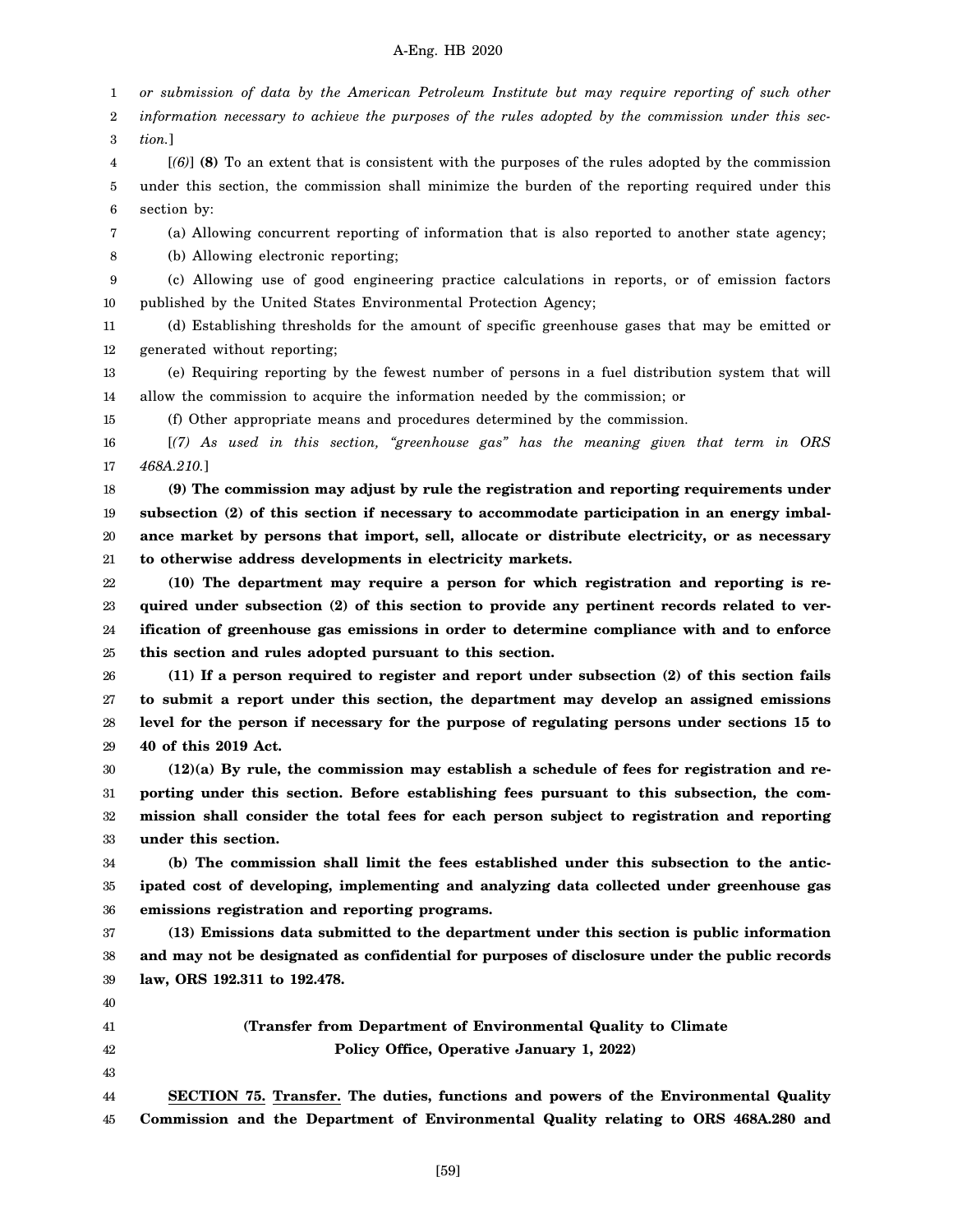*or submission of data by the American Petroleum Institute but may require reporting of such other information necessary to achieve the purposes of the rules adopted by the commission under this section.*]

[*(6)*] **(8)** To an extent that is consistent with the purposes of the rules adopted by the commission under this section, the commission shall minimize the burden of the reporting required under this section by:

(a) Allowing concurrent reporting of information that is also reported to another state agency;

(b) Allowing electronic reporting;

(c) Allowing use of good engineering practice calculations in reports, or of emission factors published by the United States Environmental Protection Agency;

(d) Establishing thresholds for the amount of specific greenhouse gases that may be emitted or generated without reporting;

(e) Requiring reporting by the fewest number of persons in a fuel distribution system that will allow the commission to acquire the information needed by the commission; or

(f) Other appropriate means and procedures determined by the commission.

[*(7) As used in this section, "greenhouse gas" has the meaning given that term in ORS 468A.210.*]

**(9) The commission may adjust by rule the registration and reporting requirements under subsection (2) of this section if necessary to accommodate participation in an energy imbalance market by persons that import, sell, allocate or distribute electricity, or as necessary to otherwise address developments in electricity markets.**

**(10) The department may require a person for which registration and reporting is required under subsection (2) of this section to provide any pertinent records related to verification of greenhouse gas emissions in order to determine compliance with and to enforce this section and rules adopted pursuant to this section.**

**(11) If a person required to register and report under subsection (2) of this section fails to submit a report under this section, the department may develop an assigned emissions level for the person if necessary for the purpose of regulating persons under sections 15 to 40 of this 2019 Act.**

**(12)(a) By rule, the commission may establish a schedule of fees for registration and reporting under this section. Before establishing fees pursuant to this subsection, the commission shall consider the total fees for each person subject to registration and reporting under this section.**

**(b) The commission shall limit the fees established under this subsection to the anticipated cost of developing, implementing and analyzing data collected under greenhouse gas emissions registration and reporting programs.**

**(13) Emissions data submitted to the department under this section is public information and may not be designated as confidential for purposes of disclosure under the public records law, ORS 192.311 to 192.478.**

**(Transfer from Department of Environmental Quality to Climate Policy Office, Operative January 1, 2022)**

**SECTION 75. Transfer. The duties, functions and powers of the Environmental Quality Commission and the Department of Environmental Quality relating to ORS 468A.280 and**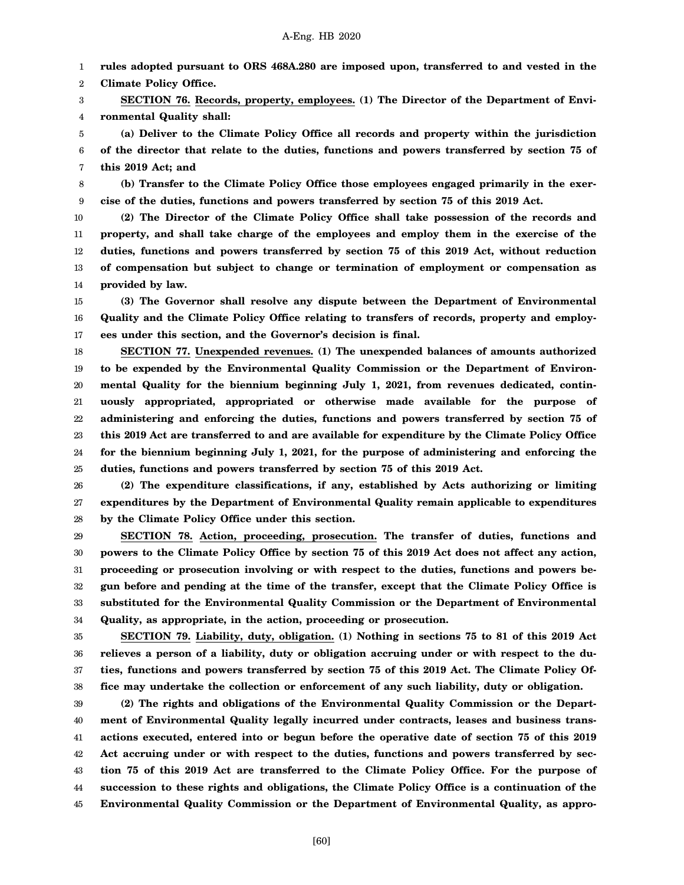**rules adopted pursuant to ORS 468A.280 are imposed upon, transferred to and vested in the Climate Policy Office.**

**SECTION 76. Records, property, employees. (1) The Director of the Department of Environmental Quality shall:**

**(a) Deliver to the Climate Policy Office all records and property within the jurisdiction of the director that relate to the duties, functions and powers transferred by section 75 of this 2019 Act; and**

**(b) Transfer to the Climate Policy Office those employees engaged primarily in the exercise of the duties, functions and powers transferred by section 75 of this 2019 Act.**

**(2) The Director of the Climate Policy Office shall take possession of the records and property, and shall take charge of the employees and employ them in the exercise of the duties, functions and powers transferred by section 75 of this 2019 Act, without reduction of compensation but subject to change or termination of employment or compensation as provided by law.**

**(3) The Governor shall resolve any dispute between the Department of Environmental Quality and the Climate Policy Office relating to transfers of records, property and employees under this section, and the Governor's decision is final.**

**SECTION 77. Unexpended revenues. (1) The unexpended balances of amounts authorized to be expended by the Environmental Quality Commission or the Department of Environmental Quality for the biennium beginning July 1, 2021, from revenues dedicated, continuously appropriated, appropriated or otherwise made available for the purpose of administering and enforcing the duties, functions and powers transferred by section 75 of this 2019 Act are transferred to and are available for expenditure by the Climate Policy Office for the biennium beginning July 1, 2021, for the purpose of administering and enforcing the duties, functions and powers transferred by section 75 of this 2019 Act.**

**(2) The expenditure classifications, if any, established by Acts authorizing or limiting expenditures by the Department of Environmental Quality remain applicable to expenditures by the Climate Policy Office under this section.**

**SECTION 78. Action, proceeding, prosecution. The transfer of duties, functions and powers to the Climate Policy Office by section 75 of this 2019 Act does not affect any action, proceeding or prosecution involving or with respect to the duties, functions and powers begun before and pending at the time of the transfer, except that the Climate Policy Office is substituted for the Environmental Quality Commission or the Department of Environmental Quality, as appropriate, in the action, proceeding or prosecution.**

**SECTION 79. Liability, duty, obligation. (1) Nothing in sections 75 to 81 of this 2019 Act relieves a person of a liability, duty or obligation accruing under or with respect to the duties, functions and powers transferred by section 75 of this 2019 Act. The Climate Policy Office may undertake the collection or enforcement of any such liability, duty or obligation.**

**(2) The rights and obligations of the Environmental Quality Commission or the Department of Environmental Quality legally incurred under contracts, leases and business transactions executed, entered into or begun before the operative date of section 75 of this 2019 Act accruing under or with respect to the duties, functions and powers transferred by section 75 of this 2019 Act are transferred to the Climate Policy Office. For the purpose of succession to these rights and obligations, the Climate Policy Office is a continuation of the Environmental Quality Commission or the Department of Environmental Quality, as appro-**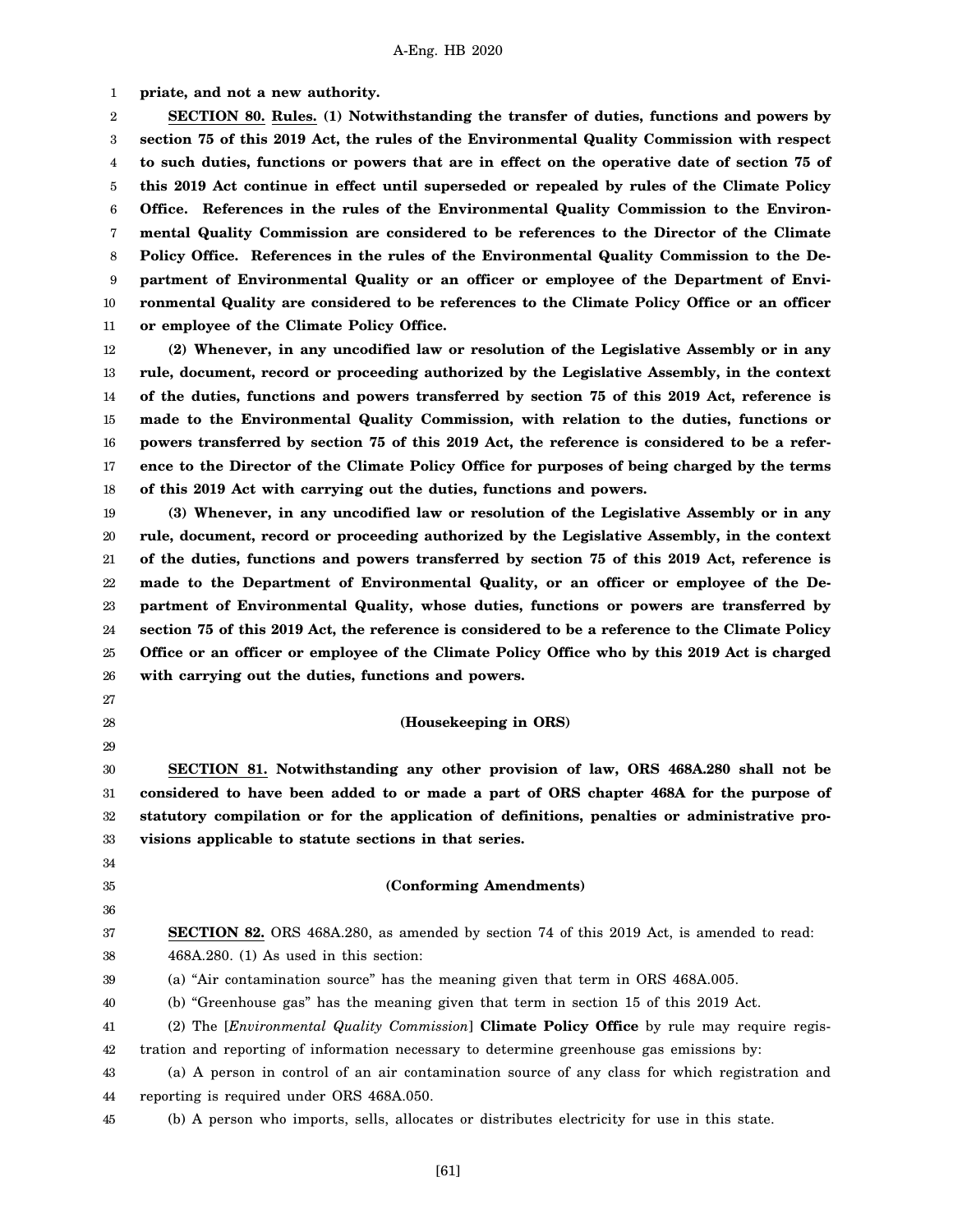**priate, and not a new authority.**

**SECTION 80. Rules. (1) Notwithstanding the transfer of duties, functions and powers by section 75 of this 2019 Act, the rules of the Environmental Quality Commission with respect to such duties, functions or powers that are in effect on the operative date of section 75 of this 2019 Act continue in effect until superseded or repealed by rules of the Climate Policy Office. References in the rules of the Environmental Quality Commission to the Environmental Quality Commission are considered to be references to the Director of the Climate Policy Office. References in the rules of the Environmental Quality Commission to the Department of Environmental Quality or an officer or employee of the Department of Environmental Quality are considered to be references to the Climate Policy Office or an officer or employee of the Climate Policy Office.**

**(2) Whenever, in any uncodified law or resolution of the Legislative Assembly or in any rule, document, record or proceeding authorized by the Legislative Assembly, in the context of the duties, functions and powers transferred by section 75 of this 2019 Act, reference is made to the Environmental Quality Commission, with relation to the duties, functions or powers transferred by section 75 of this 2019 Act, the reference is considered to be a reference to the Director of the Climate Policy Office for purposes of being charged by the terms of this 2019 Act with carrying out the duties, functions and powers.**

**(3) Whenever, in any uncodified law or resolution of the Legislative Assembly or in any rule, document, record or proceeding authorized by the Legislative Assembly, in the context of the duties, functions and powers transferred by section 75 of this 2019 Act, reference is made to the Department of Environmental Quality, or an officer or employee of the Department of Environmental Quality, whose duties, functions or powers are transferred by section 75 of this 2019 Act, the reference is considered to be a reference to the Climate Policy Office or an officer or employee of the Climate Policy Office who by this 2019 Act is charged with carrying out the duties, functions and powers.**

**(Housekeeping in ORS)**

**SECTION 81. Notwithstanding any other provision of law, ORS 468A.280 shall not be considered to have been added to or made a part of ORS chapter 468A for the purpose of statutory compilation or for the application of definitions, penalties or administrative provisions applicable to statute sections in that series.**

**(Conforming Amendments)**

**SECTION 82.** ORS 468A.280, as amended by section 74 of this 2019 Act, is amended to read:

468A.280. (1) As used in this section:

(a) "Air contamination source" has the meaning given that term in ORS 468A.005.

(b) "Greenhouse gas" has the meaning given that term in section 15 of this 2019 Act.

(2) The [*Environmental Quality Commission*] **Climate Policy Office** by rule may require registration and reporting of information necessary to determine greenhouse gas emissions by:

(a) A person in control of an air contamination source of any class for which registration and reporting is required under ORS 468A.050.

(b) A person who imports, sells, allocates or distributes electricity for use in this state.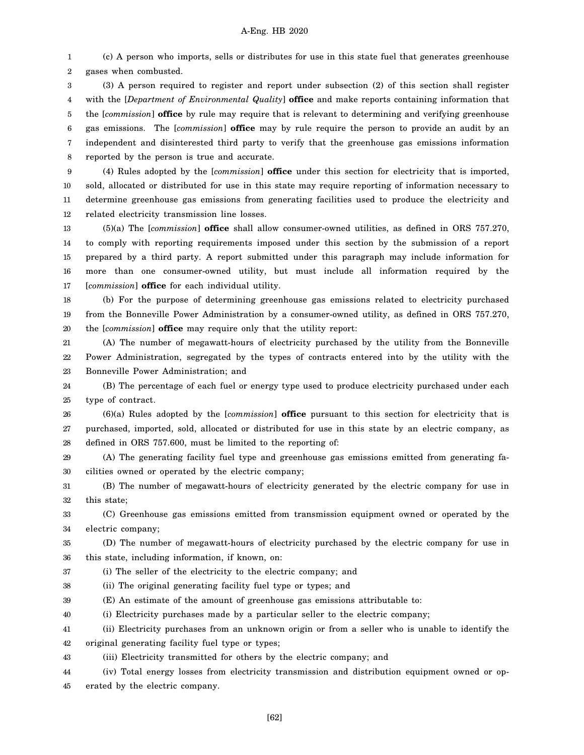(c) A person who imports, sells or distributes for use in this state fuel that generates greenhouse gases when combusted.

(3) A person required to register and report under subsection (2) of this section shall register with the [*Department of Environmental Quality*] **office** and make reports containing information that the [*commission*] **office** by rule may require that is relevant to determining and verifying greenhouse gas emissions. The [*commission*] **office** may by rule require the person to provide an audit by an independent and disinterested third party to verify that the greenhouse gas emissions information reported by the person is true and accurate.

(4) Rules adopted by the [*commission*] **office** under this section for electricity that is imported, sold, allocated or distributed for use in this state may require reporting of information necessary to determine greenhouse gas emissions from generating facilities used to produce the electricity and related electricity transmission line losses.

(5)(a) The [*commission*] **office** shall allow consumer-owned utilities, as defined in ORS 757.270, to comply with reporting requirements imposed under this section by the submission of a report prepared by a third party. A report submitted under this paragraph may include information for more than one consumer-owned utility, but must include all information required by the [*commission*] **office** for each individual utility.

(b) For the purpose of determining greenhouse gas emissions related to electricity purchased from the Bonneville Power Administration by a consumer-owned utility, as defined in ORS 757.270, the [*commission*] **office** may require only that the utility report:

(A) The number of megawatt-hours of electricity purchased by the utility from the Bonneville Power Administration, segregated by the types of contracts entered into by the utility with the Bonneville Power Administration; and

(B) The percentage of each fuel or energy type used to produce electricity purchased under each type of contract.

(6)(a) Rules adopted by the [*commission*] **office** pursuant to this section for electricity that is purchased, imported, sold, allocated or distributed for use in this state by an electric company, as defined in ORS 757.600, must be limited to the reporting of:

(A) The generating facility fuel type and greenhouse gas emissions emitted from generating facilities owned or operated by the electric company;

(B) The number of megawatt-hours of electricity generated by the electric company for use in this state;

(C) Greenhouse gas emissions emitted from transmission equipment owned or operated by the electric company;

(D) The number of megawatt-hours of electricity purchased by the electric company for use in this state, including information, if known, on:

(i) The seller of the electricity to the electric company; and

(ii) The original generating facility fuel type or types; and

(E) An estimate of the amount of greenhouse gas emissions attributable to:

(i) Electricity purchases made by a particular seller to the electric company;

(ii) Electricity purchases from an unknown origin or from a seller who is unable to identify the original generating facility fuel type or types;

(iii) Electricity transmitted for others by the electric company; and

(iv) Total energy losses from electricity transmission and distribution equipment owned or operated by the electric company.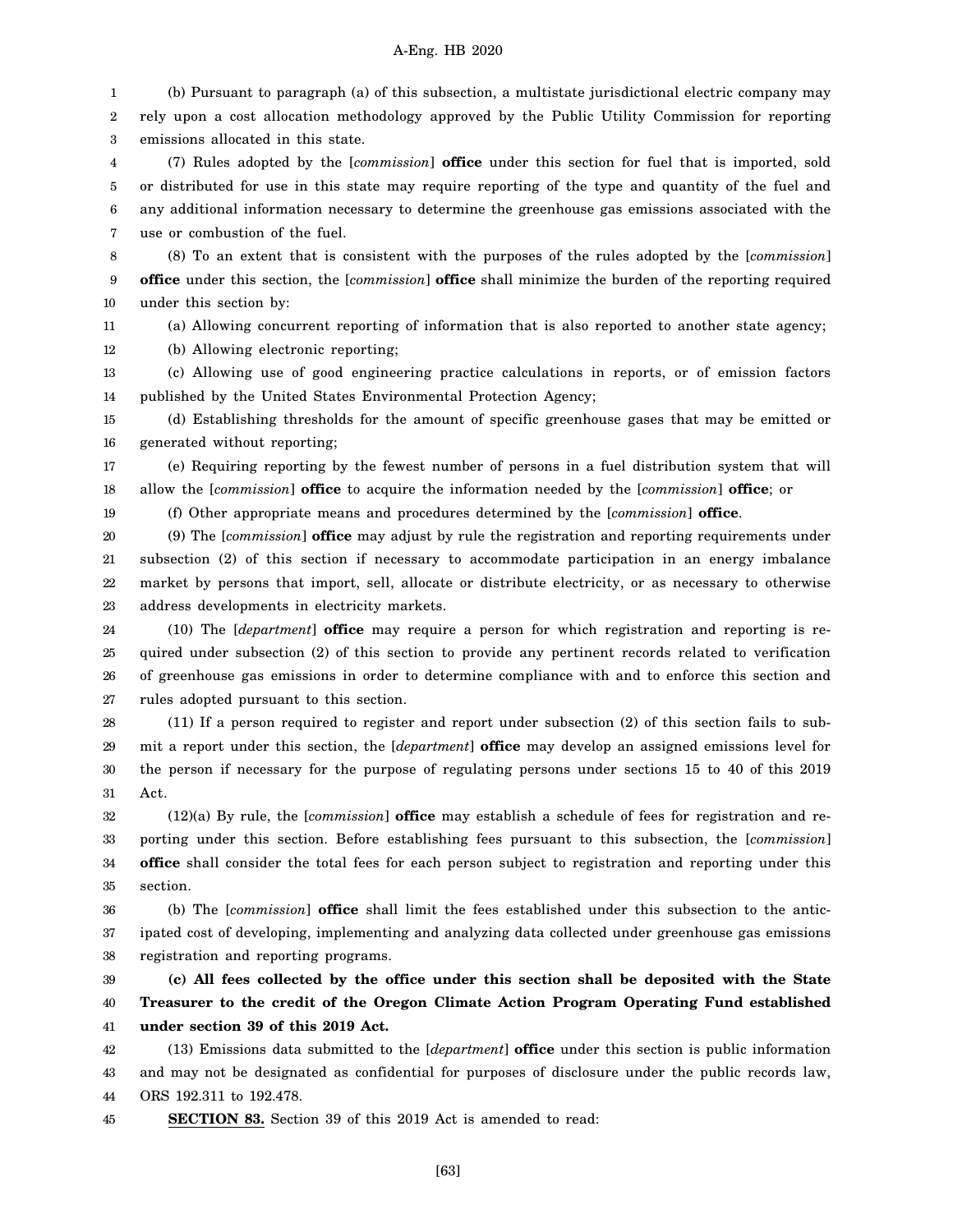(b) Pursuant to paragraph (a) of this subsection, a multistate jurisdictional electric company may rely upon a cost allocation methodology approved by the Public Utility Commission for reporting emissions allocated in this state.

(7) Rules adopted by the [*commission*] **office** under this section for fuel that is imported, sold or distributed for use in this state may require reporting of the type and quantity of the fuel and any additional information necessary to determine the greenhouse gas emissions associated with the use or combustion of the fuel.

(8) To an extent that is consistent with the purposes of the rules adopted by the [*commission*] **office** under this section, the [*commission*] **office** shall minimize the burden of the reporting required under this section by:

(a) Allowing concurrent reporting of information that is also reported to another state agency;

(b) Allowing electronic reporting;

(c) Allowing use of good engineering practice calculations in reports, or of emission factors published by the United States Environmental Protection Agency;

(d) Establishing thresholds for the amount of specific greenhouse gases that may be emitted or generated without reporting;

(e) Requiring reporting by the fewest number of persons in a fuel distribution system that will allow the [*commission*] **office** to acquire the information needed by the [*commission*] **office**; or

(f) Other appropriate means and procedures determined by the [*commission*] **office**.

(9) The [*commission*] **office** may adjust by rule the registration and reporting requirements under subsection (2) of this section if necessary to accommodate participation in an energy imbalance market by persons that import, sell, allocate or distribute electricity, or as necessary to otherwise address developments in electricity markets.

(10) The [*department*] **office** may require a person for which registration and reporting is required under subsection (2) of this section to provide any pertinent records related to verification of greenhouse gas emissions in order to determine compliance with and to enforce this section and rules adopted pursuant to this section.

(11) If a person required to register and report under subsection (2) of this section fails to submit a report under this section, the [*department*] **office** may develop an assigned emissions level for the person if necessary for the purpose of regulating persons under sections 15 to 40 of this 2019 Act.

(12)(a) By rule, the [*commission*] **office** may establish a schedule of fees for registration and reporting under this section. Before establishing fees pursuant to this subsection, the [*commission*] **office** shall consider the total fees for each person subject to registration and reporting under this section.

(b) The [*commission*] **office** shall limit the fees established under this subsection to the anticipated cost of developing, implementing and analyzing data collected under greenhouse gas emissions registration and reporting programs.

**(c) All fees collected by the office under this section shall be deposited with the State Treasurer to the credit of the Oregon Climate Action Program Operating Fund established under section 39 of this 2019 Act.**

(13) Emissions data submitted to the [*department*] **office** under this section is public information and may not be designated as confidential for purposes of disclosure under the public records law, ORS 192.311 to 192.478.

**SECTION 83.** Section 39 of this 2019 Act is amended to read: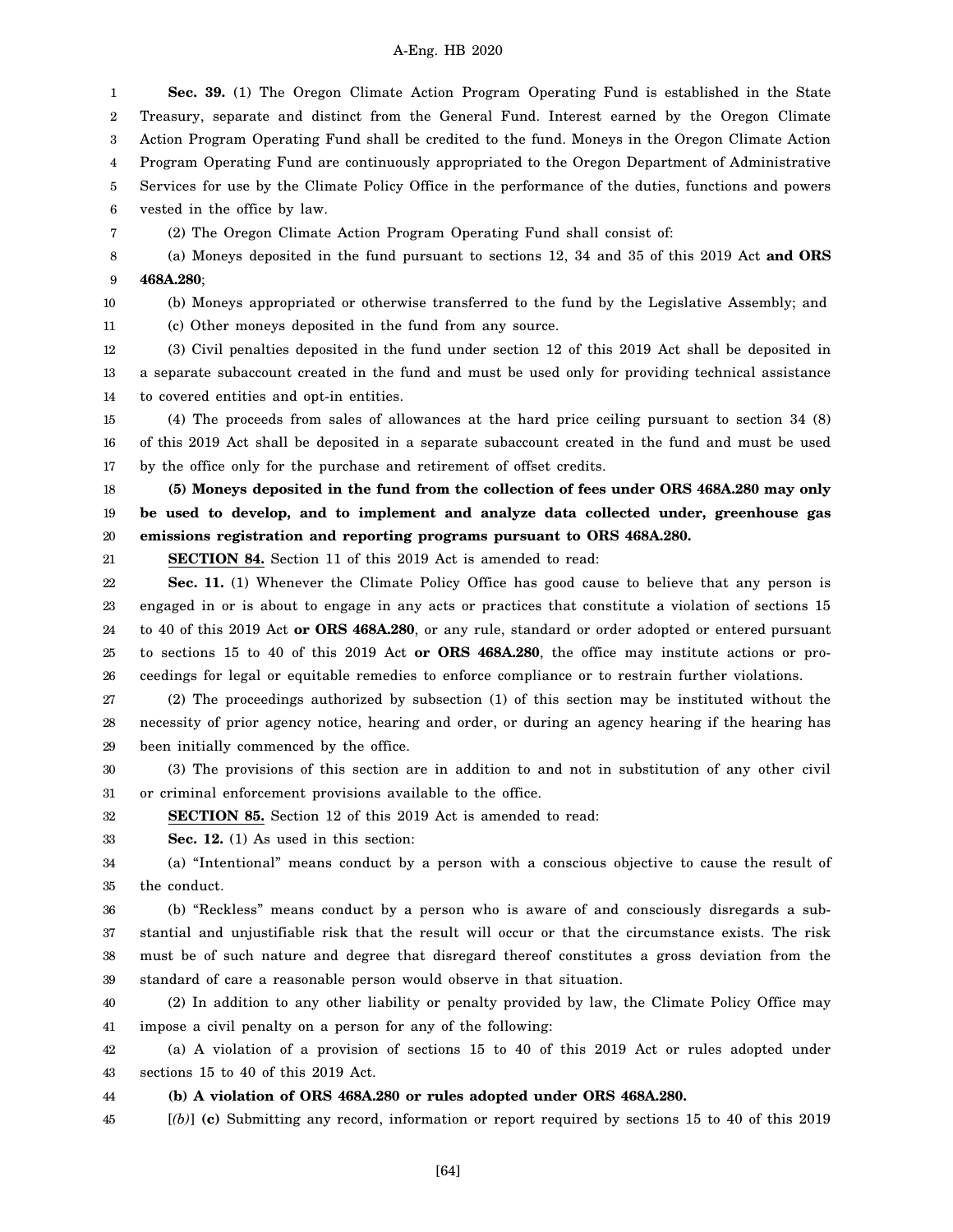**Sec. 39.** (1) The Oregon Climate Action Program Operating Fund is established in the State Treasury, separate and distinct from the General Fund. Interest earned by the Oregon Climate Action Program Operating Fund shall be credited to the fund. Moneys in the Oregon Climate Action Program Operating Fund are continuously appropriated to the Oregon Department of Administrative Services for use by the Climate Policy Office in the performance of the duties, functions and powers vested in the office by law.

(2) The Oregon Climate Action Program Operating Fund shall consist of:

(a) Moneys deposited in the fund pursuant to sections 12, 34 and 35 of this 2019 Act **and ORS 468A.280**;

(b) Moneys appropriated or otherwise transferred to the fund by the Legislative Assembly; and

(c) Other moneys deposited in the fund from any source.

(3) Civil penalties deposited in the fund under section 12 of this 2019 Act shall be deposited in a separate subaccount created in the fund and must be used only for providing technical assistance to covered entities and opt-in entities.

(4) The proceeds from sales of allowances at the hard price ceiling pursuant to section 34 (8) of this 2019 Act shall be deposited in a separate subaccount created in the fund and must be used by the office only for the purchase and retirement of offset credits.

**(5) Moneys deposited in the fund from the collection of fees under ORS 468A.280 may only be used to develop, and to implement and analyze data collected under, greenhouse gas emissions registration and reporting programs pursuant to ORS 468A.280.**

**SECTION 84.** Section 11 of this 2019 Act is amended to read:

**Sec. 11.** (1) Whenever the Climate Policy Office has good cause to believe that any person is engaged in or is about to engage in any acts or practices that constitute a violation of sections 15 to 40 of this 2019 Act **or ORS 468A.280**, or any rule, standard or order adopted or entered pursuant to sections 15 to 40 of this 2019 Act **or ORS 468A.280**, the office may institute actions or proceedings for legal or equitable remedies to enforce compliance or to restrain further violations.

(2) The proceedings authorized by subsection (1) of this section may be instituted without the necessity of prior agency notice, hearing and order, or during an agency hearing if the hearing has been initially commenced by the office.

(3) The provisions of this section are in addition to and not in substitution of any other civil or criminal enforcement provisions available to the office.

**SECTION 85.** Section 12 of this 2019 Act is amended to read:

**Sec. 12.** (1) As used in this section:

(a) "Intentional" means conduct by a person with a conscious objective to cause the result of the conduct.

(b) "Reckless" means conduct by a person who is aware of and consciously disregards a substantial and unjustifiable risk that the result will occur or that the circumstance exists. The risk must be of such nature and degree that disregard thereof constitutes a gross deviation from the standard of care a reasonable person would observe in that situation.

(2) In addition to any other liability or penalty provided by law, the Climate Policy Office may impose a civil penalty on a person for any of the following:

(a) A violation of a provision of sections 15 to 40 of this 2019 Act or rules adopted under sections 15 to 40 of this 2019 Act.

**(b) A violation of ORS 468A.280 or rules adopted under ORS 468A.280.**

[*(b)*] **(c)** Submitting any record, information or report required by sections 15 to 40 of this 2019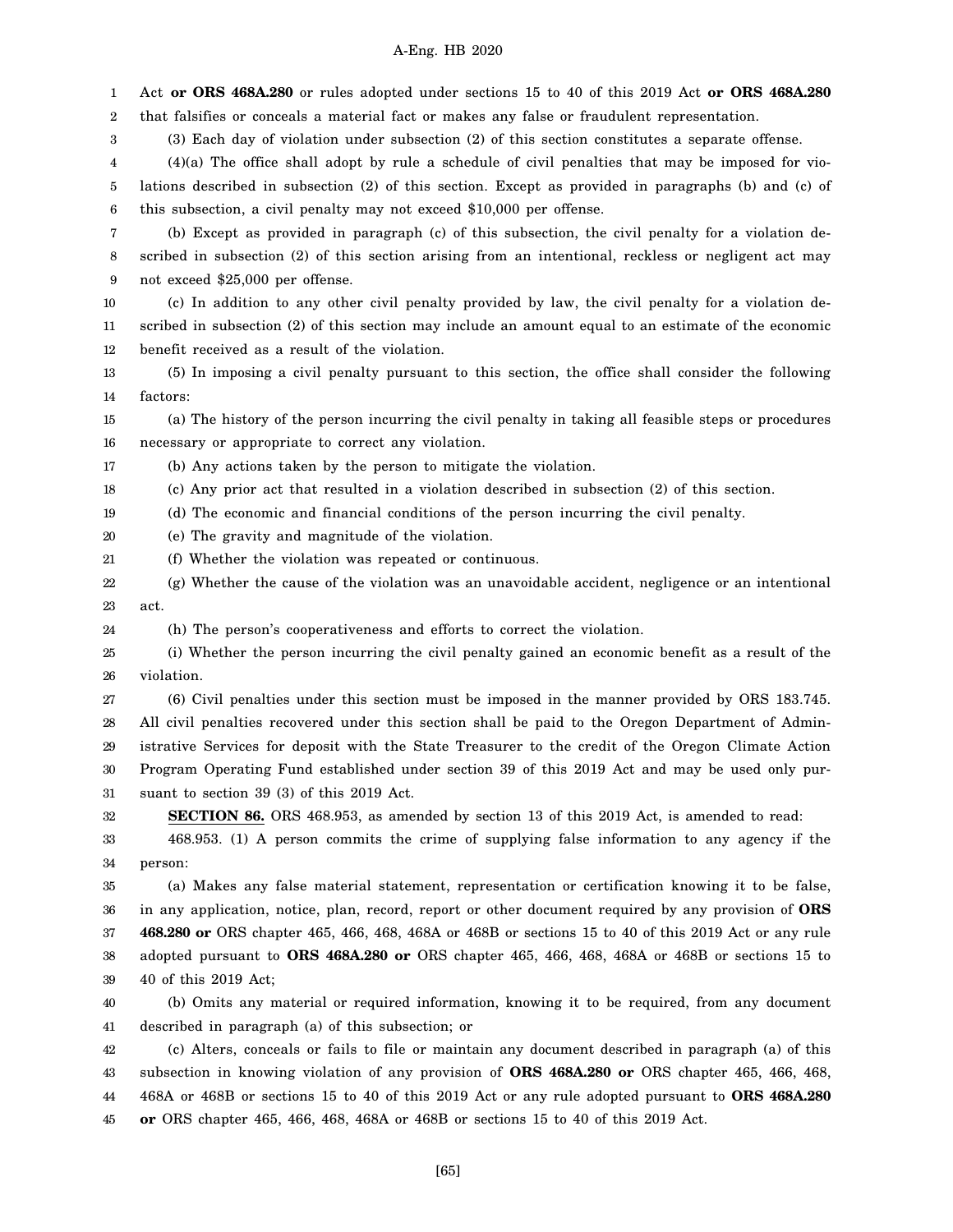Act **or ORS 468A.280** or rules adopted under sections 15 to 40 of this 2019 Act **or ORS 468A.280** that falsifies or conceals a material fact or makes any false or fraudulent representation.

(3) Each day of violation under subsection (2) of this section constitutes a separate offense.

(4)(a) The office shall adopt by rule a schedule of civil penalties that may be imposed for violations described in subsection (2) of this section. Except as provided in paragraphs (b) and (c) of this subsection, a civil penalty may not exceed $10,000 per offense.

(b) Except as provided in paragraph (c) of this subsection, the civil penalty for a violation described in subsection (2) of this section arising from an intentional, reckless or negligent act may not exceed $25,000 per offense.

(c) In addition to any other civil penalty provided by law, the civil penalty for a violation described in subsection (2) of this section may include an amount equal to an estimate of the economic benefit received as a result of the violation.

(5) In imposing a civil penalty pursuant to this section, the office shall consider the following factors:

(a) The history of the person incurring the civil penalty in taking all feasible steps or procedures necessary or appropriate to correct any violation.

(b) Any actions taken by the person to mitigate the violation.

(c) Any prior act that resulted in a violation described in subsection (2) of this section.

(d) The economic and financial conditions of the person incurring the civil penalty.

(e) The gravity and magnitude of the violation.

(f) Whether the violation was repeated or continuous.

(g) Whether the cause of the violation was an unavoidable accident, negligence or an intentional act.

(h) The person's cooperativeness and efforts to correct the violation.

(i) Whether the person incurring the civil penalty gained an economic benefit as a result of the violation.

(6) Civil penalties under this section must be imposed in the manner provided by ORS 183.745. All civil penalties recovered under this section shall be paid to the Oregon Department of Administrative Services for deposit with the State Treasurer to the credit of the Oregon Climate Action Program Operating Fund established under section 39 of this 2019 Act and may be used only pursuant to section 39 (3) of this 2019 Act.

**SECTION 86.** ORS 468.953, as amended by section 13 of this 2019 Act, is amended to read:

468.953. (1) A person commits the crime of supplying false information to any agency if the person:

(a) Makes any false material statement, representation or certification knowing it to be false, in any application, notice, plan, record, report or other document required by any provision of **ORS 468.280 or** ORS chapter 465, 466, 468, 468A or 468B or sections 15 to 40 of this 2019 Act or any rule adopted pursuant to **ORS 468A.280 or** ORS chapter 465, 466, 468, 468A or 468B or sections 15 to 40 of this 2019 Act;

(b) Omits any material or required information, knowing it to be required, from any document described in paragraph (a) of this subsection; or

(c) Alters, conceals or fails to file or maintain any document described in paragraph (a) of this subsection in knowing violation of any provision of **ORS 468A.280 or** ORS chapter 465, 466, 468, 468A or 468B or sections 15 to 40 of this 2019 Act or any rule adopted pursuant to **ORS 468A.280 or** ORS chapter 465, 466, 468, 468A or 468B or sections 15 to 40 of this 2019 Act.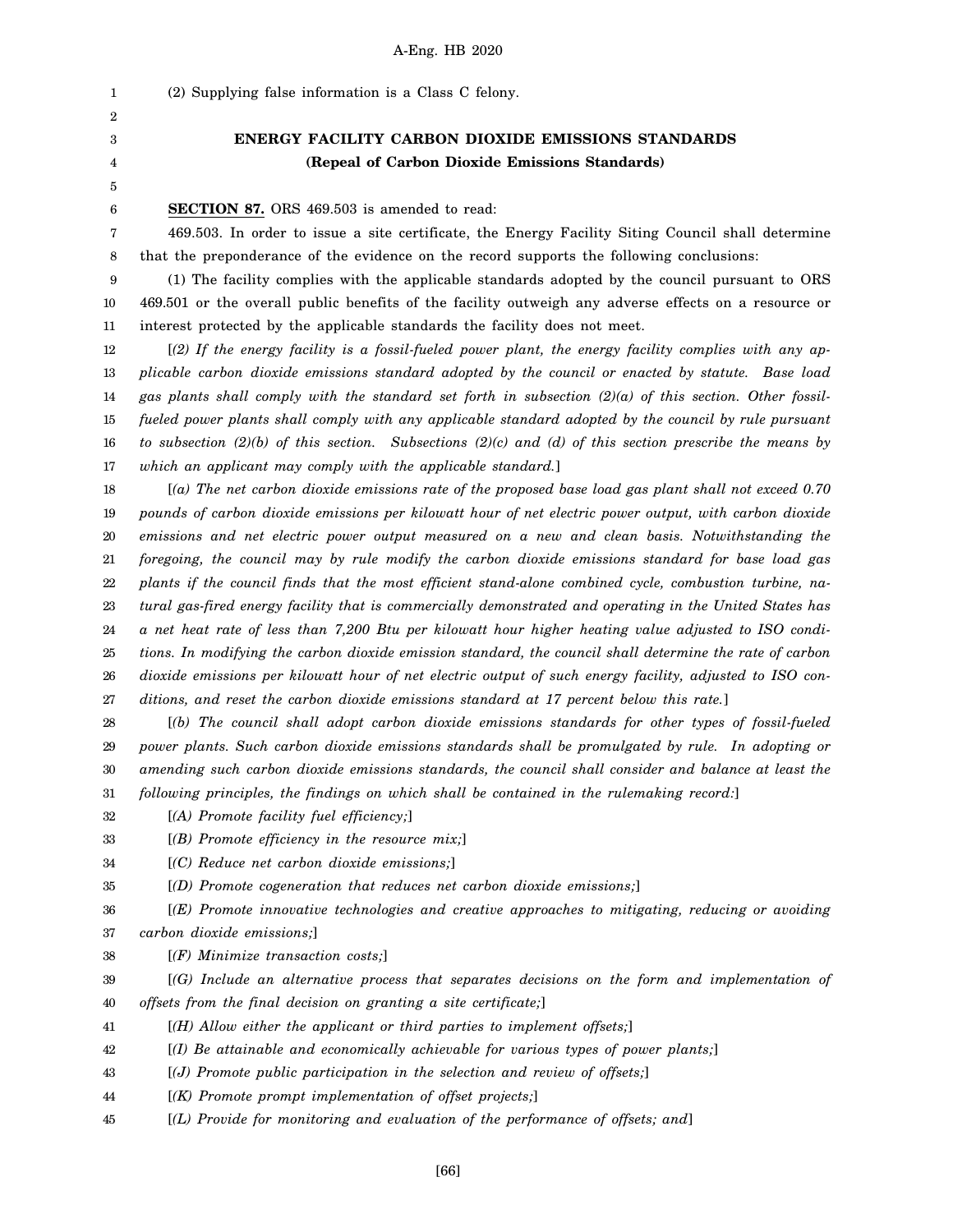(2) Supplying false information is a Class C felony.

**ENERGY FACILITY CARBON DIOXIDE EMISSIONS STANDARDS**
**(Repeal of Carbon Dioxide Emissions Standards)**

**SECTION 87.** ORS 469.503 is amended to read:

469.503. In order to issue a site certificate, the Energy Facility Siting Council shall determine that the preponderance of the evidence on the record supports the following conclusions:

(1) The facility complies with the applicable standards adopted by the council pursuant to ORS 469.501 or the overall public benefits of the facility outweigh any adverse effects on a resource or interest protected by the applicable standards the facility does not meet.

[*(2) If the energy facility is a fossil-fueled power plant, the energy facility complies with any applicable carbon dioxide emissions standard adopted by the council or enacted by statute. Base load gas plants shall comply with the standard set forth in subsection (2)(a) of this section. Other fossil-fueled power plants shall comply with any applicable standard adopted by the council by rule pursuant to subsection (2)(b) of this section. Subsections (2)(c) and (d) of this section prescribe the means by which an applicant may comply with the applicable standard.*]

[*(a) The net carbon dioxide emissions rate of the proposed base load gas plant shall not exceed 0.70 pounds of carbon dioxide emissions per kilowatt hour of net electric power output, with carbon dioxide emissions and net electric power output measured on a new and clean basis. Notwithstanding the foregoing, the council may by rule modify the carbon dioxide emissions standard for base load gas plants if the council finds that the most efficient stand-alone combined cycle, combustion turbine, natural gas-fired energy facility that is commercially demonstrated and operating in the United States has a net heat rate of less than 7,200 Btu per kilowatt hour higher heating value adjusted to ISO conditions. In modifying the carbon dioxide emission standard, the council shall determine the rate of carbon dioxide emissions per kilowatt hour of net electric output of such energy facility, adjusted to ISO conditions, and reset the carbon dioxide emissions standard at 17 percent below this rate.*]

[*(b) The council shall adopt carbon dioxide emissions standards for other types of fossil-fueled power plants. Such carbon dioxide emissions standards shall be promulgated by rule. In adopting or amending such carbon dioxide emissions standards, the council shall consider and balance at least the following principles, the findings on which shall be contained in the rulemaking record:*]

[*(A) Promote facility fuel efficiency;*]

[*(B) Promote efficiency in the resource mix;*]

[*(C) Reduce net carbon dioxide emissions;*]

[*(D) Promote cogeneration that reduces net carbon dioxide emissions;*]

[*(E) Promote innovative technologies and creative approaches to mitigating, reducing or avoiding carbon dioxide emissions;*]

[*(F) Minimize transaction costs;*]

[*(G) Include an alternative process that separates decisions on the form and implementation of offsets from the final decision on granting a site certificate;*]

[*(H) Allow either the applicant or third parties to implement offsets;*]

[*(I) Be attainable and economically achievable for various types of power plants;*]

[*(J) Promote public participation in the selection and review of offsets;*]

[*(K) Promote prompt implementation of offset projects;*]

[*(L) Provide for monitoring and evaluation of the performance of offsets; and*]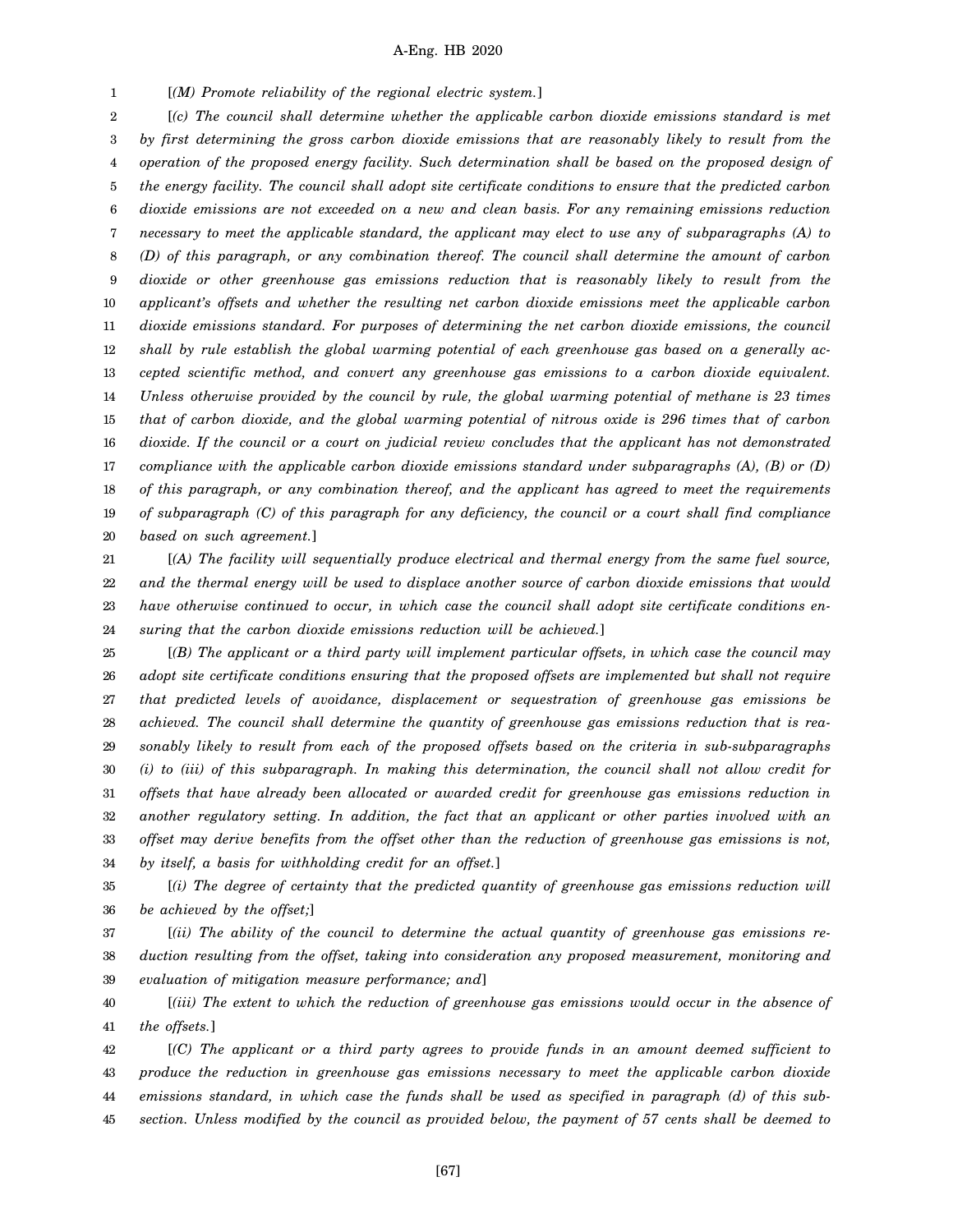[*(M) Promote reliability of the regional electric system.*]

[*(c) The council shall determine whether the applicable carbon dioxide emissions standard is met by first determining the gross carbon dioxide emissions that are reasonably likely to result from the operation of the proposed energy facility. Such determination shall be based on the proposed design of the energy facility. The council shall adopt site certificate conditions to ensure that the predicted carbon dioxide emissions are not exceeded on a new and clean basis. For any remaining emissions reduction necessary to meet the applicable standard, the applicant may elect to use any of subparagraphs (A) to (D) of this paragraph, or any combination thereof. The council shall determine the amount of carbon dioxide or other greenhouse gas emissions reduction that is reasonably likely to result from the applicant's offsets and whether the resulting net carbon dioxide emissions meet the applicable carbon dioxide emissions standard. For purposes of determining the net carbon dioxide emissions, the council shall by rule establish the global warming potential of each greenhouse gas based on a generally accepted scientific method, and convert any greenhouse gas emissions to a carbon dioxide equivalent. Unless otherwise provided by the council by rule, the global warming potential of methane is 23 times that of carbon dioxide, and the global warming potential of nitrous oxide is 296 times that of carbon dioxide. If the council or a court on judicial review concludes that the applicant has not demonstrated compliance with the applicable carbon dioxide emissions standard under subparagraphs (A), (B) or (D) of this paragraph, or any combination thereof, and the applicant has agreed to meet the requirements of subparagraph (C) of this paragraph for any deficiency, the council or a court shall find compliance based on such agreement.*]

[*(A) The facility will sequentially produce electrical and thermal energy from the same fuel source, and the thermal energy will be used to displace another source of carbon dioxide emissions that would have otherwise continued to occur, in which case the council shall adopt site certificate conditions ensuring that the carbon dioxide emissions reduction will be achieved.*]

[*(B) The applicant or a third party will implement particular offsets, in which case the council may adopt site certificate conditions ensuring that the proposed offsets are implemented but shall not require that predicted levels of avoidance, displacement or sequestration of greenhouse gas emissions be achieved. The council shall determine the quantity of greenhouse gas emissions reduction that is reasonably likely to result from each of the proposed offsets based on the criteria in sub-subparagraphs (i) to (iii) of this subparagraph. In making this determination, the council shall not allow credit for offsets that have already been allocated or awarded credit for greenhouse gas emissions reduction in another regulatory setting. In addition, the fact that an applicant or other parties involved with an offset may derive benefits from the offset other than the reduction of greenhouse gas emissions is not, by itself, a basis for withholding credit for an offset.*]

[*(i) The degree of certainty that the predicted quantity of greenhouse gas emissions reduction will be achieved by the offset;*]

[*(ii) The ability of the council to determine the actual quantity of greenhouse gas emissions reduction resulting from the offset, taking into consideration any proposed measurement, monitoring and evaluation of mitigation measure performance; and*]

[*(iii) The extent to which the reduction of greenhouse gas emissions would occur in the absence of the offsets.*]

[*(C) The applicant or a third party agrees to provide funds in an amount deemed sufficient to produce the reduction in greenhouse gas emissions necessary to meet the applicable carbon dioxide emissions standard, in which case the funds shall be used as specified in paragraph (d) of this subsection. Unless modified by the council as provided below, the payment of 57 cents shall be deemed to*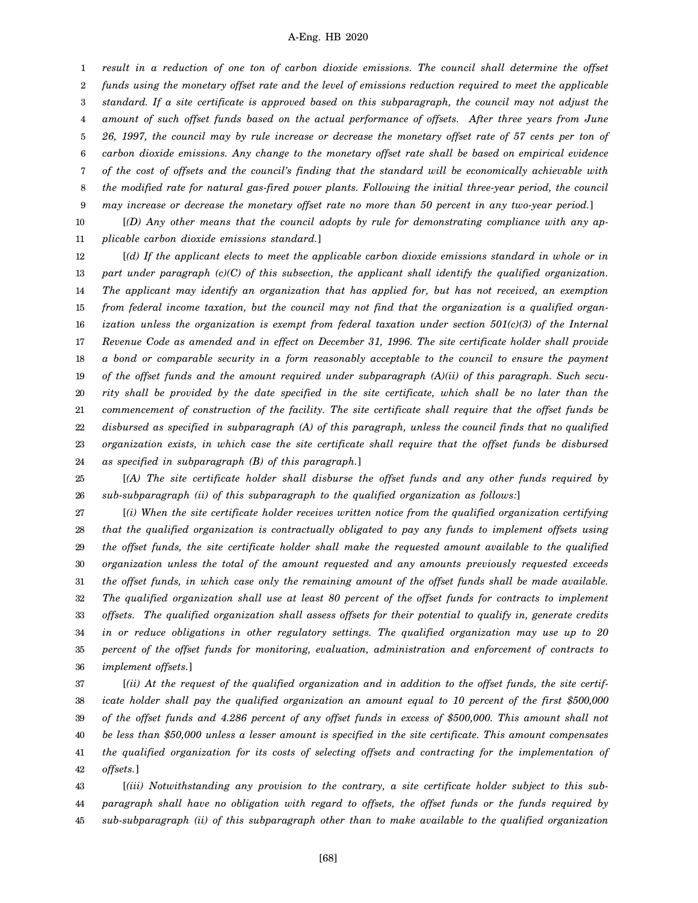*result in a reduction of one ton of carbon dioxide emissions. The council shall determine the offset funds using the monetary offset rate and the level of emissions reduction required to meet the applicable standard. If a site certificate is approved based on this subparagraph, the council may not adjust the amount of such offset funds based on the actual performance of offsets. After three years from June 26, 1997, the council may by rule increase or decrease the monetary offset rate of 57 cents per ton of carbon dioxide emissions. Any change to the monetary offset rate shall be based on empirical evidence of the cost of offsets and the council's finding that the standard will be economically achievable with the modified rate for natural gas-fired power plants. Following the initial three-year period, the council may increase or decrease the monetary offset rate no more than 50 percent in any two-year period.*]

[*(D) Any other means that the council adopts by rule for demonstrating compliance with any applicable carbon dioxide emissions standard.*]

[*(d) If the applicant elects to meet the applicable carbon dioxide emissions standard in whole or in part under paragraph (c)(C) of this subsection, the applicant shall identify the qualified organization. The applicant may identify an organization that has applied for, but has not received, an exemption from federal income taxation, but the council may not find that the organization is a qualified organization unless the organization is exempt from federal taxation under section 501(c)(3) of the Internal Revenue Code as amended and in effect on December 31, 1996. The site certificate holder shall provide a bond or comparable security in a form reasonably acceptable to the council to ensure the payment of the offset funds and the amount required under subparagraph (A)(ii) of this paragraph. Such security shall be provided by the date specified in the site certificate, which shall be no later than the commencement of construction of the facility. The site certificate shall require that the offset funds be disbursed as specified in subparagraph (A) of this paragraph, unless the council finds that no qualified organization exists, in which case the site certificate shall require that the offset funds be disbursed as specified in subparagraph (B) of this paragraph.*]

[*(A) The site certificate holder shall disburse the offset funds and any other funds required by sub-subparagraph (ii) of this subparagraph to the qualified organization as follows:*]

[*(i) When the site certificate holder receives written notice from the qualified organization certifying that the qualified organization is contractually obligated to pay any funds to implement offsets using the offset funds, the site certificate holder shall make the requested amount available to the qualified organization unless the total of the amount requested and any amounts previously requested exceeds the offset funds, in which case only the remaining amount of the offset funds shall be made available. The qualified organization shall use at least 80 percent of the offset funds for contracts to implement offsets. The qualified organization shall assess offsets for their potential to qualify in, generate credits in or reduce obligations in other regulatory settings. The qualified organization may use up to 20 percent of the offset funds for monitoring, evaluation, administration and enforcement of contracts to implement offsets.*]

[*(ii) At the request of the qualified organization and in addition to the offset funds, the site certificate holder shall pay the qualified organization an amount equal to 10 percent of the first $500,000 of the offset funds and 4.286 percent of any offset funds in excess of $500,000. This amount shall not be less than $50,000 unless a lesser amount is specified in the site certificate. This amount compensates the qualified organization for its costs of selecting offsets and contracting for the implementation of offsets.*]

[*(iii) Notwithstanding any provision to the contrary, a site certificate holder subject to this subparagraph shall have no obligation with regard to offsets, the offset funds or the funds required by sub-subparagraph (ii) of this subparagraph other than to make available to the qualified organization*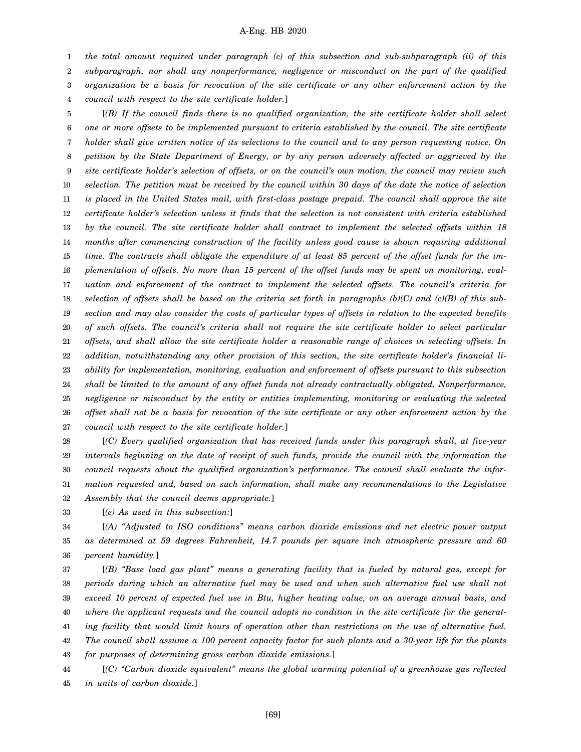*the total amount required under paragraph (c) of this subsection and sub-subparagraph (ii) of this subparagraph, nor shall any nonperformance, negligence or misconduct on the part of the qualified organization be a basis for revocation of the site certificate or any other enforcement action by the council with respect to the site certificate holder.*]

[*(B) If the council finds there is no qualified organization, the site certificate holder shall select one or more offsets to be implemented pursuant to criteria established by the council. The site certificate holder shall give written notice of its selections to the council and to any person requesting notice. On petition by the State Department of Energy, or by any person adversely affected or aggrieved by the site certificate holder's selection of offsets, or on the council's own motion, the council may review such selection. The petition must be received by the council within 30 days of the date the notice of selection is placed in the United States mail, with first-class postage prepaid. The council shall approve the site certificate holder's selection unless it finds that the selection is not consistent with criteria established by the council. The site certificate holder shall contract to implement the selected offsets within 18 months after commencing construction of the facility unless good cause is shown requiring additional time. The contracts shall obligate the expenditure of at least 85 percent of the offset funds for the implementation of offsets. No more than 15 percent of the offset funds may be spent on monitoring, evaluation and enforcement of the contract to implement the selected offsets. The council's criteria for selection of offsets shall be based on the criteria set forth in paragraphs (b)(C) and (c)(B) of this subsection and may also consider the costs of particular types of offsets in relation to the expected benefits of such offsets. The council's criteria shall not require the site certificate holder to select particular offsets, and shall allow the site certificate holder a reasonable range of choices in selecting offsets. In addition, notwithstanding any other provision of this section, the site certificate holder's financial liability for implementation, monitoring, evaluation and enforcement of offsets pursuant to this subsection shall be limited to the amount of any offset funds not already contractually obligated. Nonperformance, negligence or misconduct by the entity or entities implementing, monitoring or evaluating the selected offset shall not be a basis for revocation of the site certificate or any other enforcement action by the council with respect to the site certificate holder.*]

[*(C) Every qualified organization that has received funds under this paragraph shall, at five-year intervals beginning on the date of receipt of such funds, provide the council with the information the council requests about the qualified organization's performance. The council shall evaluate the information requested and, based on such information, shall make any recommendations to the Legislative Assembly that the council deems appropriate.*]

[*(e) As used in this subsection:*]

[*(A) "Adjusted to ISO conditions" means carbon dioxide emissions and net electric power output as determined at 59 degrees Fahrenheit, 14.7 pounds per square inch atmospheric pressure and 60 percent humidity.*]

[*(B) "Base load gas plant" means a generating facility that is fueled by natural gas, except for periods during which an alternative fuel may be used and when such alternative fuel use shall not exceed 10 percent of expected fuel use in Btu, higher heating value, on an average annual basis, and where the applicant requests and the council adopts no condition in the site certificate for the generating facility that would limit hours of operation other than restrictions on the use of alternative fuel. The council shall assume a 100 percent capacity factor for such plants and a 30-year life for the plants for purposes of determining gross carbon dioxide emissions.*]

[*(C) "Carbon dioxide equivalent" means the global warming potential of a greenhouse gas reflected in units of carbon dioxide.*]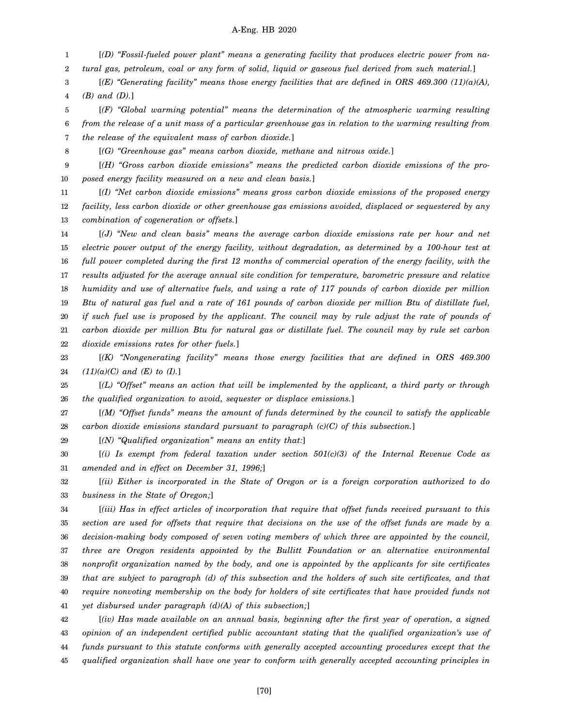[*(D) "Fossil-fueled power plant" means a generating facility that produces electric power from natural gas, petroleum, coal or any form of solid, liquid or gaseous fuel derived from such material.*]

[*(E) "Generating facility" means those energy facilities that are defined in ORS 469.300 (11)(a)(A), (B) and (D).*]

[*(F) "Global warming potential" means the determination of the atmospheric warming resulting from the release of a unit mass of a particular greenhouse gas in relation to the warming resulting from the release of the equivalent mass of carbon dioxide.*]

[*(G) "Greenhouse gas" means carbon dioxide, methane and nitrous oxide.*]

[*(H) "Gross carbon dioxide emissions" means the predicted carbon dioxide emissions of the proposed energy facility measured on a new and clean basis.*]

[*(I) "Net carbon dioxide emissions" means gross carbon dioxide emissions of the proposed energy facility, less carbon dioxide or other greenhouse gas emissions avoided, displaced or sequestered by any combination of cogeneration or offsets.*]

[*(J) "New and clean basis" means the average carbon dioxide emissions rate per hour and net electric power output of the energy facility, without degradation, as determined by a 100-hour test at full power completed during the first 12 months of commercial operation of the energy facility, with the results adjusted for the average annual site condition for temperature, barometric pressure and relative humidity and use of alternative fuels, and using a rate of 117 pounds of carbon dioxide per million Btu of natural gas fuel and a rate of 161 pounds of carbon dioxide per million Btu of distillate fuel, if such fuel use is proposed by the applicant. The council may by rule adjust the rate of pounds of carbon dioxide per million Btu for natural gas or distillate fuel. The council may by rule set carbon dioxide emissions rates for other fuels.*]

[*(K) "Nongenerating facility" means those energy facilities that are defined in ORS 469.300 (11)(a)(C) and (E) to (I).*]

[*(L) "Offset" means an action that will be implemented by the applicant, a third party or through the qualified organization to avoid, sequester or displace emissions.*]

[*(M) "Offset funds" means the amount of funds determined by the council to satisfy the applicable carbon dioxide emissions standard pursuant to paragraph (c)(C) of this subsection.*]

[*(N) "Qualified organization" means an entity that:*]

[*(i) Is exempt from federal taxation under section 501(c)(3) of the Internal Revenue Code as amended and in effect on December 31, 1996;*]

[*(ii) Either is incorporated in the State of Oregon or is a foreign corporation authorized to do business in the State of Oregon;*]

[*(iii) Has in effect articles of incorporation that require that offset funds received pursuant to this section are used for offsets that require that decisions on the use of the offset funds are made by a decision-making body composed of seven voting members of which three are appointed by the council, three are Oregon residents appointed by the Bullitt Foundation or an alternative environmental nonprofit organization named by the body, and one is appointed by the applicants for site certificates that are subject to paragraph (d) of this subsection and the holders of such site certificates, and that require nonvoting membership on the body for holders of site certificates that have provided funds not yet disbursed under paragraph (d)(A) of this subsection;*]

[*(iv) Has made available on an annual basis, beginning after the first year of operation, a signed opinion of an independent certified public accountant stating that the qualified organization's use of funds pursuant to this statute conforms with generally accepted accounting procedures except that the qualified organization shall have one year to conform with generally accepted accounting principles in*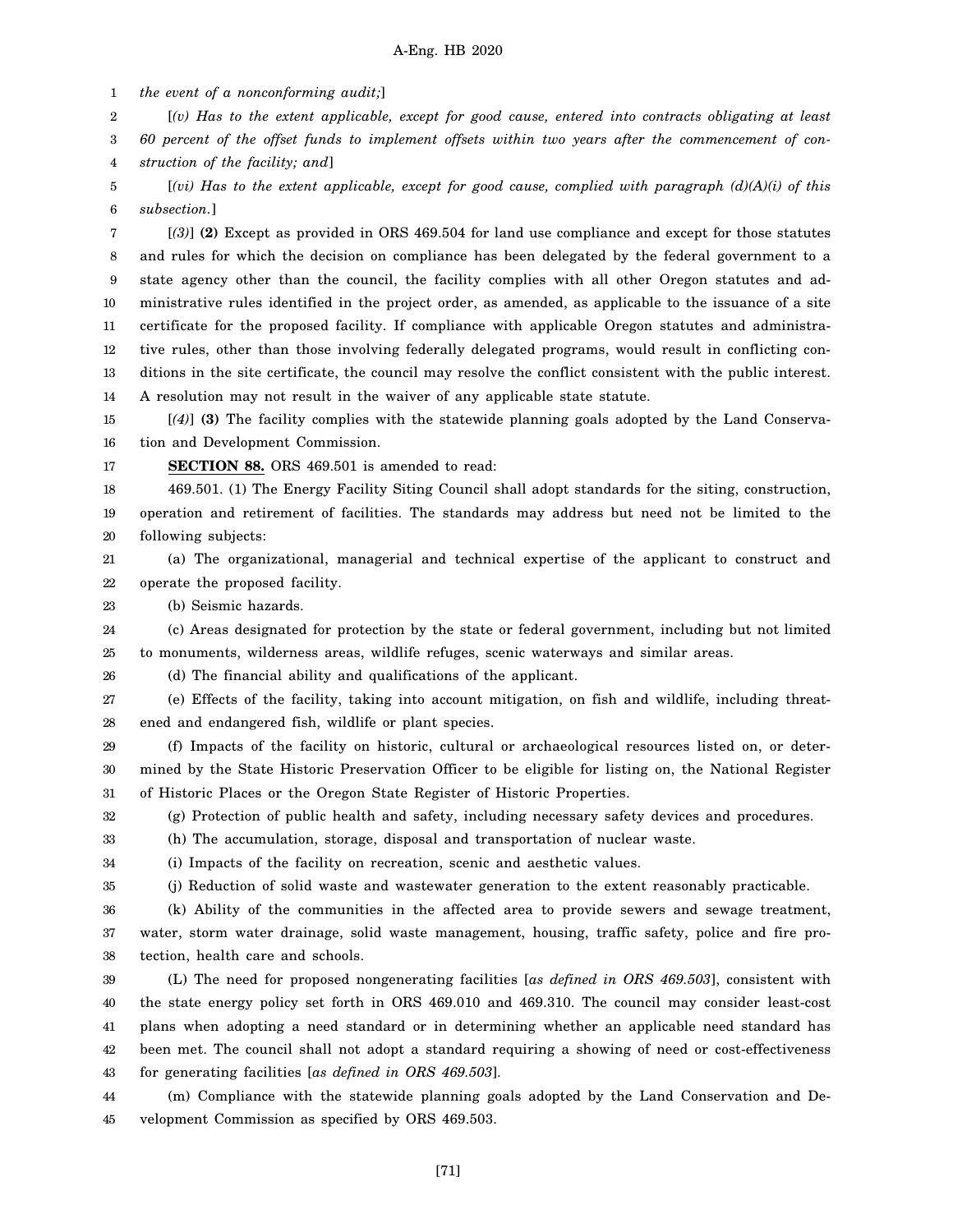*the event of a nonconforming audit;*]

[*(v) Has to the extent applicable, except for good cause, entered into contracts obligating at least 60 percent of the offset funds to implement offsets within two years after the commencement of construction of the facility; and*]

[*(vi) Has to the extent applicable, except for good cause, complied with paragraph (d)(A)(i) of this subsection.*]

[*(3)*] **(2)** Except as provided in ORS 469.504 for land use compliance and except for those statutes and rules for which the decision on compliance has been delegated by the federal government to a state agency other than the council, the facility complies with all other Oregon statutes and administrative rules identified in the project order, as amended, as applicable to the issuance of a site certificate for the proposed facility. If compliance with applicable Oregon statutes and administrative rules, other than those involving federally delegated programs, would result in conflicting conditions in the site certificate, the council may resolve the conflict consistent with the public interest. A resolution may not result in the waiver of any applicable state statute.

[*(4)*] **(3)** The facility complies with the statewide planning goals adopted by the Land Conservation and Development Commission.

**SECTION 88.** ORS 469.501 is amended to read:

469.501. (1) The Energy Facility Siting Council shall adopt standards for the siting, construction, operation and retirement of facilities. The standards may address but need not be limited to the following subjects:

(a) The organizational, managerial and technical expertise of the applicant to construct and operate the proposed facility.

(b) Seismic hazards.

(c) Areas designated for protection by the state or federal government, including but not limited to monuments, wilderness areas, wildlife refuges, scenic waterways and similar areas.

(d) The financial ability and qualifications of the applicant.

(e) Effects of the facility, taking into account mitigation, on fish and wildlife, including threatened and endangered fish, wildlife or plant species.

(f) Impacts of the facility on historic, cultural or archaeological resources listed on, or determined by the State Historic Preservation Officer to be eligible for listing on, the National Register of Historic Places or the Oregon State Register of Historic Properties.

(g) Protection of public health and safety, including necessary safety devices and procedures.

(h) The accumulation, storage, disposal and transportation of nuclear waste.

(i) Impacts of the facility on recreation, scenic and aesthetic values.

(j) Reduction of solid waste and wastewater generation to the extent reasonably practicable.

(k) Ability of the communities in the affected area to provide sewers and sewage treatment, water, storm water drainage, solid waste management, housing, traffic safety, police and fire protection, health care and schools.

(L) The need for proposed nongenerating facilities [*as defined in ORS 469.503*], consistent with the state energy policy set forth in ORS 469.010 and 469.310. The council may consider least-cost plans when adopting a need standard or in determining whether an applicable need standard has been met. The council shall not adopt a standard requiring a showing of need or cost-effectiveness for generating facilities [*as defined in ORS 469.503*].

(m) Compliance with the statewide planning goals adopted by the Land Conservation and Development Commission as specified by ORS 469.503.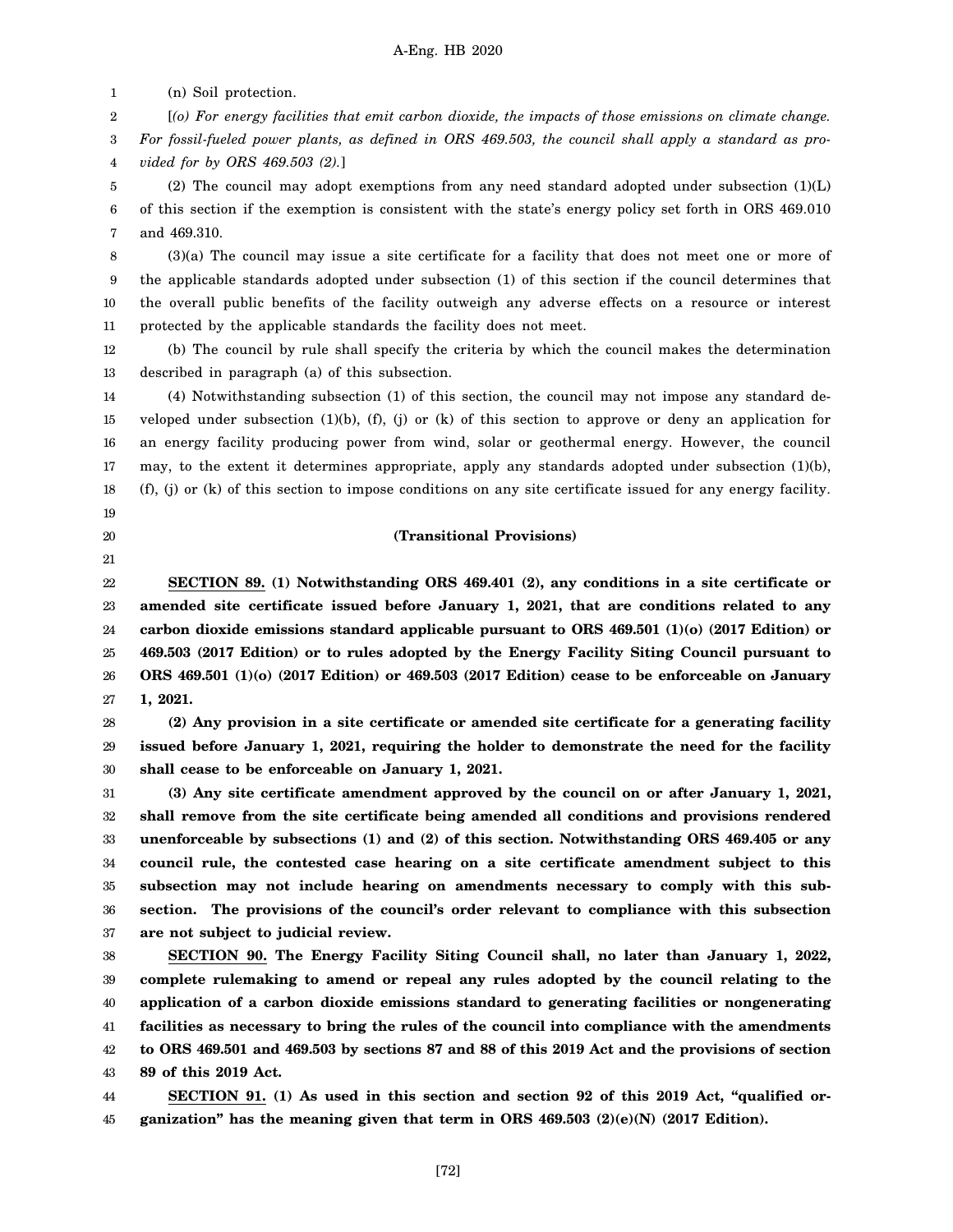(n) Soil protection.

[*(o) For energy facilities that emit carbon dioxide, the impacts of those emissions on climate change. For fossil-fueled power plants, as defined in ORS 469.503, the council shall apply a standard as provided for by ORS 469.503 (2).*]

(2) The council may adopt exemptions from any need standard adopted under subsection (1)(L) of this section if the exemption is consistent with the state's energy policy set forth in ORS 469.010 and 469.310.

(3)(a) The council may issue a site certificate for a facility that does not meet one or more of the applicable standards adopted under subsection (1) of this section if the council determines that the overall public benefits of the facility outweigh any adverse effects on a resource or interest protected by the applicable standards the facility does not meet.

(b) The council by rule shall specify the criteria by which the council makes the determination described in paragraph (a) of this subsection.

(4) Notwithstanding subsection (1) of this section, the council may not impose any standard developed under subsection (1)(b), (f), (j) or (k) of this section to approve or deny an application for an energy facility producing power from wind, solar or geothermal energy. However, the council may, to the extent it determines appropriate, apply any standards adopted under subsection (1)(b), (f), (j) or (k) of this section to impose conditions on any site certificate issued for any energy facility.

**(Transitional Provisions)**

**SECTION 89. (1) Notwithstanding ORS 469.401 (2), any conditions in a site certificate or amended site certificate issued before January 1, 2021, that are conditions related to any carbon dioxide emissions standard applicable pursuant to ORS 469.501 (1)(o) (2017 Edition) or 469.503 (2017 Edition) or to rules adopted by the Energy Facility Siting Council pursuant to ORS 469.501 (1)(o) (2017 Edition) or 469.503 (2017 Edition) cease to be enforceable on January 1, 2021.**

**(2) Any provision in a site certificate or amended site certificate for a generating facility issued before January 1, 2021, requiring the holder to demonstrate the need for the facility shall cease to be enforceable on January 1, 2021.**

**(3) Any site certificate amendment approved by the council on or after January 1, 2021, shall remove from the site certificate being amended all conditions and provisions rendered unenforceable by subsections (1) and (2) of this section. Notwithstanding ORS 469.405 or any council rule, the contested case hearing on a site certificate amendment subject to this subsection may not include hearing on amendments necessary to comply with this subsection. The provisions of the council's order relevant to compliance with this subsection are not subject to judicial review.**

**SECTION 90. The Energy Facility Siting Council shall, no later than January 1, 2022, complete rulemaking to amend or repeal any rules adopted by the council relating to the application of a carbon dioxide emissions standard to generating facilities or nongenerating facilities as necessary to bring the rules of the council into compliance with the amendments to ORS 469.501 and 469.503 by sections 87 and 88 of this 2019 Act and the provisions of section 89 of this 2019 Act.**

**SECTION 91. (1) As used in this section and section 92 of this 2019 Act, "qualified organization" has the meaning given that term in ORS 469.503 (2)(e)(N) (2017 Edition).**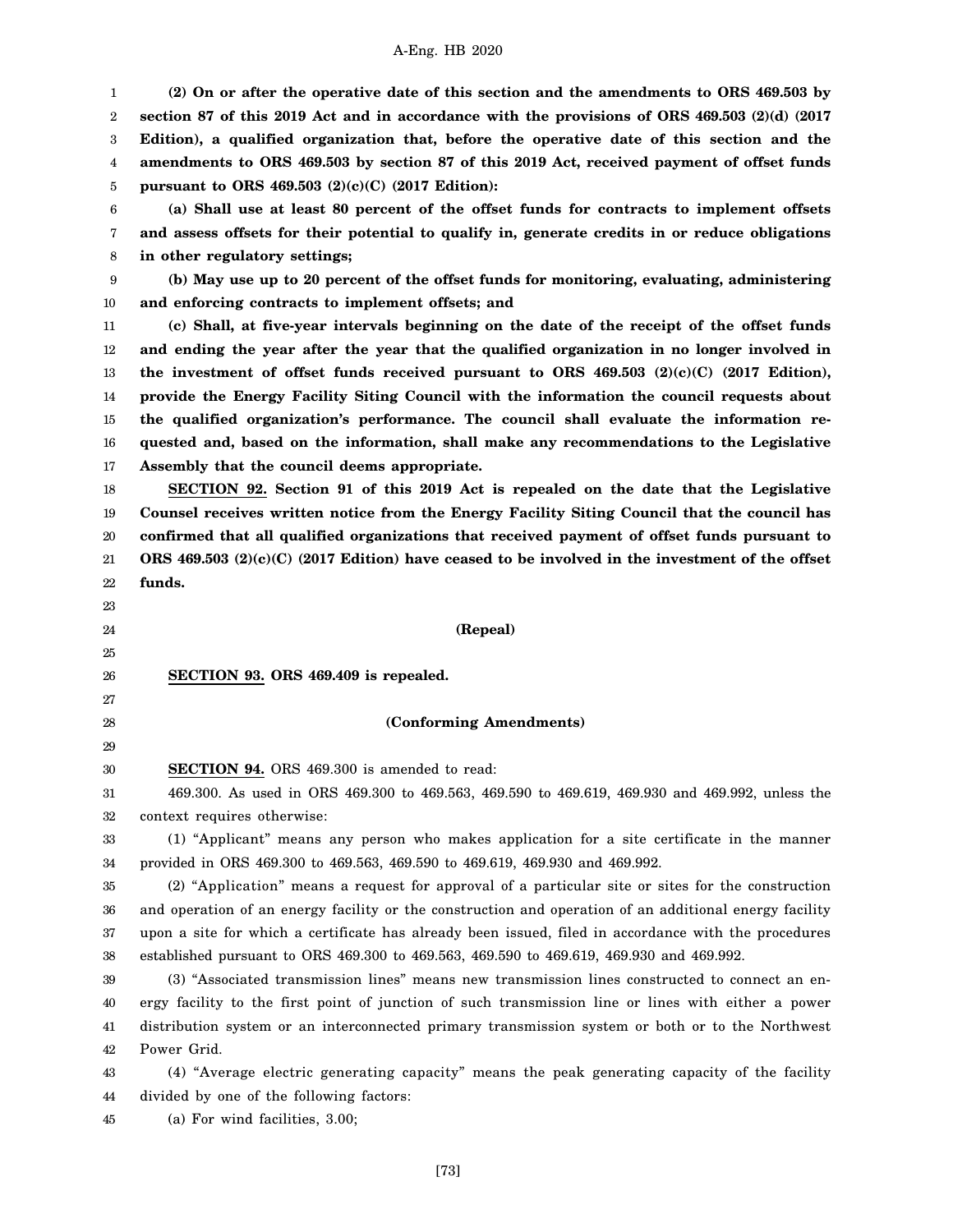**(2) On or after the operative date of this section and the amendments to ORS 469.503 by section 87 of this 2019 Act and in accordance with the provisions of ORS 469.503 (2)(d) (2017 Edition), a qualified organization that, before the operative date of this section and the amendments to ORS 469.503 by section 87 of this 2019 Act, received payment of offset funds pursuant to ORS 469.503 (2)(c)(C) (2017 Edition):**

**(a) Shall use at least 80 percent of the offset funds for contracts to implement offsets and assess offsets for their potential to qualify in, generate credits in or reduce obligations in other regulatory settings;**

**(b) May use up to 20 percent of the offset funds for monitoring, evaluating, administering and enforcing contracts to implement offsets; and**

**(c) Shall, at five-year intervals beginning on the date of the receipt of the offset funds and ending the year after the year that the qualified organization in no longer involved in the investment of offset funds received pursuant to ORS 469.503 (2)(c)(C) (2017 Edition), provide the Energy Facility Siting Council with the information the council requests about the qualified organization's performance. The council shall evaluate the information requested and, based on the information, shall make any recommendations to the Legislative Assembly that the council deems appropriate.**

**SECTION 92. Section 91 of this 2019 Act is repealed on the date that the Legislative Counsel receives written notice from the Energy Facility Siting Council that the council has confirmed that all qualified organizations that received payment of offset funds pursuant to ORS 469.503 (2)(c)(C) (2017 Edition) have ceased to be involved in the investment of the offset funds.**

**(Repeal)**

**SECTION 93. ORS 469.409 is repealed.**

**(Conforming Amendments)**

**SECTION 94.** ORS 469.300 is amended to read:

469.300. As used in ORS 469.300 to 469.563, 469.590 to 469.619, 469.930 and 469.992, unless the context requires otherwise:

(1) "Applicant" means any person who makes application for a site certificate in the manner provided in ORS 469.300 to 469.563, 469.590 to 469.619, 469.930 and 469.992.

(2) "Application" means a request for approval of a particular site or sites for the construction and operation of an energy facility or the construction and operation of an additional energy facility upon a site for which a certificate has already been issued, filed in accordance with the procedures established pursuant to ORS 469.300 to 469.563, 469.590 to 469.619, 469.930 and 469.992.

(3) "Associated transmission lines" means new transmission lines constructed to connect an energy facility to the first point of junction of such transmission line or lines with either a power distribution system or an interconnected primary transmission system or both or to the Northwest Power Grid.

(4) "Average electric generating capacity" means the peak generating capacity of the facility divided by one of the following factors:

(a) For wind facilities, 3.00;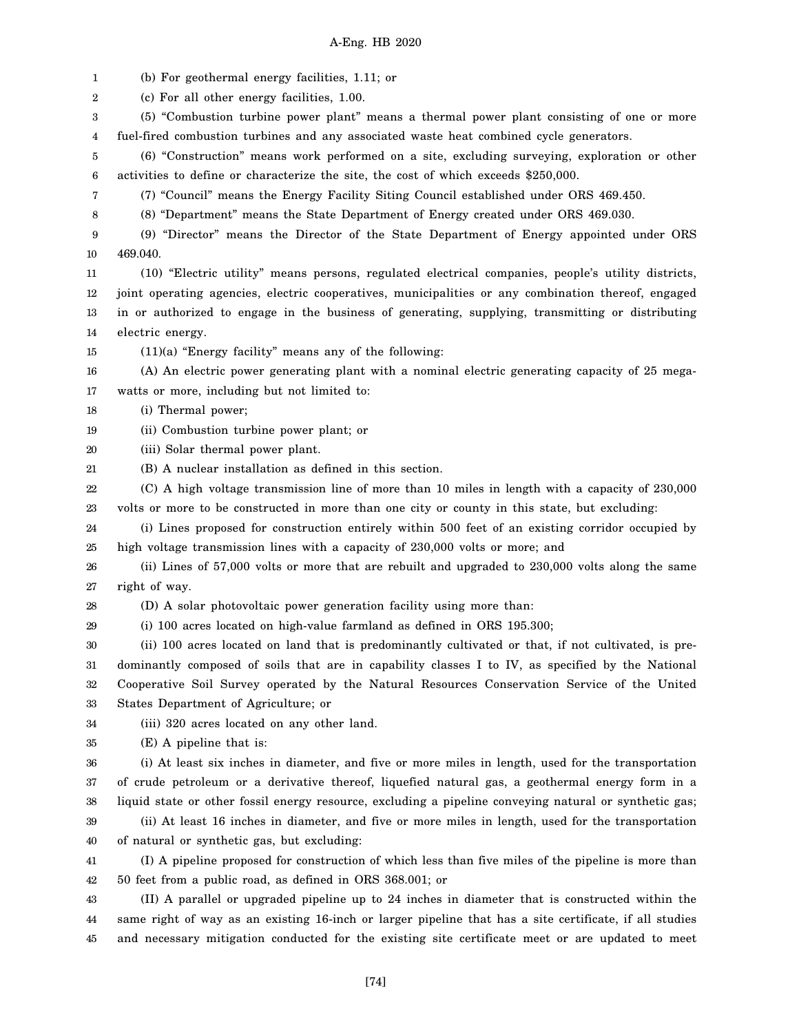(b) For geothermal energy facilities, 1.11; or

(c) For all other energy facilities, 1.00.

(5) "Combustion turbine power plant" means a thermal power plant consisting of one or more fuel-fired combustion turbines and any associated waste heat combined cycle generators.

(6) "Construction" means work performed on a site, excluding surveying, exploration or other activities to define or characterize the site, the cost of which exceeds $250,000.

(7) "Council" means the Energy Facility Siting Council established under ORS 469.450.

(8) "Department" means the State Department of Energy created under ORS 469.030.

(9) "Director" means the Director of the State Department of Energy appointed under ORS 469.040.

(10) "Electric utility" means persons, regulated electrical companies, people's utility districts, joint operating agencies, electric cooperatives, municipalities or any combination thereof, engaged in or authorized to engage in the business of generating, supplying, transmitting or distributing electric energy.

(11)(a) "Energy facility" means any of the following:

(A) An electric power generating plant with a nominal electric generating capacity of 25 megawatts or more, including but not limited to:

(i) Thermal power;

(ii) Combustion turbine power plant; or

(iii) Solar thermal power plant.

(B) A nuclear installation as defined in this section.

(C) A high voltage transmission line of more than 10 miles in length with a capacity of 230,000 volts or more to be constructed in more than one city or county in this state, but excluding:

(i) Lines proposed for construction entirely within 500 feet of an existing corridor occupied by high voltage transmission lines with a capacity of 230,000 volts or more; and

(ii) Lines of 57,000 volts or more that are rebuilt and upgraded to 230,000 volts along the same right of way.

(D) A solar photovoltaic power generation facility using more than:

(i) 100 acres located on high-value farmland as defined in ORS 195.300;

(ii) 100 acres located on land that is predominantly cultivated or that, if not cultivated, is predominantly composed of soils that are in capability classes I to IV, as specified by the National Cooperative Soil Survey operated by the Natural Resources Conservation Service of the United States Department of Agriculture; or

(iii) 320 acres located on any other land.

(E) A pipeline that is:

(i) At least six inches in diameter, and five or more miles in length, used for the transportation of crude petroleum or a derivative thereof, liquefied natural gas, a geothermal energy form in a liquid state or other fossil energy resource, excluding a pipeline conveying natural or synthetic gas;

(ii) At least 16 inches in diameter, and five or more miles in length, used for the transportation of natural or synthetic gas, but excluding:

(I) A pipeline proposed for construction of which less than five miles of the pipeline is more than 50 feet from a public road, as defined in ORS 368.001; or

(II) A parallel or upgraded pipeline up to 24 inches in diameter that is constructed within the same right of way as an existing 16-inch or larger pipeline that has a site certificate, if all studies and necessary mitigation conducted for the existing site certificate meet or are updated to meet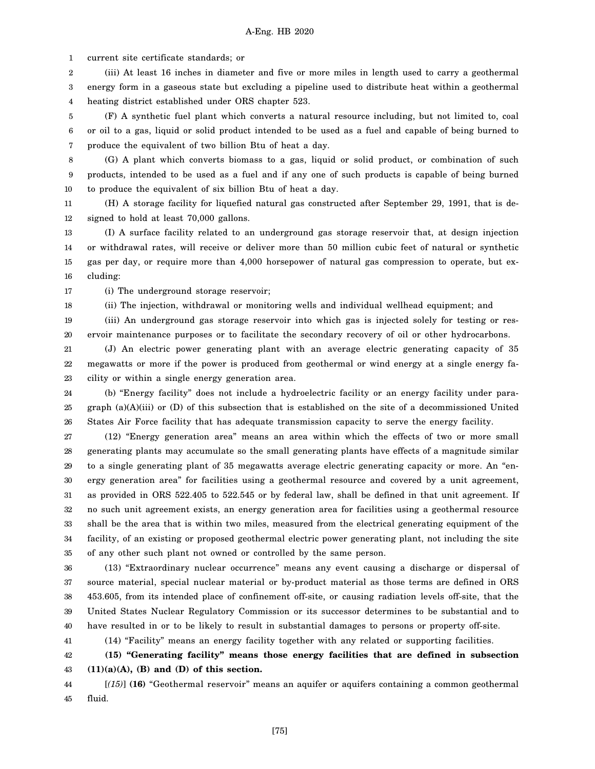current site certificate standards; or

(iii) At least 16 inches in diameter and five or more miles in length used to carry a geothermal energy form in a gaseous state but excluding a pipeline used to distribute heat within a geothermal heating district established under ORS chapter 523.

(F) A synthetic fuel plant which converts a natural resource including, but not limited to, coal or oil to a gas, liquid or solid product intended to be used as a fuel and capable of being burned to produce the equivalent of two billion Btu of heat a day.

(G) A plant which converts biomass to a gas, liquid or solid product, or combination of such products, intended to be used as a fuel and if any one of such products is capable of being burned to produce the equivalent of six billion Btu of heat a day.

(H) A storage facility for liquefied natural gas constructed after September 29, 1991, that is designed to hold at least 70,000 gallons.

(I) A surface facility related to an underground gas storage reservoir that, at design injection or withdrawal rates, will receive or deliver more than 50 million cubic feet of natural or synthetic gas per day, or require more than 4,000 horsepower of natural gas compression to operate, but excluding:

(i) The underground storage reservoir;

(ii) The injection, withdrawal or monitoring wells and individual wellhead equipment; and

(iii) An underground gas storage reservoir into which gas is injected solely for testing or reservoir maintenance purposes or to facilitate the secondary recovery of oil or other hydrocarbons.

(J) An electric power generating plant with an average electric generating capacity of 35 megawatts or more if the power is produced from geothermal or wind energy at a single energy facility or within a single energy generation area.

(b) "Energy facility" does not include a hydroelectric facility or an energy facility under paragraph (a)(A)(iii) or (D) of this subsection that is established on the site of a decommissioned United States Air Force facility that has adequate transmission capacity to serve the energy facility.

(12) "Energy generation area" means an area within which the effects of two or more small generating plants may accumulate so the small generating plants have effects of a magnitude similar to a single generating plant of 35 megawatts average electric generating capacity or more. An "energy generation area" for facilities using a geothermal resource and covered by a unit agreement, as provided in ORS 522.405 to 522.545 or by federal law, shall be defined in that unit agreement. If no such unit agreement exists, an energy generation area for facilities using a geothermal resource shall be the area that is within two miles, measured from the electrical generating equipment of the facility, of an existing or proposed geothermal electric power generating plant, not including the site of any other such plant not owned or controlled by the same person.

(13) "Extraordinary nuclear occurrence" means any event causing a discharge or dispersal of source material, special nuclear material or by-product material as those terms are defined in ORS 453.605, from its intended place of confinement off-site, or causing radiation levels off-site, that the United States Nuclear Regulatory Commission or its successor determines to be substantial and to have resulted in or to be likely to result in substantial damages to persons or property off-site.

(14) "Facility" means an energy facility together with any related or supporting facilities.

**(15) "Generating facility" means those energy facilities that are defined in subsection (11)(a)(A), (B) and (D) of this section.**

[*(15)*] **(16)** "Geothermal reservoir" means an aquifer or aquifers containing a common geothermal fluid.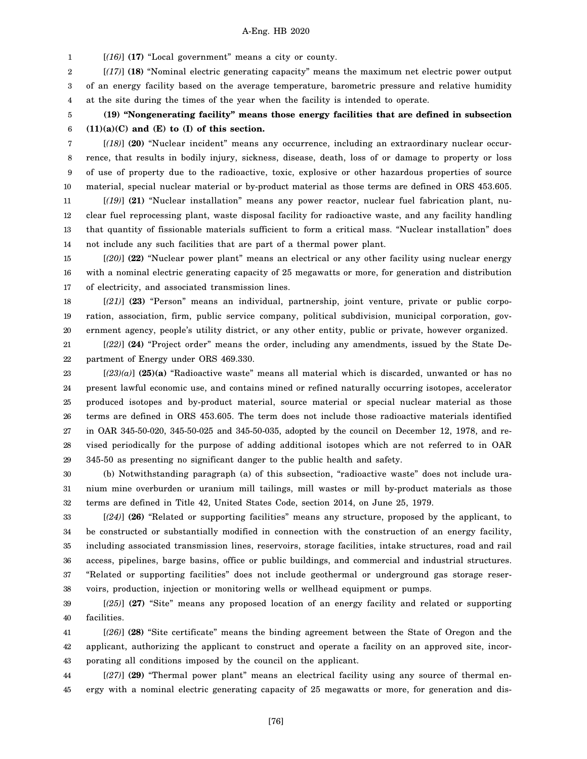[*(16)*] **(17)** "Local government" means a city or county.

[*(17)*] **(18)** "Nominal electric generating capacity" means the maximum net electric power output of an energy facility based on the average temperature, barometric pressure and relative humidity at the site during the times of the year when the facility is intended to operate.

**(19) "Nongenerating facility" means those energy facilities that are defined in subsection (11)(a)(C) and (E) to (I) of this section.**

[*(18)*] **(20)** "Nuclear incident" means any occurrence, including an extraordinary nuclear occurrence, that results in bodily injury, sickness, disease, death, loss of or damage to property or loss of use of property due to the radioactive, toxic, explosive or other hazardous properties of source material, special nuclear material or by-product material as those terms are defined in ORS 453.605.

[*(19)*] **(21)** "Nuclear installation" means any power reactor, nuclear fuel fabrication plant, nuclear fuel reprocessing plant, waste disposal facility for radioactive waste, and any facility handling that quantity of fissionable materials sufficient to form a critical mass. "Nuclear installation" does not include any such facilities that are part of a thermal power plant.

[*(20)*] **(22)** "Nuclear power plant" means an electrical or any other facility using nuclear energy with a nominal electric generating capacity of 25 megawatts or more, for generation and distribution of electricity, and associated transmission lines.

[*(21)*] **(23)** "Person" means an individual, partnership, joint venture, private or public corporation, association, firm, public service company, political subdivision, municipal corporation, government agency, people's utility district, or any other entity, public or private, however organized.

[*(22)*] **(24)** "Project order" means the order, including any amendments, issued by the State Department of Energy under ORS 469.330.

[*(23)(a)*] **(25)(a)** "Radioactive waste" means all material which is discarded, unwanted or has no present lawful economic use, and contains mined or refined naturally occurring isotopes, accelerator produced isotopes and by-product material, source material or special nuclear material as those terms are defined in ORS 453.605. The term does not include those radioactive materials identified in OAR 345-50-020, 345-50-025 and 345-50-035, adopted by the council on December 12, 1978, and revised periodically for the purpose of adding additional isotopes which are not referred to in OAR 345-50 as presenting no significant danger to the public health and safety.

(b) Notwithstanding paragraph (a) of this subsection, "radioactive waste" does not include uranium mine overburden or uranium mill tailings, mill wastes or mill by-product materials as those terms are defined in Title 42, United States Code, section 2014, on June 25, 1979.

[*(24)*] **(26)** "Related or supporting facilities" means any structure, proposed by the applicant, to be constructed or substantially modified in connection with the construction of an energy facility, including associated transmission lines, reservoirs, storage facilities, intake structures, road and rail access, pipelines, barge basins, office or public buildings, and commercial and industrial structures. "Related or supporting facilities" does not include geothermal or underground gas storage reservoirs, production, injection or monitoring wells or wellhead equipment or pumps.

[*(25)*] **(27)** "Site" means any proposed location of an energy facility and related or supporting facilities.

[*(26)*] **(28)** "Site certificate" means the binding agreement between the State of Oregon and the applicant, authorizing the applicant to construct and operate a facility on an approved site, incorporating all conditions imposed by the council on the applicant.

[*(27)*] **(29)** "Thermal power plant" means an electrical facility using any source of thermal energy with a nominal electric generating capacity of 25 megawatts or more, for generation and dis-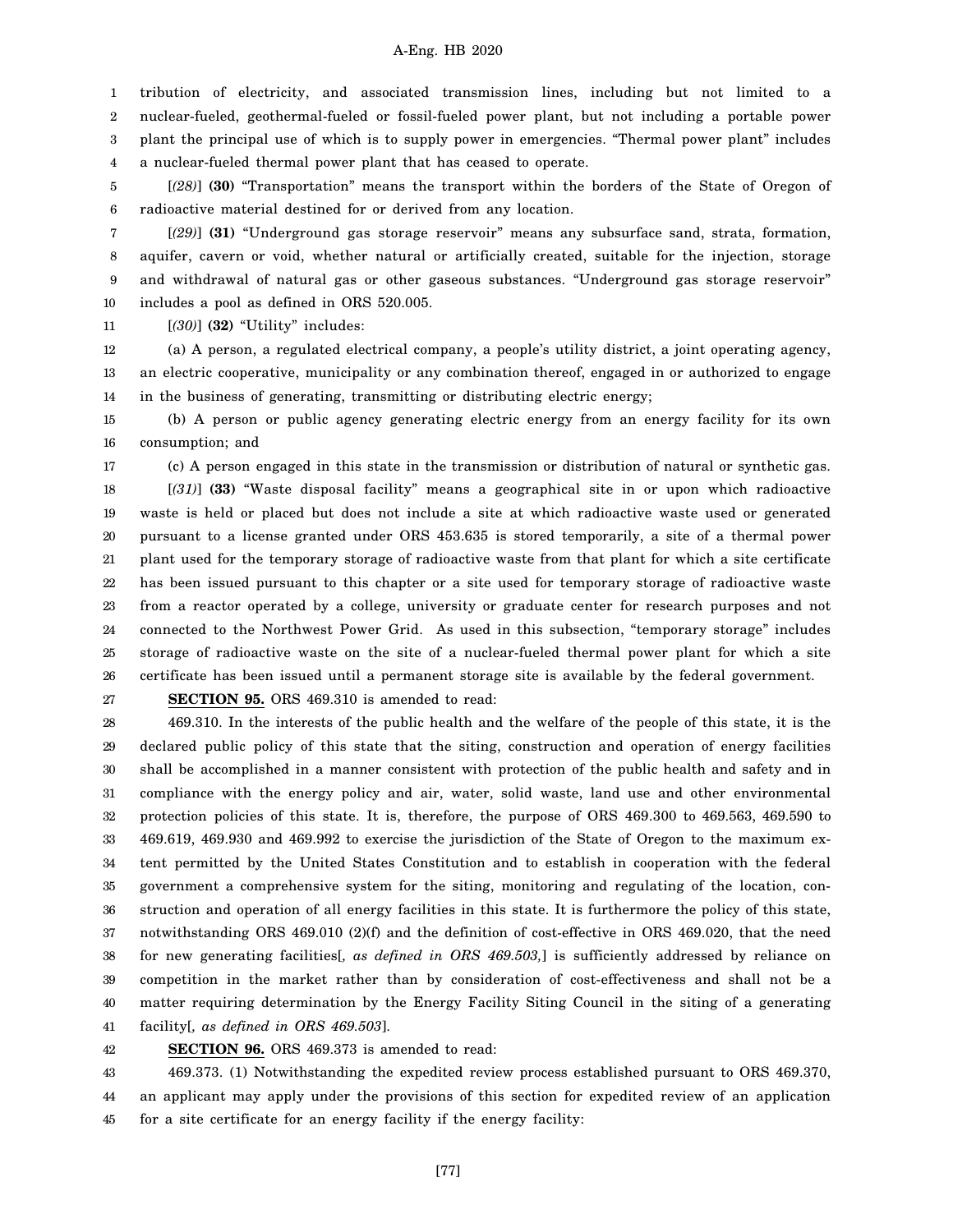tribution of electricity, and associated transmission lines, including but not limited to a nuclear-fueled, geothermal-fueled or fossil-fueled power plant, but not including a portable power plant the principal use of which is to supply power in emergencies. "Thermal power plant" includes a nuclear-fueled thermal power plant that has ceased to operate.

[*(28)*] **(30)** "Transportation" means the transport within the borders of the State of Oregon of radioactive material destined for or derived from any location.

[*(29)*] **(31)** "Underground gas storage reservoir" means any subsurface sand, strata, formation, aquifer, cavern or void, whether natural or artificially created, suitable for the injection, storage and withdrawal of natural gas or other gaseous substances. "Underground gas storage reservoir" includes a pool as defined in ORS 520.005.

[*(30)*] **(32)** "Utility" includes:

(a) A person, a regulated electrical company, a people's utility district, a joint operating agency, an electric cooperative, municipality or any combination thereof, engaged in or authorized to engage in the business of generating, transmitting or distributing electric energy;

(b) A person or public agency generating electric energy from an energy facility for its own consumption; and

(c) A person engaged in this state in the transmission or distribution of natural or synthetic gas.

[*(31)*] **(33)** "Waste disposal facility" means a geographical site in or upon which radioactive waste is held or placed but does not include a site at which radioactive waste used or generated pursuant to a license granted under ORS 453.635 is stored temporarily, a site of a thermal power plant used for the temporary storage of radioactive waste from that plant for which a site certificate has been issued pursuant to this chapter or a site used for temporary storage of radioactive waste from a reactor operated by a college, university or graduate center for research purposes and not connected to the Northwest Power Grid. As used in this subsection, "temporary storage" includes storage of radioactive waste on the site of a nuclear-fueled thermal power plant for which a site certificate has been issued until a permanent storage site is available by the federal government.

**SECTION 95.** ORS 469.310 is amended to read:

469.310. In the interests of the public health and the welfare of the people of this state, it is the declared public policy of this state that the siting, construction and operation of energy facilities shall be accomplished in a manner consistent with protection of the public health and safety and in compliance with the energy policy and air, water, solid waste, land use and other environmental protection policies of this state. It is, therefore, the purpose of ORS 469.300 to 469.563, 469.590 to 469.619, 469.930 and 469.992 to exercise the jurisdiction of the State of Oregon to the maximum extent permitted by the United States Constitution and to establish in cooperation with the federal government a comprehensive system for the siting, monitoring and regulating of the location, construction and operation of all energy facilities in this state. It is furthermore the policy of this state, notwithstanding ORS 469.010 (2)(f) and the definition of cost-effective in ORS 469.020, that the need for new generating facilities[*, as defined in ORS 469.503,*] is sufficiently addressed by reliance on competition in the market rather than by consideration of cost-effectiveness and shall not be a matter requiring determination by the Energy Facility Siting Council in the siting of a generating facility[*, as defined in ORS 469.503*].

**SECTION 96.** ORS 469.373 is amended to read:

469.373. (1) Notwithstanding the expedited review process established pursuant to ORS 469.370, an applicant may apply under the provisions of this section for expedited review of an application for a site certificate for an energy facility if the energy facility: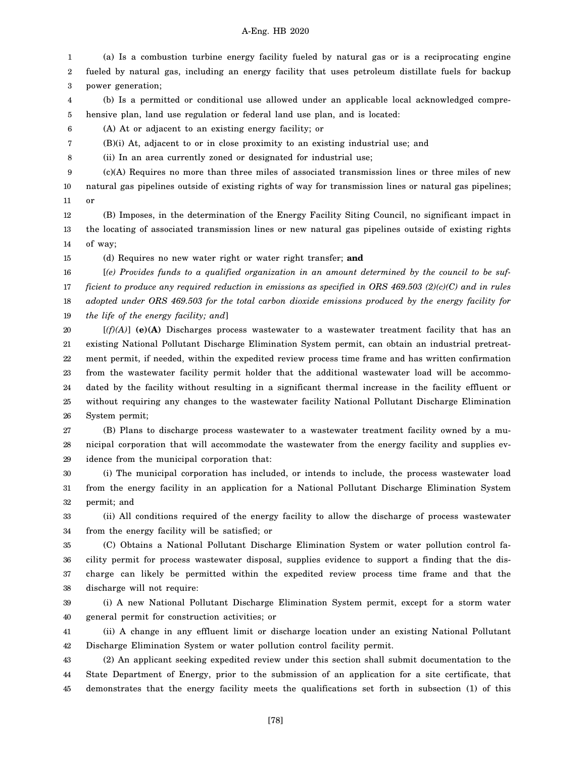(a) Is a combustion turbine energy facility fueled by natural gas or is a reciprocating engine fueled by natural gas, including an energy facility that uses petroleum distillate fuels for backup power generation;

(b) Is a permitted or conditional use allowed under an applicable local acknowledged comprehensive plan, land use regulation or federal land use plan, and is located:

(A) At or adjacent to an existing energy facility; or

(B)(i) At, adjacent to or in close proximity to an existing industrial use; and

(ii) In an area currently zoned or designated for industrial use;

(c)(A) Requires no more than three miles of associated transmission lines or three miles of new natural gas pipelines outside of existing rights of way for transmission lines or natural gas pipelines; or

(B) Imposes, in the determination of the Energy Facility Siting Council, no significant impact in the locating of associated transmission lines or new natural gas pipelines outside of existing rights of way;

(d) Requires no new water right or water right transfer; **and**

[*(e) Provides funds to a qualified organization in an amount determined by the council to be sufficient to produce any required reduction in emissions as specified in ORS 469.503 (2)(c)(C) and in rules adopted under ORS 469.503 for the total carbon dioxide emissions produced by the energy facility for the life of the energy facility; and*]

[*(f)(A)*] **(e)(A)** Discharges process wastewater to a wastewater treatment facility that has an existing National Pollutant Discharge Elimination System permit, can obtain an industrial pretreatment permit, if needed, within the expedited review process time frame and has written confirmation from the wastewater facility permit holder that the additional wastewater load will be accommodated by the facility without resulting in a significant thermal increase in the facility effluent or without requiring any changes to the wastewater facility National Pollutant Discharge Elimination System permit;

(B) Plans to discharge process wastewater to a wastewater treatment facility owned by a municipal corporation that will accommodate the wastewater from the energy facility and supplies evidence from the municipal corporation that:

(i) The municipal corporation has included, or intends to include, the process wastewater load from the energy facility in an application for a National Pollutant Discharge Elimination System permit; and

(ii) All conditions required of the energy facility to allow the discharge of process wastewater from the energy facility will be satisfied; or

(C) Obtains a National Pollutant Discharge Elimination System or water pollution control facility permit for process wastewater disposal, supplies evidence to support a finding that the discharge can likely be permitted within the expedited review process time frame and that the discharge will not require:

(i) A new National Pollutant Discharge Elimination System permit, except for a storm water general permit for construction activities; or

(ii) A change in any effluent limit or discharge location under an existing National Pollutant Discharge Elimination System or water pollution control facility permit.

(2) An applicant seeking expedited review under this section shall submit documentation to the State Department of Energy, prior to the submission of an application for a site certificate, that demonstrates that the energy facility meets the qualifications set forth in subsection (1) of this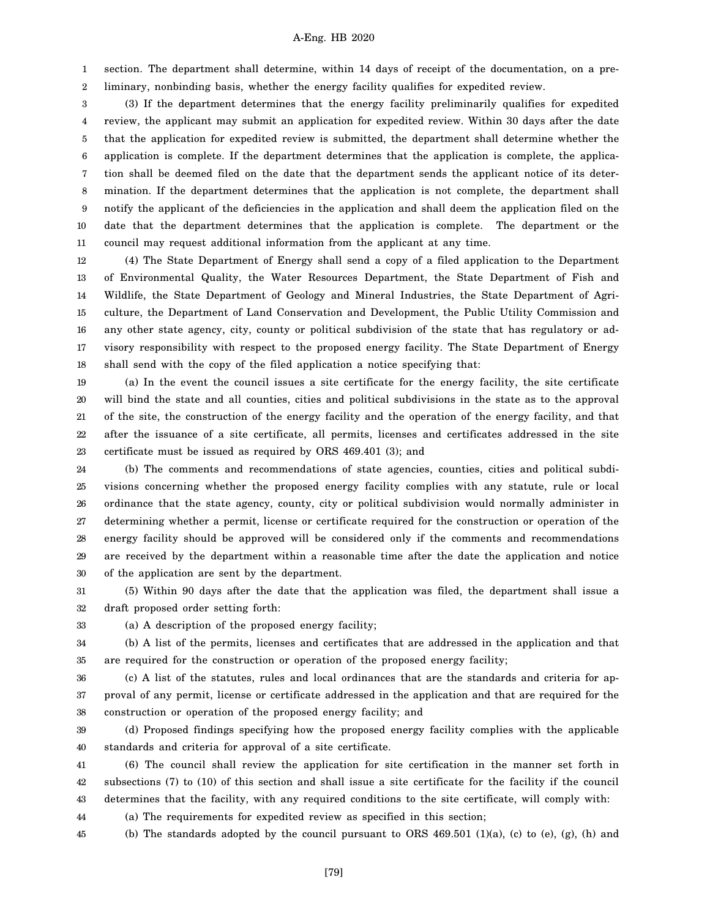section. The department shall determine, within 14 days of receipt of the documentation, on a preliminary, nonbinding basis, whether the energy facility qualifies for expedited review.

(3) If the department determines that the energy facility preliminarily qualifies for expedited review, the applicant may submit an application for expedited review. Within 30 days after the date that the application for expedited review is submitted, the department shall determine whether the application is complete. If the department determines that the application is complete, the application shall be deemed filed on the date that the department sends the applicant notice of its determination. If the department determines that the application is not complete, the department shall notify the applicant of the deficiencies in the application and shall deem the application filed on the date that the department determines that the application is complete. The department or the council may request additional information from the applicant at any time.

(4) The State Department of Energy shall send a copy of a filed application to the Department of Environmental Quality, the Water Resources Department, the State Department of Fish and Wildlife, the State Department of Geology and Mineral Industries, the State Department of Agriculture, the Department of Land Conservation and Development, the Public Utility Commission and any other state agency, city, county or political subdivision of the state that has regulatory or advisory responsibility with respect to the proposed energy facility. The State Department of Energy shall send with the copy of the filed application a notice specifying that:

(a) In the event the council issues a site certificate for the energy facility, the site certificate will bind the state and all counties, cities and political subdivisions in the state as to the approval of the site, the construction of the energy facility and the operation of the energy facility, and that after the issuance of a site certificate, all permits, licenses and certificates addressed in the site certificate must be issued as required by ORS 469.401 (3); and

(b) The comments and recommendations of state agencies, counties, cities and political subdivisions concerning whether the proposed energy facility complies with any statute, rule or local ordinance that the state agency, county, city or political subdivision would normally administer in determining whether a permit, license or certificate required for the construction or operation of the energy facility should be approved will be considered only if the comments and recommendations are received by the department within a reasonable time after the date the application and notice of the application are sent by the department.

(5) Within 90 days after the date that the application was filed, the department shall issue a draft proposed order setting forth:

(a) A description of the proposed energy facility;

(b) A list of the permits, licenses and certificates that are addressed in the application and that are required for the construction or operation of the proposed energy facility;

(c) A list of the statutes, rules and local ordinances that are the standards and criteria for approval of any permit, license or certificate addressed in the application and that are required for the construction or operation of the proposed energy facility; and

(d) Proposed findings specifying how the proposed energy facility complies with the applicable standards and criteria for approval of a site certificate.

(6) The council shall review the application for site certification in the manner set forth in subsections (7) to (10) of this section and shall issue a site certificate for the facility if the council determines that the facility, with any required conditions to the site certificate, will comply with:

(a) The requirements for expedited review as specified in this section;

(b) The standards adopted by the council pursuant to ORS 469.501 (1)(a), (c) to (e), (g), (h) and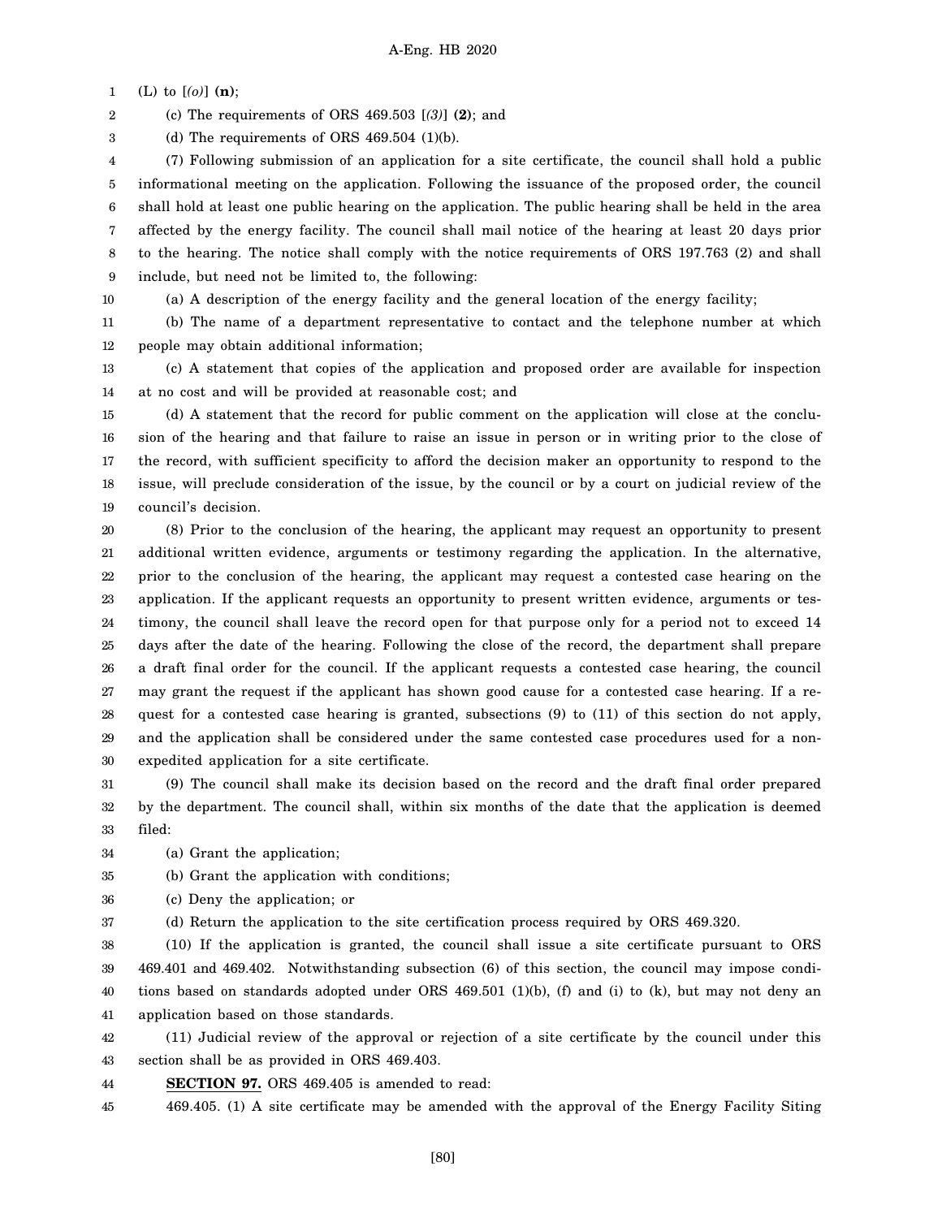(L) to [*(o)*] **(n)**;

(c) The requirements of ORS 469.503 [*(3)*] **(2)**; and

(d) The requirements of ORS 469.504 (1)(b).

(7) Following submission of an application for a site certificate, the council shall hold a public informational meeting on the application. Following the issuance of the proposed order, the council shall hold at least one public hearing on the application. The public hearing shall be held in the area affected by the energy facility. The council shall mail notice of the hearing at least 20 days prior to the hearing. The notice shall comply with the notice requirements of ORS 197.763 (2) and shall include, but need not be limited to, the following:

(a) A description of the energy facility and the general location of the energy facility;

(b) The name of a department representative to contact and the telephone number at which people may obtain additional information;

(c) A statement that copies of the application and proposed order are available for inspection at no cost and will be provided at reasonable cost; and

(d) A statement that the record for public comment on the application will close at the conclusion of the hearing and that failure to raise an issue in person or in writing prior to the close of the record, with sufficient specificity to afford the decision maker an opportunity to respond to the issue, will preclude consideration of the issue, by the council or by a court on judicial review of the council's decision.

(8) Prior to the conclusion of the hearing, the applicant may request an opportunity to present additional written evidence, arguments or testimony regarding the application. In the alternative, prior to the conclusion of the hearing, the applicant may request a contested case hearing on the application. If the applicant requests an opportunity to present written evidence, arguments or testimony, the council shall leave the record open for that purpose only for a period not to exceed 14 days after the date of the hearing. Following the close of the record, the department shall prepare a draft final order for the council. If the applicant requests a contested case hearing, the council may grant the request if the applicant has shown good cause for a contested case hearing. If a request for a contested case hearing is granted, subsections (9) to (11) of this section do not apply, and the application shall be considered under the same contested case procedures used for a nonexpedited application for a site certificate.

(9) The council shall make its decision based on the record and the draft final order prepared by the department. The council shall, within six months of the date that the application is deemed filed:

(a) Grant the application;

(b) Grant the application with conditions;

(c) Deny the application; or

(d) Return the application to the site certification process required by ORS 469.320.

(10) If the application is granted, the council shall issue a site certificate pursuant to ORS 469.401 and 469.402. Notwithstanding subsection (6) of this section, the council may impose conditions based on standards adopted under ORS 469.501 (1)(b), (f) and (i) to (k), but may not deny an application based on those standards.

(11) Judicial review of the approval or rejection of a site certificate by the council under this section shall be as provided in ORS 469.403.

**SECTION 97.** ORS 469.405 is amended to read:

469.405. (1) A site certificate may be amended with the approval of the Energy Facility Siting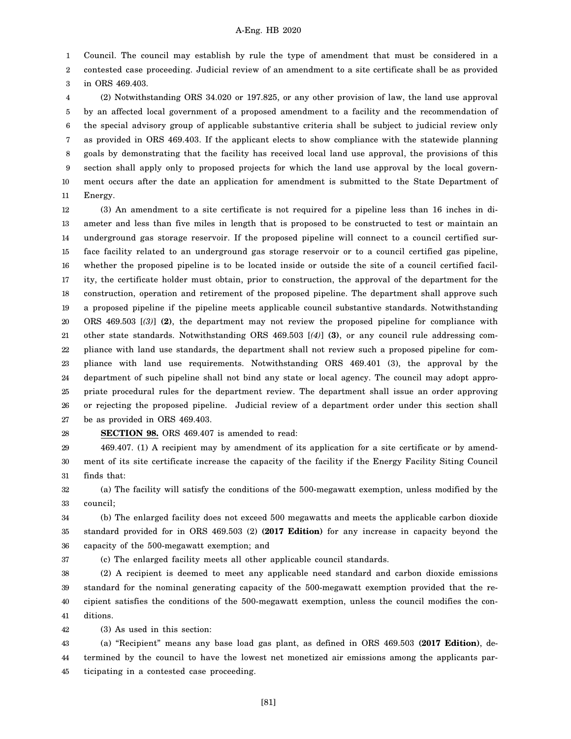Council. The council may establish by rule the type of amendment that must be considered in a contested case proceeding. Judicial review of an amendment to a site certificate shall be as provided in ORS 469.403.

(2) Notwithstanding ORS 34.020 or 197.825, or any other provision of law, the land use approval by an affected local government of a proposed amendment to a facility and the recommendation of the special advisory group of applicable substantive criteria shall be subject to judicial review only as provided in ORS 469.403. If the applicant elects to show compliance with the statewide planning goals by demonstrating that the facility has received local land use approval, the provisions of this section shall apply only to proposed projects for which the land use approval by the local government occurs after the date an application for amendment is submitted to the State Department of Energy.

(3) An amendment to a site certificate is not required for a pipeline less than 16 inches in diameter and less than five miles in length that is proposed to be constructed to test or maintain an underground gas storage reservoir. If the proposed pipeline will connect to a council certified surface facility related to an underground gas storage reservoir or to a council certified gas pipeline, whether the proposed pipeline is to be located inside or outside the site of a council certified facility, the certificate holder must obtain, prior to construction, the approval of the department for the construction, operation and retirement of the proposed pipeline. The department shall approve such a proposed pipeline if the pipeline meets applicable council substantive standards. Notwithstanding ORS 469.503 [*(3)*] **(2)**, the department may not review the proposed pipeline for compliance with other state standards. Notwithstanding ORS 469.503 [*(4)*] **(3)**, or any council rule addressing compliance with land use standards, the department shall not review such a proposed pipeline for compliance with land use requirements. Notwithstanding ORS 469.401 (3), the approval by the department of such pipeline shall not bind any state or local agency. The council may adopt appropriate procedural rules for the department review. The department shall issue an order approving or rejecting the proposed pipeline. Judicial review of a department order under this section shall be as provided in ORS 469.403.

**SECTION 98.** ORS 469.407 is amended to read:

469.407. (1) A recipient may by amendment of its application for a site certificate or by amendment of its site certificate increase the capacity of the facility if the Energy Facility Siting Council finds that:

(a) The facility will satisfy the conditions of the 500-megawatt exemption, unless modified by the council;

(b) The enlarged facility does not exceed 500 megawatts and meets the applicable carbon dioxide standard provided for in ORS 469.503 (2) **(2017 Edition)** for any increase in capacity beyond the capacity of the 500-megawatt exemption; and

(c) The enlarged facility meets all other applicable council standards.

(2) A recipient is deemed to meet any applicable need standard and carbon dioxide emissions standard for the nominal generating capacity of the 500-megawatt exemption provided that the recipient satisfies the conditions of the 500-megawatt exemption, unless the council modifies the conditions.

(3) As used in this section:

(a) "Recipient" means any base load gas plant, as defined in ORS 469.503 **(2017 Edition)**, determined by the council to have the lowest net monetized air emissions among the applicants participating in a contested case proceeding.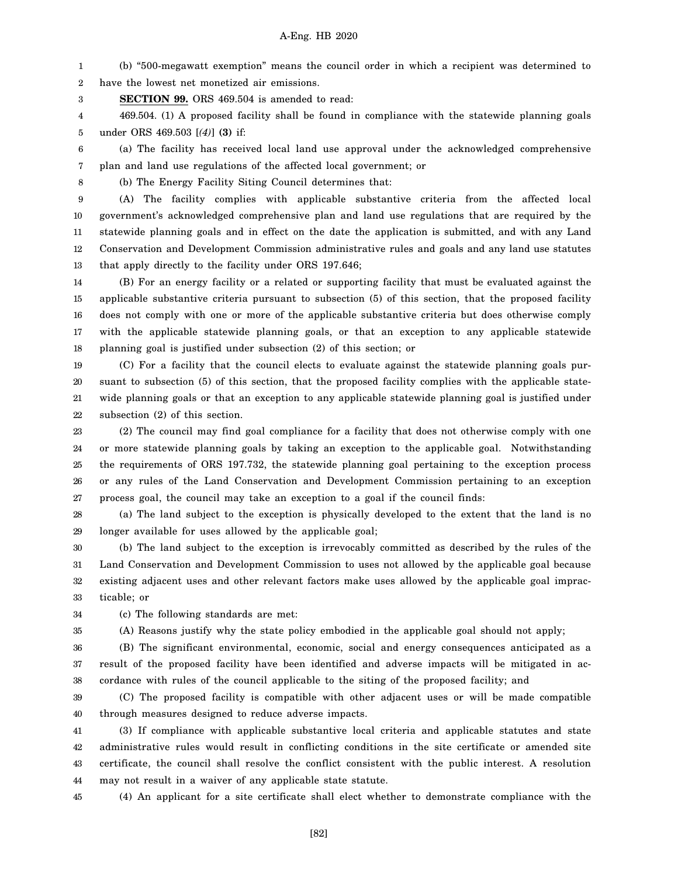(b) "500-megawatt exemption" means the council order in which a recipient was determined to have the lowest net monetized air emissions.

**SECTION 99.** ORS 469.504 is amended to read:

469.504. (1) A proposed facility shall be found in compliance with the statewide planning goals under ORS 469.503 [*(4)*] **(3)** if:

(a) The facility has received local land use approval under the acknowledged comprehensive plan and land use regulations of the affected local government; or

(b) The Energy Facility Siting Council determines that:

(A) The facility complies with applicable substantive criteria from the affected local government's acknowledged comprehensive plan and land use regulations that are required by the statewide planning goals and in effect on the date the application is submitted, and with any Land Conservation and Development Commission administrative rules and goals and any land use statutes that apply directly to the facility under ORS 197.646;

(B) For an energy facility or a related or supporting facility that must be evaluated against the applicable substantive criteria pursuant to subsection (5) of this section, that the proposed facility does not comply with one or more of the applicable substantive criteria but does otherwise comply with the applicable statewide planning goals, or that an exception to any applicable statewide planning goal is justified under subsection (2) of this section; or

(C) For a facility that the council elects to evaluate against the statewide planning goals pursuant to subsection (5) of this section, that the proposed facility complies with the applicable statewide planning goals or that an exception to any applicable statewide planning goal is justified under subsection (2) of this section.

(2) The council may find goal compliance for a facility that does not otherwise comply with one or more statewide planning goals by taking an exception to the applicable goal. Notwithstanding the requirements of ORS 197.732, the statewide planning goal pertaining to the exception process or any rules of the Land Conservation and Development Commission pertaining to an exception process goal, the council may take an exception to a goal if the council finds:

(a) The land subject to the exception is physically developed to the extent that the land is no longer available for uses allowed by the applicable goal;

(b) The land subject to the exception is irrevocably committed as described by the rules of the Land Conservation and Development Commission to uses not allowed by the applicable goal because existing adjacent uses and other relevant factors make uses allowed by the applicable goal impracticable; or

(c) The following standards are met:

(A) Reasons justify why the state policy embodied in the applicable goal should not apply;

(B) The significant environmental, economic, social and energy consequences anticipated as a result of the proposed facility have been identified and adverse impacts will be mitigated in accordance with rules of the council applicable to the siting of the proposed facility; and

(C) The proposed facility is compatible with other adjacent uses or will be made compatible through measures designed to reduce adverse impacts.

(3) If compliance with applicable substantive local criteria and applicable statutes and state administrative rules would result in conflicting conditions in the site certificate or amended site certificate, the council shall resolve the conflict consistent with the public interest. A resolution may not result in a waiver of any applicable state statute.

(4) An applicant for a site certificate shall elect whether to demonstrate compliance with the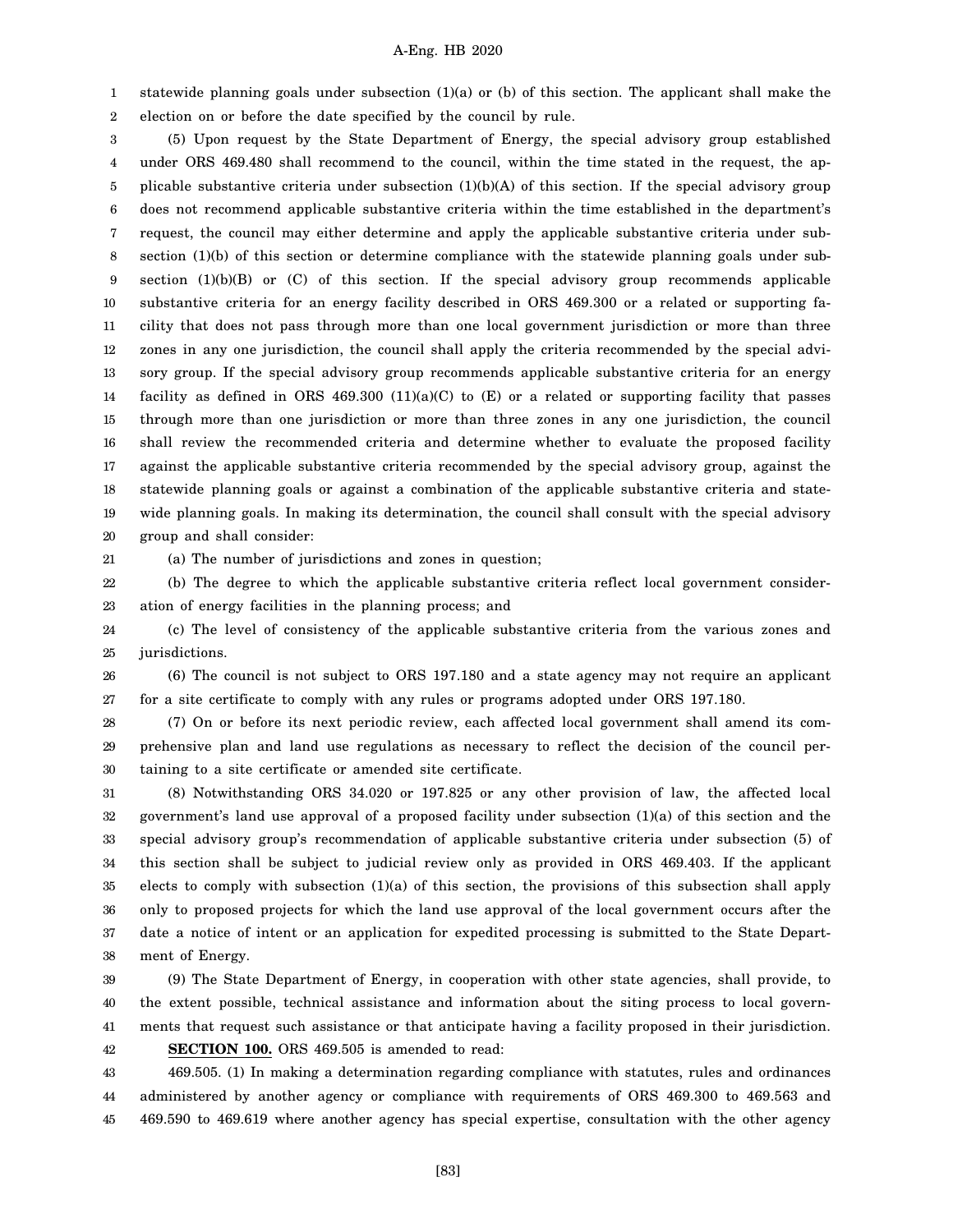statewide planning goals under subsection (1)(a) or (b) of this section. The applicant shall make the election on or before the date specified by the council by rule.

(5) Upon request by the State Department of Energy, the special advisory group established under ORS 469.480 shall recommend to the council, within the time stated in the request, the applicable substantive criteria under subsection (1)(b)(A) of this section. If the special advisory group does not recommend applicable substantive criteria within the time established in the department's request, the council may either determine and apply the applicable substantive criteria under subsection (1)(b) of this section or determine compliance with the statewide planning goals under subsection (1)(b)(B) or (C) of this section. If the special advisory group recommends applicable substantive criteria for an energy facility described in ORS 469.300 or a related or supporting facility that does not pass through more than one local government jurisdiction or more than three zones in any one jurisdiction, the council shall apply the criteria recommended by the special advisory group. If the special advisory group recommends applicable substantive criteria for an energy facility as defined in ORS 469.300 (11)(a)(C) to (E) or a related or supporting facility that passes through more than one jurisdiction or more than three zones in any one jurisdiction, the council shall review the recommended criteria and determine whether to evaluate the proposed facility against the applicable substantive criteria recommended by the special advisory group, against the statewide planning goals or against a combination of the applicable substantive criteria and statewide planning goals. In making its determination, the council shall consult with the special advisory group and shall consider:

(a) The number of jurisdictions and zones in question;

(b) The degree to which the applicable substantive criteria reflect local government consideration of energy facilities in the planning process; and

(c) The level of consistency of the applicable substantive criteria from the various zones and jurisdictions.

(6) The council is not subject to ORS 197.180 and a state agency may not require an applicant for a site certificate to comply with any rules or programs adopted under ORS 197.180.

(7) On or before its next periodic review, each affected local government shall amend its comprehensive plan and land use regulations as necessary to reflect the decision of the council pertaining to a site certificate or amended site certificate.

(8) Notwithstanding ORS 34.020 or 197.825 or any other provision of law, the affected local government's land use approval of a proposed facility under subsection (1)(a) of this section and the special advisory group's recommendation of applicable substantive criteria under subsection (5) of this section shall be subject to judicial review only as provided in ORS 469.403. If the applicant elects to comply with subsection (1)(a) of this section, the provisions of this subsection shall apply only to proposed projects for which the land use approval of the local government occurs after the date a notice of intent or an application for expedited processing is submitted to the State Department of Energy.

(9) The State Department of Energy, in cooperation with other state agencies, shall provide, to the extent possible, technical assistance and information about the siting process to local governments that request such assistance or that anticipate having a facility proposed in their jurisdiction.

**SECTION 100.** ORS 469.505 is amended to read:

469.505. (1) In making a determination regarding compliance with statutes, rules and ordinances administered by another agency or compliance with requirements of ORS 469.300 to 469.563 and 469.590 to 469.619 where another agency has special expertise, consultation with the other agency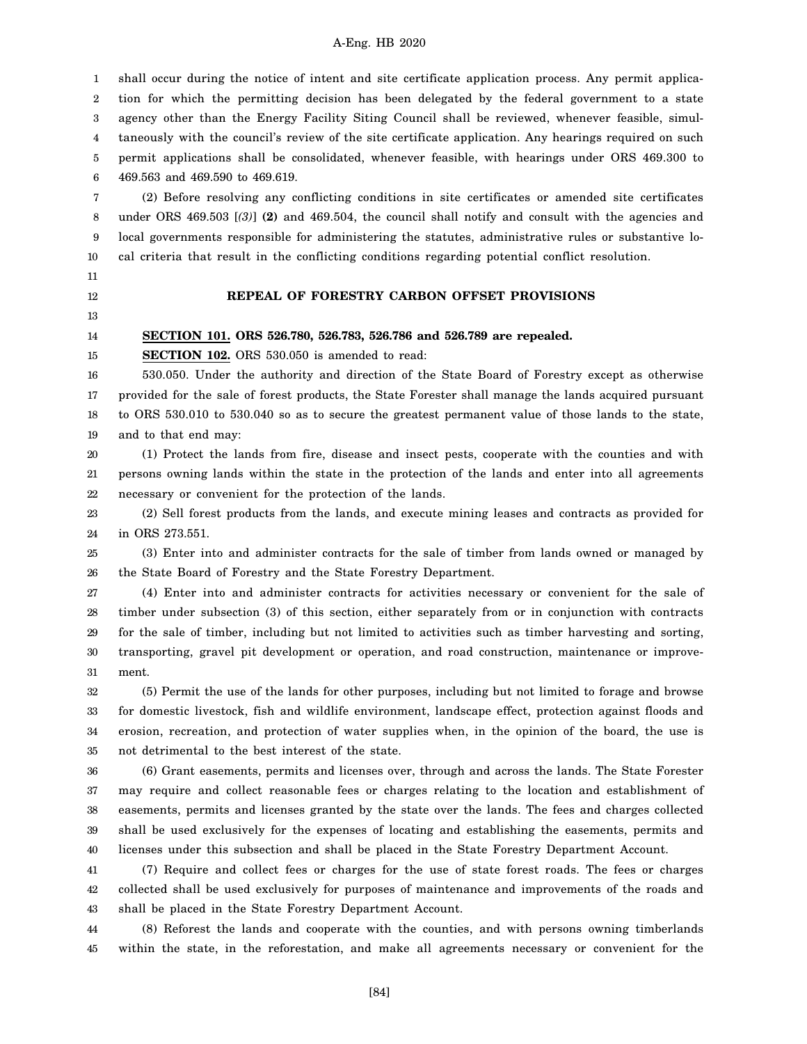shall occur during the notice of intent and site certificate application process. Any permit application for which the permitting decision has been delegated by the federal government to a state agency other than the Energy Facility Siting Council shall be reviewed, whenever feasible, simultaneously with the council's review of the site certificate application. Any hearings required on such permit applications shall be consolidated, whenever feasible, with hearings under ORS 469.300 to 469.563 and 469.590 to 469.619.

(2) Before resolving any conflicting conditions in site certificates or amended site certificates under ORS 469.503 [*(3)*] **(2)** and 469.504, the council shall notify and consult with the agencies and local governments responsible for administering the statutes, administrative rules or substantive local criteria that result in the conflicting conditions regarding potential conflict resolution.

**REPEAL OF FORESTRY CARBON OFFSET PROVISIONS**

**SECTION 101. ORS 526.780, 526.783, 526.786 and 526.789 are repealed.**

**SECTION 102.** ORS 530.050 is amended to read:

530.050. Under the authority and direction of the State Board of Forestry except as otherwise provided for the sale of forest products, the State Forester shall manage the lands acquired pursuant to ORS 530.010 to 530.040 so as to secure the greatest permanent value of those lands to the state, and to that end may:

(1) Protect the lands from fire, disease and insect pests, cooperate with the counties and with persons owning lands within the state in the protection of the lands and enter into all agreements necessary or convenient for the protection of the lands.

(2) Sell forest products from the lands, and execute mining leases and contracts as provided for in ORS 273.551.

(3) Enter into and administer contracts for the sale of timber from lands owned or managed by the State Board of Forestry and the State Forestry Department.

(4) Enter into and administer contracts for activities necessary or convenient for the sale of timber under subsection (3) of this section, either separately from or in conjunction with contracts for the sale of timber, including but not limited to activities such as timber harvesting and sorting, transporting, gravel pit development or operation, and road construction, maintenance or improvement.

(5) Permit the use of the lands for other purposes, including but not limited to forage and browse for domestic livestock, fish and wildlife environment, landscape effect, protection against floods and erosion, recreation, and protection of water supplies when, in the opinion of the board, the use is not detrimental to the best interest of the state.

(6) Grant easements, permits and licenses over, through and across the lands. The State Forester may require and collect reasonable fees or charges relating to the location and establishment of easements, permits and licenses granted by the state over the lands. The fees and charges collected shall be used exclusively for the expenses of locating and establishing the easements, permits and licenses under this subsection and shall be placed in the State Forestry Department Account.

(7) Require and collect fees or charges for the use of state forest roads. The fees or charges collected shall be used exclusively for purposes of maintenance and improvements of the roads and shall be placed in the State Forestry Department Account.

(8) Reforest the lands and cooperate with the counties, and with persons owning timberlands within the state, in the reforestation, and make all agreements necessary or convenient for the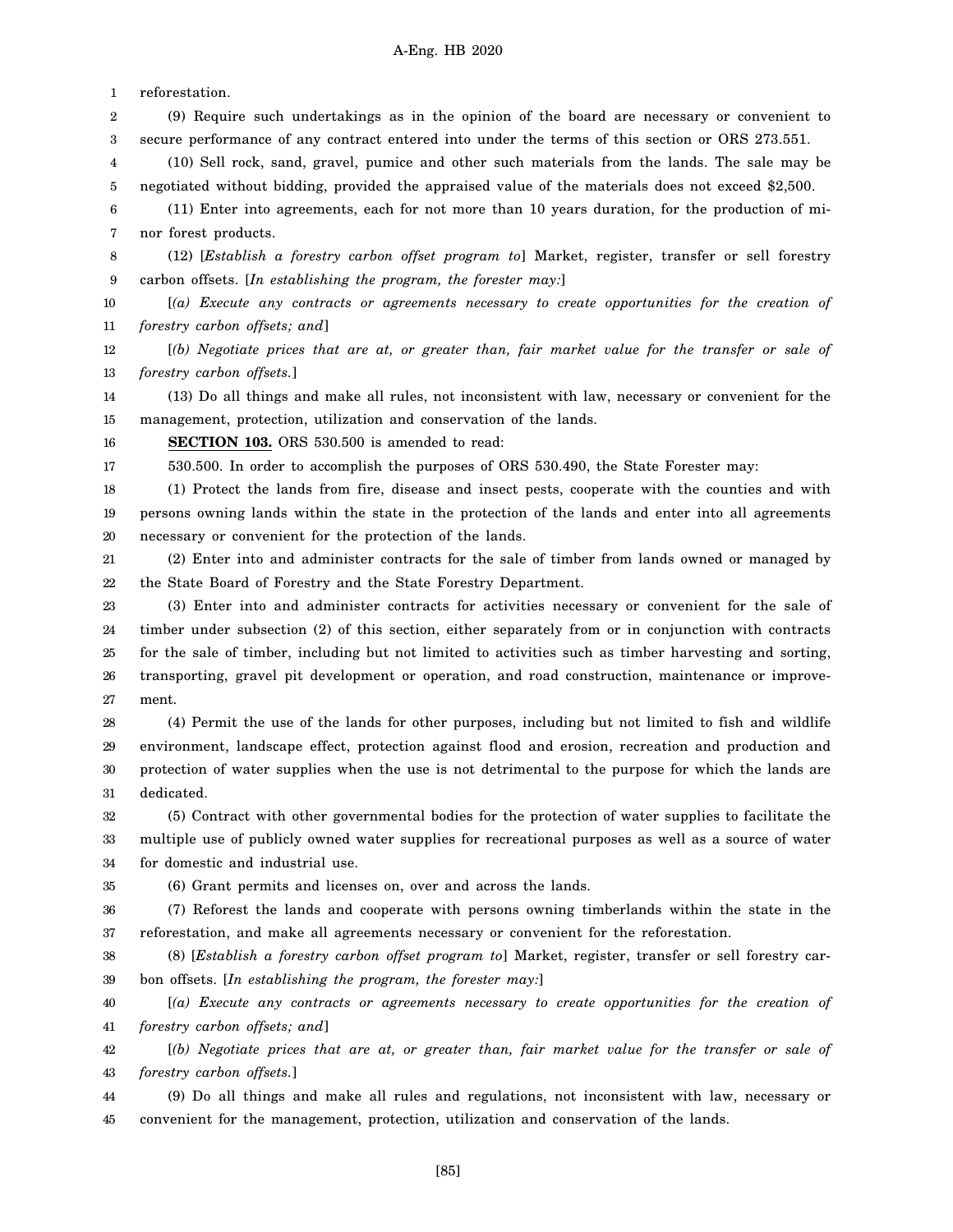reforestation.

(9) Require such undertakings as in the opinion of the board are necessary or convenient to secure performance of any contract entered into under the terms of this section or ORS 273.551.

(10) Sell rock, sand, gravel, pumice and other such materials from the lands. The sale may be negotiated without bidding, provided the appraised value of the materials does not exceed $2,500.

(11) Enter into agreements, each for not more than 10 years duration, for the production of minor forest products.

(12) [*Establish a forestry carbon offset program to*] Market, register, transfer or sell forestry carbon offsets. [*In establishing the program, the forester may:*]

[*(a) Execute any contracts or agreements necessary to create opportunities for the creation of forestry carbon offsets; and*]

[*(b) Negotiate prices that are at, or greater than, fair market value for the transfer or sale of forestry carbon offsets.*]

(13) Do all things and make all rules, not inconsistent with law, necessary or convenient for the management, protection, utilization and conservation of the lands.

**SECTION 103.** ORS 530.500 is amended to read:

530.500. In order to accomplish the purposes of ORS 530.490, the State Forester may:

(1) Protect the lands from fire, disease and insect pests, cooperate with the counties and with persons owning lands within the state in the protection of the lands and enter into all agreements necessary or convenient for the protection of the lands.

(2) Enter into and administer contracts for the sale of timber from lands owned or managed by the State Board of Forestry and the State Forestry Department.

(3) Enter into and administer contracts for activities necessary or convenient for the sale of timber under subsection (2) of this section, either separately from or in conjunction with contracts for the sale of timber, including but not limited to activities such as timber harvesting and sorting, transporting, gravel pit development or operation, and road construction, maintenance or improvement.

(4) Permit the use of the lands for other purposes, including but not limited to fish and wildlife environment, landscape effect, protection against flood and erosion, recreation and production and protection of water supplies when the use is not detrimental to the purpose for which the lands are dedicated.

(5) Contract with other governmental bodies for the protection of water supplies to facilitate the multiple use of publicly owned water supplies for recreational purposes as well as a source of water for domestic and industrial use.

(6) Grant permits and licenses on, over and across the lands.

(7) Reforest the lands and cooperate with persons owning timberlands within the state in the reforestation, and make all agreements necessary or convenient for the reforestation.

(8) [*Establish a forestry carbon offset program to*] Market, register, transfer or sell forestry carbon offsets. [*In establishing the program, the forester may:*]

[*(a) Execute any contracts or agreements necessary to create opportunities for the creation of forestry carbon offsets; and*]

[*(b) Negotiate prices that are at, or greater than, fair market value for the transfer or sale of forestry carbon offsets.*]

(9) Do all things and make all rules and regulations, not inconsistent with law, necessary or convenient for the management, protection, utilization and conservation of the lands.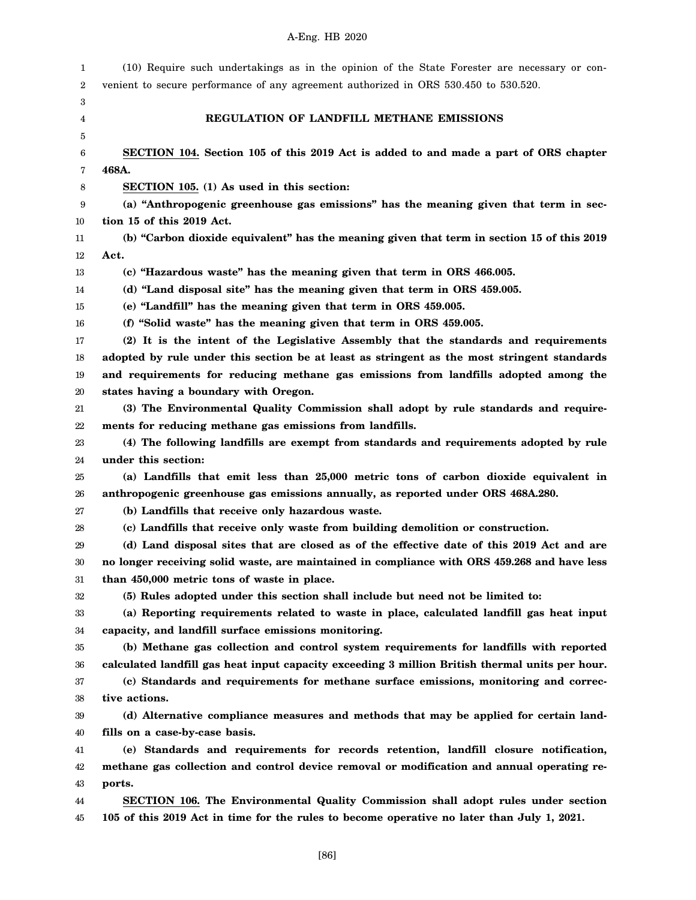(10) Require such undertakings as in the opinion of the State Forester are necessary or convenient to secure performance of any agreement authorized in ORS 530.450 to 530.520.

## REGULATION OF LANDFILL METHANE EMISSIONS

**SECTION 104. Section 105 of this 2019 Act is added to and made a part of ORS chapter 468A.**

**SECTION 105. (1) As used in this section:**

**(a) "Anthropogenic greenhouse gas emissions" has the meaning given that term in section 15 of this 2019 Act.**

**(b) "Carbon dioxide equivalent" has the meaning given that term in section 15 of this 2019 Act.**

**(c) "Hazardous waste" has the meaning given that term in ORS 466.005.**

**(d) "Land disposal site" has the meaning given that term in ORS 459.005.**

**(e) "Landfill" has the meaning given that term in ORS 459.005.**

**(f) "Solid waste" has the meaning given that term in ORS 459.005.**

**(2) It is the intent of the Legislative Assembly that the standards and requirements adopted by rule under this section be at least as stringent as the most stringent standards and requirements for reducing methane gas emissions from landfills adopted among the states having a boundary with Oregon.**

**(3) The Environmental Quality Commission shall adopt by rule standards and requirements for reducing methane gas emissions from landfills.**

**(4) The following landfills are exempt from standards and requirements adopted by rule under this section:**

**(a) Landfills that emit less than 25,000 metric tons of carbon dioxide equivalent in anthropogenic greenhouse gas emissions annually, as reported under ORS 468A.280.**

**(b) Landfills that receive only hazardous waste.**

**(c) Landfills that receive only waste from building demolition or construction.**

**(d) Land disposal sites that are closed as of the effective date of this 2019 Act and are no longer receiving solid waste, are maintained in compliance with ORS 459.268 and have less than 450,000 metric tons of waste in place.**

**(5) Rules adopted under this section shall include but need not be limited to:**

**(a) Reporting requirements related to waste in place, calculated landfill gas heat input capacity, and landfill surface emissions monitoring.**

**(b) Methane gas collection and control system requirements for landfills with reported calculated landfill gas heat input capacity exceeding 3 million British thermal units per hour.**

**(c) Standards and requirements for methane surface emissions, monitoring and corrective actions.**

**(d) Alternative compliance measures and methods that may be applied for certain landfills on a case-by-case basis.**

**(e) Standards and requirements for records retention, landfill closure notification, methane gas collection and control device removal or modification and annual operating reports.**

**SECTION 106. The Environmental Quality Commission shall adopt rules under section 105 of this 2019 Act in time for the rules to become operative no later than July 1, 2021.**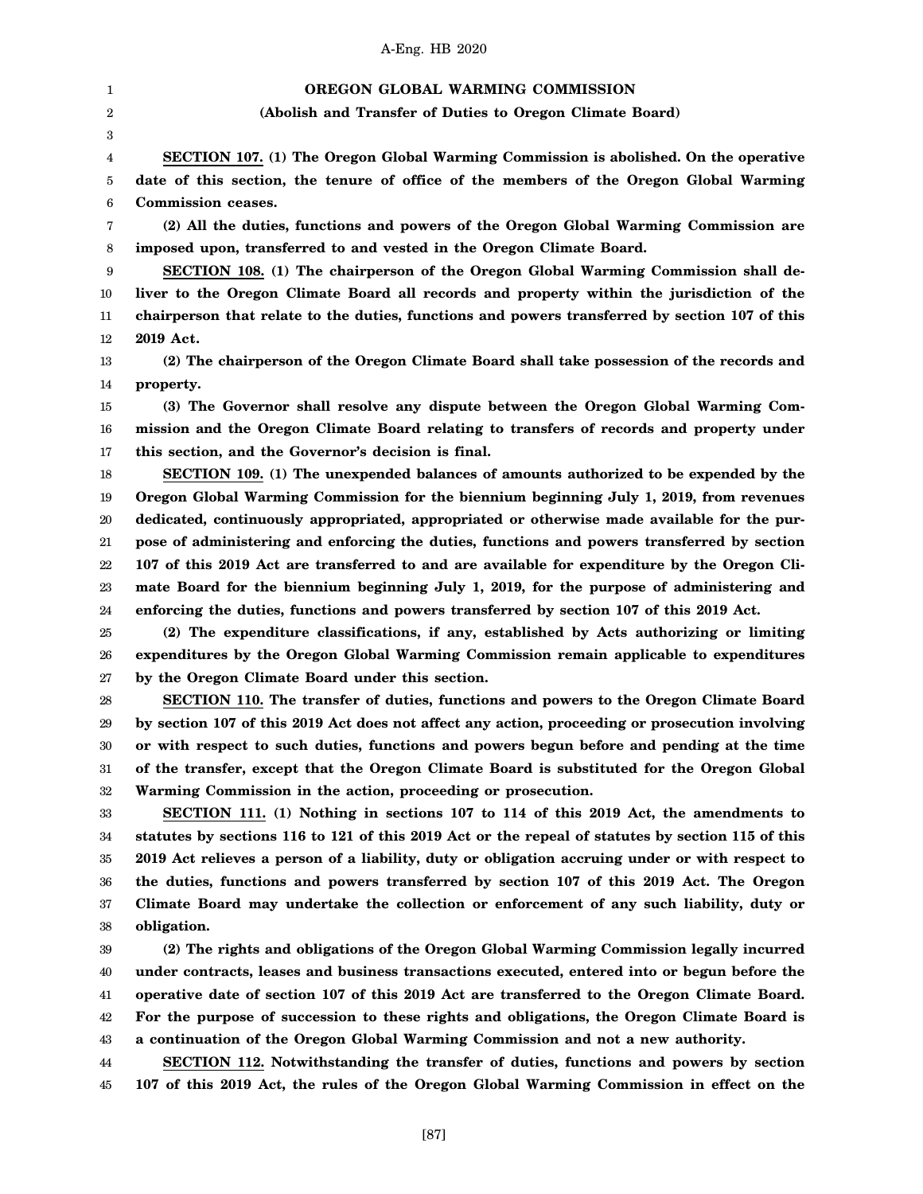**OREGON GLOBAL WARMING COMMISSION**

**(Abolish and Transfer of Duties to Oregon Climate Board)**

**SECTION 107. (1) The Oregon Global Warming Commission is abolished. On the operative date of this section, the tenure of office of the members of the Oregon Global Warming Commission ceases.**

**(2) All the duties, functions and powers of the Oregon Global Warming Commission are imposed upon, transferred to and vested in the Oregon Climate Board.**

**SECTION 108. (1) The chairperson of the Oregon Global Warming Commission shall deliver to the Oregon Climate Board all records and property within the jurisdiction of the chairperson that relate to the duties, functions and powers transferred by section 107 of this 2019 Act.**

**(2) The chairperson of the Oregon Climate Board shall take possession of the records and property.**

**(3) The Governor shall resolve any dispute between the Oregon Global Warming Commission and the Oregon Climate Board relating to transfers of records and property under this section, and the Governor's decision is final.**

**SECTION 109. (1) The unexpended balances of amounts authorized to be expended by the Oregon Global Warming Commission for the biennium beginning July 1, 2019, from revenues dedicated, continuously appropriated, appropriated or otherwise made available for the purpose of administering and enforcing the duties, functions and powers transferred by section 107 of this 2019 Act are transferred to and are available for expenditure by the Oregon Climate Board for the biennium beginning July 1, 2019, for the purpose of administering and enforcing the duties, functions and powers transferred by section 107 of this 2019 Act.**

**(2) The expenditure classifications, if any, established by Acts authorizing or limiting expenditures by the Oregon Global Warming Commission remain applicable to expenditures by the Oregon Climate Board under this section.**

**SECTION 110. The transfer of duties, functions and powers to the Oregon Climate Board by section 107 of this 2019 Act does not affect any action, proceeding or prosecution involving or with respect to such duties, functions and powers begun before and pending at the time of the transfer, except that the Oregon Climate Board is substituted for the Oregon Global Warming Commission in the action, proceeding or prosecution.**

**SECTION 111. (1) Nothing in sections 107 to 114 of this 2019 Act, the amendments to statutes by sections 116 to 121 of this 2019 Act or the repeal of statutes by section 115 of this 2019 Act relieves a person of a liability, duty or obligation accruing under or with respect to the duties, functions and powers transferred by section 107 of this 2019 Act. The Oregon Climate Board may undertake the collection or enforcement of any such liability, duty or obligation.**

**(2) The rights and obligations of the Oregon Global Warming Commission legally incurred under contracts, leases and business transactions executed, entered into or begun before the operative date of section 107 of this 2019 Act are transferred to the Oregon Climate Board. For the purpose of succession to these rights and obligations, the Oregon Climate Board is a continuation of the Oregon Global Warming Commission and not a new authority.**

**SECTION 112. Notwithstanding the transfer of duties, functions and powers by section 107 of this 2019 Act, the rules of the Oregon Global Warming Commission in effect on the**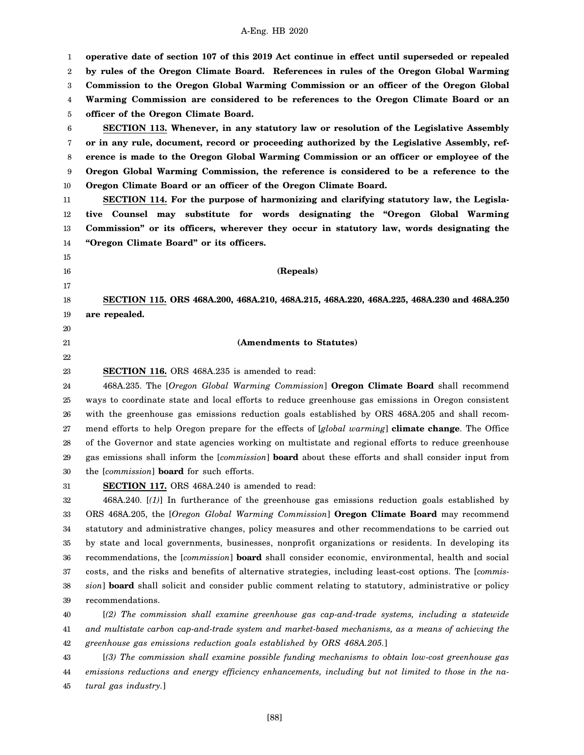**operative date of section 107 of this 2019 Act continue in effect until superseded or repealed by rules of the Oregon Climate Board. References in rules of the Oregon Global Warming Commission to the Oregon Global Warming Commission or an officer of the Oregon Global Warming Commission are considered to be references to the Oregon Climate Board or an officer of the Oregon Climate Board.**

**SECTION 113. Whenever, in any statutory law or resolution of the Legislative Assembly or in any rule, document, record or proceeding authorized by the Legislative Assembly, reference is made to the Oregon Global Warming Commission or an officer or employee of the Oregon Global Warming Commission, the reference is considered to be a reference to the Oregon Climate Board or an officer of the Oregon Climate Board.**

**SECTION 114. For the purpose of harmonizing and clarifying statutory law, the Legislative Counsel may substitute for words designating the "Oregon Global Warming Commission" or its officers, wherever they occur in statutory law, words designating the "Oregon Climate Board" or its officers.**

**(Repeals)**

**SECTION 115. ORS 468A.200, 468A.210, 468A.215, 468A.220, 468A.225, 468A.230 and 468A.250 are repealed.**

**(Amendments to Statutes)**

**SECTION 116.** ORS 468A.235 is amended to read:

468A.235. The [*Oregon Global Warming Commission*] **Oregon Climate Board** shall recommend ways to coordinate state and local efforts to reduce greenhouse gas emissions in Oregon consistent with the greenhouse gas emissions reduction goals established by ORS 468A.205 and shall recommend efforts to help Oregon prepare for the effects of [*global warming*] **climate change**. The Office of the Governor and state agencies working on multistate and regional efforts to reduce greenhouse gas emissions shall inform the [*commission*] **board** about these efforts and shall consider input from the [*commission*] **board** for such efforts.

**SECTION 117.** ORS 468A.240 is amended to read:

468A.240. [*(1)*] In furtherance of the greenhouse gas emissions reduction goals established by ORS 468A.205, the [*Oregon Global Warming Commission*] **Oregon Climate Board** may recommend statutory and administrative changes, policy measures and other recommendations to be carried out by state and local governments, businesses, nonprofit organizations or residents. In developing its recommendations, the [*commission*] **board** shall consider economic, environmental, health and social costs, and the risks and benefits of alternative strategies, including least-cost options. The [*commission*] **board** shall solicit and consider public comment relating to statutory, administrative or policy recommendations.

[*(2) The commission shall examine greenhouse gas cap-and-trade systems, including a statewide and multistate carbon cap-and-trade system and market-based mechanisms, as a means of achieving the greenhouse gas emissions reduction goals established by ORS 468A.205.*]

[*(3) The commission shall examine possible funding mechanisms to obtain low-cost greenhouse gas emissions reductions and energy efficiency enhancements, including but not limited to those in the natural gas industry.*]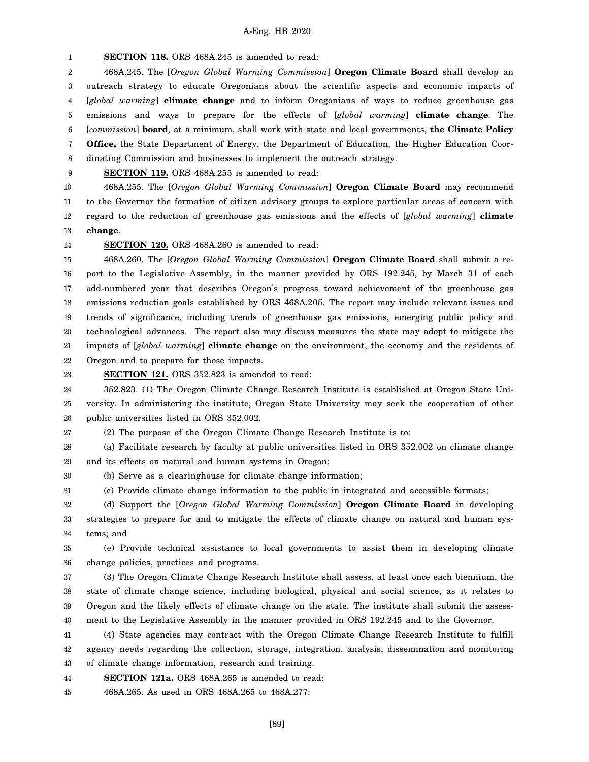**SECTION 118.** ORS 468A.245 is amended to read:

468A.245. The [*Oregon Global Warming Commission*] **Oregon Climate Board** shall develop an outreach strategy to educate Oregonians about the scientific aspects and economic impacts of [*global warming*] **climate change** and to inform Oregonians of ways to reduce greenhouse gas emissions and ways to prepare for the effects of [*global warming*] **climate change**. The [*commission*] **board**, at a minimum, shall work with state and local governments, **the Climate Policy Office,** the State Department of Energy, the Department of Education, the Higher Education Coordinating Commission and businesses to implement the outreach strategy.

**SECTION 119.** ORS 468A.255 is amended to read:

468A.255. The [*Oregon Global Warming Commission*] **Oregon Climate Board** may recommend to the Governor the formation of citizen advisory groups to explore particular areas of concern with regard to the reduction of greenhouse gas emissions and the effects of [*global warming*] **climate change**.

**SECTION 120.** ORS 468A.260 is amended to read:

468A.260. The [*Oregon Global Warming Commission*] **Oregon Climate Board** shall submit a report to the Legislative Assembly, in the manner provided by ORS 192.245, by March 31 of each odd-numbered year that describes Oregon's progress toward achievement of the greenhouse gas emissions reduction goals established by ORS 468A.205. The report may include relevant issues and trends of significance, including trends of greenhouse gas emissions, emerging public policy and technological advances. The report also may discuss measures the state may adopt to mitigate the impacts of [*global warming*] **climate change** on the environment, the economy and the residents of Oregon and to prepare for those impacts.

**SECTION 121.** ORS 352.823 is amended to read:

352.823. (1) The Oregon Climate Change Research Institute is established at Oregon State University. In administering the institute, Oregon State University may seek the cooperation of other public universities listed in ORS 352.002.

(2) The purpose of the Oregon Climate Change Research Institute is to:

(a) Facilitate research by faculty at public universities listed in ORS 352.002 on climate change and its effects on natural and human systems in Oregon;

(b) Serve as a clearinghouse for climate change information;

(c) Provide climate change information to the public in integrated and accessible formats;

(d) Support the [*Oregon Global Warming Commission*] **Oregon Climate Board** in developing strategies to prepare for and to mitigate the effects of climate change on natural and human systems; and

(e) Provide technical assistance to local governments to assist them in developing climate change policies, practices and programs.

(3) The Oregon Climate Change Research Institute shall assess, at least once each biennium, the state of climate change science, including biological, physical and social science, as it relates to Oregon and the likely effects of climate change on the state. The institute shall submit the assessment to the Legislative Assembly in the manner provided in ORS 192.245 and to the Governor.

(4) State agencies may contract with the Oregon Climate Change Research Institute to fulfill agency needs regarding the collection, storage, integration, analysis, dissemination and monitoring of climate change information, research and training.

**SECTION 121a.** ORS 468A.265 is amended to read:

468A.265. As used in ORS 468A.265 to 468A.277: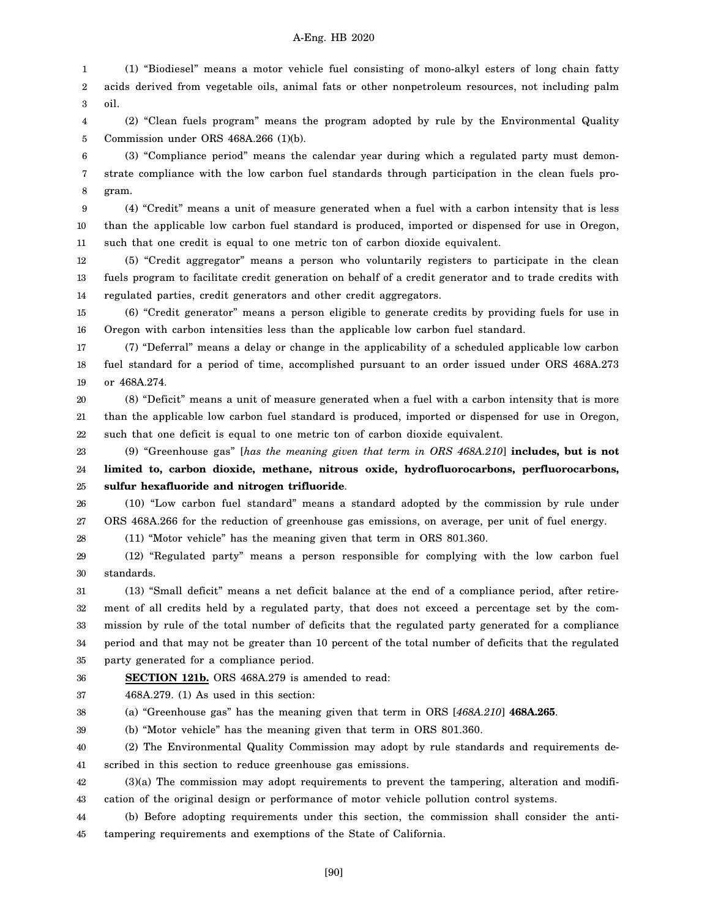(1) "Biodiesel" means a motor vehicle fuel consisting of mono-alkyl esters of long chain fatty acids derived from vegetable oils, animal fats or other nonpetroleum resources, not including palm oil.

(2) "Clean fuels program" means the program adopted by rule by the Environmental Quality Commission under ORS 468A.266 (1)(b).

(3) "Compliance period" means the calendar year during which a regulated party must demonstrate compliance with the low carbon fuel standards through participation in the clean fuels program.

(4) "Credit" means a unit of measure generated when a fuel with a carbon intensity that is less than the applicable low carbon fuel standard is produced, imported or dispensed for use in Oregon, such that one credit is equal to one metric ton of carbon dioxide equivalent.

(5) "Credit aggregator" means a person who voluntarily registers to participate in the clean fuels program to facilitate credit generation on behalf of a credit generator and to trade credits with regulated parties, credit generators and other credit aggregators.

(6) "Credit generator" means a person eligible to generate credits by providing fuels for use in Oregon with carbon intensities less than the applicable low carbon fuel standard.

(7) "Deferral" means a delay or change in the applicability of a scheduled applicable low carbon fuel standard for a period of time, accomplished pursuant to an order issued under ORS 468A.273 or 468A.274.

(8) "Deficit" means a unit of measure generated when a fuel with a carbon intensity that is more than the applicable low carbon fuel standard is produced, imported or dispensed for use in Oregon, such that one deficit is equal to one metric ton of carbon dioxide equivalent.

(9) "Greenhouse gas" [*has the meaning given that term in ORS 468A.210*] **includes, but is not limited to, carbon dioxide, methane, nitrous oxide, hydrofluorocarbons, perfluorocarbons, sulfur hexafluoride and nitrogen trifluoride**.

(10) "Low carbon fuel standard" means a standard adopted by the commission by rule under ORS 468A.266 for the reduction of greenhouse gas emissions, on average, per unit of fuel energy.

(11) "Motor vehicle" has the meaning given that term in ORS 801.360.

(12) "Regulated party" means a person responsible for complying with the low carbon fuel standards.

(13) "Small deficit" means a net deficit balance at the end of a compliance period, after retirement of all credits held by a regulated party, that does not exceed a percentage set by the commission by rule of the total number of deficits that the regulated party generated for a compliance period and that may not be greater than 10 percent of the total number of deficits that the regulated party generated for a compliance period.

**SECTION 121b.** ORS 468A.279 is amended to read:

468A.279. (1) As used in this section:

(a) "Greenhouse gas" has the meaning given that term in ORS [*468A.210*] **468A.265**.

(b) "Motor vehicle" has the meaning given that term in ORS 801.360.

(2) The Environmental Quality Commission may adopt by rule standards and requirements described in this section to reduce greenhouse gas emissions.

(3)(a) The commission may adopt requirements to prevent the tampering, alteration and modification of the original design or performance of motor vehicle pollution control systems.

(b) Before adopting requirements under this section, the commission shall consider the anti-tampering requirements and exemptions of the State of California.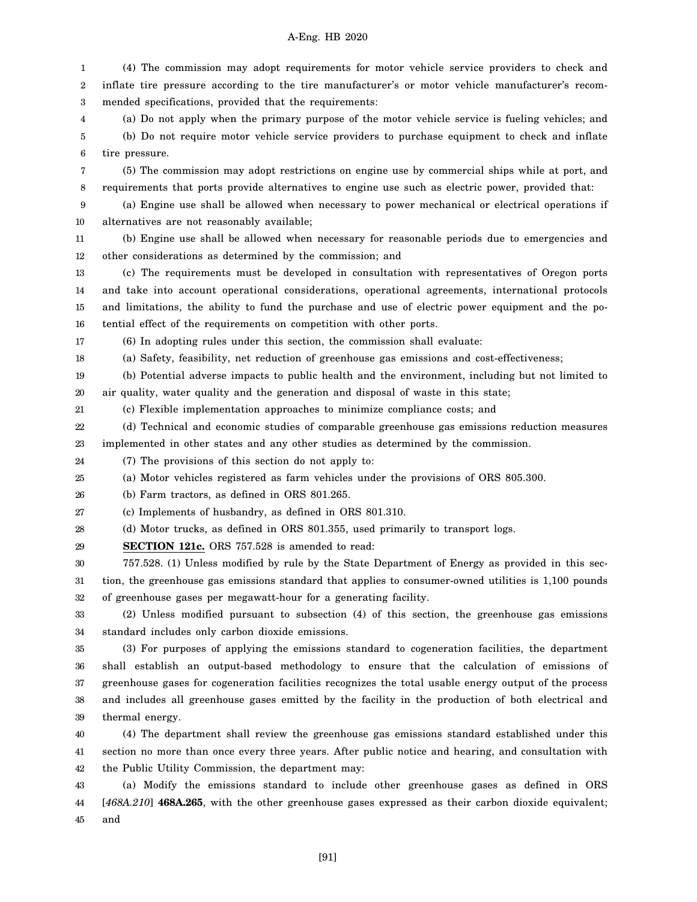(4) The commission may adopt requirements for motor vehicle service providers to check and inflate tire pressure according to the tire manufacturer's or motor vehicle manufacturer's recommended specifications, provided that the requirements:

(a) Do not apply when the primary purpose of the motor vehicle service is fueling vehicles; and

(b) Do not require motor vehicle service providers to purchase equipment to check and inflate tire pressure.

(5) The commission may adopt restrictions on engine use by commercial ships while at port, and requirements that ports provide alternatives to engine use such as electric power, provided that:

(a) Engine use shall be allowed when necessary to power mechanical or electrical operations if alternatives are not reasonably available;

(b) Engine use shall be allowed when necessary for reasonable periods due to emergencies and other considerations as determined by the commission; and

(c) The requirements must be developed in consultation with representatives of Oregon ports and take into account operational considerations, operational agreements, international protocols and limitations, the ability to fund the purchase and use of electric power equipment and the potential effect of the requirements on competition with other ports.

(6) In adopting rules under this section, the commission shall evaluate:

(a) Safety, feasibility, net reduction of greenhouse gas emissions and cost-effectiveness;

(b) Potential adverse impacts to public health and the environment, including but not limited to air quality, water quality and the generation and disposal of waste in this state;

(c) Flexible implementation approaches to minimize compliance costs; and

(d) Technical and economic studies of comparable greenhouse gas emissions reduction measures implemented in other states and any other studies as determined by the commission.

(7) The provisions of this section do not apply to:

(a) Motor vehicles registered as farm vehicles under the provisions of ORS 805.300.

(b) Farm tractors, as defined in ORS 801.265.

(c) Implements of husbandry, as defined in ORS 801.310.

(d) Motor trucks, as defined in ORS 801.355, used primarily to transport logs.

**SECTION 121c.** ORS 757.528 is amended to read:

757.528. (1) Unless modified by rule by the State Department of Energy as provided in this section, the greenhouse gas emissions standard that applies to consumer-owned utilities is 1,100 pounds of greenhouse gases per megawatt-hour for a generating facility.

(2) Unless modified pursuant to subsection (4) of this section, the greenhouse gas emissions standard includes only carbon dioxide emissions.

(3) For purposes of applying the emissions standard to cogeneration facilities, the department shall establish an output-based methodology to ensure that the calculation of emissions of greenhouse gases for cogeneration facilities recognizes the total usable energy output of the process and includes all greenhouse gases emitted by the facility in the production of both electrical and thermal energy.

(4) The department shall review the greenhouse gas emissions standard established under this section no more than once every three years. After public notice and hearing, and consultation with the Public Utility Commission, the department may:

(a) Modify the emissions standard to include other greenhouse gases as defined in ORS [*468A.210*] **468A.265**, with the other greenhouse gases expressed as their carbon dioxide equivalent; and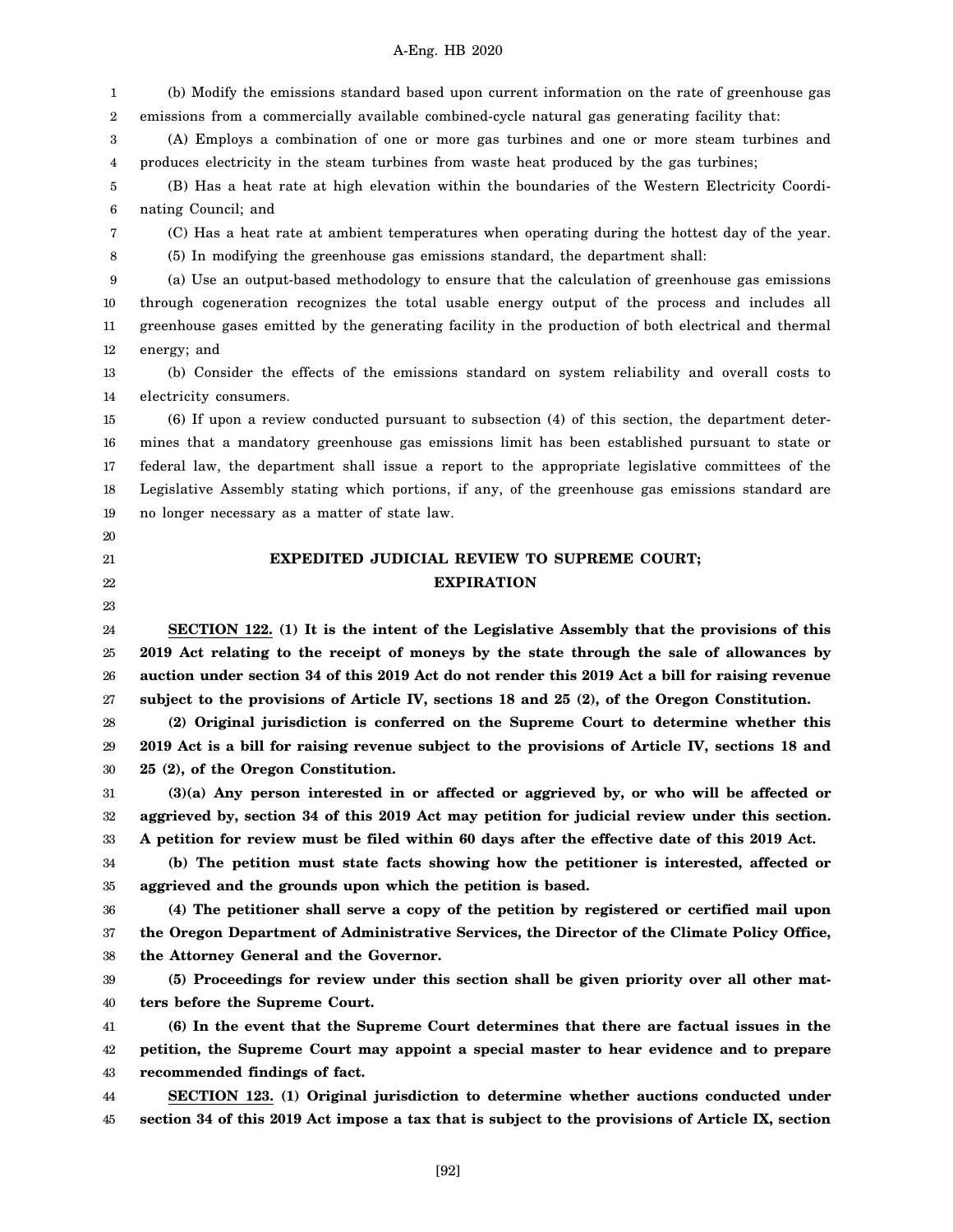(b) Modify the emissions standard based upon current information on the rate of greenhouse gas emissions from a commercially available combined-cycle natural gas generating facility that:

(A) Employs a combination of one or more gas turbines and one or more steam turbines and produces electricity in the steam turbines from waste heat produced by the gas turbines;

(B) Has a heat rate at high elevation within the boundaries of the Western Electricity Coordinating Council; and

(C) Has a heat rate at ambient temperatures when operating during the hottest day of the year.

(5) In modifying the greenhouse gas emissions standard, the department shall:

(a) Use an output-based methodology to ensure that the calculation of greenhouse gas emissions through cogeneration recognizes the total usable energy output of the process and includes all greenhouse gases emitted by the generating facility in the production of both electrical and thermal energy; and

(b) Consider the effects of the emissions standard on system reliability and overall costs to electricity consumers.

(6) If upon a review conducted pursuant to subsection (4) of this section, the department determines that a mandatory greenhouse gas emissions limit has been established pursuant to state or federal law, the department shall issue a report to the appropriate legislative committees of the Legislative Assembly stating which portions, if any, of the greenhouse gas emissions standard are no longer necessary as a matter of state law.

## EXPEDITED JUDICIAL REVIEW TO SUPREME COURT; EXPIRATION

**SECTION 122. (1) It is the intent of the Legislative Assembly that the provisions of this 2019 Act relating to the receipt of moneys by the state through the sale of allowances by auction under section 34 of this 2019 Act do not render this 2019 Act a bill for raising revenue subject to the provisions of Article IV, sections 18 and 25 (2), of the Oregon Constitution.**

**(2) Original jurisdiction is conferred on the Supreme Court to determine whether this 2019 Act is a bill for raising revenue subject to the provisions of Article IV, sections 18 and 25 (2), of the Oregon Constitution.**

**(3)(a) Any person interested in or affected or aggrieved by, or who will be affected or aggrieved by, section 34 of this 2019 Act may petition for judicial review under this section. A petition for review must be filed within 60 days after the effective date of this 2019 Act.**

**(b) The petition must state facts showing how the petitioner is interested, affected or aggrieved and the grounds upon which the petition is based.**

**(4) The petitioner shall serve a copy of the petition by registered or certified mail upon the Oregon Department of Administrative Services, the Director of the Climate Policy Office, the Attorney General and the Governor.**

**(5) Proceedings for review under this section shall be given priority over all other matters before the Supreme Court.**

**(6) In the event that the Supreme Court determines that there are factual issues in the petition, the Supreme Court may appoint a special master to hear evidence and to prepare recommended findings of fact.**

**SECTION 123. (1) Original jurisdiction to determine whether auctions conducted under section 34 of this 2019 Act impose a tax that is subject to the provisions of Article IX, section**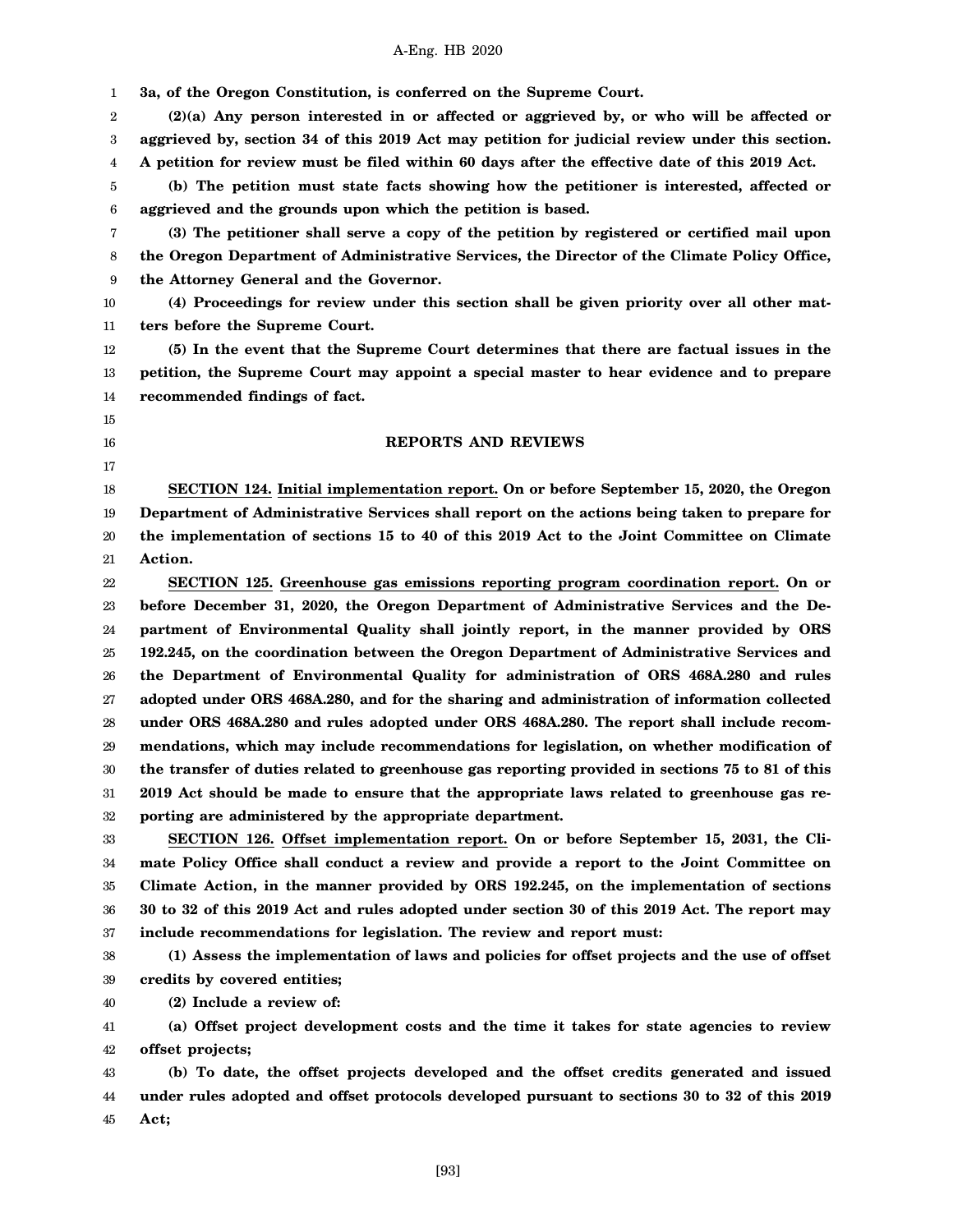**3a, of the Oregon Constitution, is conferred on the Supreme Court.**

**(2)(a) Any person interested in or affected or aggrieved by, or who will be affected or aggrieved by, section 34 of this 2019 Act may petition for judicial review under this section. A petition for review must be filed within 60 days after the effective date of this 2019 Act.**

**(b) The petition must state facts showing how the petitioner is interested, affected or aggrieved and the grounds upon which the petition is based.**

**(3) The petitioner shall serve a copy of the petition by registered or certified mail upon the Oregon Department of Administrative Services, the Director of the Climate Policy Office, the Attorney General and the Governor.**

**(4) Proceedings for review under this section shall be given priority over all other matters before the Supreme Court.**

**(5) In the event that the Supreme Court determines that there are factual issues in the petition, the Supreme Court may appoint a special master to hear evidence and to prepare recommended findings of fact.**

## REPORTS AND REVIEWS

**SECTION 124. Initial implementation report. On or before September 15, 2020, the Oregon Department of Administrative Services shall report on the actions being taken to prepare for the implementation of sections 15 to 40 of this 2019 Act to the Joint Committee on Climate Action.**

**SECTION 125. Greenhouse gas emissions reporting program coordination report. On or before December 31, 2020, the Oregon Department of Administrative Services and the Department of Environmental Quality shall jointly report, in the manner provided by ORS 192.245, on the coordination between the Oregon Department of Administrative Services and the Department of Environmental Quality for administration of ORS 468A.280 and rules adopted under ORS 468A.280, and for the sharing and administration of information collected under ORS 468A.280 and rules adopted under ORS 468A.280. The report shall include recommendations, which may include recommendations for legislation, on whether modification of the transfer of duties related to greenhouse gas reporting provided in sections 75 to 81 of this 2019 Act should be made to ensure that the appropriate laws related to greenhouse gas reporting are administered by the appropriate department.**

**SECTION 126. Offset implementation report. On or before September 15, 2031, the Climate Policy Office shall conduct a review and provide a report to the Joint Committee on Climate Action, in the manner provided by ORS 192.245, on the implementation of sections 30 to 32 of this 2019 Act and rules adopted under section 30 of this 2019 Act. The report may include recommendations for legislation. The review and report must:**

**(1) Assess the implementation of laws and policies for offset projects and the use of offset credits by covered entities;**

**(2) Include a review of:**

**(a) Offset project development costs and the time it takes for state agencies to review offset projects;**

**(b) To date, the offset projects developed and the offset credits generated and issued under rules adopted and offset protocols developed pursuant to sections 30 to 32 of this 2019 Act;**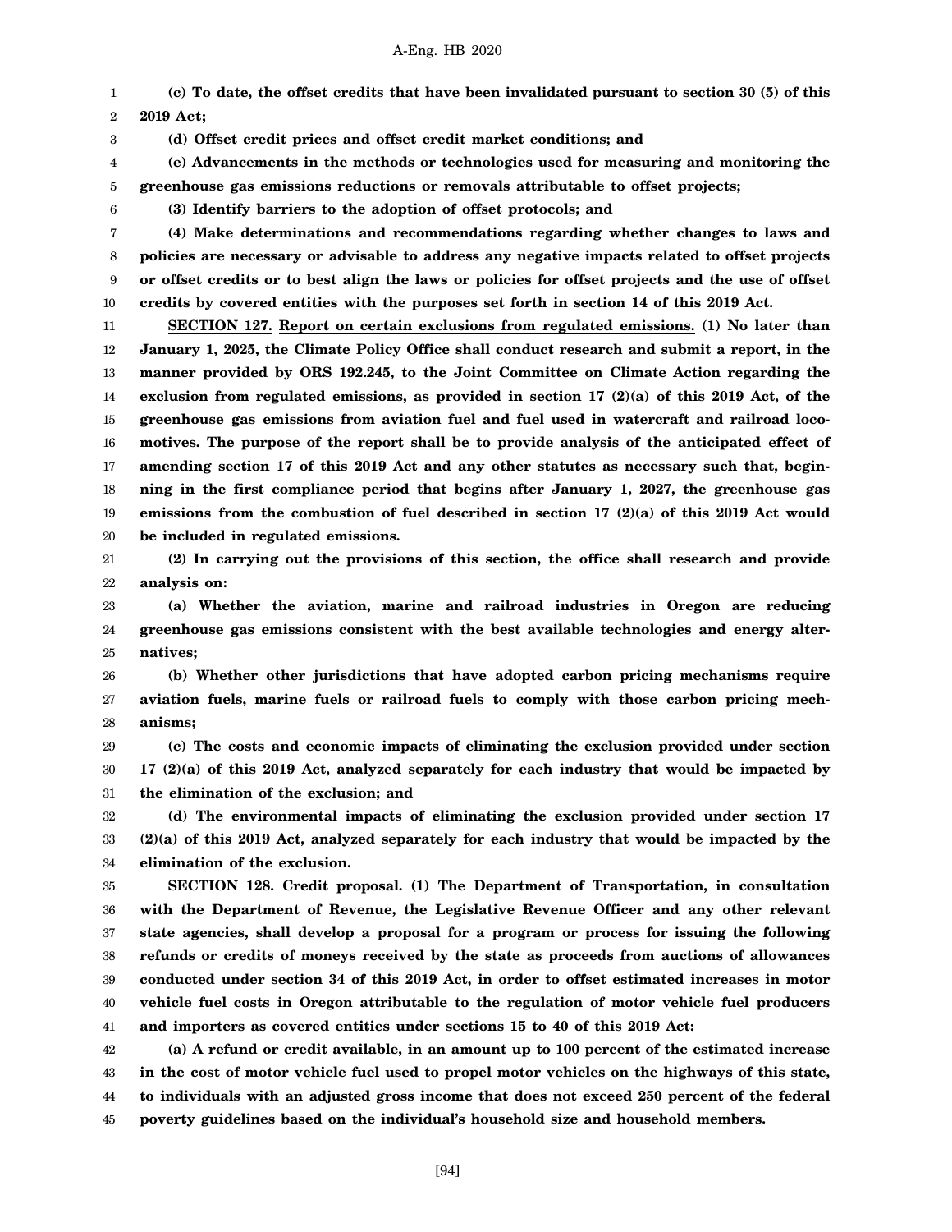**(c) To date, the offset credits that have been invalidated pursuant to section 30 (5) of this 2019 Act;**

**(d) Offset credit prices and offset credit market conditions; and**

**(e) Advancements in the methods or technologies used for measuring and monitoring the greenhouse gas emissions reductions or removals attributable to offset projects;**

**(3) Identify barriers to the adoption of offset protocols; and**

**(4) Make determinations and recommendations regarding whether changes to laws and policies are necessary or advisable to address any negative impacts related to offset projects or offset credits or to best align the laws or policies for offset projects and the use of offset credits by covered entities with the purposes set forth in section 14 of this 2019 Act.**

**SECTION 127.** **Report on certain exclusions from regulated emissions.** **(1) No later than January 1, 2025, the Climate Policy Office shall conduct research and submit a report, in the manner provided by ORS 192.245, to the Joint Committee on Climate Action regarding the exclusion from regulated emissions, as provided in section 17 (2)(a) of this 2019 Act, of the greenhouse gas emissions from aviation fuel and fuel used in watercraft and railroad locomotives. The purpose of the report shall be to provide analysis of the anticipated effect of amending section 17 of this 2019 Act and any other statutes as necessary such that, beginning in the first compliance period that begins after January 1, 2027, the greenhouse gas emissions from the combustion of fuel described in section 17 (2)(a) of this 2019 Act would be included in regulated emissions.**

**(2) In carrying out the provisions of this section, the office shall research and provide analysis on:**

**(a) Whether the aviation, marine and railroad industries in Oregon are reducing greenhouse gas emissions consistent with the best available technologies and energy alternatives;**

**(b) Whether other jurisdictions that have adopted carbon pricing mechanisms require aviation fuels, marine fuels or railroad fuels to comply with those carbon pricing mechanisms;**

**(c) The costs and economic impacts of eliminating the exclusion provided under section 17 (2)(a) of this 2019 Act, analyzed separately for each industry that would be impacted by the elimination of the exclusion; and**

**(d) The environmental impacts of eliminating the exclusion provided under section 17 (2)(a) of this 2019 Act, analyzed separately for each industry that would be impacted by the elimination of the exclusion.**

**SECTION 128.** **Credit proposal.** **(1) The Department of Transportation, in consultation with the Department of Revenue, the Legislative Revenue Officer and any other relevant state agencies, shall develop a proposal for a program or process for issuing the following refunds or credits of moneys received by the state as proceeds from auctions of allowances conducted under section 34 of this 2019 Act, in order to offset estimated increases in motor vehicle fuel costs in Oregon attributable to the regulation of motor vehicle fuel producers and importers as covered entities under sections 15 to 40 of this 2019 Act:**

**(a) A refund or credit available, in an amount up to 100 percent of the estimated increase in the cost of motor vehicle fuel used to propel motor vehicles on the highways of this state, to individuals with an adjusted gross income that does not exceed 250 percent of the federal poverty guidelines based on the individual's household size and household members.**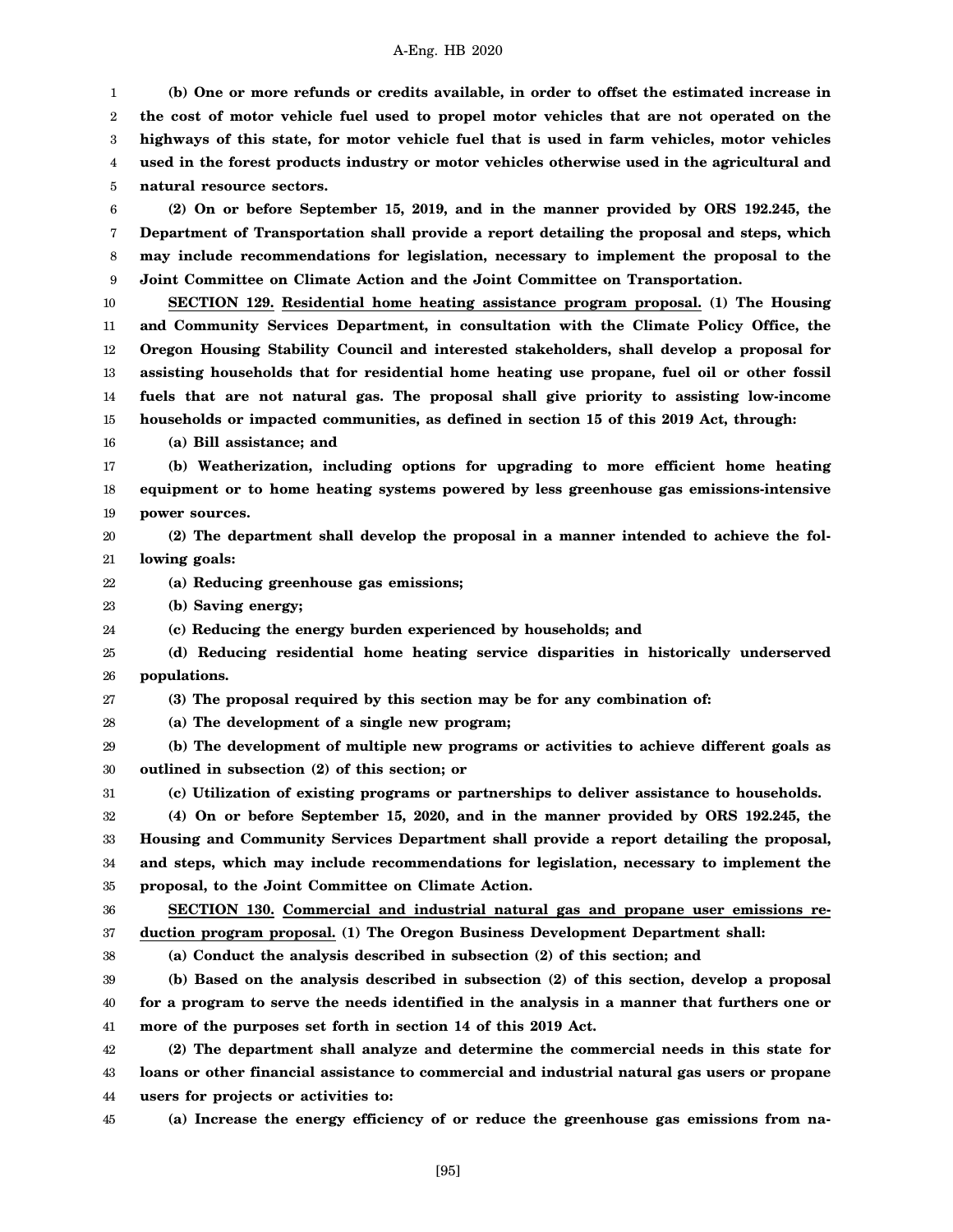**(b) One or more refunds or credits available, in order to offset the estimated increase in the cost of motor vehicle fuel used to propel motor vehicles that are not operated on the highways of this state, for motor vehicle fuel that is used in farm vehicles, motor vehicles used in the forest products industry or motor vehicles otherwise used in the agricultural and natural resource sectors.**

**(2) On or before September 15, 2019, and in the manner provided by ORS 192.245, the Department of Transportation shall provide a report detailing the proposal and steps, which may include recommendations for legislation, necessary to implement the proposal to the Joint Committee on Climate Action and the Joint Committee on Transportation.**

**SECTION 129. Residential home heating assistance program proposal. (1) The Housing and Community Services Department, in consultation with the Climate Policy Office, the Oregon Housing Stability Council and interested stakeholders, shall develop a proposal for assisting households that for residential home heating use propane, fuel oil or other fossil fuels that are not natural gas. The proposal shall give priority to assisting low-income households or impacted communities, as defined in section 15 of this 2019 Act, through:**

**(a) Bill assistance; and**

**(b) Weatherization, including options for upgrading to more efficient home heating equipment or to home heating systems powered by less greenhouse gas emissions-intensive power sources.**

**(2) The department shall develop the proposal in a manner intended to achieve the following goals:**

**(a) Reducing greenhouse gas emissions;**

**(b) Saving energy;**

**(c) Reducing the energy burden experienced by households; and**

**(d) Reducing residential home heating service disparities in historically underserved populations.**

**(3) The proposal required by this section may be for any combination of:**

**(a) The development of a single new program;**

**(b) The development of multiple new programs or activities to achieve different goals as outlined in subsection (2) of this section; or**

**(c) Utilization of existing programs or partnerships to deliver assistance to households.**

**(4) On or before September 15, 2020, and in the manner provided by ORS 192.245, the Housing and Community Services Department shall provide a report detailing the proposal, and steps, which may include recommendations for legislation, necessary to implement the proposal, to the Joint Committee on Climate Action.**

**SECTION 130. Commercial and industrial natural gas and propane user emissions reduction program proposal. (1) The Oregon Business Development Department shall:**

**(a) Conduct the analysis described in subsection (2) of this section; and**

**(b) Based on the analysis described in subsection (2) of this section, develop a proposal for a program to serve the needs identified in the analysis in a manner that furthers one or more of the purposes set forth in section 14 of this 2019 Act.**

**(2) The department shall analyze and determine the commercial needs in this state for loans or other financial assistance to commercial and industrial natural gas users or propane users for projects or activities to:**

**(a) Increase the energy efficiency of or reduce the greenhouse gas emissions from na-**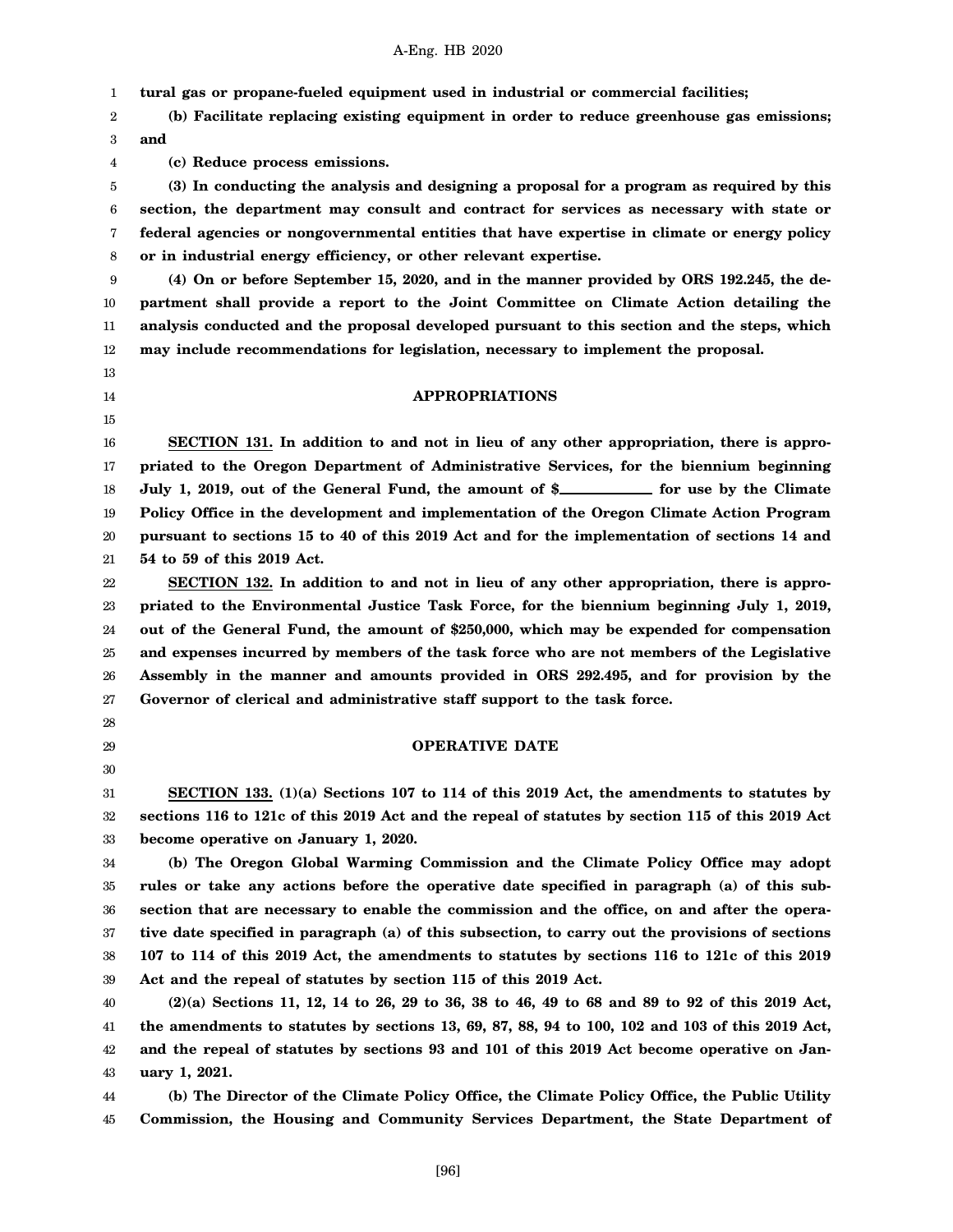**tural gas or propane-fueled equipment used in industrial or commercial facilities;**

**(b) Facilitate replacing existing equipment in order to reduce greenhouse gas emissions; and**

**(c) Reduce process emissions.**

**(3) In conducting the analysis and designing a proposal for a program as required by this section, the department may consult and contract for services as necessary with state or federal agencies or nongovernmental entities that have expertise in climate or energy policy or in industrial energy efficiency, or other relevant expertise.**

**(4) On or before September 15, 2020, and in the manner provided by ORS 192.245, the department shall provide a report to the Joint Committee on Climate Action detailing the analysis conducted and the proposal developed pursuant to this section and the steps, which may include recommendations for legislation, necessary to implement the proposal.**

## APPROPRIATIONS

**SECTION 131. In addition to and not in lieu of any other appropriation, there is appropriated to the Oregon Department of Administrative Services, for the biennium beginning July 1, 2019, out of the General Fund, the amount of $\_\_\_\_\_\_\_\_\_\_ for use by the Climate Policy Office in the development and implementation of the Oregon Climate Action Program pursuant to sections 15 to 40 of this 2019 Act and for the implementation of sections 14 and 54 to 59 of this 2019 Act.**

**SECTION 132. In addition to and not in lieu of any other appropriation, there is appropriated to the Environmental Justice Task Force, for the biennium beginning July 1, 2019, out of the General Fund, the amount of $250,000, which may be expended for compensation and expenses incurred by members of the task force who are not members of the Legislative Assembly in the manner and amounts provided in ORS 292.495, and for provision by the Governor of clerical and administrative staff support to the task force.**

## OPERATIVE DATE

**SECTION 133. (1)(a) Sections 107 to 114 of this 2019 Act, the amendments to statutes by sections 116 to 121c of this 2019 Act and the repeal of statutes by section 115 of this 2019 Act become operative on January 1, 2020.**

**(b) The Oregon Global Warming Commission and the Climate Policy Office may adopt rules or take any actions before the operative date specified in paragraph (a) of this subsection that are necessary to enable the commission and the office, on and after the operative date specified in paragraph (a) of this subsection, to carry out the provisions of sections 107 to 114 of this 2019 Act, the amendments to statutes by sections 116 to 121c of this 2019 Act and the repeal of statutes by section 115 of this 2019 Act.**

**(2)(a) Sections 11, 12, 14 to 26, 29 to 36, 38 to 46, 49 to 68 and 89 to 92 of this 2019 Act, the amendments to statutes by sections 13, 69, 87, 88, 94 to 100, 102 and 103 of this 2019 Act, and the repeal of statutes by sections 93 and 101 of this 2019 Act become operative on January 1, 2021.**

**(b) The Director of the Climate Policy Office, the Climate Policy Office, the Public Utility Commission, the Housing and Community Services Department, the State Department of**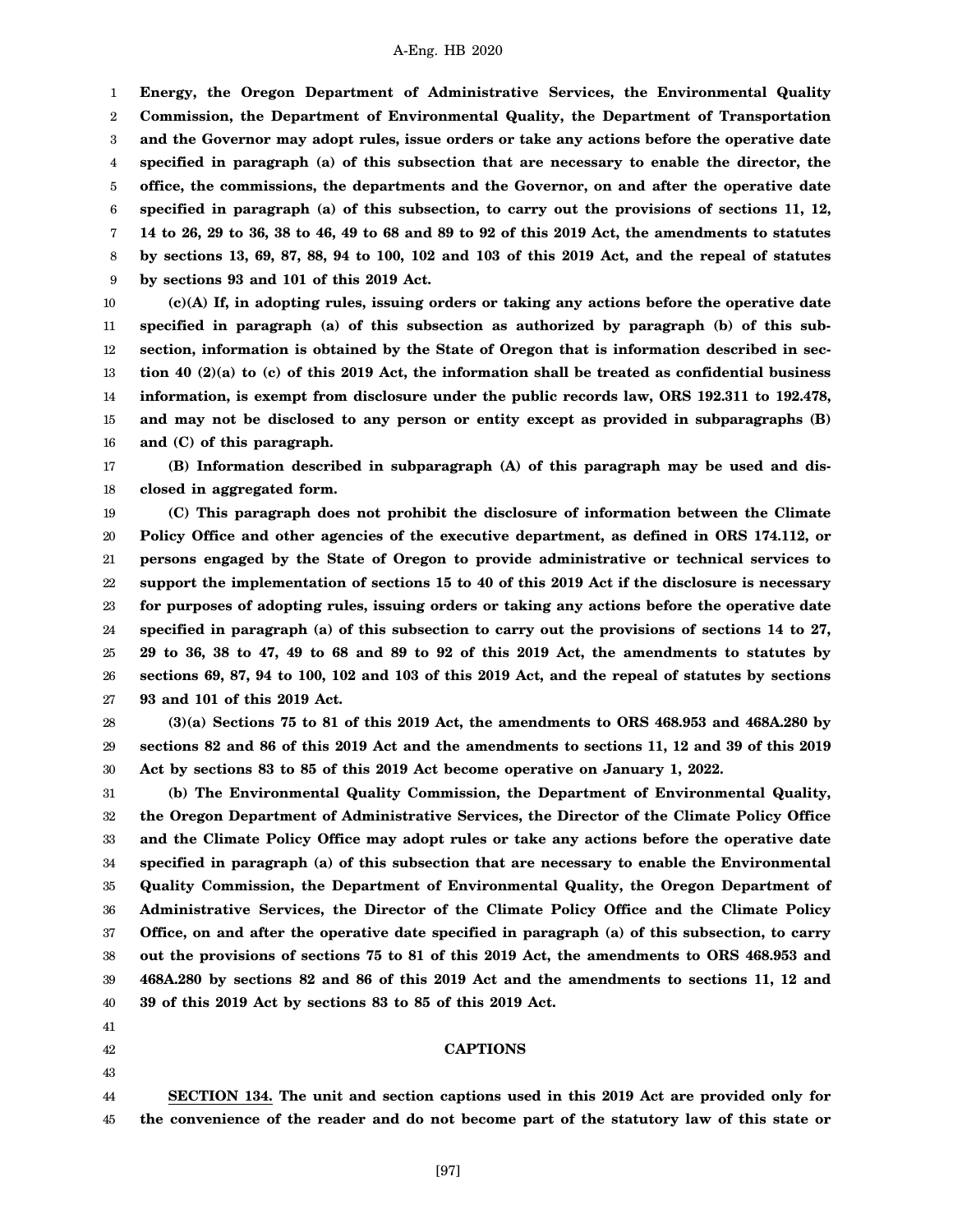**Energy, the Oregon Department of Administrative Services, the Environmental Quality Commission, the Department of Environmental Quality, the Department of Transportation and the Governor may adopt rules, issue orders or take any actions before the operative date specified in paragraph (a) of this subsection that are necessary to enable the director, the office, the commissions, the departments and the Governor, on and after the operative date specified in paragraph (a) of this subsection, to carry out the provisions of sections 11, 12, 14 to 26, 29 to 36, 38 to 46, 49 to 68 and 89 to 92 of this 2019 Act, the amendments to statutes by sections 13, 69, 87, 88, 94 to 100, 102 and 103 of this 2019 Act, and the repeal of statutes by sections 93 and 101 of this 2019 Act.**

**(c)(A) If, in adopting rules, issuing orders or taking any actions before the operative date specified in paragraph (a) of this subsection as authorized by paragraph (b) of this subsection, information is obtained by the State of Oregon that is information described in section 40 (2)(a) to (c) of this 2019 Act, the information shall be treated as confidential business information, is exempt from disclosure under the public records law, ORS 192.311 to 192.478, and may not be disclosed to any person or entity except as provided in subparagraphs (B) and (C) of this paragraph.**

**(B) Information described in subparagraph (A) of this paragraph may be used and disclosed in aggregated form.**

**(C) This paragraph does not prohibit the disclosure of information between the Climate Policy Office and other agencies of the executive department, as defined in ORS 174.112, or persons engaged by the State of Oregon to provide administrative or technical services to support the implementation of sections 15 to 40 of this 2019 Act if the disclosure is necessary for purposes of adopting rules, issuing orders or taking any actions before the operative date specified in paragraph (a) of this subsection to carry out the provisions of sections 14 to 27, 29 to 36, 38 to 47, 49 to 68 and 89 to 92 of this 2019 Act, the amendments to statutes by sections 69, 87, 94 to 100, 102 and 103 of this 2019 Act, and the repeal of statutes by sections 93 and 101 of this 2019 Act.**

**(3)(a) Sections 75 to 81 of this 2019 Act, the amendments to ORS 468.953 and 468A.280 by sections 82 and 86 of this 2019 Act and the amendments to sections 11, 12 and 39 of this 2019 Act by sections 83 to 85 of this 2019 Act become operative on January 1, 2022.**

**(b) The Environmental Quality Commission, the Department of Environmental Quality, the Oregon Department of Administrative Services, the Director of the Climate Policy Office and the Climate Policy Office may adopt rules or take any actions before the operative date specified in paragraph (a) of this subsection that are necessary to enable the Environmental Quality Commission, the Department of Environmental Quality, the Oregon Department of Administrative Services, the Director of the Climate Policy Office and the Climate Policy Office, on and after the operative date specified in paragraph (a) of this subsection, to carry out the provisions of sections 75 to 81 of this 2019 Act, the amendments to ORS 468.953 and 468A.280 by sections 82 and 86 of this 2019 Act and the amendments to sections 11, 12 and 39 of this 2019 Act by sections 83 to 85 of this 2019 Act.**

## CAPTIONS

**SECTION 134. The unit and section captions used in this 2019 Act are provided only for the convenience of the reader and do not become part of the statutory law of this state or**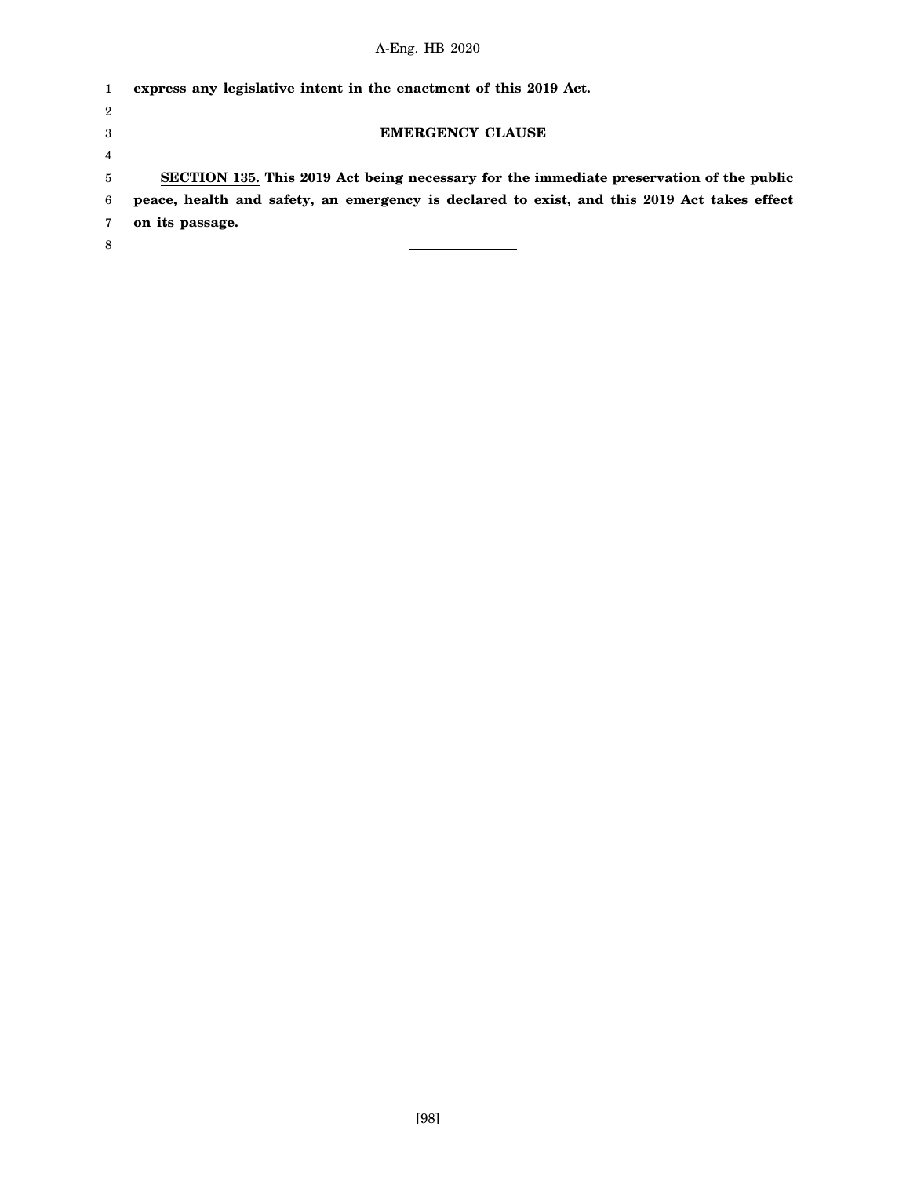**express any legislative intent in the enactment of this 2019 Act.**

## EMERGENCY CLAUSE

**SECTION 135. This 2019 Act being necessary for the immediate preservation of the public peace, health and safety, an emergency is declared to exist, and this 2019 Act takes effect on its passage.**